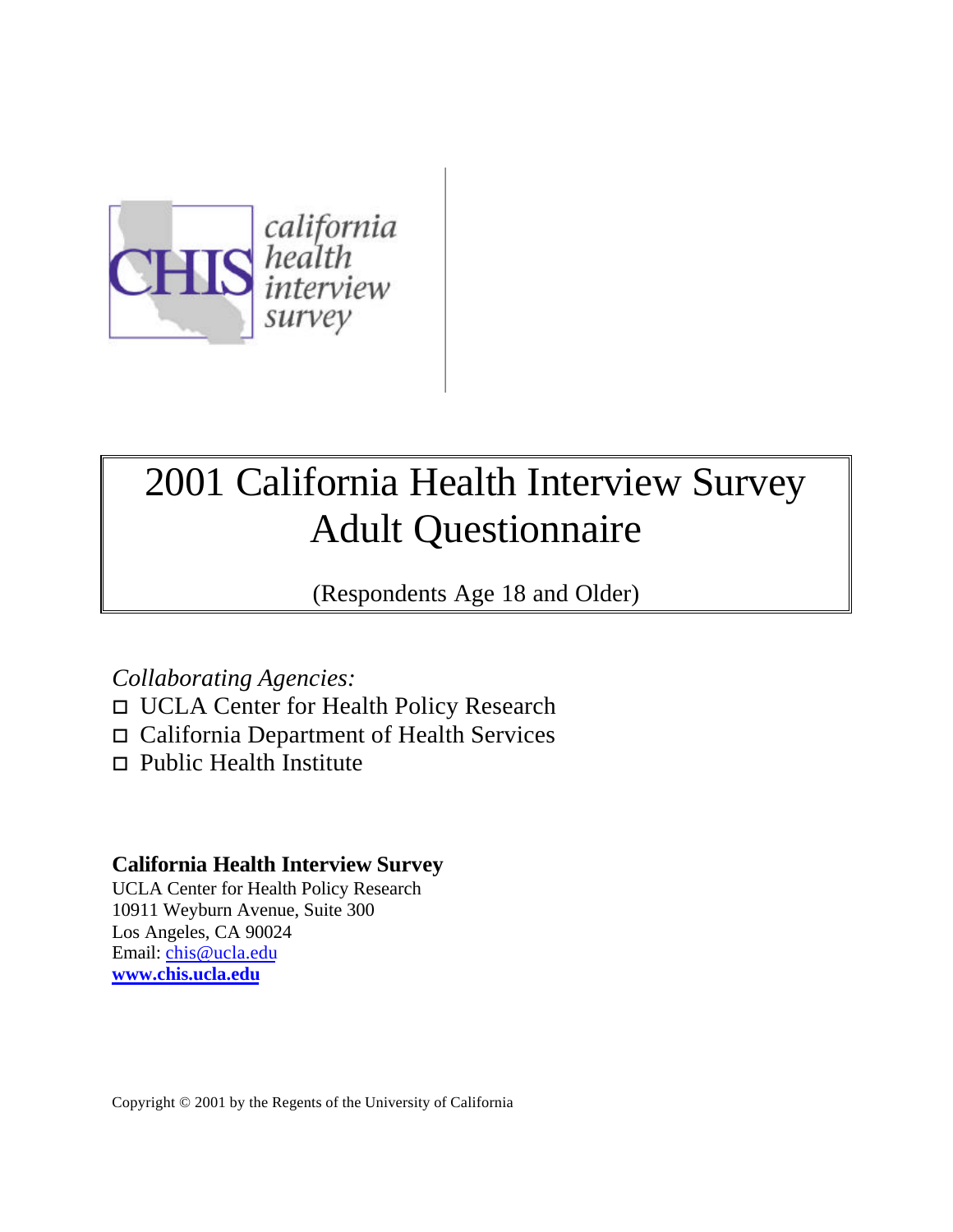CHIS california health interview survey

# 2001 California Health Interview Survey
# Adult Questionnaire

(Respondents Age 18 and Older)

*Collaborating Agencies:*

- UCLA Center for Health Policy Research
- California Department of Health Services
- Public Health Institute

**California Health Interview Survey**
UCLA Center for Health Policy Research
10911 Weyburn Avenue, Suite 300
Los Angeles, CA 90024
Email: chis@ucla.edu
**www.chis.ucla.edu**

Copyright © 2001 by the Regents of the University of California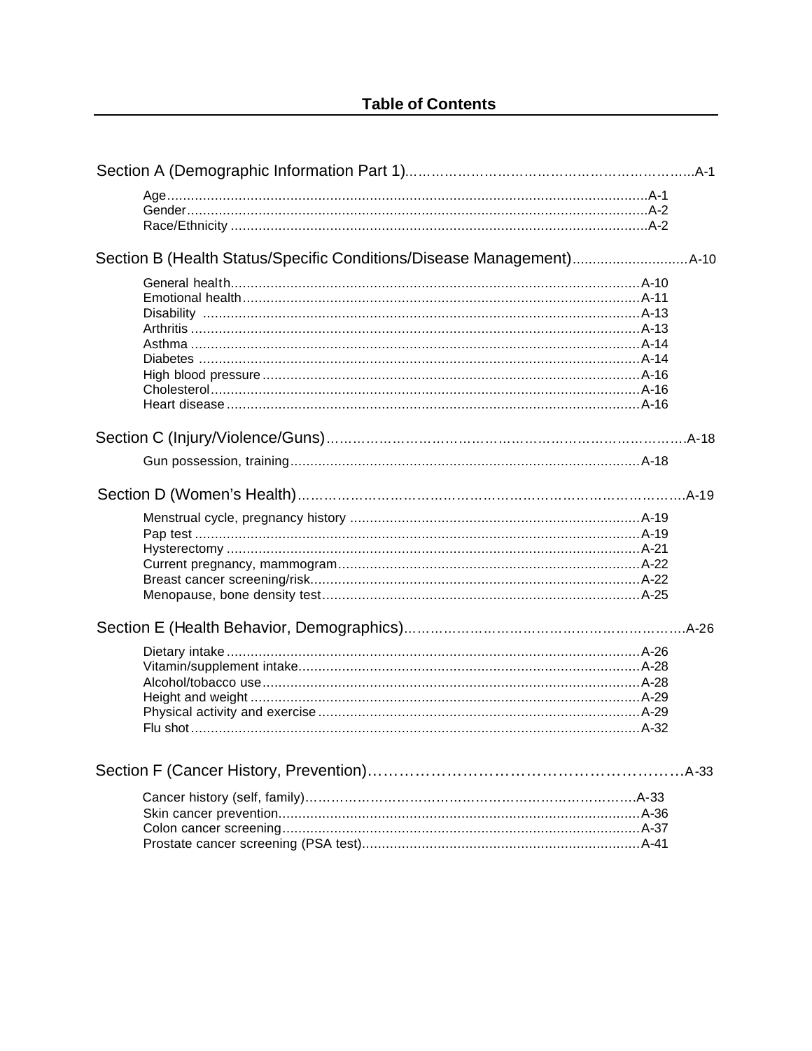# Table of Contents

**Section A (Demographic Information Part 1)** ........................................ A-1

- Age ........................................ A-1
- Gender ........................................ A-2
- Race/Ethnicity ........................................ A-2

**Section B (Health Status/Specific Conditions/Disease Management)** ........................................ A-10

- General health ........................................ A-10
- Emotional health ........................................ A-11
- Disability ........................................ A-13
- Arthritis ........................................ A-13
- Asthma ........................................ A-14
- Diabetes ........................................ A-14
- High blood pressure ........................................ A-16
- Cholesterol ........................................ A-16
- Heart disease ........................................ A-16

**Section C (Injury/Violence/Guns)** ........................................ A-18

- Gun possession, training ........................................ A-18

**Section D (Women's Health)** ........................................ A-19

- Menstrual cycle, pregnancy history ........................................ A-19
- Pap test ........................................ A-19
- Hysterectomy ........................................ A-21
- Current pregnancy, mammogram ........................................ A-22
- Breast cancer screening/risk ........................................ A-22
- Menopause, bone density test ........................................ A-25

**Section E (Health Behavior, Demographics)** ........................................ A-26

- Dietary intake ........................................ A-26
- Vitamin/supplement intake ........................................ A-28
- Alcohol/tobacco use ........................................ A-28
- Height and weight ........................................ A-29
- Physical activity and exercise ........................................ A-29
- Flu shot ........................................ A-32

**Section F (Cancer History, Prevention)** ........................................ A-33

- Cancer history (self, family) ........................................ A-33
- Skin cancer prevention ........................................ A-36
- Colon cancer screening ........................................ A-37
- Prostate cancer screening (PSA test) ........................................ A-41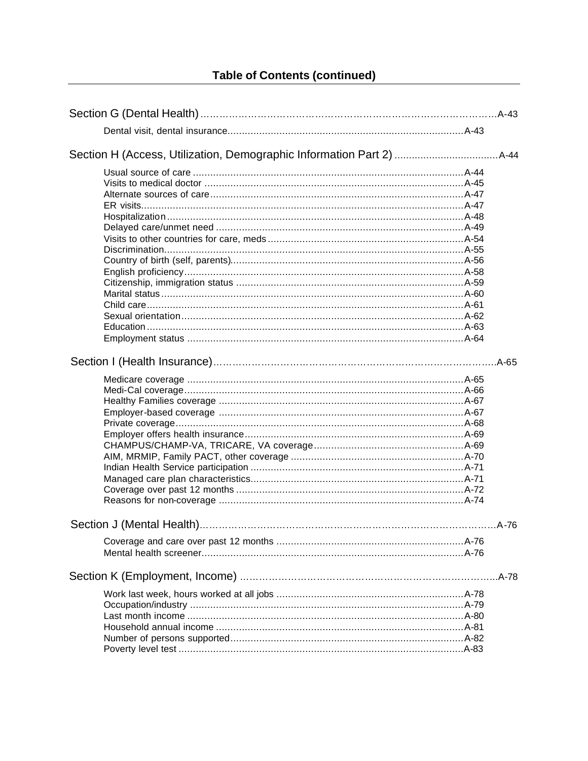## Table of Contents (continued)

Section G (Dental Health) ........................................................................................A-43

- Dental visit, dental insurance ........................................................................A-43

Section H (Access, Utilization, Demographic Information Part 2) ..................................A-44

- Usual source of care .....................................................................................A-44
- Visits to medical doctor ................................................................................A-45
- Alternate sources of care ...............................................................................A-47
- ER visits .......................................................................................................A-47
- Hospitalization .............................................................................................A-48
- Delayed care/unmet need ..............................................................................A-49
- Visits to other countries for care, meds ..........................................................A-54
- Discrimination ...............................................................................................A-55
- Country of birth (self, parents) ........................................................................A-56
- English proficiency ........................................................................................A-58
- Citizenship, immigration status ......................................................................A-59
- Marital status ................................................................................................A-60
- Child care .....................................................................................................A-61
- Sexual orientation .........................................................................................A-62
- Education .....................................................................................................A-63
- Employment status ........................................................................................A-64

Section I (Health Insurance) ......................................................................................A-65

- Medicare coverage ........................................................................................A-65
- Medi-Cal coverage .........................................................................................A-66
- Healthy Families coverage .............................................................................A-67
- Employer-based coverage ..............................................................................A-67
- Private coverage ............................................................................................A-68
- Employer offers health insurance ....................................................................A-69
- CHAMPUS/CHAMP-VA, TRICARE, VA coverage .................................................A-69
- AIM, MRMIP, Family PACT, other coverage ......................................................A-70
- Indian Health Service participation ................................................................A-71
- Managed care plan characteristics ..................................................................A-71
- Coverage over past 12 months .......................................................................A-72
- Reasons for non-coverage .............................................................................A-74

Section J (Mental Health) ..........................................................................................A-76

- Coverage and care over past 12 months .........................................................A-76
- Mental health screener ..................................................................................A-76

Section K (Employment, Income) ...............................................................................A-78

- Work last week, hours worked at all jobs .........................................................A-78
- Occupation/industry .......................................................................................A-79
- Last month income ........................................................................................A-80
- Household annual income ..............................................................................A-81
- Number of persons supported .........................................................................A-82
- Poverty level test ...........................................................................................A-83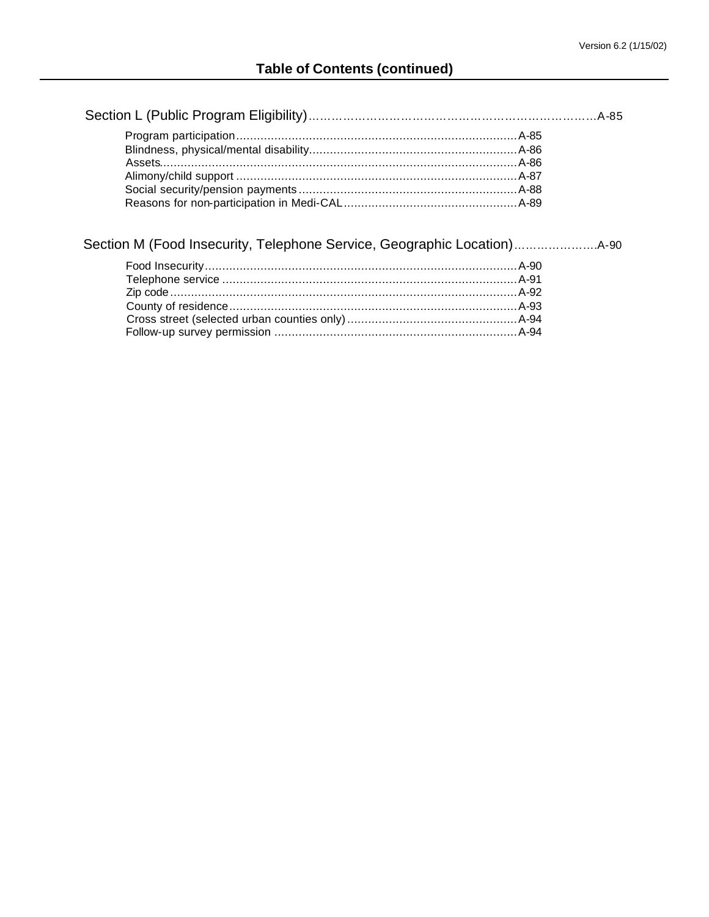## Table of Contents (continued)

Section L (Public Program Eligibility) .......... A-85

- Program participation .......... A-85
- Blindness, physical/mental disability .......... A-86
- Assets .......... A-86
- Alimony/child support .......... A-87
- Social security/pension payments .......... A-88
- Reasons for non-participation in Medi-CAL .......... A-89

Section M (Food Insecurity, Telephone Service, Geographic Location) .......... A-90

- Food Insecurity .......... A-90
- Telephone service .......... A-91
- Zip code .......... A-92
- County of residence .......... A-93
- Cross street (selected urban counties only) .......... A-94
- Follow-up survey permission .......... A-94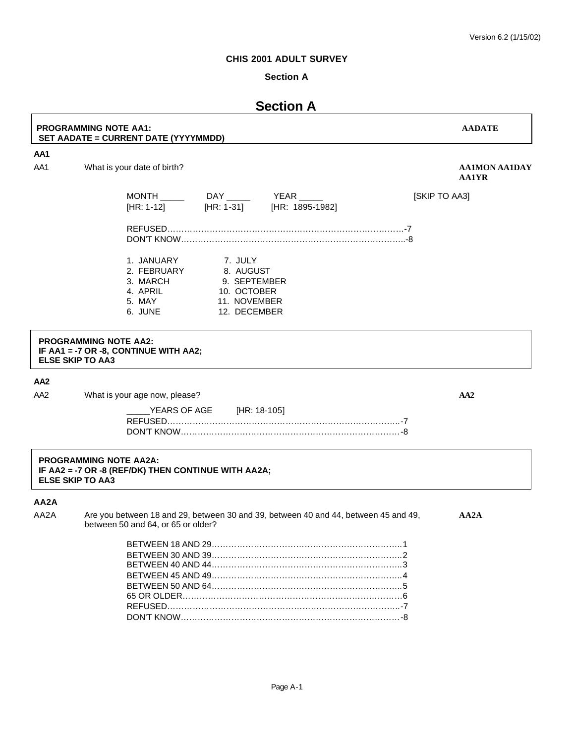**CHIS 2001 ADULT SURVEY**

**Section A**

# Section A

**PROGRAMMING NOTE AA1:**
**SET AADATE = CURRENT DATE (YYYYMMDD)** — **AADATE**

**AA1**

AA1 What is your date of birth? — **AA1MON AA1DAY AA1YR**

MONTH _____ DAY _____ YEAR _____ [SKIP TO AA3]
[HR: 1-12] [HR: 1-31] [HR: 1895-1982]

REFUSED……………………………………………………………………………-7
DON'T KNOW………………………………………………………………………..-8

| | |
|---|---|
| 1. JANUARY | 7. JULY |
| 2. FEBRUARY | 8. AUGUST |
| 3. MARCH | 9. SEPTEMBER |
| 4. APRIL | 10. OCTOBER |
| 5. MAY | 11. NOVEMBER |
| 6. JUNE | 12. DECEMBER |

**PROGRAMMING NOTE AA2:**
**IF AA1 = -7 OR -8, CONTINUE WITH AA2;**
**ELSE SKIP TO AA3**

**AA2**

AA2 What is your age now, please? — **AA2**

_____YEARS OF AGE [HR: 18-105]
REFUSED…………………………………………………………………………..-7
DON'T KNOW………………………………………………………………………-8

**PROGRAMMING NOTE AA2A:**
**IF AA2 = -7 OR -8 (REF/DK) THEN CONTINUE WITH AA2A;**
**ELSE SKIP TO AA3**

**AA2A**

AA2A Are you between 18 and 29, between 30 and 39, between 40 and 44, between 45 and 49, between 50 and 64, or 65 or older? — **AA2A**

BETWEEN 18 AND 29……………………………………………………………..1
BETWEEN 30 AND 39……………………………………………………………..2
BETWEEN 40 AND 44……………………………………………………………..3
BETWEEN 45 AND 49……………………………………………………………..4
BETWEEN 50 AND 64……………………………………………………………..5
65 OR OLDER………………………………………………………………………6
REFUSED…………………………………………………………………………..-7
DON'T KNOW………………………………………………………………………-8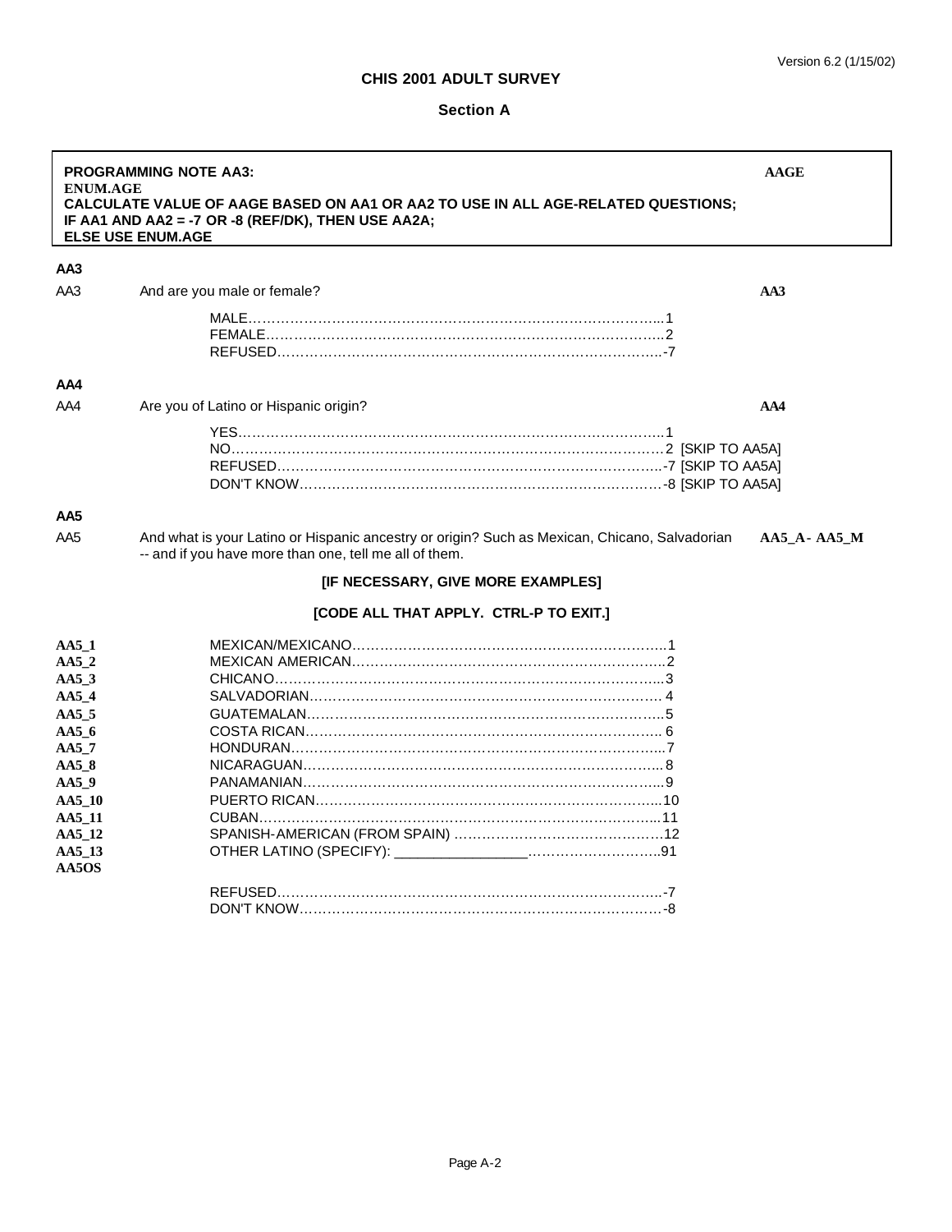# CHIS 2001 ADULT SURVEY

## Section A

| **PROGRAMMING NOTE AA3:** **ENUM.AGE** **CALCULATE VALUE OF AAGE BASED ON AA1 OR AA2 TO USE IN ALL AGE-RELATED QUESTIONS; IF AA1 AND AA2 = -7 OR -8 (REF/DK), THEN USE AA2A; ELSE USE ENUM.AGE** | **AAGE** |
|---|---|

**AA3**

AA3 And are you male or female? **AA3**

MALE......1
FEMALE......2
REFUSED......-7

**AA4**

AA4 Are you of Latino or Hispanic origin? **AA4**

YES......1
NO......2 [SKIP TO AA5A]
REFUSED......-7 [SKIP TO AA5A]
DON'T KNOW......-8 [SKIP TO AA5A]

**AA5**

AA5 And what is your Latino or Hispanic ancestry or origin? Such as Mexican, Chicano, Salvadorian -- and if you have more than one, tell me all of them. **AA5_A- AA5_M**

**[IF NECESSARY, GIVE MORE EXAMPLES]**

**[CODE ALL THAT APPLY. CTRL-P TO EXIT.]**

| | | |
|---|---|---|
| **AA5_1** | MEXICAN/MEXICANO...... | 1 |
| **AA5_2** | MEXICAN AMERICAN...... | 2 |
| **AA5_3** | CHICANO...... | 3 |
| **AA5_4** | SALVADORIAN...... | 4 |
| **AA5_5** | GUATEMALAN...... | 5 |
| **AA5_6** | COSTA RICAN...... | 6 |
| **AA5_7** | HONDURAN...... | 7 |
| **AA5_8** | NICARAGUAN...... | 8 |
| **AA5_9** | PANAMANIAN...... | 9 |
| **AA5_10** | PUERTO RICAN...... | 10 |
| **AA5_11** | CUBAN...... | 11 |
| **AA5_12** | SPANISH-AMERICAN (FROM SPAIN) ...... | 12 |
| **AA5_13** | OTHER LATINO (SPECIFY): ________________...... | 91 |
| **AA5OS** | | |
| | REFUSED...... | -7 |
| | DON'T KNOW...... | -8 |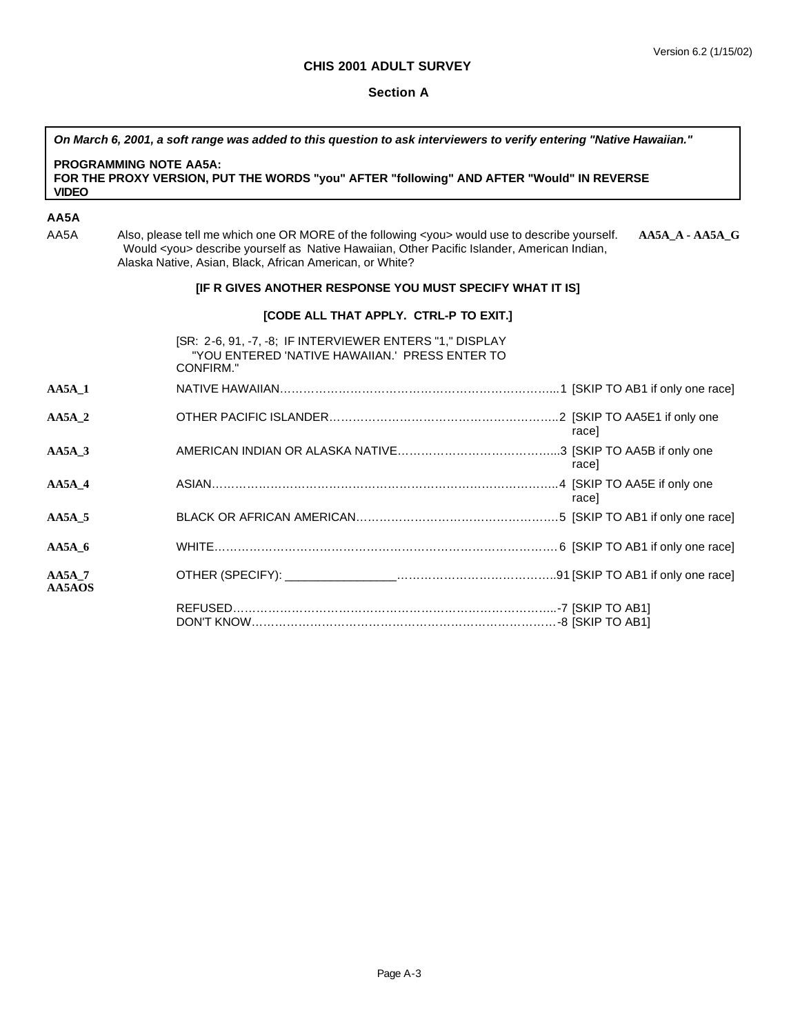# CHIS 2001 ADULT SURVEY

## Section A

> ***On March 6, 2001, a soft range was added to this question to ask interviewers to verify entering "Native Hawaiian."***
>
> **PROGRAMMING NOTE AA5A:**
> **FOR THE PROXY VERSION, PUT THE WORDS "you" AFTER "following" AND AFTER "Would" IN REVERSE VIDEO**

**AA5A**

AA5A Also, please tell me which one OR MORE of the following <you> would use to describe yourself. Would <you> describe yourself as Native Hawaiian, Other Pacific Islander, American Indian, Alaska Native, Asian, Black, African American, or White? **AA5A_A - AA5A_G**

**[IF R GIVES ANOTHER RESPONSE YOU MUST SPECIFY WHAT IT IS]**

**[CODE ALL THAT APPLY. CTRL-P TO EXIT.]**

[SR: 2-6, 91, -7, -8; IF INTERVIEWER ENTERS "1," DISPLAY "YOU ENTERED 'NATIVE HAWAIIAN.' PRESS ENTER TO CONFIRM."

| Variable | Response | Code | Instruction |
|---|---|---|---|
| **AA5A_1** | NATIVE HAWAIIAN | 1 | [SKIP TO AB1 if only one race] |
| **AA5A_2** | OTHER PACIFIC ISLANDER | 2 | [SKIP TO AA5E1 if only one race] |
| **AA5A_3** | AMERICAN INDIAN OR ALASKA NATIVE | 3 | [SKIP TO AA5B if only one race] |
| **AA5A_4** | ASIAN | 4 | [SKIP TO AA5E if only one race] |
| **AA5A_5** | BLACK OR AFRICAN AMERICAN | 5 | [SKIP TO AB1 if only one race] |
| **AA5A_6** | WHITE | 6 | [SKIP TO AB1 if only one race] |
| **AA5A_7** **AA5AOS** | OTHER (SPECIFY): ________________ | 91 | [SKIP TO AB1 if only one race] |
| | REFUSED | -7 | [SKIP TO AB1] |
| | DON'T KNOW | -8 | [SKIP TO AB1] |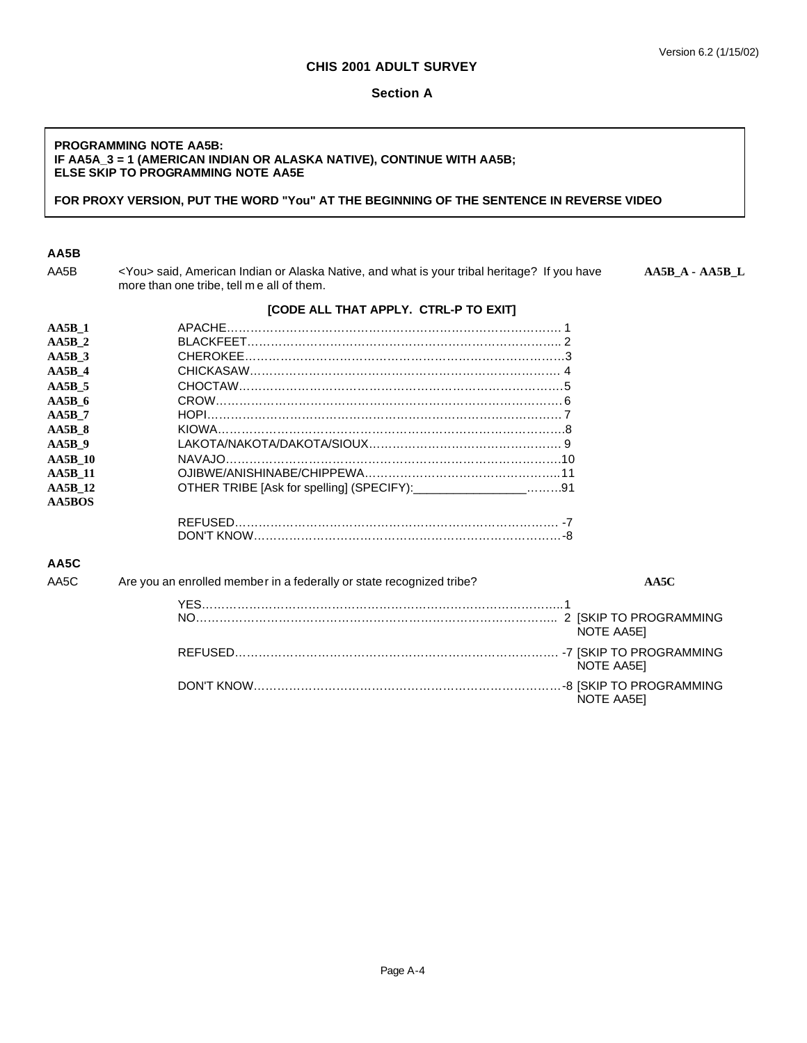**CHIS 2001 ADULT SURVEY**

**Section A**

> **PROGRAMMING NOTE AA5B:**
> **IF AA5A_3 = 1 (AMERICAN INDIAN OR ALASKA NATIVE), CONTINUE WITH AA5B;**
> **ELSE SKIP TO PROGRAMMING NOTE AA5E**
>
> **FOR PROXY VERSION, PUT THE WORD "You" AT THE BEGINNING OF THE SENTENCE IN REVERSE VIDEO**

### AA5B

AA5B <You> said, American Indian or Alaska Native, and what is your tribal heritage? If you have more than one tribe, tell me all of them. **AA5B_A - AA5B_L**

**[CODE ALL THAT APPLY. CTRL-P TO EXIT]**

| Variable | Response | Code |
|---|---|---|
| **AA5B_1** | APACHE | 1 |
| **AA5B_2** | BLACKFEET | 2 |
| **AA5B_3** | CHEROKEE | 3 |
| **AA5B_4** | CHICKASAW | 4 |
| **AA5B_5** | CHOCTAW | 5 |
| **AA5B_6** | CROW | 6 |
| **AA5B_7** | HOPI | 7 |
| **AA5B_8** | KIOWA | 8 |
| **AA5B_9** | LAKOTA/NAKOTA/DAKOTA/SIOUX | 9 |
| **AA5B_10** | NAVAJO | 10 |
| **AA5B_11** | OJIBWE/ANISHINABE/CHIPPEWA | 11 |
| **AA5B_12** | OTHER TRIBE [Ask for spelling] (SPECIFY):________________ | 91 |
| **AA5BOS** | | |
| | REFUSED | -7 |
| | DON'T KNOW | -8 |

### AA5C

AA5C Are you an enrolled member in a federally or state recognized tribe? **AA5C**

| Response | Code | Instruction |
|---|---|---|
| YES | 1 | |
| NO | 2 | [SKIP TO PROGRAMMING NOTE AA5E] |
| REFUSED | -7 | [SKIP TO PROGRAMMING NOTE AA5E] |
| DON'T KNOW | -8 | [SKIP TO PROGRAMMING NOTE AA5E] |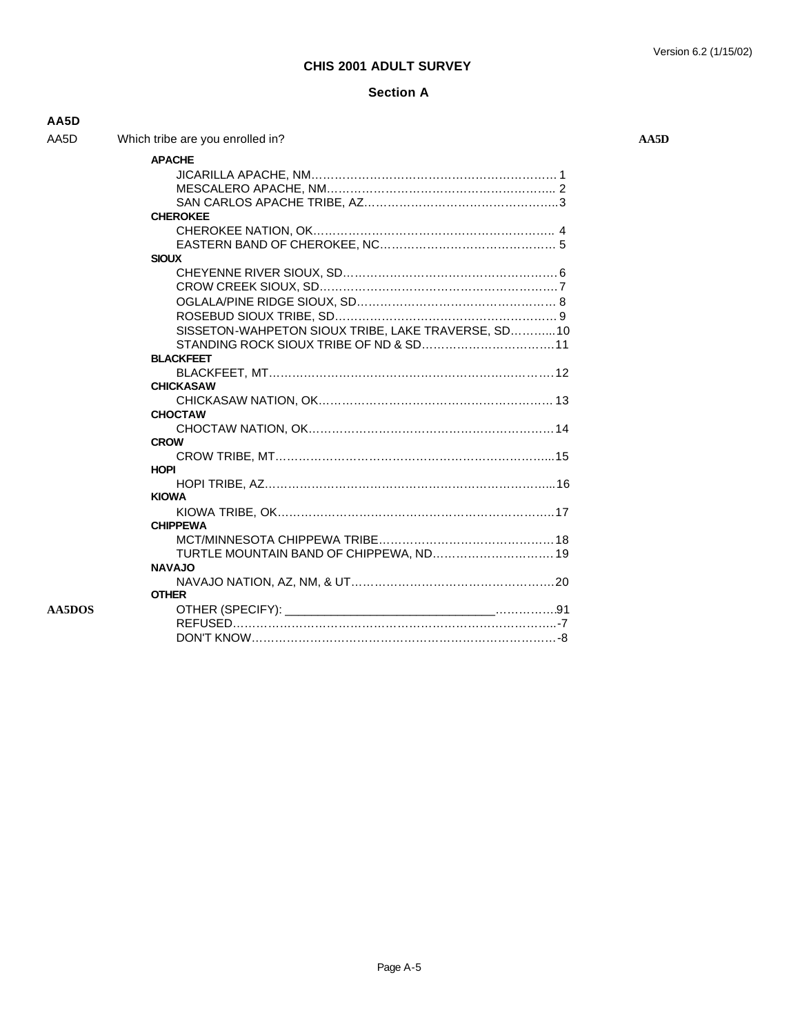# CHIS 2001 ADULT SURVEY

## Section A

**AA5D**

AA5D Which tribe are you enrolled in? **AA5D**

**APACHE**

JICARILLA APACHE, NM…………………………………………………………. 1
MESCALERO APACHE, NM……………………………………………………... 2
SAN CARLOS APACHE TRIBE, AZ……………………………………………..3

**CHEROKEE**

CHEROKEE NATION, OK……………………………………………………….. 4
EASTERN BAND OF CHEROKEE, NC………………………………………… 5

**SIOUX**

CHEYENNE RIVER SIOUX, SD…………………………………………………. 6
CROW CREEK SIOUX, SD………………………………………………………. 7
OGLALA/PINE RIDGE SIOUX, SD……………………………………………… 8
ROSEBUD SIOUX TRIBE, SD…………………………………………………… 9
SISSETON-WAHPETON SIOUX TRIBE, LAKE TRAVERSE, SD………...10
STANDING ROCK SIOUX TRIBE OF ND & SD…………………………….11

**BLACKFEET**

BLACKFEET, MT…………………………………………………………………12

**CHICKASAW**

CHICKASAW NATION, OK……………………………………………………. 13

**CHOCTAW**

CHOCTAW NATION, OK………………………………………………………14

**CROW**

CROW TRIBE, MT……………………………………………………………...15

**HOPI**

HOPI TRIBE, AZ………………………………………………………………...16

**KIOWA**

KIOWA TRIBE, OK……………………………………………………………..17

**CHIPPEWA**

MCT/MINNESOTA CHIPPEWA TRIBE………………………………………18
TURTLE MOUNTAIN BAND OF CHIPPEWA, ND…………………………. 19

**NAVAJO**

NAVAJO NATION, AZ, NM, & UT…………………………………………….20

**OTHER**

**AA5DOS** OTHER (SPECIFY): ______________________________……………..91
REFUSED………………………………………………………………………..-7
DON'T KNOW…………………………………………………………………. -8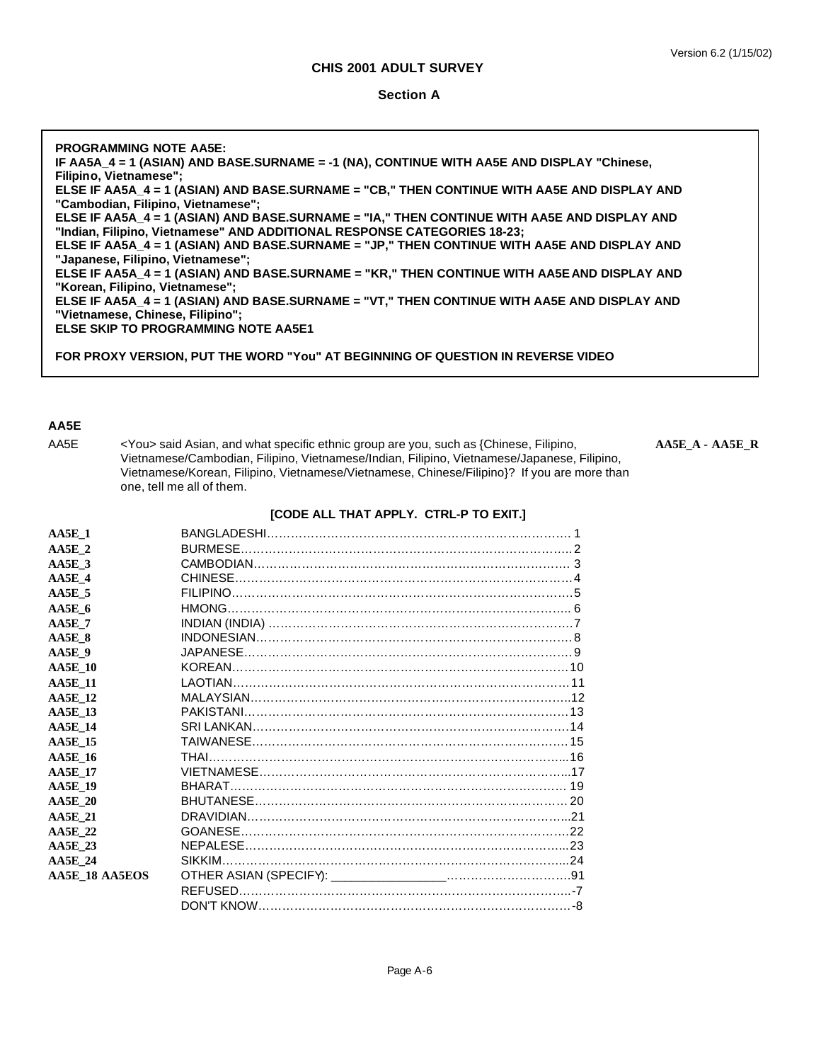# CHIS 2001 ADULT SURVEY

## Section A

**PROGRAMMING NOTE AA5E:**
**IF AA5A_4 = 1 (ASIAN) AND BASE.SURNAME = -1 (NA), CONTINUE WITH AA5E AND DISPLAY "Chinese, Filipino, Vietnamese";**
**ELSE IF AA5A_4 = 1 (ASIAN) AND BASE.SURNAME = "CB," THEN CONTINUE WITH AA5E AND DISPLAY AND "Cambodian, Filipino, Vietnamese";**
**ELSE IF AA5A_4 = 1 (ASIAN) AND BASE.SURNAME = "IA," THEN CONTINUE WITH AA5E AND DISPLAY AND "Indian, Filipino, Vietnamese" AND ADDITIONAL RESPONSE CATEGORIES 18-23;**
**ELSE IF AA5A_4 = 1 (ASIAN) AND BASE.SURNAME = "JP," THEN CONTINUE WITH AA5E AND DISPLAY AND "Japanese, Filipino, Vietnamese";**
**ELSE IF AA5A_4 = 1 (ASIAN) AND BASE.SURNAME = "KR," THEN CONTINUE WITH AA5E AND DISPLAY AND "Korean, Filipino, Vietnamese";**
**ELSE IF AA5A_4 = 1 (ASIAN) AND BASE.SURNAME = "VT," THEN CONTINUE WITH AA5E AND DISPLAY AND "Vietnamese, Chinese, Filipino";**
**ELSE SKIP TO PROGRAMMING NOTE AA5E1**

**FOR PROXY VERSION, PUT THE WORD "You" AT BEGINNING OF QUESTION IN REVERSE VIDEO**

**AA5E**

AA5E <You> said Asian, and what specific ethnic group are you, such as {Chinese, Filipino, Vietnamese/Cambodian, Filipino, Vietnamese/Indian, Filipino, Vietnamese/Japanese, Filipino, Vietnamese/Korean, Filipino, Vietnamese/Vietnamese, Chinese/Filipino}? If you are more than one, tell me all of them. **AA5E_A - AA5E_R**

**[CODE ALL THAT APPLY. CTRL-P TO EXIT.]**

| | | |
|---|---|---|
| **AA5E_1** | BANGLADESHI | 1 |
| **AA5E_2** | BURMESE | 2 |
| **AA5E_3** | CAMBODIAN | 3 |
| **AA5E_4** | CHINESE | 4 |
| **AA5E_5** | FILIPINO | 5 |
| **AA5E_6** | HMONG | 6 |
| **AA5E_7** | INDIAN (INDIA) | 7 |
| **AA5E_8** | INDONESIAN | 8 |
| **AA5E_9** | JAPANESE | 9 |
| **AA5E_10** | KOREAN | 10 |
| **AA5E_11** | LAOTIAN | 11 |
| **AA5E_12** | MALAYSIAN | 12 |
| **AA5E_13** | PAKISTANI | 13 |
| **AA5E_14** | SRI LANKAN | 14 |
| **AA5E_15** | TAIWANESE | 15 |
| **AA5E_16** | THAI | 16 |
| **AA5E_17** | VIETNAMESE | 17 |
| **AA5E_19** | BHARAT | 19 |
| **AA5E_20** | BHUTANESE | 20 |
| **AA5E_21** | DRAVIDIAN | 21 |
| **AA5E_22** | GOANESE | 22 |
| **AA5E_23** | NEPALESE | 23 |
| **AA5E_24** | SIKKIM | 24 |
| **AA5E_18 AA5EOS** | OTHER ASIAN (SPECIFY): ________________ | 91 |
| | REFUSED | -7 |
| | DON'T KNOW | -8 |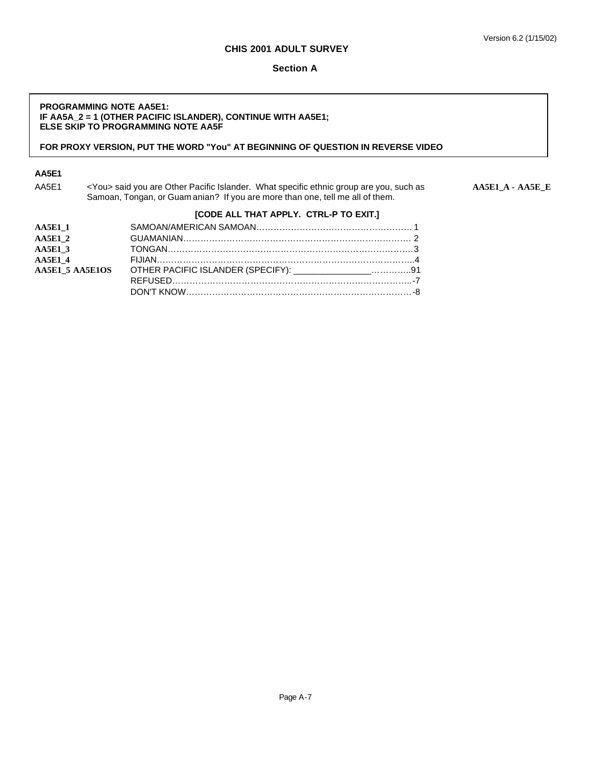**CHIS 2001 ADULT SURVEY**

**Section A**

> **PROGRAMMING NOTE AA5E1:**
> **IF AA5A_2 = 1 (OTHER PACIFIC ISLANDER), CONTINUE WITH AA5E1;**
> **ELSE SKIP TO PROGRAMMING NOTE AA5F**
>
> **FOR PROXY VERSION, PUT THE WORD "You" AT BEGINNING OF QUESTION IN REVERSE VIDEO**

**AA5E1**

AA5E1 &lt;You&gt; said you are Other Pacific Islander. What specific ethnic group are you, such as Samoan, Tongan, or Guamanian? If you are more than one, tell me all of them. **AA5E1_A - AA5E_E**

**[CODE ALL THAT APPLY. CTRL-P TO EXIT.]**

| | | |
|---|---|---|
| **AA5E1_1** | SAMOAN/AMERICAN SAMOAN | 1 |
| **AA5E1_2** | GUAMANIAN | 2 |
| **AA5E1_3** | TONGAN | 3 |
| **AA5E1_4** | FIJIAN | 4 |
| **AA5E1_5 AA5E1OS** | OTHER PACIFIC ISLANDER (SPECIFY): _______________ | 91 |
| | REFUSED | -7 |
| | DON'T KNOW | -8 |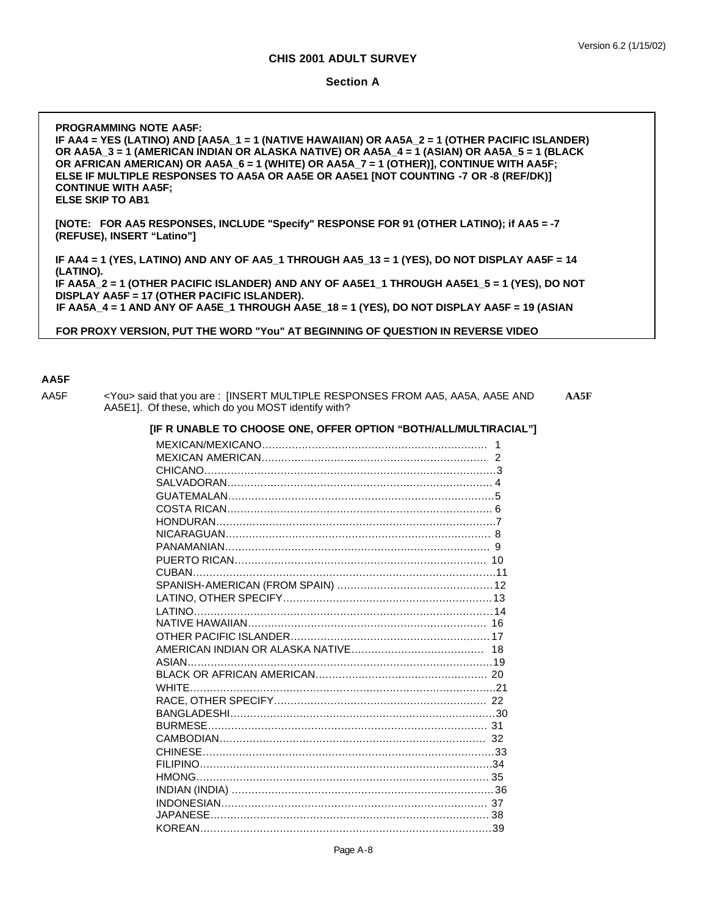Version 6.2 (1/15/02)

**CHIS 2001 ADULT SURVEY**

**Section A**

> **PROGRAMMING NOTE AA5F:**
> **IF AA4 = YES (LATINO) AND [AA5A_1 = 1 (NATIVE HAWAIIAN) OR AA5A_2 = 1 (OTHER PACIFIC ISLANDER) OR AA5A_3 = 1 (AMERICAN INDIAN OR ALASKA NATIVE) OR AA5A_4 = 1 (ASIAN) OR AA5A_5 = 1 (BLACK OR AFRICAN AMERICAN) OR AA5A_6 = 1 (WHITE) OR AA5A_7 = 1 (OTHER)], CONTINUE WITH AA5F;**
> **ELSE IF MULTIPLE RESPONSES TO AA5A OR AA5E OR AA5E1 [NOT COUNTING -7 OR -8 (REF/DK)] CONTINUE WITH AA5F;**
> **ELSE SKIP TO AB1**
>
> **[NOTE: FOR AA5 RESPONSES, INCLUDE "Specify" RESPONSE FOR 91 (OTHER LATINO); if AA5 = -7 (REFUSE), INSERT "Latino"]**
>
> **IF AA4 = 1 (YES, LATINO) AND ANY OF AA5_1 THROUGH AA5_13 = 1 (YES), DO NOT DISPLAY AA5F = 14 (LATINO).**
> **IF AA5A_2 = 1 (OTHER PACIFIC ISLANDER) AND ANY OF AA5E1_1 THROUGH AA5E1_5 = 1 (YES), DO NOT DISPLAY AA5F = 17 (OTHER PACIFIC ISLANDER).**
> **IF AA5A_4 = 1 AND ANY OF AA5E_1 THROUGH AA5E_18 = 1 (YES), DO NOT DISPLAY AA5F = 19 (ASIAN**
>
> **FOR PROXY VERSION, PUT THE WORD "You" AT BEGINNING OF QUESTION IN REVERSE VIDEO**

**AA5F**

AA5F &lt;You&gt; said that you are : [INSERT MULTIPLE RESPONSES FROM AA5, AA5A, AA5E AND AA5E1]. Of these, which do you MOST identify with? **AA5F**

**[IF R UNABLE TO CHOOSE ONE, OFFER OPTION "BOTH/ALL/MULTIRACIAL"]**

| Response | Code |
|---|---|
| MEXICAN/MEXICANO | 1 |
| MEXICAN AMERICAN | 2 |
| CHICANO | 3 |
| SALVADORAN | 4 |
| GUATEMALAN | 5 |
| COSTA RICAN | 6 |
| HONDURAN | 7 |
| NICARAGUAN | 8 |
| PANAMANIAN | 9 |
| PUERTO RICAN | 10 |
| CUBAN | 11 |
| SPANISH-AMERICAN (FROM SPAIN) | 12 |
| LATINO, OTHER SPECIFY | 13 |
| LATINO | 14 |
| NATIVE HAWAIIAN | 16 |
| OTHER PACIFIC ISLANDER | 17 |
| AMERICAN INDIAN OR ALASKA NATIVE | 18 |
| ASIAN | 19 |
| BLACK OR AFRICAN AMERICAN | 20 |
| WHITE | 21 |
| RACE, OTHER SPECIFY | 22 |
| BANGLADESHI | 30 |
| BURMESE | 31 |
| CAMBODIAN | 32 |
| CHINESE | 33 |
| FILIPINO | 34 |
| HMONG | 35 |
| INDIAN (INDIA) | 36 |
| INDONESIAN | 37 |
| JAPANESE | 38 |
| KOREAN | 39 |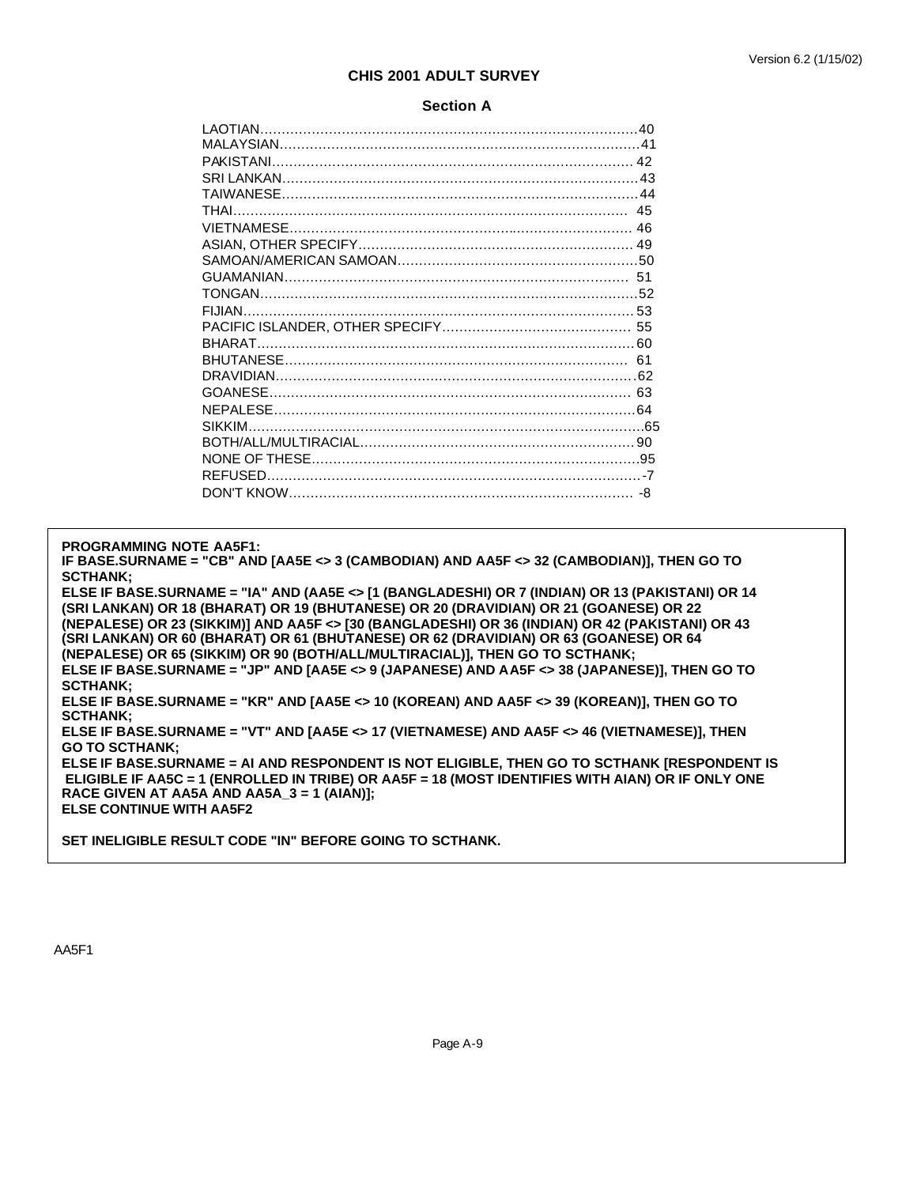## CHIS 2001 ADULT SURVEY

### Section A

LAOTIAN........................................................................................40
MALAYSIAN....................................................................................41
PAKISTANI.................................................................................... 42
SRI LANKAN...................................................................................43
TAIWANESE...................................................................................44
THAI........................................................................................... 45
VIETNAMESE................................................................................ 46
ASIAN, OTHER SPECIFY................................................................ 49
SAMOAN/AMERICAN SAMOAN........................................................50
GUAMANIAN................................................................................ 51
TONGAN........................................................................................52
FIJIAN...........................................................................................53
PACIFIC ISLANDER, OTHER SPECIFY............................................ 55
BHARAT........................................................................................60
BHUTANESE................................................................................ 61
DRAVIDIAN...................................................................................62
GOANESE.................................................................................... 63
NEPALESE....................................................................................64
SIKKIM............................................................................................65
BOTH/ALL/MULTIRACIAL.................................................................90
NONE OF THESE............................................................................95
REFUSED.......................................................................................-7
DON'T KNOW................................................................................ -8

**PROGRAMMING NOTE AA5F1:**
**IF BASE.SURNAME = "CB" AND [AA5E <> 3 (CAMBODIAN) AND AA5F <> 32 (CAMBODIAN)], THEN GO TO SCTHANK;**
**ELSE IF BASE.SURNAME = "IA" AND (AA5E <> [1 (BANGLADESHI) OR 7 (INDIAN) OR 13 (PAKISTANI) OR 14 (SRI LANKAN) OR 18 (BHARAT) OR 19 (BHUTANESE) OR 20 (DRAVIDIAN) OR 21 (GOANESE) OR 22 (NEPALESE) OR 23 (SIKKIM)] AND AA5F <> [30 (BANGLADESHI) OR 36 (INDIAN) OR 42 (PAKISTANI) OR 43 (SRI LANKAN) OR 60 (BHARAT) OR 61 (BHUTANESE) OR 62 (DRAVIDIAN) OR 63 (GOANESE) OR 64 (NEPALESE) OR 65 (SIKKIM) OR 90 (BOTH/ALL/MULTIRACIAL)], THEN GO TO SCTHANK;**
**ELSE IF BASE.SURNAME = "JP" AND [AA5E <> 9 (JAPANESE) AND AA5F <> 38 (JAPANESE)], THEN GO TO SCTHANK;**
**ELSE IF BASE.SURNAME = "KR" AND [AA5E <> 10 (KOREAN) AND AA5F <> 39 (KOREAN)], THEN GO TO SCTHANK;**
**ELSE IF BASE.SURNAME = "VT" AND [AA5E <> 17 (VIETNAMESE) AND AA5F <> 46 (VIETNAMESE)], THEN GO TO SCTHANK;**
**ELSE IF BASE.SURNAME = AI AND RESPONDENT IS NOT ELIGIBLE, THEN GO TO SCTHANK [RESPONDENT IS ELIGIBLE IF AA5C = 1 (ENROLLED IN TRIBE) OR AA5F = 18 (MOST IDENTIFIES WITH AIAN) OR IF ONLY ONE RACE GIVEN AT AA5A AND AA5A_3 = 1 (AIAN)];**
**ELSE CONTINUE WITH AA5F2**

**SET INELIGIBLE RESULT CODE "IN" BEFORE GOING TO SCTHANK.**

AA5F1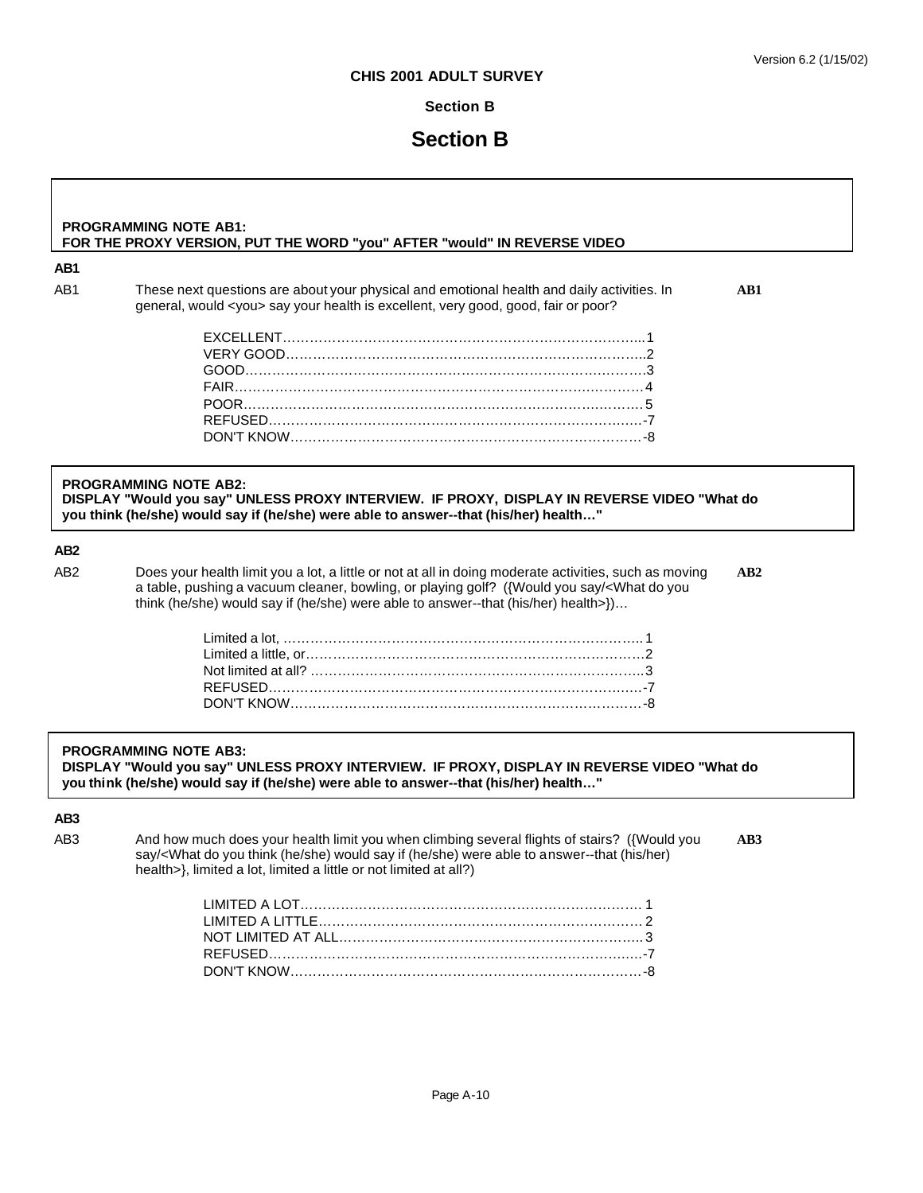**CHIS 2001 ADULT SURVEY**

**Section B**

# Section B

**PROGRAMMING NOTE AB1:**
**FOR THE PROXY VERSION, PUT THE WORD "you" AFTER "would" IN REVERSE VIDEO**

**AB1**

AB1 These next questions are about your physical and emotional health and daily activities. In general, would <you> say your health is excellent, very good, good, fair or poor? **AB1**

EXCELLENT........................................................1
VERY GOOD........................................................2
GOOD........................................................3
FAIR........................................................4
POOR........................................................5
REFUSED........................................................-7
DON'T KNOW........................................................-8

**PROGRAMMING NOTE AB2:**
**DISPLAY "Would you say" UNLESS PROXY INTERVIEW. IF PROXY, DISPLAY IN REVERSE VIDEO "What do you think (he/she) would say if (he/she) were able to answer--that (his/her) health…"**

**AB2**

AB2 Does your health limit you a lot, a little or not at all in doing moderate activities, such as moving a table, pushing a vacuum cleaner, bowling, or playing golf? ({Would you say/<What do you think (he/she) would say if (he/she) were able to answer--that (his/her) health>})… **AB2**

Limited a lot, ........................................................1
Limited a little, or........................................................2
Not limited at all? ........................................................3
REFUSED........................................................-7
DON'T KNOW........................................................-8

**PROGRAMMING NOTE AB3:**
**DISPLAY "Would you say" UNLESS PROXY INTERVIEW. IF PROXY, DISPLAY IN REVERSE VIDEO "What do you think (he/she) would say if (he/she) were able to answer--that (his/her) health…"**

**AB3**

AB3 And how much does your health limit you when climbing several flights of stairs? ({Would you say/<What do you think (he/she) would say if (he/she) were able to answer--that (his/her) health>}, limited a lot, limited a little or not limited at all?) **AB3**

LIMITED A LOT........................................................1
LIMITED A LITTLE........................................................2
NOT LIMITED AT ALL........................................................3
REFUSED........................................................-7
DON'T KNOW........................................................-8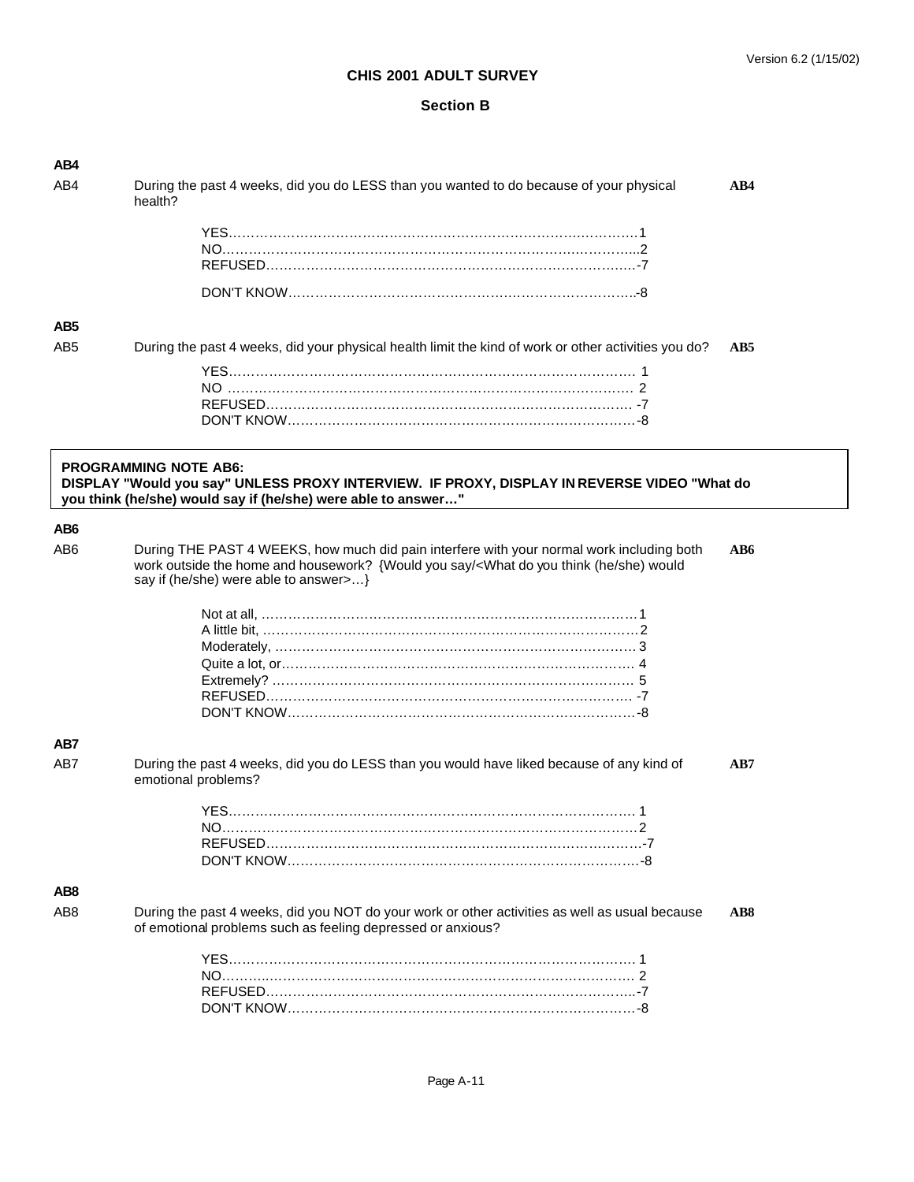# CHIS 2001 ADULT SURVEY

## Section B

**AB4**

AB4 During the past 4 weeks, did you do LESS than you wanted to do because of your physical health? **AB4**

YES……………………………………………………………………………1
NO……………………………………………………………………………2
REFUSED…………………………………………………………………-7

DON'T KNOW……………………………………………………………-8

**AB5**

AB5 During the past 4 weeks, did your physical health limit the kind of work or other activities you do? **AB5**

YES……………………………………………………………………………1
NO ……………………………………………………………………………2
REFUSED…………………………………………………………………-7
DON'T KNOW……………………………………………………………-8

> **PROGRAMMING NOTE AB6:**
> **DISPLAY "Would you say" UNLESS PROXY INTERVIEW. IF PROXY, DISPLAY IN REVERSE VIDEO "What do you think (he/she) would say if (he/she) were able to answer…"**

**AB6**

AB6 During THE PAST 4 WEEKS, how much did pain interfere with your normal work including both work outside the home and housework? {Would you say/<What do you think (he/she) would say if (he/she) were able to answer>…} **AB6**

Not at all, ……………………………………………………………………1
A little bit, ……………………………………………………………………2
Moderately, …………………………………………………………………3
Quite a lot, or………………………………………………………………4
Extremely? …………………………………………………………………5
REFUSED…………………………………………………………………-7
DON'T KNOW……………………………………………………………-8

**AB7**

AB7 During the past 4 weeks, did you do LESS than you would have liked because of any kind of emotional problems? **AB7**

YES……………………………………………………………………………1
NO……………………………………………………………………………2
REFUSED…………………………………………………………………-7
DON'T KNOW……………………………………………………………-8

**AB8**

AB8 During the past 4 weeks, did you NOT do your work or other activities as well as usual because of emotional problems such as feeling depressed or anxious? **AB8**

YES……………………………………………………………………………1
NO……………………………………………………………………………2
REFUSED…………………………………………………………………-7
DON'T KNOW……………………………………………………………-8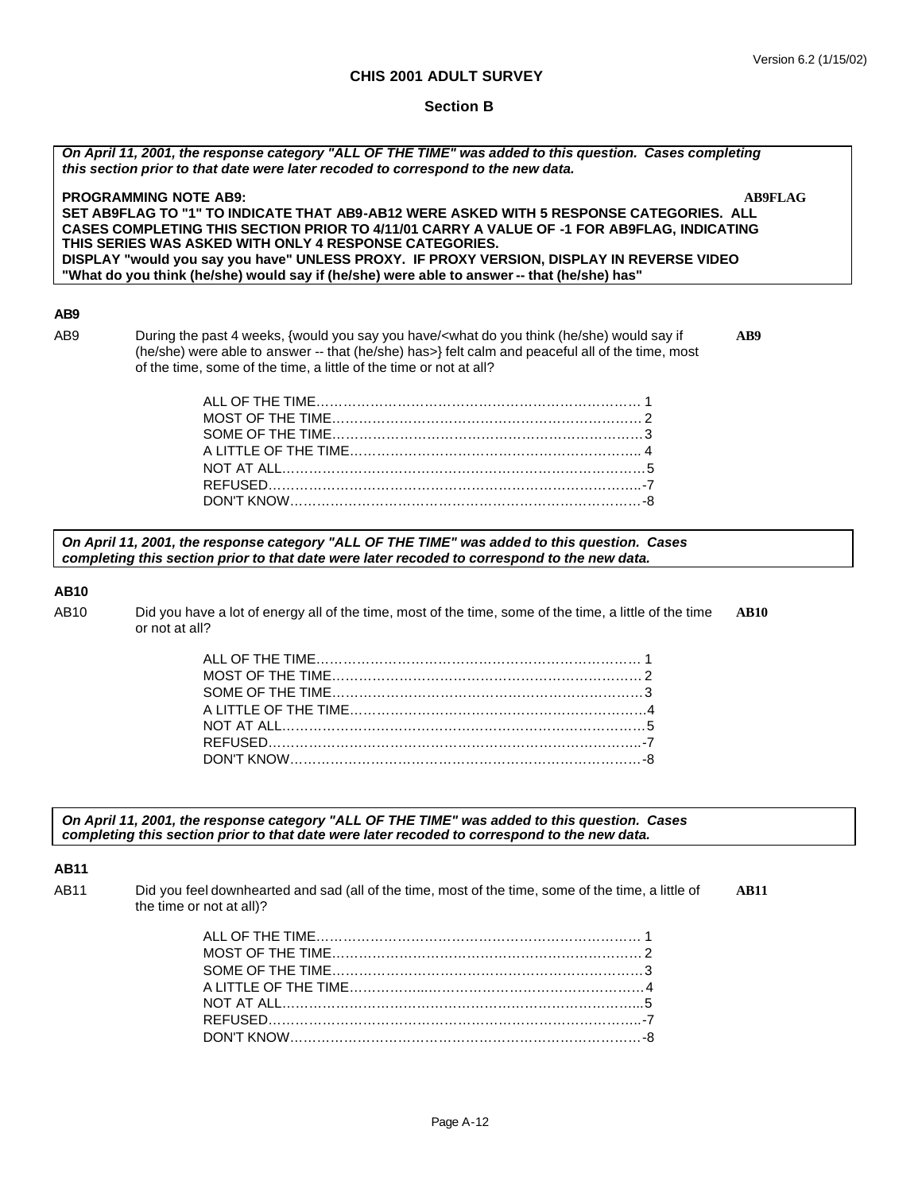# CHIS 2001 ADULT SURVEY

## Section B

*On April 11, 2001, the response category "ALL OF THE TIME" was added to this question. Cases completing this section prior to that date were later recoded to correspond to the new data.*

**PROGRAMMING NOTE AB9:** **AB9FLAG**
**SET AB9FLAG TO "1" TO INDICATE THAT AB9-AB12 WERE ASKED WITH 5 RESPONSE CATEGORIES. ALL CASES COMPLETING THIS SECTION PRIOR TO 4/11/01 CARRY A VALUE OF -1 FOR AB9FLAG, INDICATING THIS SERIES WAS ASKED WITH ONLY 4 RESPONSE CATEGORIES.**
**DISPLAY "would you say you have" UNLESS PROXY. IF PROXY VERSION, DISPLAY IN REVERSE VIDEO "What do you think (he/she) would say if (he/she) were able to answer -- that (he/she) has"**

### AB9

AB9 During the past 4 weeks, {would you say you have/<what do you think (he/she) would say if (he/she) were able to answer -- that (he/she) has>} felt calm and peaceful all of the time, most of the time, some of the time, a little of the time or not at all? **AB9**

| | |
|---|---|
| ALL OF THE TIME | 1 |
| MOST OF THE TIME | 2 |
| SOME OF THE TIME | 3 |
| A LITTLE OF THE TIME | 4 |
| NOT AT ALL | 5 |
| REFUSED | -7 |
| DON'T KNOW | -8 |

*On April 11, 2001, the response category "ALL OF THE TIME" was added to this question. Cases completing this section prior to that date were later recoded to correspond to the new data.*

### AB10

AB10 Did you have a lot of energy all of the time, most of the time, some of the time, a little of the time or not at all? **AB10**

| | |
|---|---|
| ALL OF THE TIME | 1 |
| MOST OF THE TIME | 2 |
| SOME OF THE TIME | 3 |
| A LITTLE OF THE TIME | 4 |
| NOT AT ALL | 5 |
| REFUSED | -7 |
| DON'T KNOW | -8 |

*On April 11, 2001, the response category "ALL OF THE TIME" was added to this question. Cases completing this section prior to that date were later recoded to correspond to the new data.*

### AB11

AB11 Did you feel downhearted and sad (all of the time, most of the time, some of the time, a little of the time or not at all)? **AB11**

| | |
|---|---|
| ALL OF THE TIME | 1 |
| MOST OF THE TIME | 2 |
| SOME OF THE TIME | 3 |
| A LITTLE OF THE TIME | 4 |
| NOT AT ALL | 5 |
| REFUSED | -7 |
| DON'T KNOW | -8 |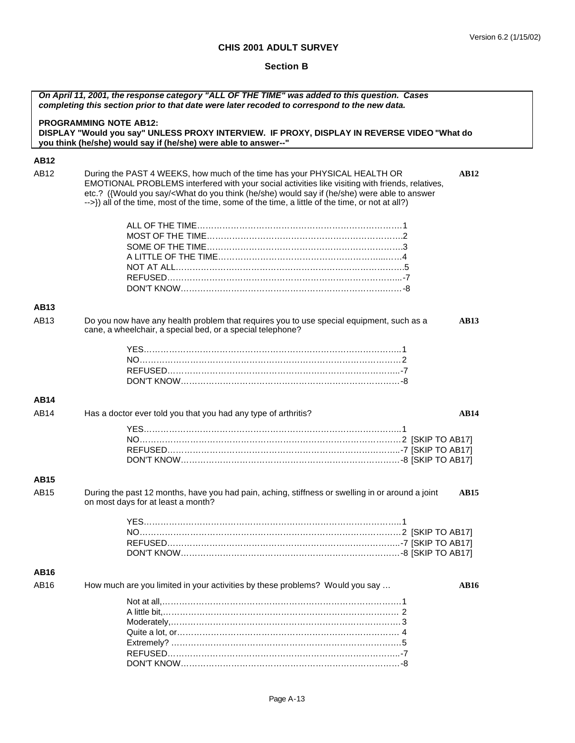**CHIS 2001 ADULT SURVEY**

**Section B**

***On April 11, 2001, the response category "ALL OF THE TIME" was added to this question. Cases completing this section prior to that date were later recoded to correspond to the new data.***

**PROGRAMMING NOTE AB12:**
**DISPLAY "Would you say" UNLESS PROXY INTERVIEW. IF PROXY, DISPLAY IN REVERSE VIDEO "What do you think (he/she) would say if (he/she) were able to answer--"**

**AB12**

AB12 During the PAST 4 WEEKS, how much of the time has your PHYSICAL HEALTH OR EMOTIONAL PROBLEMS interfered with your social activities like visiting with friends, relatives, etc.? ({Would you say/<What do you think (he/she) would say if (he/she) were able to answer -->}) all of the time, most of the time, some of the time, a little of the time, or not at all?) **AB12**

- ALL OF THE TIME……………………………………………………1
- MOST OF THE TIME…………………………………………………2
- SOME OF THE TIME…………………………………………………3
- A LITTLE OF THE TIME……………………………………………4
- NOT AT ALL…………………………………………………………5
- REFUSED……………………………………………………………-7
- DON'T KNOW…………………………………………………………-8

**AB13**

AB13 Do you now have any health problem that requires you to use special equipment, such as a cane, a wheelchair, a special bed, or a special telephone? **AB13**

- YES……………………………………………………………………1
- NO……………………………………………………………………2
- REFUSED……………………………………………………………-7
- DON'T KNOW…………………………………………………………-8

**AB14**

AB14 Has a doctor ever told you that you had any type of arthritis? **AB14**

- YES……………………………………………………………………1
- NO……………………………………………………………………2 [SKIP TO AB17]
- REFUSED……………………………………………………………-7 [SKIP TO AB17]
- DON'T KNOW…………………………………………………………-8 [SKIP TO AB17]

**AB15**

AB15 During the past 12 months, have you had pain, aching, stiffness or swelling in or around a joint on most days for at least a month? **AB15**

- YES……………………………………………………………………1
- NO……………………………………………………………………2 [SKIP TO AB17]
- REFUSED……………………………………………………………-7 [SKIP TO AB17]
- DON'T KNOW…………………………………………………………-8 [SKIP TO AB17]

**AB16**

AB16 How much are you limited in your activities by these problems? Would you say … **AB16**

- Not at all,……………………………………………………………1
- A little bit,…………………………………………………………2
- Moderately,…………………………………………………………3
- Quite a lot, or………………………………………………………4
- Extremely? …………………………………………………………5
- REFUSED……………………………………………………………-7
- DON'T KNOW…………………………………………………………-8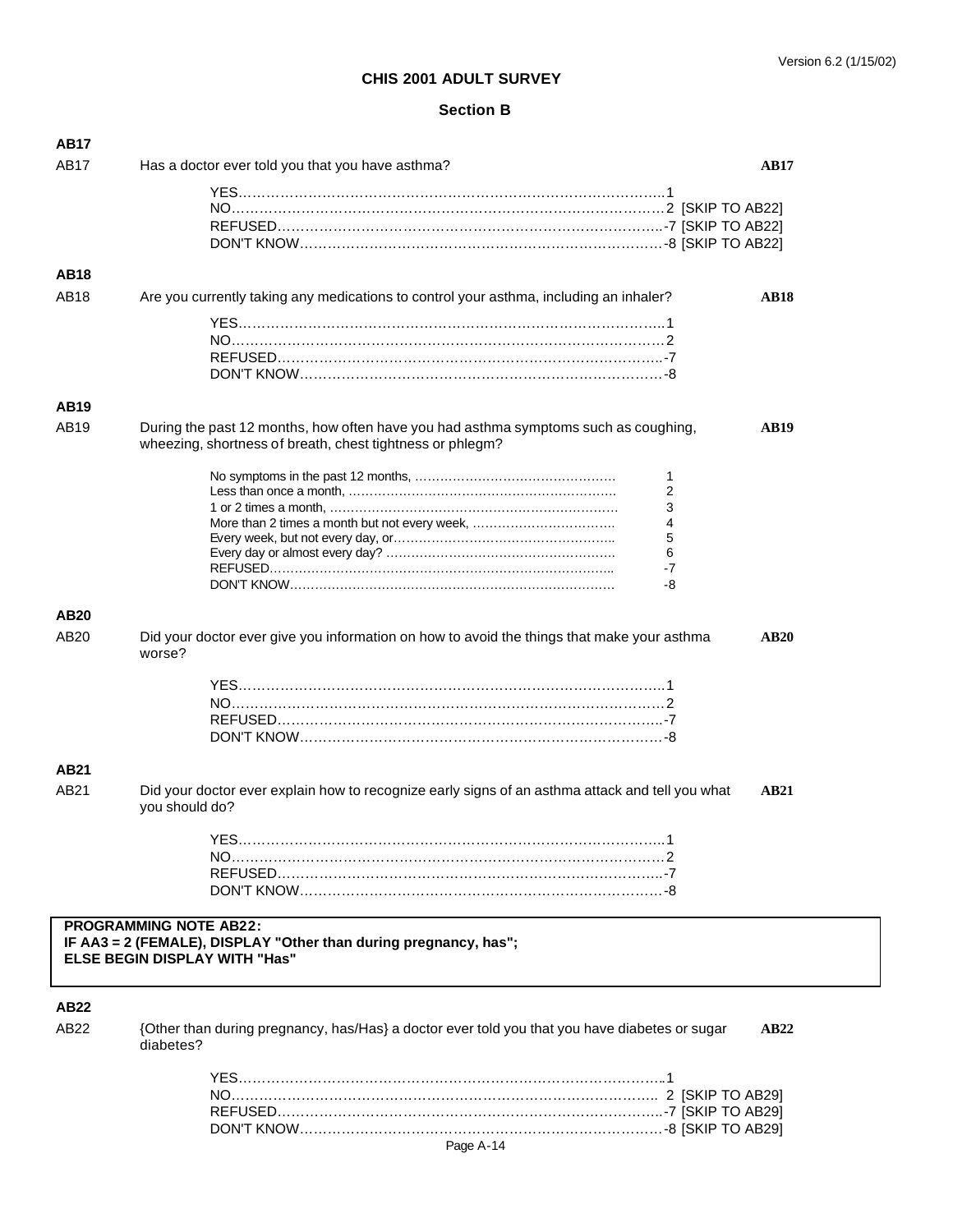# CHIS 2001 ADULT SURVEY

## Section B

**AB17**

AB17 Has a doctor ever told you that you have asthma? **AB17**

YES……………………………………………………………………………………1
NO……………………………………………………………………………………2 [SKIP TO AB22]
REFUSED…………………………………………………………………………-7 [SKIP TO AB22]
DON'T KNOW……………………………………………………………………-8 [SKIP TO AB22]

**AB18**

AB18 Are you currently taking any medications to control your asthma, including an inhaler? **AB18**

YES……………………………………………………………………………………1
NO……………………………………………………………………………………2
REFUSED…………………………………………………………………………-7
DON'T KNOW……………………………………………………………………-8

**AB19**

AB19 During the past 12 months, how often have you had asthma symptoms such as coughing, wheezing, shortness of breath, chest tightness or phlegm? **AB19**

No symptoms in the past 12 months, ………………………………………… 1
Less than once a month, ……………………………………………………… 2
1 or 2 times a month, …………………………………………………………… 3
More than 2 times a month but not every week, …………………………… 4
Every week, but not every day, or……………………………………………… 5
Every day or almost every day? ……………………………………………… 6
REFUSED……………………………………………………………………… -7
DON'T KNOW…………………………………………………………………… -8

**AB20**

AB20 Did your doctor ever give you information on how to avoid the things that make your asthma worse? **AB20**

YES……………………………………………………………………………………1
NO……………………………………………………………………………………2
REFUSED…………………………………………………………………………-7
DON'T KNOW……………………………………………………………………-8

**AB21**

AB21 Did your doctor ever explain how to recognize early signs of an asthma attack and tell you what you should do? **AB21**

YES……………………………………………………………………………………1
NO……………………………………………………………………………………2
REFUSED…………………………………………………………………………-7
DON'T KNOW……………………………………………………………………-8

**PROGRAMMING NOTE AB22:**
**IF AA3 = 2 (FEMALE), DISPLAY "Other than during pregnancy, has";**
**ELSE BEGIN DISPLAY WITH "Has"**

**AB22**

AB22 {Other than during pregnancy, has/Has} a doctor ever told you that you have diabetes or sugar diabetes? **AB22**

YES……………………………………………………………………………………1
NO…………………………………………………………………………………… 2 [SKIP TO AB29]
REFUSED…………………………………………………………………………-7 [SKIP TO AB29]
DON'T KNOW……………………………………………………………………-8 [SKIP TO AB29]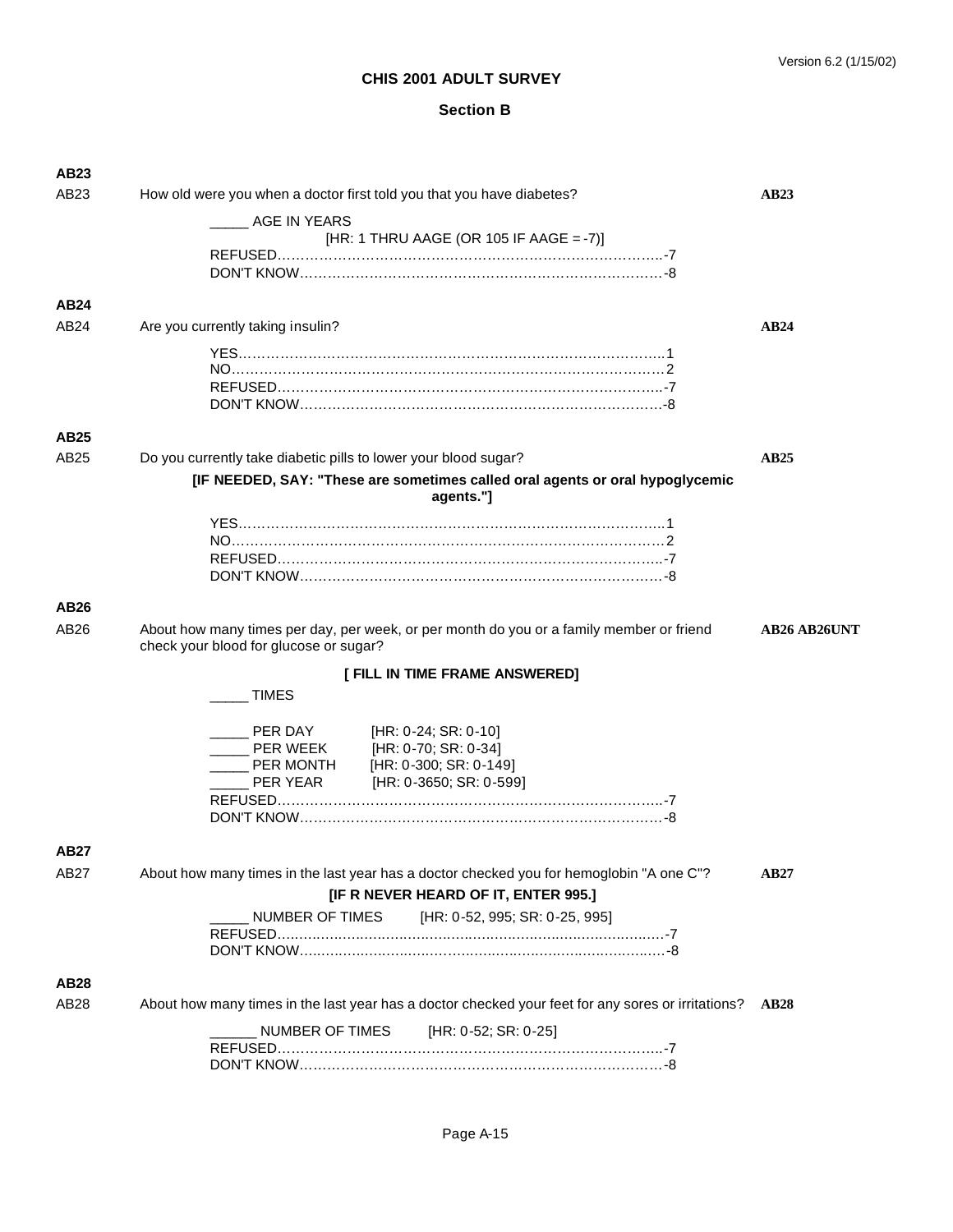**CHIS 2001 ADULT SURVEY**

**Section B**

**AB23**

AB23 How old were you when a doctor first told you that you have diabetes? **AB23**

_____ AGE IN YEARS
[HR: 1 THRU AAGE (OR 105 IF AAGE = -7)]

REFUSED.....-7
DON'T KNOW.....-8

**AB24**

AB24 Are you currently taking insulin? **AB24**

YES.....1
NO.....2
REFUSED.....-7
DON'T KNOW.....-8

**AB25**

AB25 Do you currently take diabetic pills to lower your blood sugar? **AB25**

**[IF NEEDED, SAY: "These are sometimes called oral agents or oral hypoglycemic agents."]**

YES.....1
NO.....2
REFUSED.....-7
DON'T KNOW.....-8

**AB26**

AB26 About how many times per day, per week, or per month do you or a family member or friend check your blood for glucose or sugar? **AB26 AB26UNT**

**[ FILL IN TIME FRAME ANSWERED]**

_____ TIMES

_____ PER DAY [HR: 0-24; SR: 0-10]
_____ PER WEEK [HR: 0-70; SR: 0-34]
_____ PER MONTH [HR: 0-300; SR: 0-149]
_____ PER YEAR [HR: 0-3650; SR: 0-599]
REFUSED.....-7
DON'T KNOW.....-8

**AB27**

AB27 About how many times in the last year has a doctor checked you for hemoglobin "A one C"? **AB27**

**[IF R NEVER HEARD OF IT, ENTER 995.]**

_____ NUMBER OF TIMES [HR: 0-52, 995; SR: 0-25, 995]
REFUSED.....-7
DON'T KNOW.....-8

**AB28**

AB28 About how many times in the last year has a doctor checked your feet for any sores or irritations? **AB28**

______ NUMBER OF TIMES [HR: 0-52; SR: 0-25]
REFUSED.....-7
DON'T KNOW.....-8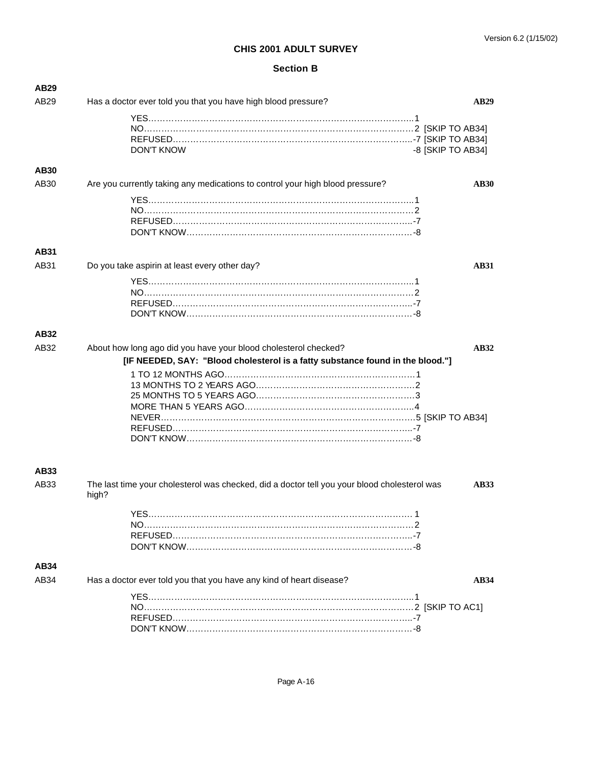Version 6.2 (1/15/02)

# CHIS 2001 ADULT SURVEY

## Section B

### AB29

AB29 Has a doctor ever told you that you have high blood pressure? **AB29**

- YES…………………………………………………………………………………1
- NO…………………………………………………………………………………2 [SKIP TO AB34]
- REFUSED…………………………………………………………………………-7 [SKIP TO AB34]
- DON'T KNOW -8 [SKIP TO AB34]

### AB30

AB30 Are you currently taking any medications to control your high blood pressure? **AB30**

- YES…………………………………………………………………………………1
- NO…………………………………………………………………………………2
- REFUSED…………………………………………………………………………-7
- DON'T KNOW……………………………………………………………………-8

### AB31

AB31 Do you take aspirin at least every other day? **AB31**

- YES…………………………………………………………………………………1
- NO…………………………………………………………………………………2
- REFUSED…………………………………………………………………………-7
- DON'T KNOW……………………………………………………………………-8

### AB32

AB32 About how long ago did you have your blood cholesterol checked? **AB32**

**[IF NEEDED, SAY: "Blood cholesterol is a fatty substance found in the blood."]**

- 1 TO 12 MONTHS AGO…………………………………………………………1
- 13 MONTHS TO 2 YEARS AGO………………………………………………2
- 25 MONTHS TO 5 YEARS AGO………………………………………………3
- MORE THAN 5 YEARS AGO…………………………………………………4
- NEVER……………………………………………………………………………5 [SKIP TO AB34]
- REFUSED…………………………………………………………………………-7
- DON'T KNOW……………………………………………………………………-8

### AB33

AB33 The last time your cholesterol was checked, did a doctor tell you your blood cholesterol was high? **AB33**

- YES………………………………………………………………………………… 1
- NO…………………………………………………………………………………2
- REFUSED…………………………………………………………………………-7
- DON'T KNOW……………………………………………………………………-8

### AB34

AB34 Has a doctor ever told you that you have any kind of heart disease? **AB34**

- YES…………………………………………………………………………………1
- NO…………………………………………………………………………………2 [SKIP TO AC1]
- REFUSED…………………………………………………………………………-7
- DON'T KNOW……………………………………………………………………-8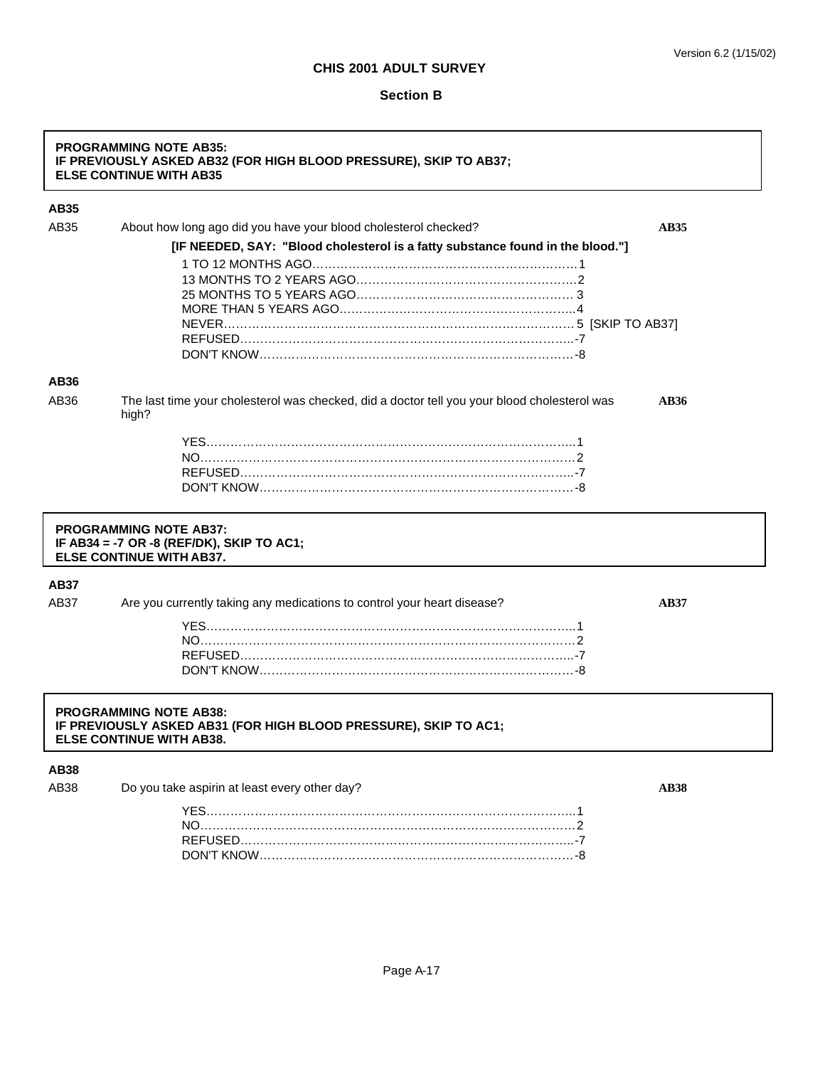Version 6.2 (1/15/02)

**CHIS 2001 ADULT SURVEY**

**Section B**

> **PROGRAMMING NOTE AB35:**
> **IF PREVIOUSLY ASKED AB32 (FOR HIGH BLOOD PRESSURE), SKIP TO AB37;**
> **ELSE CONTINUE WITH AB35**

**AB35**

AB35 About how long ago did you have your blood cholesterol checked? **AB35**

**[IF NEEDED, SAY: "Blood cholesterol is a fatty substance found in the blood."]**

- 1 TO 12 MONTHS AGO……………………………………………………………1
- 13 MONTHS TO 2 YEARS AGO…………………………………………………2
- 25 MONTHS TO 5 YEARS AGO………………………………………………… 3
- MORE THAN 5 YEARS AGO……………………………………………………..4
- NEVER………………………………………………………………………………. 5 [SKIP TO AB37]
- REFUSED…………………………………………………………………………..-7
- DON'T KNOW………………………………………………………………………-8

**AB36**

AB36 The last time your cholesterol was checked, did a doctor tell you your blood cholesterol was high? **AB36**

- YES…………………………………………………………………………………..1
- NO…………………………………………………………………………………… 2
- REFUSED…………………………………………………………………………..-7
- DON'T KNOW………………………………………………………………………-8

> **PROGRAMMING NOTE AB37:**
> **IF AB34 = -7 OR -8 (REF/DK), SKIP TO AC1;**
> **ELSE CONTINUE WITH AB37.**

**AB37**

AB37 Are you currently taking any medications to control your heart disease? **AB37**

- YES…………………………………………………………………………………..1
- NO…………………………………………………………………………………… 2
- REFUSED…………………………………………………………………………..-7
- DON'T KNOW………………………………………………………………………-8

> **PROGRAMMING NOTE AB38:**
> **IF PREVIOUSLY ASKED AB31 (FOR HIGH BLOOD PRESSURE), SKIP TO AC1;**
> **ELSE CONTINUE WITH AB38.**

**AB38**

AB38 Do you take aspirin at least every other day? **AB38**

- YES…………………………………………………………………………………..1
- NO…………………………………………………………………………………… 2
- REFUSED…………………………………………………………………………..-7
- DON'T KNOW………………………………………………………………………-8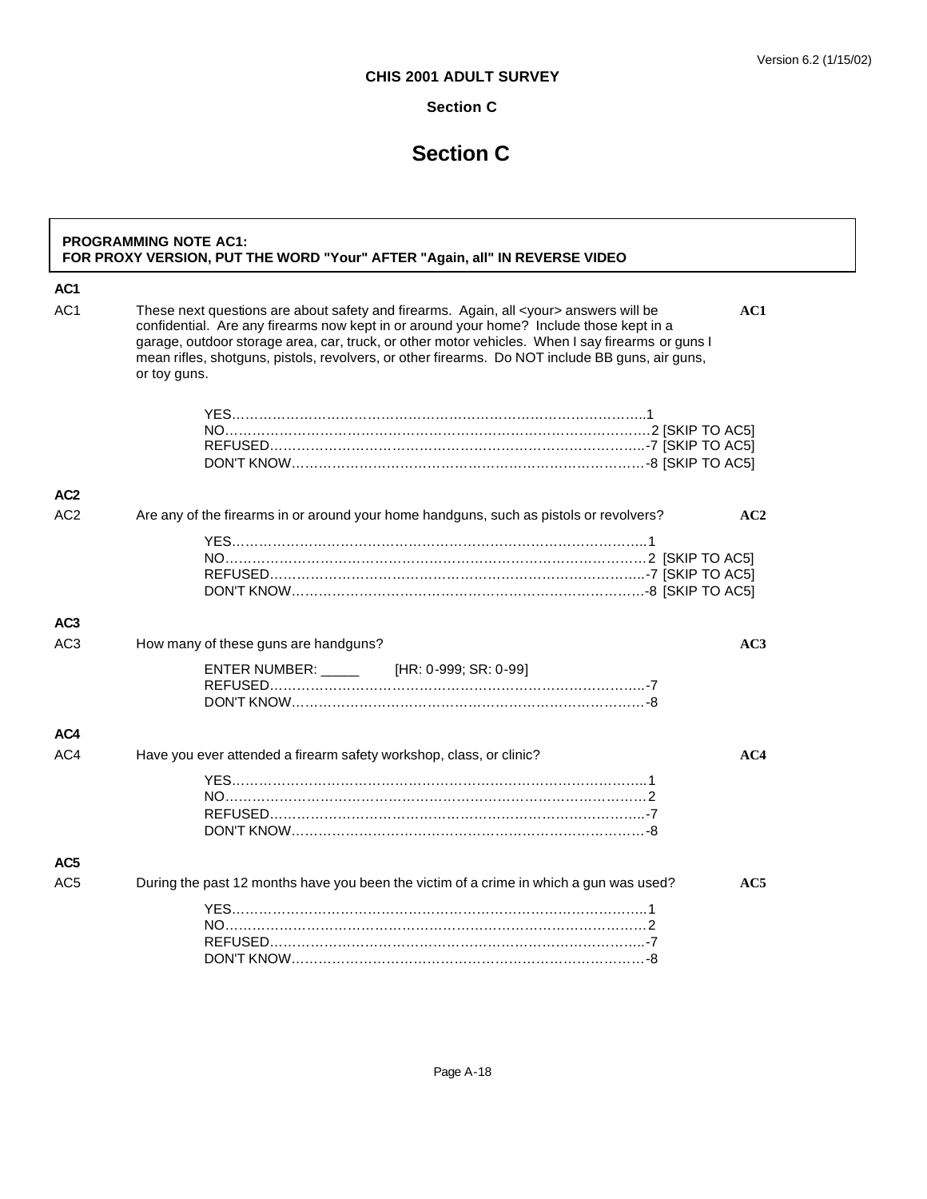**CHIS 2001 ADULT SURVEY**

**Section C**

# Section C

> **PROGRAMMING NOTE AC1:**
> **FOR PROXY VERSION, PUT THE WORD "Your" AFTER "Again, all" IN REVERSE VIDEO**

### AC1

AC1 These next questions are about safety and firearms. Again, all <your> answers will be confidential. Are any firearms now kept in or around your home? Include those kept in a garage, outdoor storage area, car, truck, or other motor vehicles. When I say firearms or guns I mean rifles, shotguns, pistols, revolvers, or other firearms. Do NOT include BB guns, air guns, or toy guns. **AC1**

- YES……………………………………………………………………………………1
- NO……………………………………………………………………………………2 [SKIP TO AC5]
- REFUSED…………………………………………………………………………-7 [SKIP TO AC5]
- DON'T KNOW……………………………………………………………………-8 [SKIP TO AC5]

### AC2

AC2 Are any of the firearms in or around your home handguns, such as pistols or revolvers? **AC2**

- YES……………………………………………………………………………………1
- NO……………………………………………………………………………………2 [SKIP TO AC5]
- REFUSED…………………………………………………………………………-7 [SKIP TO AC5]
- DON'T KNOW……………………………………………………………………-8 [SKIP TO AC5]

### AC3

AC3 How many of these guns are handguns? **AC3**

- ENTER NUMBER: _____ [HR: 0-999; SR: 0-99]
- REFUSED…………………………………………………………………………-7
- DON'T KNOW……………………………………………………………………-8

### AC4

AC4 Have you ever attended a firearm safety workshop, class, or clinic? **AC4**

- YES……………………………………………………………………………………1
- NO……………………………………………………………………………………2
- REFUSED…………………………………………………………………………-7
- DON'T KNOW……………………………………………………………………-8

### AC5

AC5 During the past 12 months have you been the victim of a crime in which a gun was used? **AC5**

- YES……………………………………………………………………………………1
- NO……………………………………………………………………………………2
- REFUSED…………………………………………………………………………-7
- DON'T KNOW……………………………………………………………………-8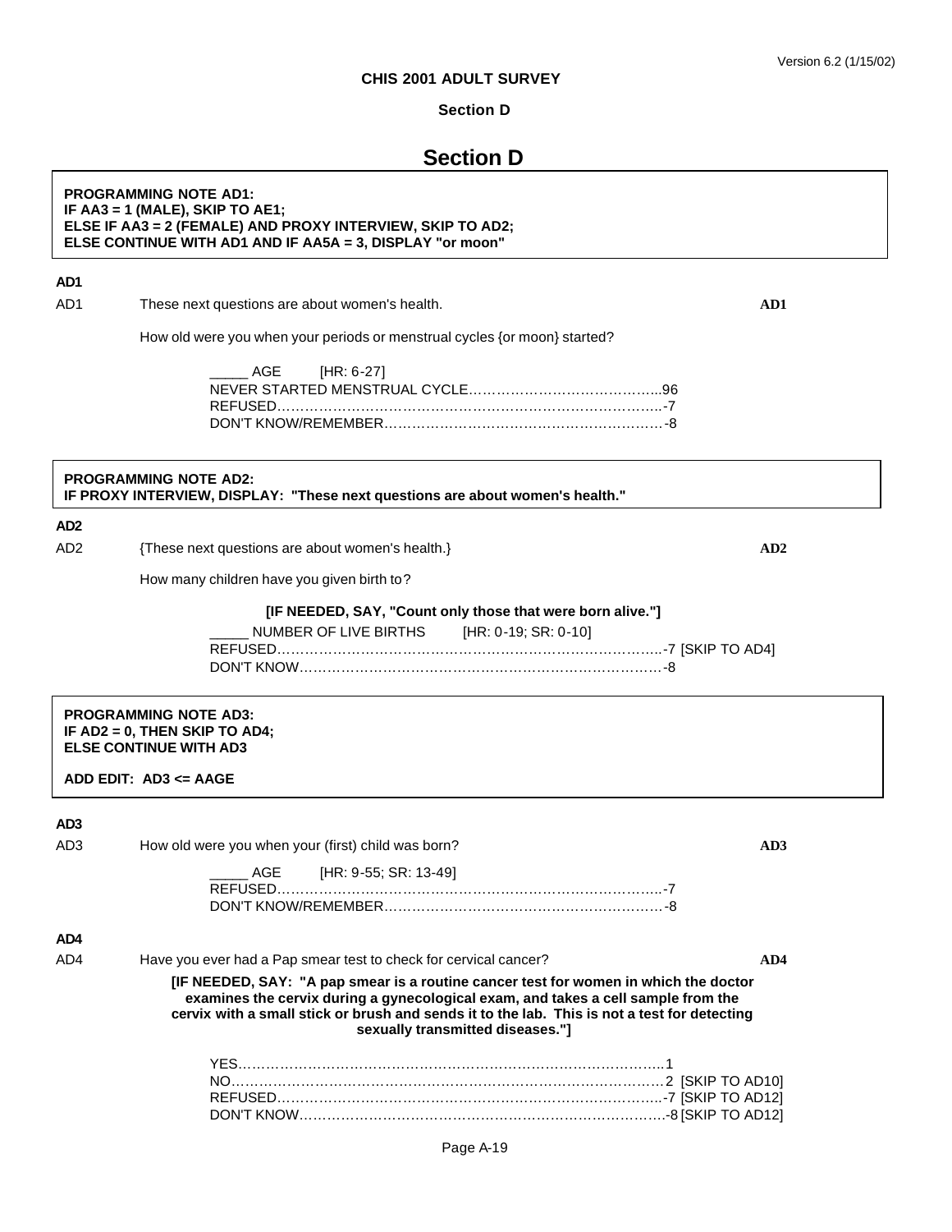# Section D

**PROGRAMMING NOTE AD1:**
**IF AA3 = 1 (MALE), SKIP TO AE1;**
**ELSE IF AA3 = 2 (FEMALE) AND PROXY INTERVIEW, SKIP TO AD2;**
**ELSE CONTINUE WITH AD1 AND IF AA5A = 3, DISPLAY "or moon"**

**AD1**

AD1 These next questions are about women's health. **AD1**

How old were you when your periods or menstrual cycles {or moon} started?

_____ AGE [HR: 6-27]
NEVER STARTED MENSTRUAL CYCLE....................................96
REFUSED.........................................................................-7
DON'T KNOW/REMEMBER....................................................-8

**PROGRAMMING NOTE AD2:**
**IF PROXY INTERVIEW, DISPLAY: "These next questions are about women's health."**

**AD2**

AD2 {These next questions are about women's health.} **AD2**

How many children have you given birth to?

**[IF NEEDED, SAY, "Count only those that were born alive."]**

_____ NUMBER OF LIVE BIRTHS [HR: 0-19; SR: 0-10]
REFUSED.........................................................................-7 [SKIP TO AD4]
DON'T KNOW....................................................................-8

**PROGRAMMING NOTE AD3:**
**IF AD2 = 0, THEN SKIP TO AD4;**
**ELSE CONTINUE WITH AD3**

**ADD EDIT: AD3 <= AAGE**

**AD3**

AD3 How old were you when your (first) child was born? **AD3**

_____ AGE [HR: 9-55; SR: 13-49]
REFUSED.........................................................................-7
DON'T KNOW/REMEMBER....................................................-8

**AD4**

AD4 Have you ever had a Pap smear test to check for cervical cancer? **AD4**

**[IF NEEDED, SAY: "A pap smear is a routine cancer test for women in which the doctor examines the cervix during a gynecological exam, and takes a cell sample from the cervix with a small stick or brush and sends it to the lab. This is not a test for detecting sexually transmitted diseases."]**

YES...............................................................................1
NO.................................................................................2 [SKIP TO AD10]
REFUSED.........................................................................-7 [SKIP TO AD12]
DON'T KNOW....................................................................-8 [SKIP TO AD12]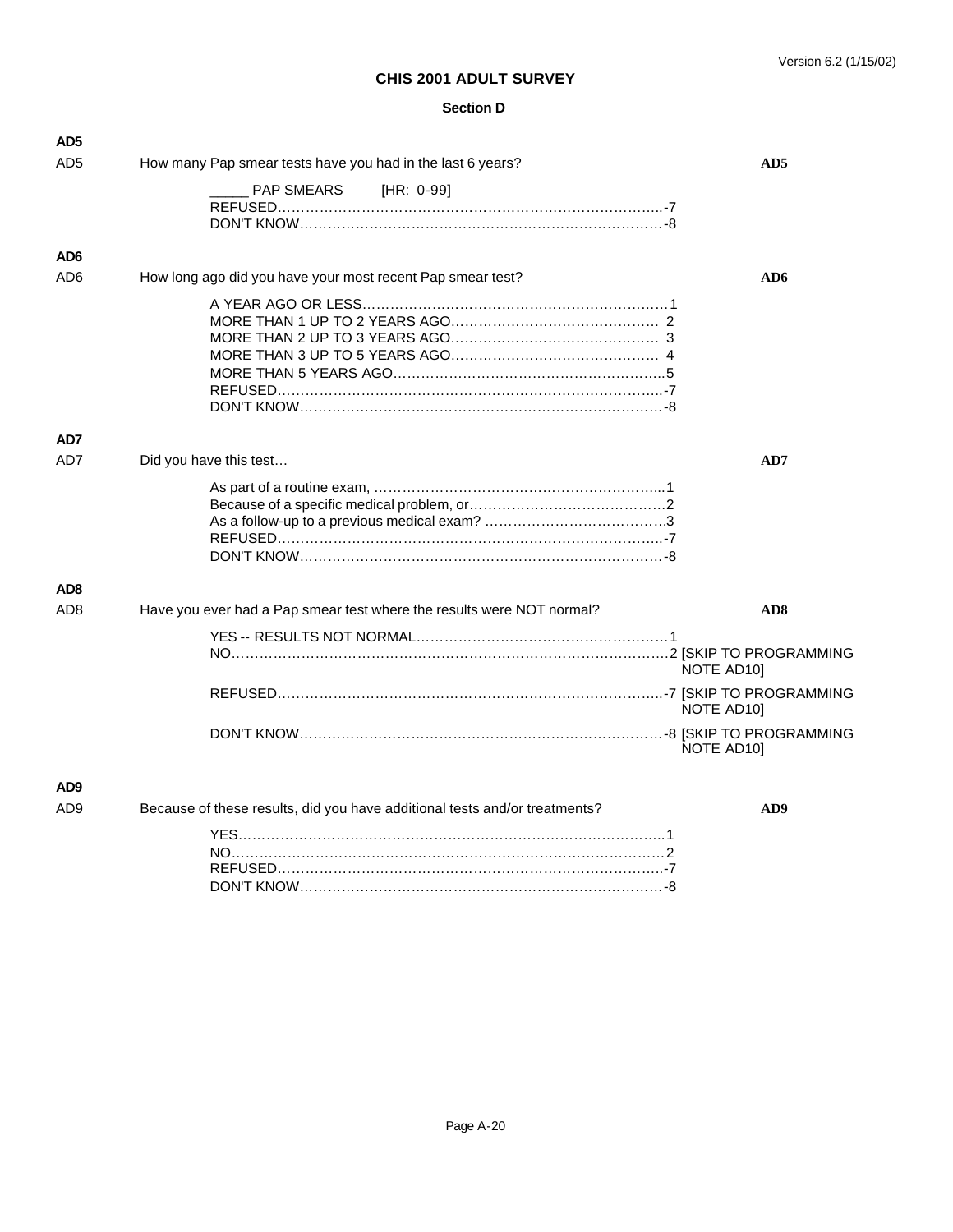# CHIS 2001 ADULT SURVEY

## Section D

**AD5**

AD5 How many Pap smear tests have you had in the last 6 years? **AD5**

_____ PAP SMEARS [HR: 0-99]
REFUSED……………………………………………………………………….-7
DON'T KNOW………………………………………………………………….-8

**AD6**

AD6 How long ago did you have your most recent Pap smear test? **AD6**

A YEAR AGO OR LESS……………………………………………………….1
MORE THAN 1 UP TO 2 YEARS AGO……………………………………… 2
MORE THAN 2 UP TO 3 YEARS AGO……………………………………… 3
MORE THAN 3 UP TO 5 YEARS AGO……………………………………… 4
MORE THAN 5 YEARS AGO…………………………………………………..5
REFUSED……………………………………………………………………….-7
DON'T KNOW………………………………………………………………….-8

**AD7**

AD7 Did you have this test… **AD7**

As part of a routine exam, ……………………………………………………...1
Because of a specific medical problem, or……………………………………2
As a follow-up to a previous medical exam? …………………………………..3
REFUSED……………………………………………………………………….-7
DON'T KNOW………………………………………………………………….-8

**AD8**

AD8 Have you ever had a Pap smear test where the results were NOT normal? **AD8**

YES -- RESULTS NOT NORMAL……………………………………………….1
NO……………………………………………………………………………….2 [SKIP TO PROGRAMMING NOTE AD10]
REFUSED……………………………………………………………………….-7 [SKIP TO PROGRAMMING NOTE AD10]
DON'T KNOW………………………………………………………………….-8 [SKIP TO PROGRAMMING NOTE AD10]

**AD9**

AD9 Because of these results, did you have additional tests and/or treatments? **AD9**

YES……………………………………………………………………………..1
NO……………………………………………………………………………….2
REFUSED……………………………………………………………………….-7
DON'T KNOW………………………………………………………………….-8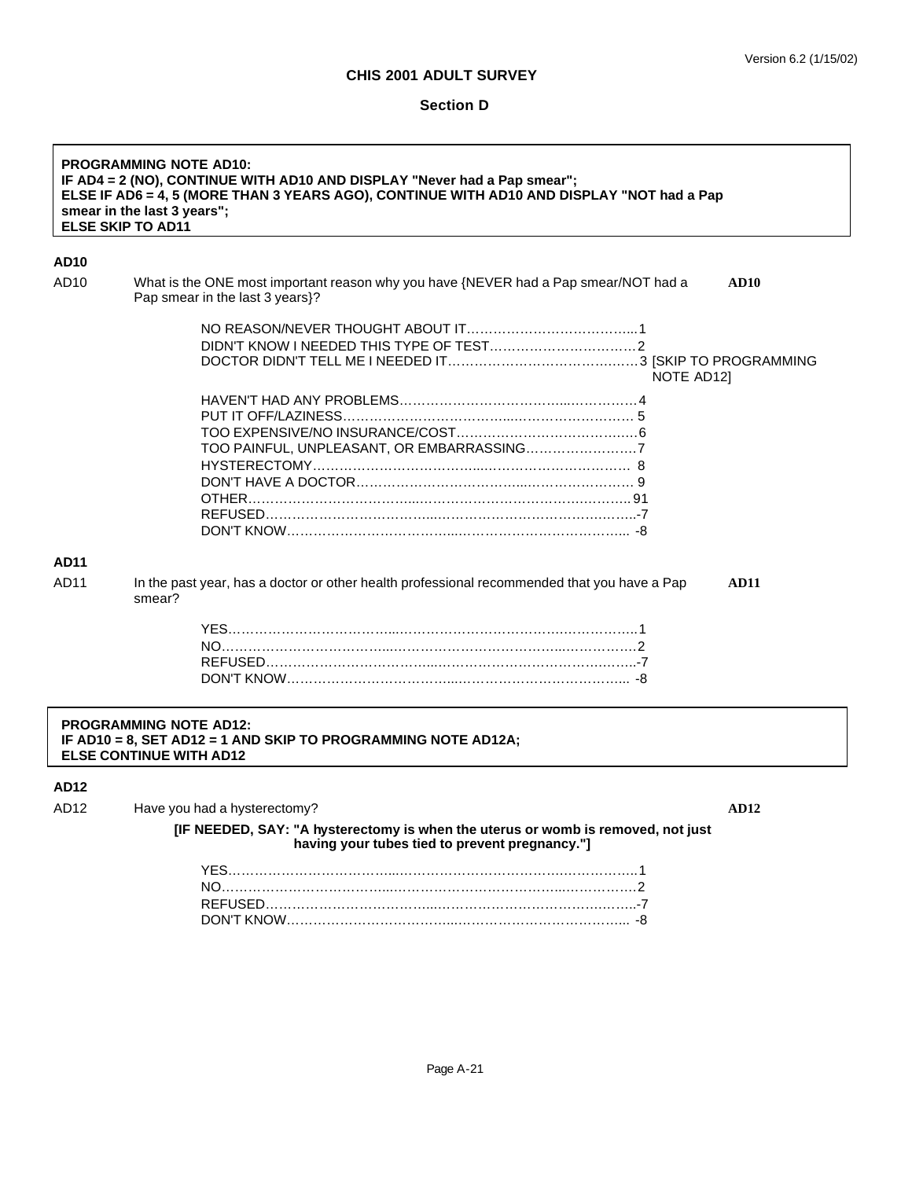# CHIS 2001 ADULT SURVEY

## Section D

**PROGRAMMING NOTE AD10:**
**IF AD4 = 2 (NO), CONTINUE WITH AD10 AND DISPLAY "Never had a Pap smear";**
**ELSE IF AD6 = 4, 5 (MORE THAN 3 YEARS AGO), CONTINUE WITH AD10 AND DISPLAY "NOT had a Pap smear in the last 3 years";**
**ELSE SKIP TO AD11**

### AD10

AD10 What is the ONE most important reason why you have {NEVER had a Pap smear/NOT had a Pap smear in the last 3 years}? **AD10**

- NO REASON/NEVER THOUGHT ABOUT IT .......... 1
- DIDN'T KNOW I NEEDED THIS TYPE OF TEST .......... 2
- DOCTOR DIDN'T TELL ME I NEEDED IT .......... 3 [SKIP TO PROGRAMMING NOTE AD12]
- HAVEN'T HAD ANY PROBLEMS .......... 4
- PUT IT OFF/LAZINESS .......... 5
- TOO EXPENSIVE/NO INSURANCE/COST .......... 6
- TOO PAINFUL, UNPLEASANT, OR EMBARRASSING .......... 7
- HYSTERECTOMY .......... 8
- DON'T HAVE A DOCTOR .......... 9
- OTHER .......... 91
- REFUSED .......... -7
- DON'T KNOW .......... -8

### AD11

AD11 In the past year, has a doctor or other health professional recommended that you have a Pap smear? **AD11**

- YES .......... 1
- NO .......... 2
- REFUSED .......... -7
- DON'T KNOW .......... -8

**PROGRAMMING NOTE AD12:**
**IF AD10 = 8, SET AD12 = 1 AND SKIP TO PROGRAMMING NOTE AD12A;**
**ELSE CONTINUE WITH AD12**

### AD12

AD12 Have you had a hysterectomy? **AD12**

**[IF NEEDED, SAY: "A hysterectomy is when the uterus or womb is removed, not just having your tubes tied to prevent pregnancy."]**

- YES .......... 1
- NO .......... 2
- REFUSED .......... -7
- DON'T KNOW .......... -8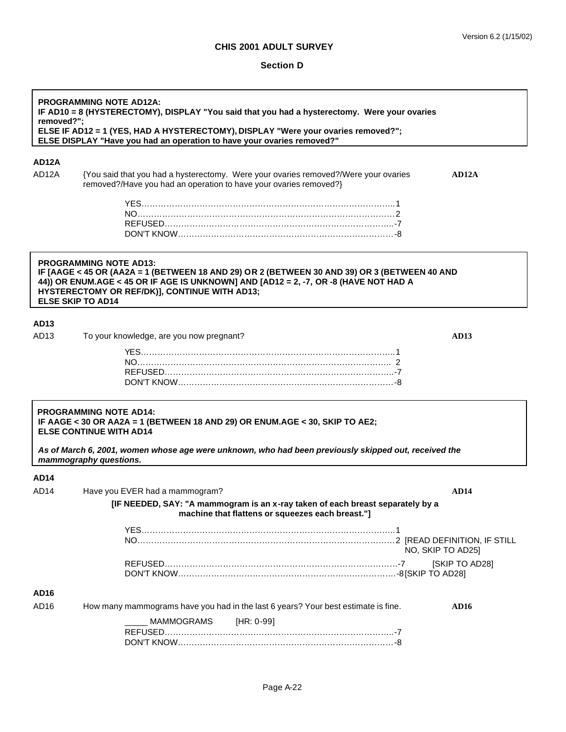## CHIS 2001 ADULT SURVEY

### Section D

**PROGRAMMING NOTE AD12A:**
**IF AD10 = 8 (HYSTERECTOMY), DISPLAY "You said that you had a hysterectomy. Were your ovaries removed?";**
**ELSE IF AD12 = 1 (YES, HAD A HYSTERECTOMY), DISPLAY "Were your ovaries removed?";**
**ELSE DISPLAY "Have you had an operation to have your ovaries removed?"**

**AD12A**

AD12A {You said that you had a hysterectomy. Were your ovaries removed?/Were your ovaries removed?/Have you had an operation to have your ovaries removed?} **AD12A**

YES……………………………………………………………………………..1
NO……………………………………………………………………………2
REFUSED…………………………………………………………………..-7
DON'T KNOW……………………………………………………………-8

**PROGRAMMING NOTE AD13:**
**IF [AAGE < 45 OR (AA2A = 1 (BETWEEN 18 AND 29) OR 2 (BETWEEN 30 AND 39) OR 3 (BETWEEN 40 AND 44)) OR ENUM.AGE < 45 OR IF AGE IS UNKNOWN] AND [AD12 = 2, -7, OR -8 (HAVE NOT HAD A HYSTERECTOMY OR REF/DK)], CONTINUE WITH AD13;**
**ELSE SKIP TO AD14**

**AD13**

AD13 To your knowledge, are you now pregnant? **AD13**

YES……………………………………………………………………………..1
NO…………………………………………………………………………….. 2
REFUSED…………………………………………………………………..-7
DON'T KNOW……………………………………………………………-8

**PROGRAMMING NOTE AD14:**
**IF AAGE < 30 OR AA2A = 1 (BETWEEN 18 AND 29) OR ENUM.AGE < 30, SKIP TO AE2;**
**ELSE CONTINUE WITH AD14**

***As of March 6, 2001, women whose age were unknown, who had been previously skipped out, received the mammography questions.***

**AD14**

AD14 Have you EVER had a mammogram? **AD14**

**[IF NEEDED, SAY: "A mammogram is an x-ray taken of each breast separately by a machine that flattens or squeezes each breast."]**

YES……………………………………………………………………………..1
NO……………………………………………………………………………2 [READ DEFINITION, IF STILL NO, SKIP TO AD25]
REFUSED…………………………………………………………………..-7 [SKIP TO AD28]
DON'T KNOW……………………………………………………………-8 [SKIP TO AD28]

**AD16**

AD16 How many mammograms have you had in the last 6 years? Your best estimate is fine. **AD16**

_____ MAMMOGRAMS [HR: 0-99]
REFUSED…………………………………………………………………..-7
DON'T KNOW……………………………………………………………-8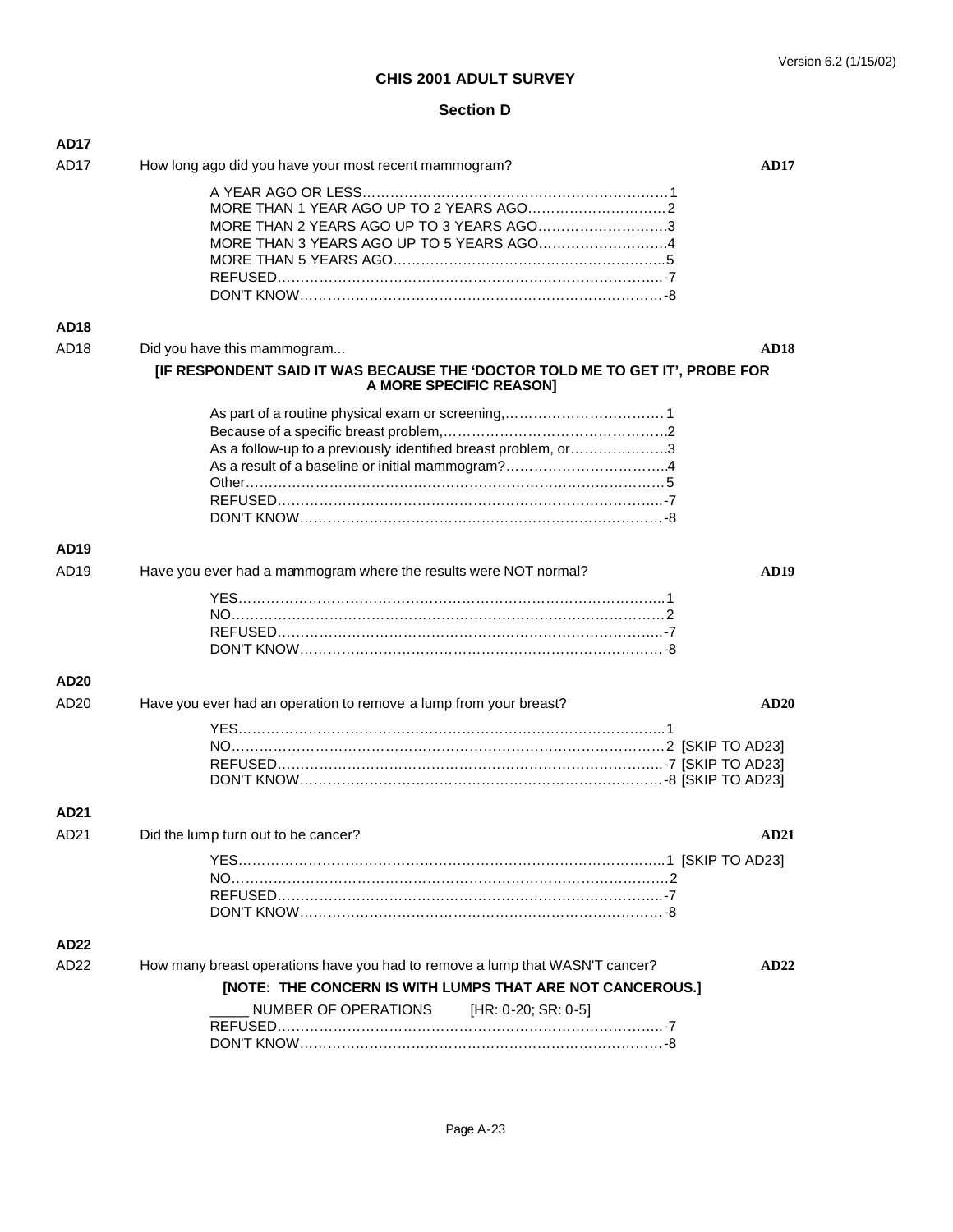# CHIS 2001 ADULT SURVEY

## Section D

### AD17

AD17 How long ago did you have your most recent mammogram? **AD17**

A YEAR AGO OR LESS…………………………………………………………1
MORE THAN 1 YEAR AGO UP TO 2 YEARS AGO…………………………2
MORE THAN 2 YEARS AGO UP TO 3 YEARS AGO……………………….3
MORE THAN 3 YEARS AGO UP TO 5 YEARS AGO……………………….4
MORE THAN 5 YEARS AGO…………………………………………………..5
REFUSED……………………………………………………………………..-7
DON'T KNOW……………………………………………………………………-8

### AD18

AD18 Did you have this mammogram... **AD18**

**[IF RESPONDENT SAID IT WAS BECAUSE THE 'DOCTOR TOLD ME TO GET IT', PROBE FOR A MORE SPECIFIC REASON]**

As part of a routine physical exam or screening,…………………………… 1
Because of a specific breast problem,…………………………………………..2
As a follow-up to a previously identified breast problem, or………………….3
As a result of a baseline or initial mammogram?……………………………..4
Other………………………………………………………………………………5
REFUSED……………………………………………………………………..-7
DON'T KNOW……………………………………………………………………-8

### AD19

AD19 Have you ever had a mammogram where the results were NOT normal? **AD19**

YES………………………………………………………………………………..1
NO………………………………………………………………………………… 2
REFUSED……………………………………………………………………..-7
DON'T KNOW……………………………………………………………………-8

### AD20

AD20 Have you ever had an operation to remove a lump from your breast? **AD20**

YES………………………………………………………………………………..1
NO………………………………………………………………………………… 2 [SKIP TO AD23]
REFUSED……………………………………………………………………..-7 [SKIP TO AD23]
DON'T KNOW……………………………………………………………………-8 [SKIP TO AD23]

### AD21

AD21 Did the lump turn out to be cancer? **AD21**

YES………………………………………………………………………………..1 [SKIP TO AD23]
NO…………………………………………………………………………………2
REFUSED……………………………………………………………………..-7
DON'T KNOW……………………………………………………………………-8

### AD22

AD22 How many breast operations have you had to remove a lump that WASN'T cancer? **AD22**

**[NOTE: THE CONCERN IS WITH LUMPS THAT ARE NOT CANCEROUS.]**

_____ NUMBER OF OPERATIONS [HR: 0-20; SR: 0-5]
REFUSED……………………………………………………………………..-7
DON'T KNOW……………………………………………………………………-8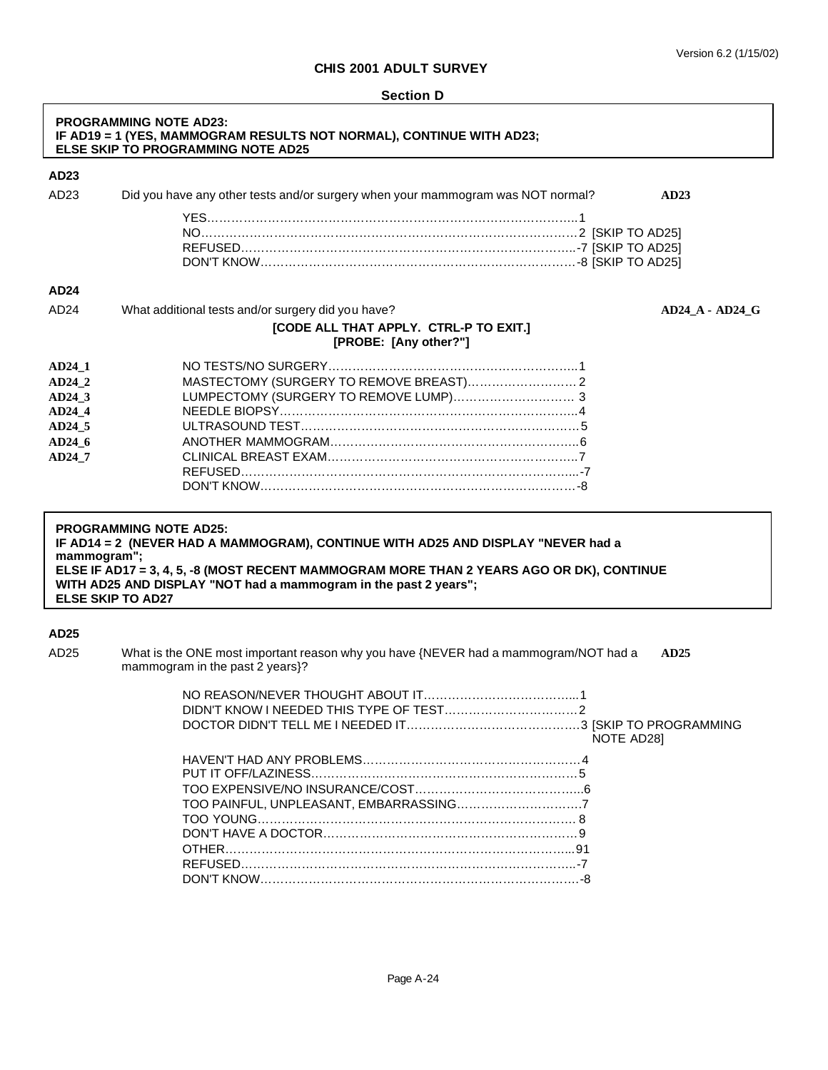## CHIS 2001 ADULT SURVEY

### Section D

**PROGRAMMING NOTE AD23:**
**IF AD19 = 1 (YES, MAMMOGRAM RESULTS NOT NORMAL), CONTINUE WITH AD23;**
**ELSE SKIP TO PROGRAMMING NOTE AD25**

**AD23**

AD23 Did you have any other tests and/or surgery when your mammogram was NOT normal? **AD23**

| | | |
|---|---|---|
| YES | 1 | |
| NO | 2 | [SKIP TO AD25] |
| REFUSED | -7 | [SKIP TO AD25] |
| DON'T KNOW | -8 | [SKIP TO AD25] |

**AD24**

AD24 What additional tests and/or surgery did you have? **AD24_A - AD24_G**

**[CODE ALL THAT APPLY. CTRL-P TO EXIT.]**
**[PROBE: [Any other?"]**

| | | |
|---|---|---|
| **AD24_1** | NO TESTS/NO SURGERY | 1 |
| **AD24_2** | MASTECTOMY (SURGERY TO REMOVE BREAST) | 2 |
| **AD24_3** | LUMPECTOMY (SURGERY TO REMOVE LUMP) | 3 |
| **AD24_4** | NEEDLE BIOPSY | 4 |
| **AD24_5** | ULTRASOUND TEST | 5 |
| **AD24_6** | ANOTHER MAMMOGRAM | 6 |
| **AD24_7** | CLINICAL BREAST EXAM | 7 |
| | REFUSED | -7 |
| | DON'T KNOW | -8 |

**PROGRAMMING NOTE AD25:**
**IF AD14 = 2 (NEVER HAD A MAMMOGRAM), CONTINUE WITH AD25 AND DISPLAY "NEVER had a mammogram";**
**ELSE IF AD17 = 3, 4, 5, -8 (MOST RECENT MAMMOGRAM MORE THAN 2 YEARS AGO OR DK), CONTINUE WITH AD25 AND DISPLAY "NOT had a mammogram in the past 2 years";**
**ELSE SKIP TO AD27**

**AD25**

AD25 What is the ONE most important reason why you have {NEVER had a mammogram/NOT had a mammogram in the past 2 years}? **AD25**

| | | |
|---|---|---|
| NO REASON/NEVER THOUGHT ABOUT IT | 1 | |
| DIDN'T KNOW I NEEDED THIS TYPE OF TEST | 2 | |
| DOCTOR DIDN'T TELL ME I NEEDED IT | 3 | [SKIP TO PROGRAMMING NOTE AD28] |
| HAVEN'T HAD ANY PROBLEMS | 4 | |
| PUT IT OFF/LAZINESS | 5 | |
| TOO EXPENSIVE/NO INSURANCE/COST | 6 | |
| TOO PAINFUL, UNPLEASANT, EMBARRASSING | 7 | |
| TOO YOUNG | 8 | |
| DON'T HAVE A DOCTOR | 9 | |
| OTHER | 91 | |
| REFUSED | -7 | |
| DON'T KNOW | -8 | |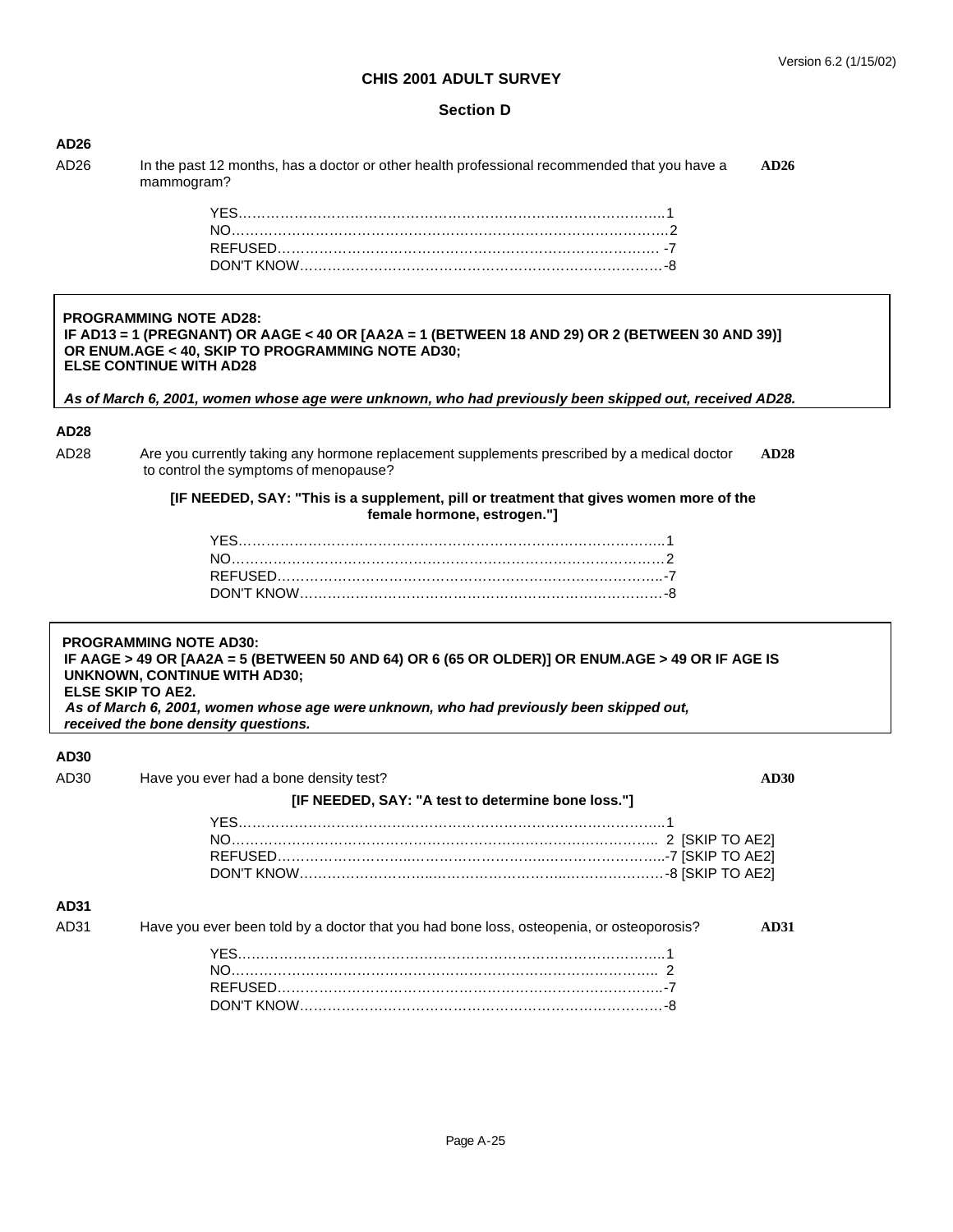# CHIS 2001 ADULT SURVEY

## Section D

**AD26**

AD26 In the past 12 months, has a doctor or other health professional recommended that you have a mammogram? **AD26**

YES……………………………………………………………………………………1
NO……………………………………………………………………………………2
REFUSED……………………………………………………………………………-7
DON'T KNOW………………………………………………………………………-8

**PROGRAMMING NOTE AD28:**
**IF AD13 = 1 (PREGNANT) OR AAGE < 40 OR [AA2A = 1 (BETWEEN 18 AND 29) OR 2 (BETWEEN 30 AND 39)] OR ENUM.AGE < 40, SKIP TO PROGRAMMING NOTE AD30;**
**ELSE CONTINUE WITH AD28**

***As of March 6, 2001, women whose age were unknown, who had previously been skipped out, received AD28.***

**AD28**

AD28 Are you currently taking any hormone replacement supplements prescribed by a medical doctor to control the symptoms of menopause? **AD28**

**[IF NEEDED, SAY: "This is a supplement, pill or treatment that gives women more of the female hormone, estrogen."]**

YES……………………………………………………………………………………1
NO……………………………………………………………………………………2
REFUSED……………………………………………………………………………-7
DON'T KNOW………………………………………………………………………-8

**PROGRAMMING NOTE AD30:**
**IF AAGE > 49 OR [AA2A = 5 (BETWEEN 50 AND 64) OR 6 (65 OR OLDER)] OR ENUM.AGE > 49 OR IF AGE IS UNKNOWN, CONTINUE WITH AD30;**
**ELSE SKIP TO AE2.**
***As of March 6, 2001, women whose age were unknown, who had previously been skipped out, received the bone density questions.***

**AD30**

AD30 Have you ever had a bone density test? **AD30**

**[IF NEEDED, SAY: "A test to determine bone loss."]**

YES……………………………………………………………………………………1
NO……………………………………………………………………………………2 [SKIP TO AE2]
REFUSED……………………………………………………………………………-7 [SKIP TO AE2]
DON'T KNOW………………………………………………………………………-8 [SKIP TO AE2]

**AD31**

AD31 Have you ever been told by a doctor that you had bone loss, osteopenia, or osteoporosis? **AD31**

YES……………………………………………………………………………………1
NO……………………………………………………………………………………2
REFUSED……………………………………………………………………………-7
DON'T KNOW………………………………………………………………………-8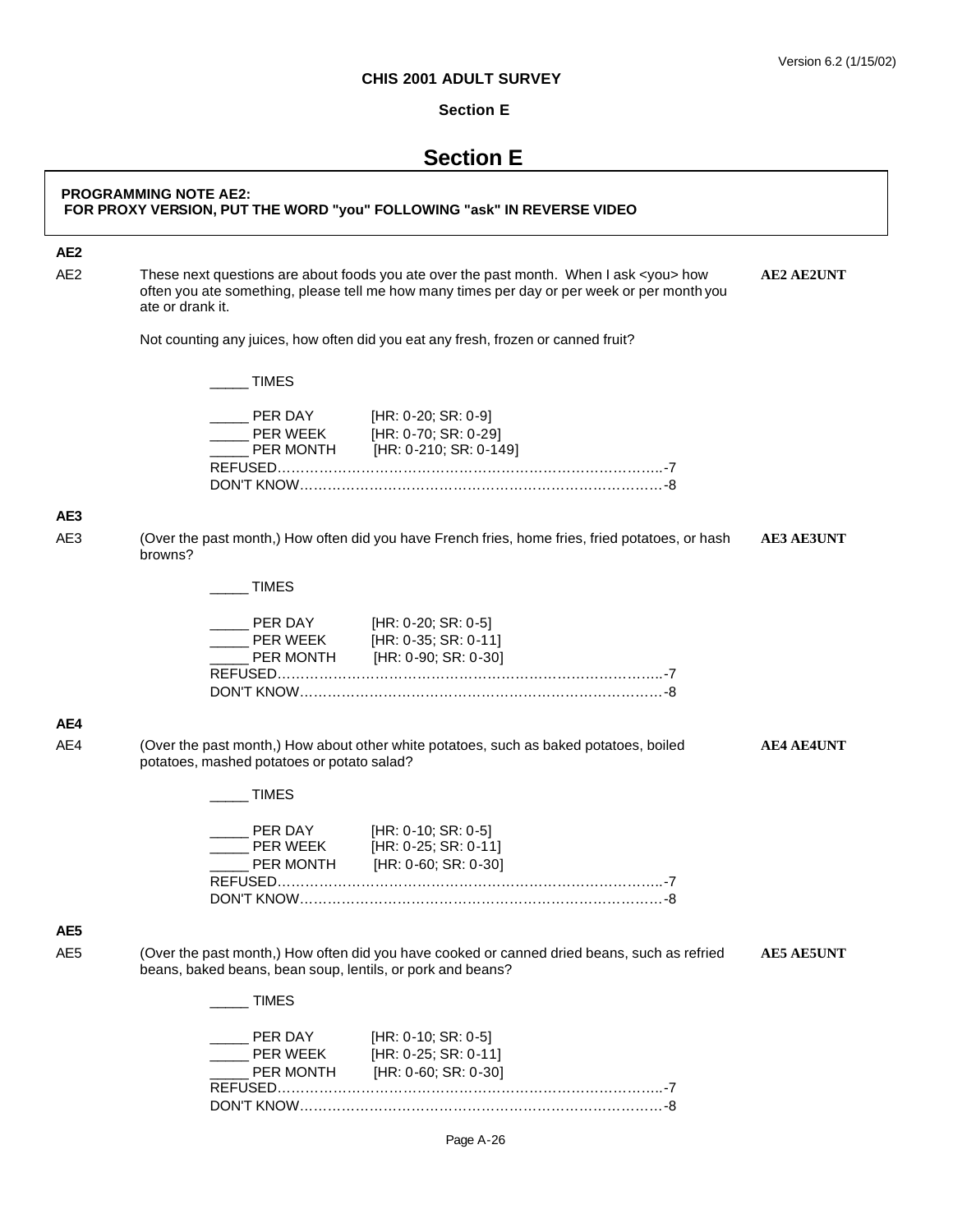# Section E

**PROGRAMMING NOTE AE2:**
**FOR PROXY VERSION, PUT THE WORD "you" FOLLOWING "ask" IN REVERSE VIDEO**

**AE2**

AE2 These next questions are about foods you ate over the past month. When I ask <you> how often you ate something, please tell me how many times per day or per week or per month you ate or drank it. **AE2 AE2UNT**

Not counting any juices, how often did you eat any fresh, frozen or canned fruit?

_____ TIMES

_____ PER DAY [HR: 0-20; SR: 0-9]
_____ PER WEEK [HR: 0-70; SR: 0-29]
_____ PER MONTH [HR: 0-210; SR: 0-149]
REFUSED…………………………………………………………………………-7
DON'T KNOW……………………………………………………………………-8

**AE3**

AE3 (Over the past month,) How often did you have French fries, home fries, fried potatoes, or hash browns? **AE3 AE3UNT**

_____ TIMES

_____ PER DAY [HR: 0-20; SR: 0-5]
_____ PER WEEK [HR: 0-35; SR: 0-11]
_____ PER MONTH [HR: 0-90; SR: 0-30]
REFUSED…………………………………………………………………………-7
DON'T KNOW……………………………………………………………………-8

**AE4**

AE4 (Over the past month,) How about other white potatoes, such as baked potatoes, boiled potatoes, mashed potatoes or potato salad? **AE4 AE4UNT**

_____ TIMES

_____ PER DAY [HR: 0-10; SR: 0-5]
_____ PER WEEK [HR: 0-25; SR: 0-11]
_____ PER MONTH [HR: 0-60; SR: 0-30]
REFUSED…………………………………………………………………………-7
DON'T KNOW……………………………………………………………………-8

**AE5**

AE5 (Over the past month,) How often did you have cooked or canned dried beans, such as refried beans, baked beans, bean soup, lentils, or pork and beans? **AE5 AE5UNT**

_____ TIMES

_____ PER DAY [HR: 0-10; SR: 0-5]
_____ PER WEEK [HR: 0-25; SR: 0-11]
_____ PER MONTH [HR: 0-60; SR: 0-30]
REFUSED…………………………………………………………………………-7
DON'T KNOW……………………………………………………………………-8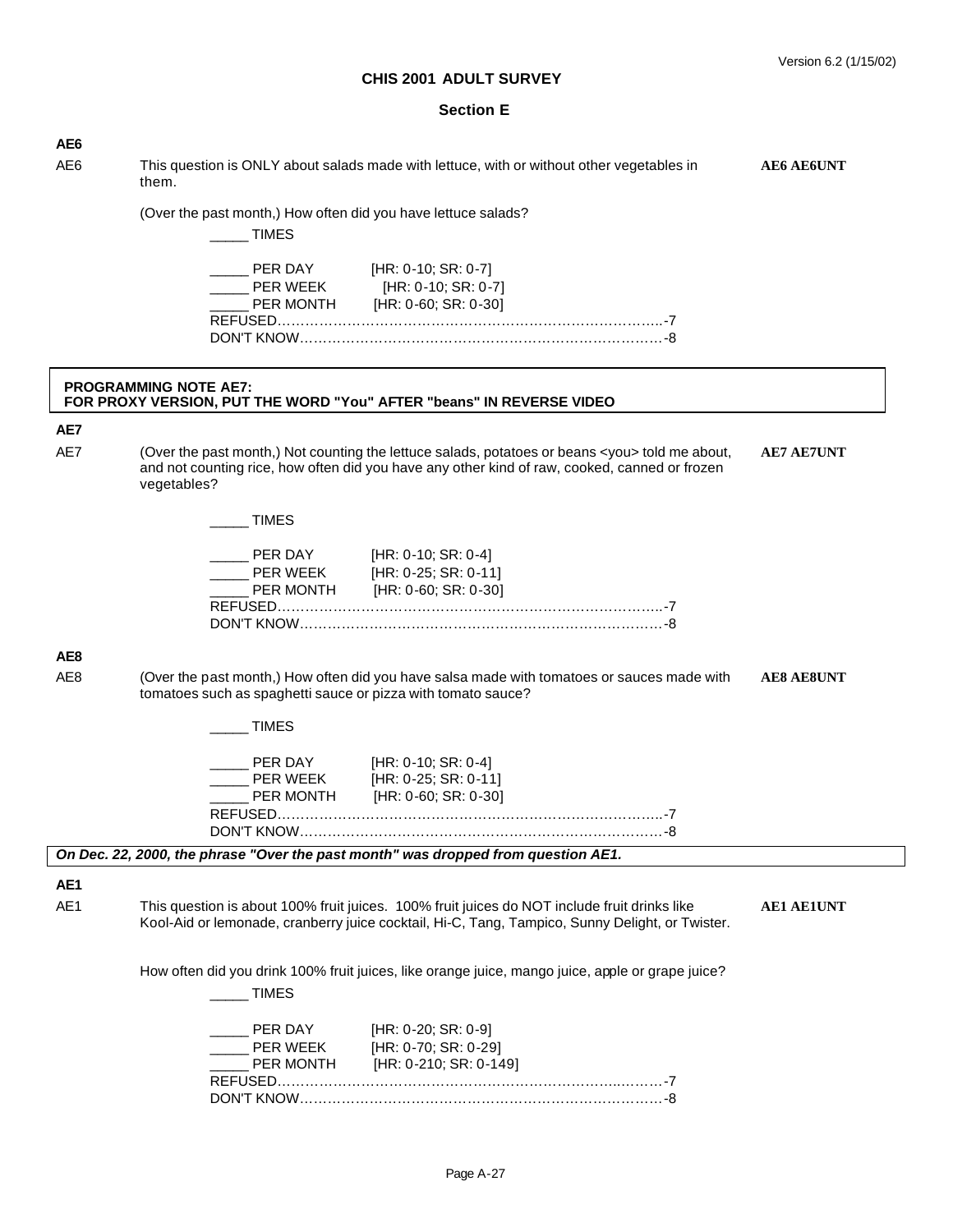## CHIS 2001 ADULT SURVEY

### Section E

**AE6**

AE6 This question is ONLY about salads made with lettuce, with or without other vegetables in them. **AE6 AE6UNT**

(Over the past month,) How often did you have lettuce salads?

_____ TIMES

_____ PER DAY [HR: 0-10; SR: 0-7]
_____ PER WEEK [HR: 0-10; SR: 0-7]
_____ PER MONTH [HR: 0-60; SR: 0-30]
REFUSED.......................................................................................-7
DON'T KNOW.................................................................................-8

**PROGRAMMING NOTE AE7:**
**FOR PROXY VERSION, PUT THE WORD "You" AFTER "beans" IN REVERSE VIDEO**

**AE7**

AE7 (Over the past month,) Not counting the lettuce salads, potatoes or beans <you> told me about, and not counting rice, how often did you have any other kind of raw, cooked, canned or frozen vegetables? **AE7 AE7UNT**

_____ TIMES

_____ PER DAY [HR: 0-10; SR: 0-4]
_____ PER WEEK [HR: 0-25; SR: 0-11]
_____ PER MONTH [HR: 0-60; SR: 0-30]
REFUSED.......................................................................................-7
DON'T KNOW.................................................................................-8

**AE8**

AE8 (Over the past month,) How often did you have salsa made with tomatoes or sauces made with tomatoes such as spaghetti sauce or pizza with tomato sauce? **AE8 AE8UNT**

_____ TIMES

_____ PER DAY [HR: 0-10; SR: 0-4]
_____ PER WEEK [HR: 0-25; SR: 0-11]
_____ PER MONTH [HR: 0-60; SR: 0-30]
REFUSED.......................................................................................-7
DON'T KNOW.................................................................................-8

***On Dec. 22, 2000, the phrase "Over the past month" was dropped from question AE1.***

**AE1**

AE1 This question is about 100% fruit juices. 100% fruit juices do NOT include fruit drinks like Kool-Aid or lemonade, cranberry juice cocktail, Hi-C, Tang, Tampico, Sunny Delight, or Twister. **AE1 AE1UNT**

How often did you drink 100% fruit juices, like orange juice, mango juice, apple or grape juice?

_____ TIMES

_____ PER DAY [HR: 0-20; SR: 0-9]
_____ PER WEEK [HR: 0-70; SR: 0-29]
_____ PER MONTH [HR: 0-210; SR: 0-149]
REFUSED.......................................................................................-7
DON'T KNOW.................................................................................-8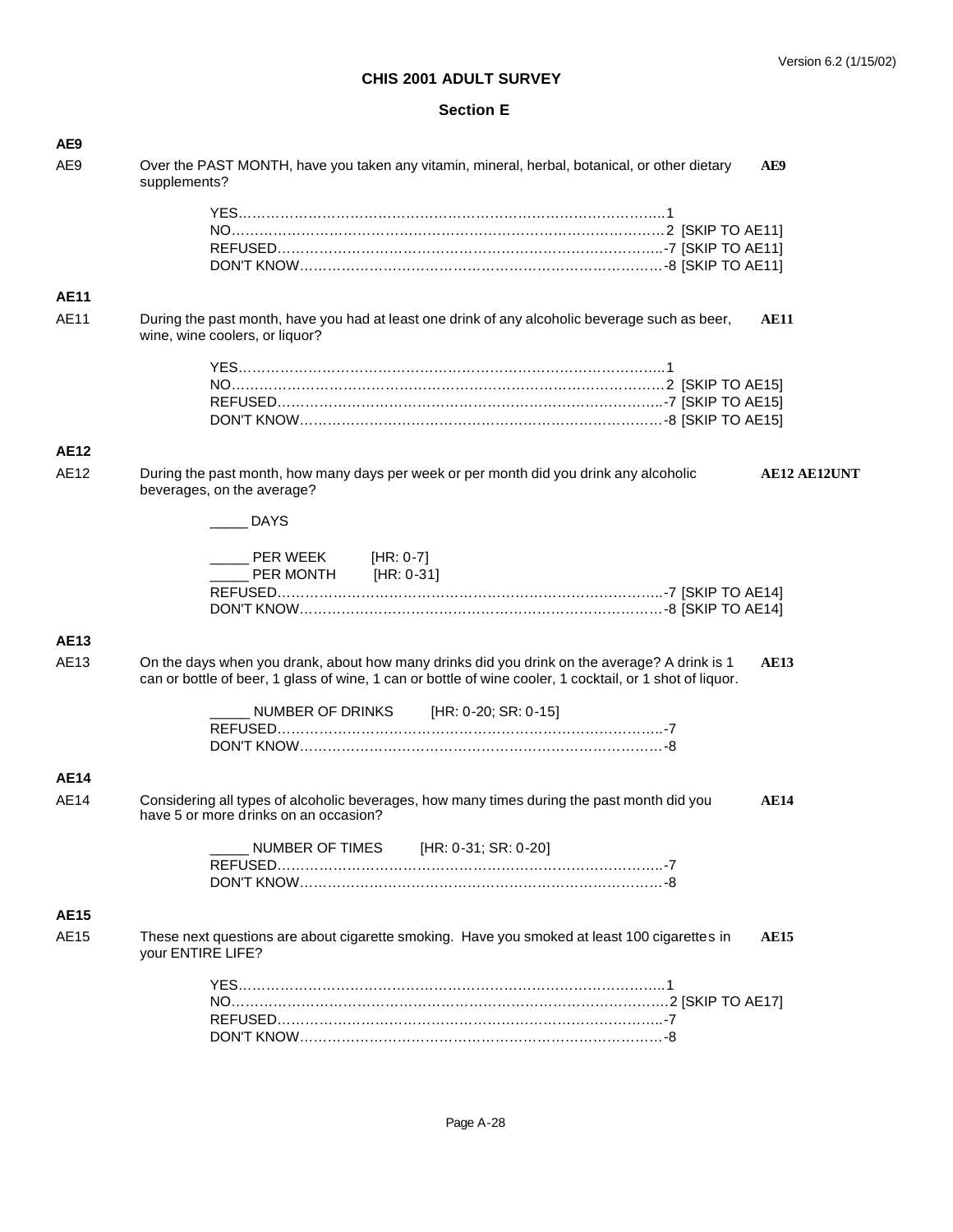## CHIS 2001 ADULT SURVEY

### Section E

**AE9**

AE9 Over the PAST MONTH, have you taken any vitamin, mineral, herbal, botanical, or other dietary supplements? **AE9**

YES……………………………………………………………………………………1
NO……………………………………………………………………………………2 [SKIP TO AE11]
REFUSED……………………………………………………………………………-7 [SKIP TO AE11]
DON'T KNOW………………………………………………………………………-8 [SKIP TO AE11]

**AE11**

AE11 During the past month, have you had at least one drink of any alcoholic beverage such as beer, wine, wine coolers, or liquor? **AE11**

YES……………………………………………………………………………………1
NO……………………………………………………………………………………2 [SKIP TO AE15]
REFUSED……………………………………………………………………………-7 [SKIP TO AE15]
DON'T KNOW………………………………………………………………………-8 [SKIP TO AE15]

**AE12**

AE12 During the past month, how many days per week or per month did you drink any alcoholic beverages, on the average? **AE12 AE12UNT**

_____ DAYS

_____ PER WEEK [HR: 0-7]
_____ PER MONTH [HR: 0-31]
REFUSED……………………………………………………………………………-7 [SKIP TO AE14]
DON'T KNOW………………………………………………………………………-8 [SKIP TO AE14]

**AE13**

AE13 On the days when you drank, about how many drinks did you drink on the average? A drink is 1 can or bottle of beer, 1 glass of wine, 1 can or bottle of wine cooler, 1 cocktail, or 1 shot of liquor. **AE13**

_____ NUMBER OF DRINKS [HR: 0-20; SR: 0-15]
REFUSED……………………………………………………………………………-7
DON'T KNOW………………………………………………………………………-8

**AE14**

AE14 Considering all types of alcoholic beverages, how many times during the past month did you have 5 or more drinks on an occasion? **AE14**

_____ NUMBER OF TIMES [HR: 0-31; SR: 0-20]
REFUSED……………………………………………………………………………-7
DON'T KNOW………………………………………………………………………-8

**AE15**

AE15 These next questions are about cigarette smoking. Have you smoked at least 100 cigarettes in your ENTIRE LIFE? **AE15**

YES……………………………………………………………………………………1
NO……………………………………………………………………………………2 [SKIP TO AE17]
REFUSED……………………………………………………………………………-7
DON'T KNOW………………………………………………………………………-8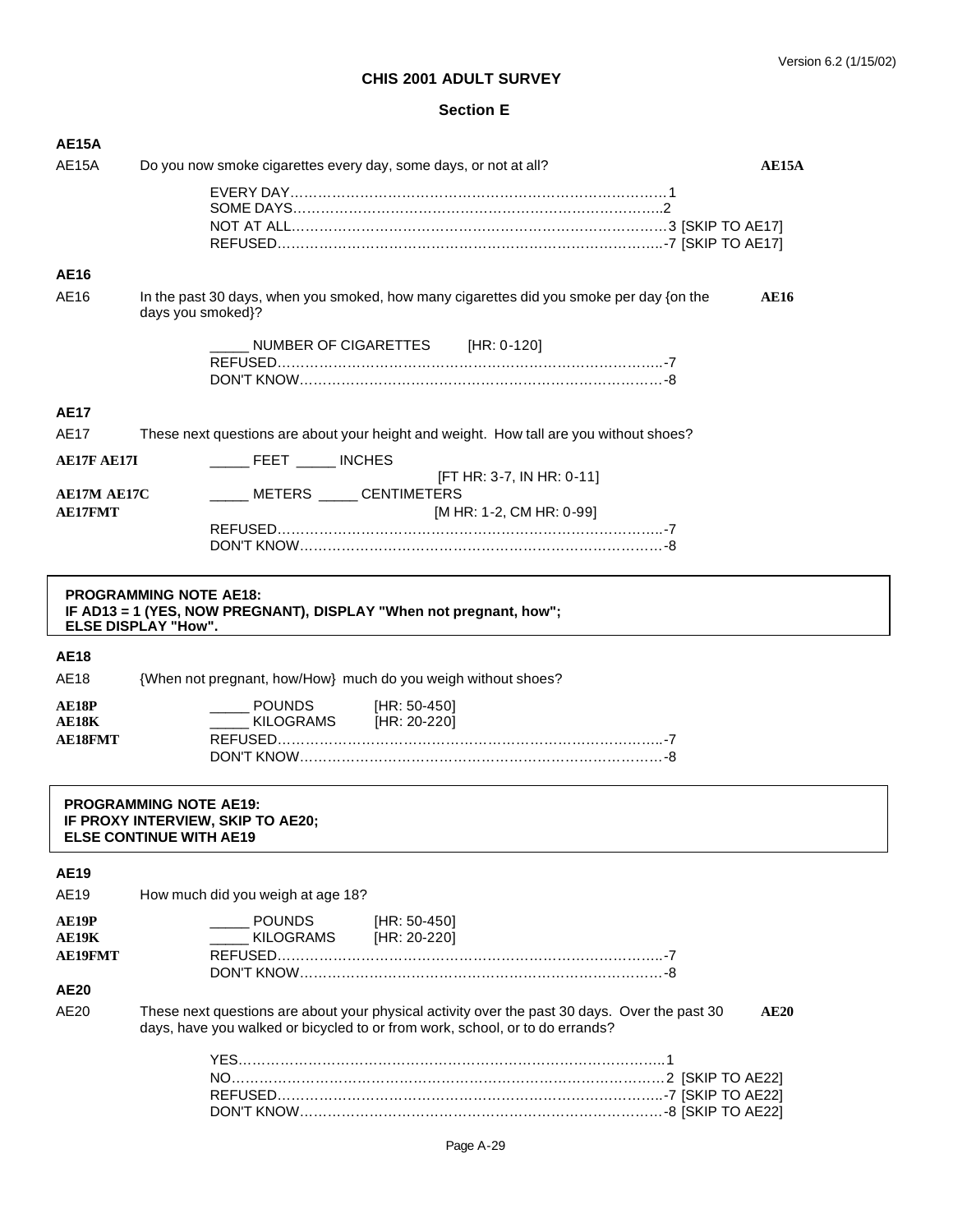Version 6.2 (1/15/02)

## CHIS 2001 ADULT SURVEY

### Section E

**AE15A**

AE15A Do you now smoke cigarettes every day, some days, or not at all? **AE15A**

EVERY DAY…………………………………………………………………………1
SOME DAYS………………………………………………………………………..2
NOT AT ALL…………………………………………………………………………3 [SKIP TO AE17]
REFUSED…………………………………………………………………………..-7 [SKIP TO AE17]

**AE16**

AE16 In the past 30 days, when you smoked, how many cigarettes did you smoke per day {on the days you smoked}? **AE16**

_____ NUMBER OF CIGARETTES [HR: 0-120]
REFUSED…………………………………………………………………………..-7
DON'T KNOW………………………………………………………………………-8

**AE17**

AE17 These next questions are about your height and weight. How tall are you without shoes?

**AE17F AE17I** _____ FEET _____ INCHES
[FT HR: 3-7, IN HR: 0-11]
**AE17M AE17C** _____ METERS _____ CENTIMETERS
**AE17FMT** [M HR: 1-2, CM HR: 0-99]
REFUSED…………………………………………………………………………..-7
DON'T KNOW………………………………………………………………………-8

**PROGRAMMING NOTE AE18:**
**IF AD13 = 1 (YES, NOW PREGNANT), DISPLAY "When not pregnant, how";**
**ELSE DISPLAY "How".**

**AE18**

AE18 {When not pregnant, how/How} much do you weigh without shoes?

**AE18P** _____ POUNDS [HR: 50-450]
**AE18K** _____ KILOGRAMS [HR: 20-220]
**AE18FMT** REFUSED…………………………………………………………………………..-7
DON'T KNOW………………………………………………………………………-8

**PROGRAMMING NOTE AE19:**
**IF PROXY INTERVIEW, SKIP TO AE20;**
**ELSE CONTINUE WITH AE19**

**AE19**

AE19 How much did you weigh at age 18?

**AE19P** _____ POUNDS [HR: 50-450]
**AE19K** _____ KILOGRAMS [HR: 20-220]
**AE19FMT** REFUSED…………………………………………………………………………..-7
DON'T KNOW………………………………………………………………………-8

**AE20**

AE20 These next questions are about your physical activity over the past 30 days. Over the past 30 days, have you walked or bicycled to or from work, school, or to do errands? **AE20**

YES…………………………………………………………………………………..1
NO……………………………………………………………………………………2 [SKIP TO AE22]
REFUSED…………………………………………………………………………..-7 [SKIP TO AE22]
DON'T KNOW………………………………………………………………………-8 [SKIP TO AE22]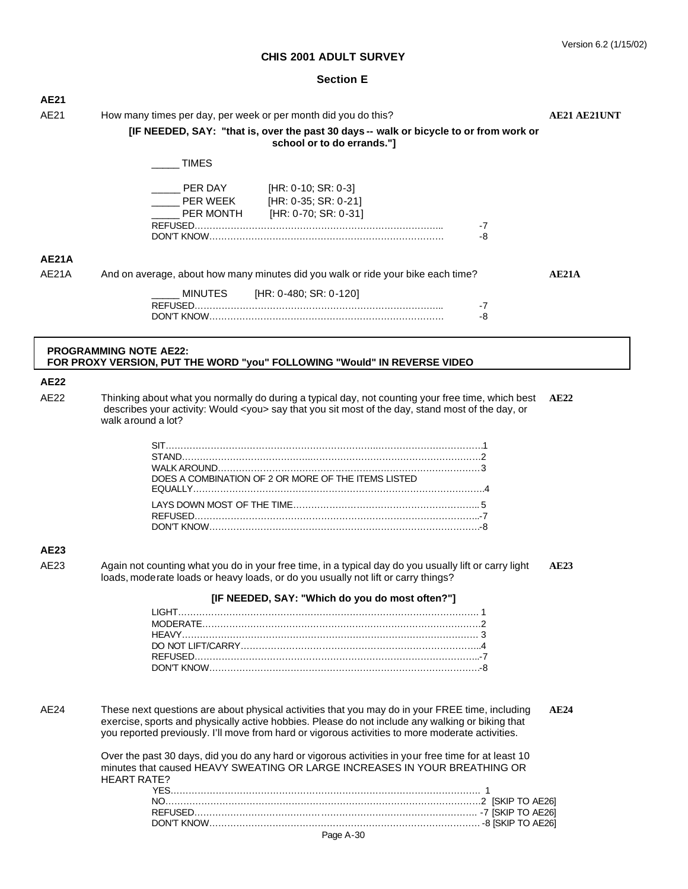## CHIS 2001 ADULT SURVEY

### Section E

**AE21**

AE21 How many times per day, per week or per month did you do this? **AE21 AE21UNT**

**[IF NEEDED, SAY: "that is, over the past 30 days -- walk or bicycle to or from work or school or to do errands."]**

_____ TIMES

_____ PER DAY [HR: 0-10; SR: 0-3]
_____ PER WEEK [HR: 0-35; SR: 0-21]
_____ PER MONTH [HR: 0-70; SR: 0-31]
REFUSED........................................................................... -7
DON'T KNOW....................................................................... -8

**AE21A**

AE21A And on average, about how many minutes did you walk or ride your bike each time? **AE21A**

_____ MINUTES [HR: 0-480; SR: 0-120]
REFUSED........................................................................... -7
DON'T KNOW....................................................................... -8

**PROGRAMMING NOTE AE22:**
**FOR PROXY VERSION, PUT THE WORD "you" FOLLOWING "Would" IN REVERSE VIDEO**

**AE22**

AE22 Thinking about what you normally do during a typical day, not counting your free time, which best describes your activity: Would <you> say that you sit most of the day, stand most of the day, or walk around a lot? **AE22**

SIT.......................................................................................1
STAND...................................................................................2
WALK AROUND........................................................................3
DOES A COMBINATION OF 2 OR MORE OF THE ITEMS LISTED EQUALLY...............................................................................4
LAYS DOWN MOST OF THE TIME..................................................5
REFUSED.............................................................................-7
DON'T KNOW..........................................................................-8

**AE23**

AE23 Again not counting what you do in your free time, in a typical day do you usually lift or carry light loads, moderate loads or heavy loads, or do you usually not lift or carry things? **AE23**

**[IF NEEDED, SAY: "Which do you do most often?"]**

LIGHT.....................................................................................1
MODERATE..............................................................................2
HEAVY....................................................................................3
DO NOT LIFT/CARRY.................................................................4
REFUSED.............................................................................-7
DON'T KNOW..........................................................................-8

AE24 These next questions are about physical activities that you may do in your FREE time, including exercise, sports and physically active hobbies. Please do not include any walking or biking that you reported previously. I'll move from hard or vigorous activities to more moderate activities. **AE24**

Over the past 30 days, did you do any hard or vigorous activities in your free time for at least 10 minutes that caused HEAVY SWEATING OR LARGE INCREASES IN YOUR BREATHING OR HEART RATE?

YES.......................................................................................1
NO.........................................................................................2 [SKIP TO AE26]
REFUSED.............................................................................-7 [SKIP TO AE26]
DON'T KNOW..........................................................................-8 [SKIP TO AE26]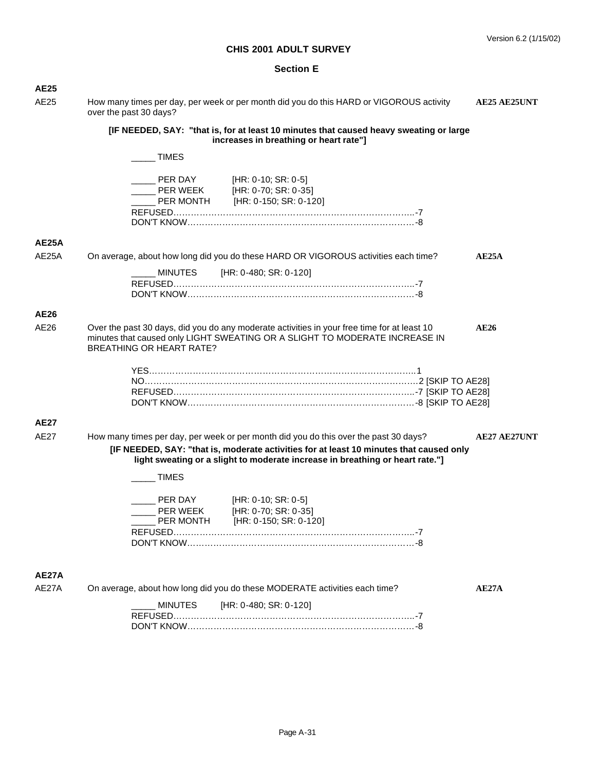# CHIS 2001 ADULT SURVEY

## Section E

### AE25

AE25 How many times per day, per week or per month did you do this HARD or VIGOROUS activity over the past 30 days? **AE25 AE25UNT**

**[IF NEEDED, SAY: "that is, for at least 10 minutes that caused heavy sweating or large increases in breathing or heart rate"]**

_____ TIMES

_____ PER DAY [HR: 0-10; SR: 0-5]
_____ PER WEEK [HR: 0-70; SR: 0-35]
_____ PER MONTH [HR: 0-150; SR: 0-120]
REFUSED…………………………………………………………………………-7
DON'T KNOW…………………………………………………………………-8

### AE25A

AE25A On average, about how long did you do these HARD OR VIGOROUS activities each time? **AE25A**

_____ MINUTES [HR: 0-480; SR: 0-120]
REFUSED…………………………………………………………………………-7
DON'T KNOW…………………………………………………………………-8

### AE26

AE26 Over the past 30 days, did you do any moderate activities in your free time for at least 10 minutes that caused only LIGHT SWEATING OR A SLIGHT TO MODERATE INCREASE IN BREATHING OR HEART RATE? **AE26**

YES………………………………………………………………………………1
NO………………………………………………………………………………2 [SKIP TO AE28]
REFUSED…………………………………………………………………………-7 [SKIP TO AE28]
DON'T KNOW…………………………………………………………………-8 [SKIP TO AE28]

### AE27

AE27 How many times per day, per week or per month did you do this over the past 30 days? **AE27 AE27UNT**

**[IF NEEDED, SAY: "that is, moderate activities for at least 10 minutes that caused only light sweating or a slight to moderate increase in breathing or heart rate."]**

_____ TIMES

_____ PER DAY [HR: 0-10; SR: 0-5]
_____ PER WEEK [HR: 0-70; SR: 0-35]
_____ PER MONTH [HR: 0-150; SR: 0-120]
REFUSED…………………………………………………………………………-7
DON'T KNOW…………………………………………………………………-8

### AE27A

AE27A On average, about how long did you do these MODERATE activities each time? **AE27A**

_____ MINUTES [HR: 0-480; SR: 0-120]
REFUSED…………………………………………………………………………-7
DON'T KNOW…………………………………………………………………-8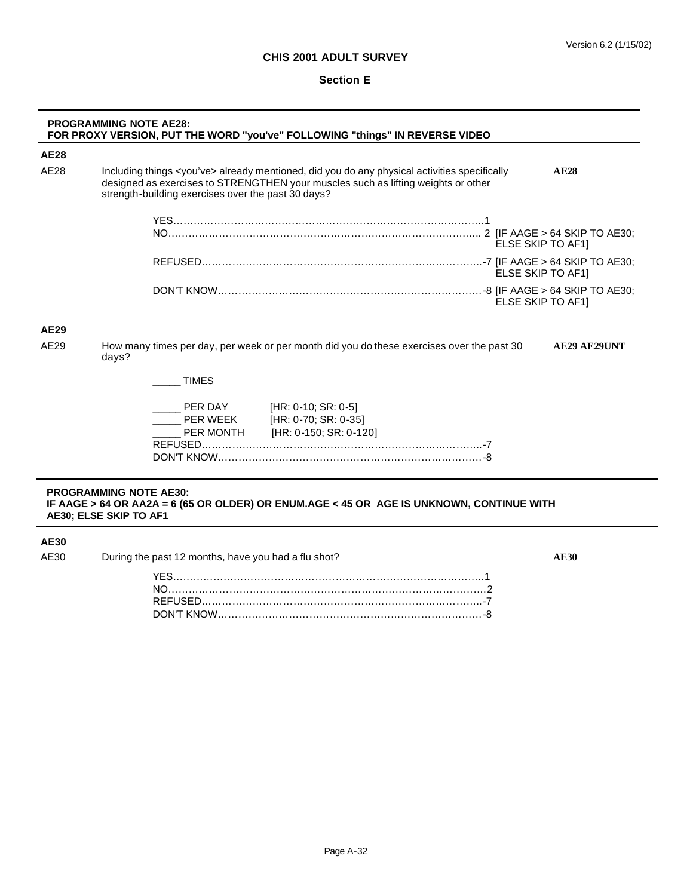Version 6.2 (1/15/02)

**CHIS 2001 ADULT SURVEY**

**Section E**

> **PROGRAMMING NOTE AE28:**
> **FOR PROXY VERSION, PUT THE WORD "you've" FOLLOWING "things" IN REVERSE VIDEO**

**AE28**

AE28 Including things <you've> already mentioned, did you do any physical activities specifically designed as exercises to STRENGTHEN your muscles such as lifting weights or other strength-building exercises over the past 30 days? **AE28**

YES……………………………………………………………………………….1
NO……………………………………………………………………………… 2 [IF AAGE > 64 SKIP TO AE30; ELSE SKIP TO AF1]
REFUSED………………………………………………………………………-7 [IF AAGE > 64 SKIP TO AE30; ELSE SKIP TO AF1]
DON'T KNOW…………………………………………………………………-8 [IF AAGE > 64 SKIP TO AE30; ELSE SKIP TO AF1]

**AE29**

AE29 How many times per day, per week or per month did you do these exercises over the past 30 days? **AE29 AE29UNT**

_____ TIMES

_____ PER DAY [HR: 0-10; SR: 0-5]
_____ PER WEEK [HR: 0-70; SR: 0-35]
_____ PER MONTH [HR: 0-150; SR: 0-120]
REFUSED………………………………………………………………………-7
DON'T KNOW…………………………………………………………………-8

> **PROGRAMMING NOTE AE30:**
> **IF AAGE > 64 OR AA2A = 6 (65 OR OLDER) OR ENUM.AGE < 45 OR AGE IS UNKNOWN, CONTINUE WITH AE30; ELSE SKIP TO AF1**

**AE30**

AE30 During the past 12 months, have you had a flu shot? **AE30**

YES……………………………………………………………………………….1
NO……………………………………………………………………………….2
REFUSED………………………………………………………………………-7
DON'T KNOW…………………………………………………………………-8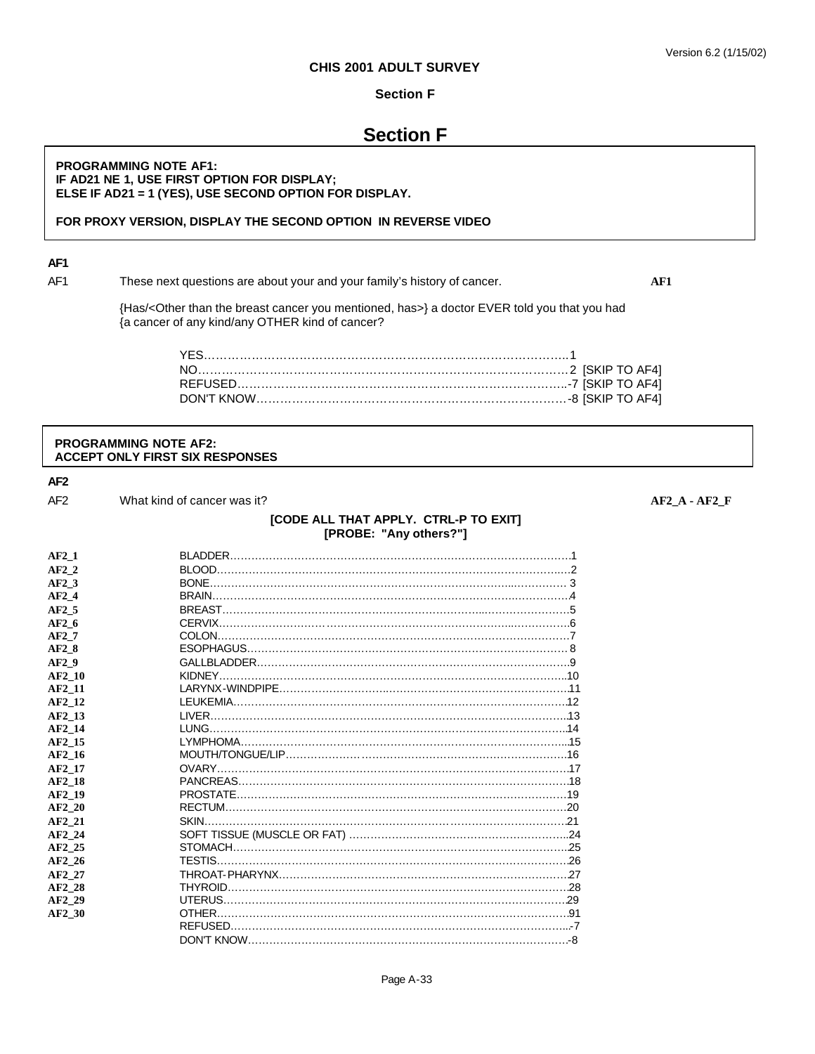## CHIS 2001 ADULT SURVEY

### Section F

# Section F

> **PROGRAMMING NOTE AF1:**
> **IF AD21 NE 1, USE FIRST OPTION FOR DISPLAY;**
> **ELSE IF AD21 = 1 (YES), USE SECOND OPTION FOR DISPLAY.**
>
> **FOR PROXY VERSION, DISPLAY THE SECOND OPTION IN REVERSE VIDEO**

**AF1**

AF1 These next questions are about your and your family's history of cancer. **AF1**

{Has/<Other than the breast cancer you mentioned, has>} a doctor EVER told you that you had {a cancer of any kind/any OTHER kind of cancer?

| | | |
|---|---|---|
| YES | 1 | |
| NO | 2 | [SKIP TO AF4] |
| REFUSED | -7 | [SKIP TO AF4] |
| DON'T KNOW | -8 | [SKIP TO AF4] |

> **PROGRAMMING NOTE AF2:**
> **ACCEPT ONLY FIRST SIX RESPONSES**

**AF2**

AF2 What kind of cancer was it? **AF2_A - AF2_F**

**[CODE ALL THAT APPLY. CTRL-P TO EXIT]**
**[PROBE: "Any others?"]**

| Variable | Response | Code |
|---|---|---|
| **AF2_1** | BLADDER | 1 |
| **AF2_2** | BLOOD | 2 |
| **AF2_3** | BONE | 3 |
| **AF2_4** | BRAIN | 4 |
| **AF2_5** | BREAST | 5 |
| **AF2_6** | CERVIX | 6 |
| **AF2_7** | COLON | 7 |
| **AF2_8** | ESOPHAGUS | 8 |
| **AF2_9** | GALLBLADDER | 9 |
| **AF2_10** | KIDNEY | 10 |
| **AF2_11** | LARYNX-WINDPIPE | 11 |
| **AF2_12** | LEUKEMIA | 12 |
| **AF2_13** | LIVER | 13 |
| **AF2_14** | LUNG | 14 |
| **AF2_15** | LYMPHOMA | 15 |
| **AF2_16** | MOUTH/TONGUE/LIP | 16 |
| **AF2_17** | OVARY | 17 |
| **AF2_18** | PANCREAS | 18 |
| **AF2_19** | PROSTATE | 19 |
| **AF2_20** | RECTUM | 20 |
| **AF2_21** | SKIN | 21 |
| **AF2_24** | SOFT TISSUE (MUSCLE OR FAT) | 24 |
| **AF2_25** | STOMACH | 25 |
| **AF2_26** | TESTIS | 26 |
| **AF2_27** | THROAT-PHARYNX | 27 |
| **AF2_28** | THYROID | 28 |
| **AF2_29** | UTERUS | 29 |
| **AF2_30** | OTHER | 91 |
| | REFUSED | -7 |
| | DON'T KNOW | -8 |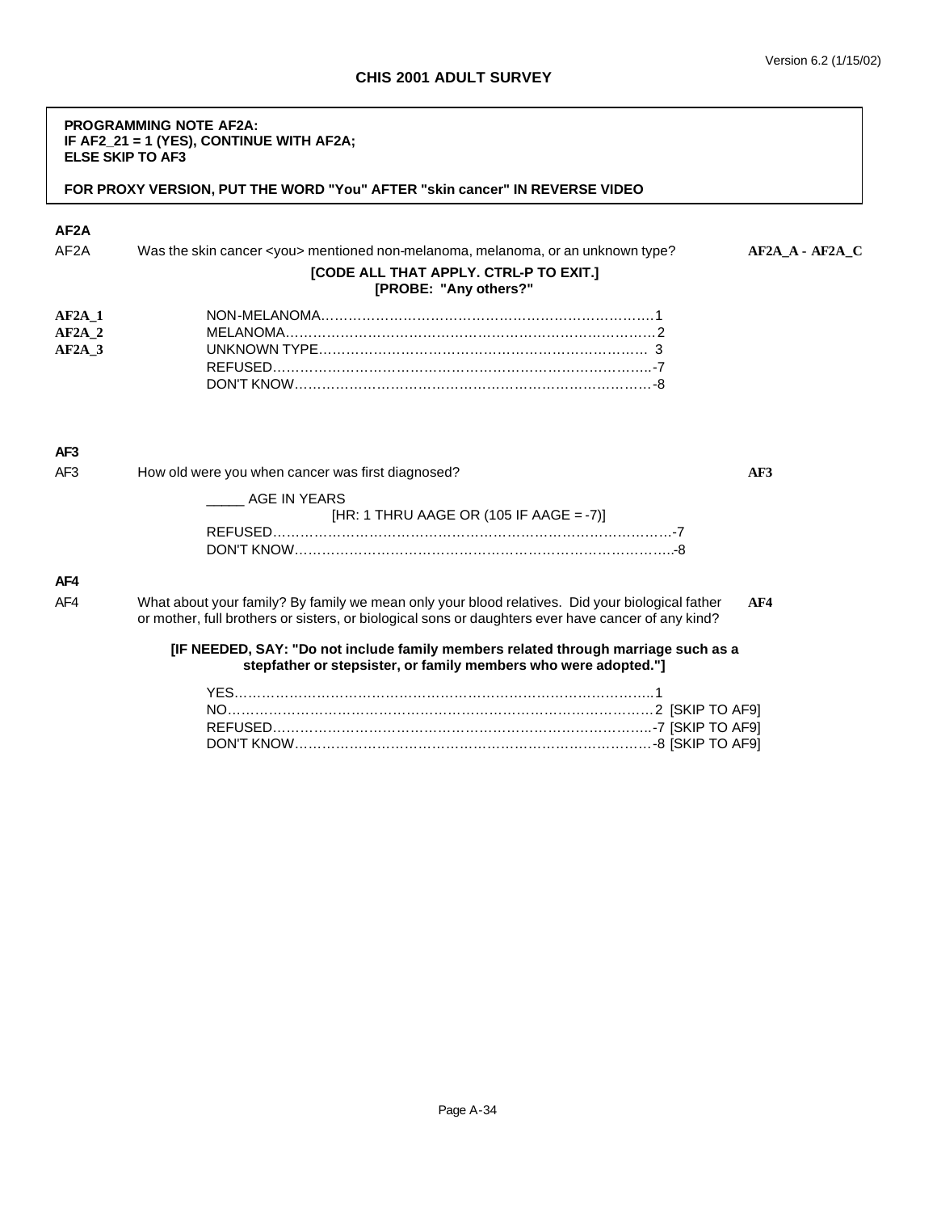**CHIS 2001 ADULT SURVEY**

> **PROGRAMMING NOTE AF2A:**
> **IF AF2_21 = 1 (YES), CONTINUE WITH AF2A;**
> **ELSE SKIP TO AF3**
>
> **FOR PROXY VERSION, PUT THE WORD "You" AFTER "skin cancer" IN REVERSE VIDEO**

**AF2A**

AF2A Was the skin cancer <you> mentioned non-melanoma, melanoma, or an unknown type? **AF2A_A - AF2A_C**

**[CODE ALL THAT APPLY. CTRL-P TO EXIT.]**
**[PROBE: "Any others?"**

| | | |
|---|---|---|
| **AF2A_1** | NON-MELANOMA | 1 |
| **AF2A_2** | MELANOMA | 2 |
| **AF2A_3** | UNKNOWN TYPE | 3 |
| | REFUSED | -7 |
| | DON'T KNOW | -8 |

**AF3**

AF3 How old were you when cancer was first diagnosed? **AF3**

_____ AGE IN YEARS
[HR: 1 THRU AAGE OR (105 IF AAGE = -7)]

REFUSED .......................................................... -7
DON'T KNOW .................................................... -8

**AF4**

AF4 What about your family? By family we mean only your blood relatives. Did your biological father or mother, full brothers or sisters, or biological sons or daughters ever have cancer of any kind? **AF4**

**[IF NEEDED, SAY: "Do not include family members related through marriage such as a stepfather or stepsister, or family members who were adopted."]**

YES .................................................................. 1
NO .................................................................... 2 [SKIP TO AF9]
REFUSED .......................................................... -7 [SKIP TO AF9]
DON'T KNOW .................................................... -8 [SKIP TO AF9]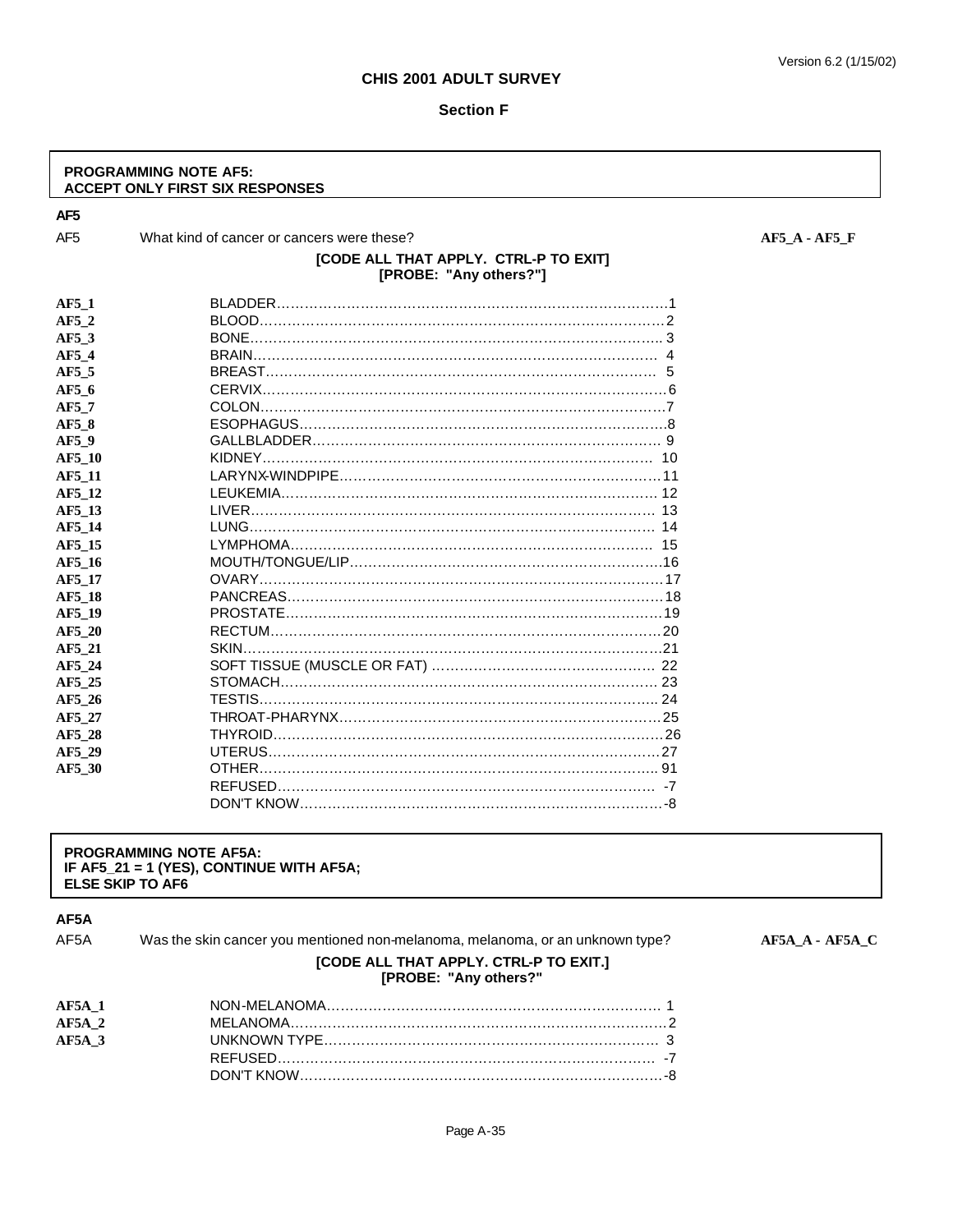Version 6.2 (1/15/02)

**CHIS 2001 ADULT SURVEY**

**Section F**

> **PROGRAMMING NOTE AF5:**
> **ACCEPT ONLY FIRST SIX RESPONSES**

**AF5**

AF5 What kind of cancer or cancers were these? **AF5_A - AF5_F**

**[CODE ALL THAT APPLY. CTRL-P TO EXIT]**
**[PROBE: "Any others?"]**

| Variable | Response | Code |
|---|---|---|
| **AF5_1** | BLADDER | 1 |
| **AF5_2** | BLOOD | 2 |
| **AF5_3** | BONE | 3 |
| **AF5_4** | BRAIN | 4 |
| **AF5_5** | BREAST | 5 |
| **AF5_6** | CERVIX | 6 |
| **AF5_7** | COLON | 7 |
| **AF5_8** | ESOPHAGUS | 8 |
| **AF5_9** | GALLBLADDER | 9 |
| **AF5_10** | KIDNEY | 10 |
| **AF5_11** | LARYNX-WINDPIPE | 11 |
| **AF5_12** | LEUKEMIA | 12 |
| **AF5_13** | LIVER | 13 |
| **AF5_14** | LUNG | 14 |
| **AF5_15** | LYMPHOMA | 15 |
| **AF5_16** | MOUTH/TONGUE/LIP | 16 |
| **AF5_17** | OVARY | 17 |
| **AF5_18** | PANCREAS | 18 |
| **AF5_19** | PROSTATE | 19 |
| **AF5_20** | RECTUM | 20 |
| **AF5_21** | SKIN | 21 |
| **AF5_24** | SOFT TISSUE (MUSCLE OR FAT) | 22 |
| **AF5_25** | STOMACH | 23 |
| **AF5_26** | TESTIS | 24 |
| **AF5_27** | THROAT-PHARYNX | 25 |
| **AF5_28** | THYROID | 26 |
| **AF5_29** | UTERUS | 27 |
| **AF5_30** | OTHER | 91 |
| | REFUSED | -7 |
| | DON'T KNOW | -8 |

> **PROGRAMMING NOTE AF5A:**
> **IF AF5_21 = 1 (YES), CONTINUE WITH AF5A;**
> **ELSE SKIP TO AF6**

**AF5A**

AF5A Was the skin cancer you mentioned non-melanoma, melanoma, or an unknown type? **AF5A_A - AF5A_C**

**[CODE ALL THAT APPLY. CTRL-P TO EXIT.]**
**[PROBE: "Any others?"**

| Variable | Response | Code |
|---|---|---|
| **AF5A_1** | NON-MELANOMA | 1 |
| **AF5A_2** | MELANOMA | 2 |
| **AF5A_3** | UNKNOWN TYPE | 3 |
| | REFUSED | -7 |
| | DON'T KNOW | -8 |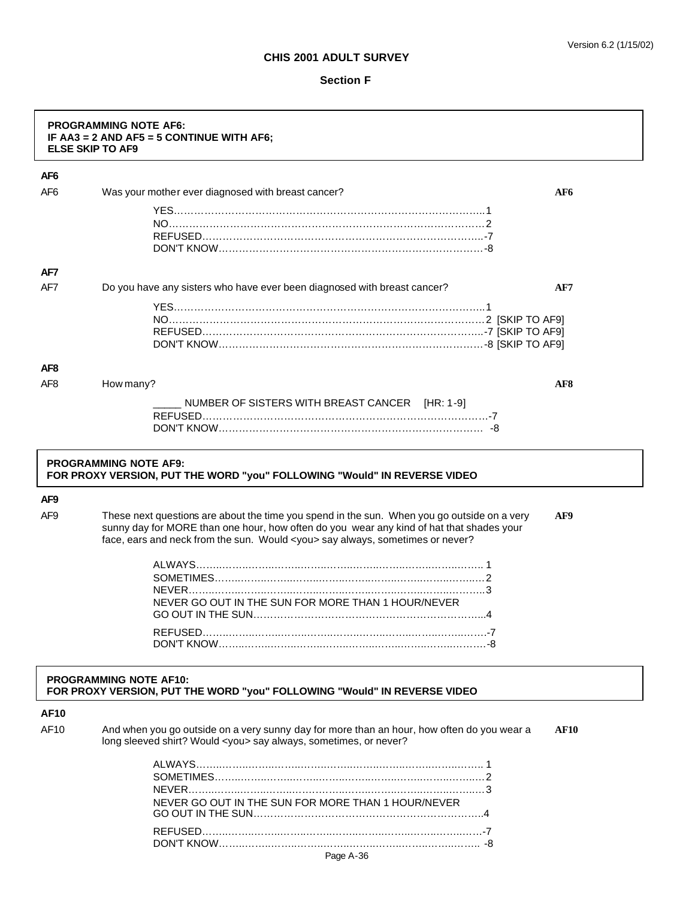# CHIS 2001 ADULT SURVEY

## Section F

**PROGRAMMING NOTE AF6:**
**IF AA3 = 2 AND AF5 = 5 CONTINUE WITH AF6;**
**ELSE SKIP TO AF9**

### AF6

AF6 Was your mother ever diagnosed with breast cancer? **AF6**

YES……………………………………………………………………………………1
NO……………………………………………………………………………………2
REFUSED…………………………………………………………………………-7
DON'T KNOW……………………………………………………………………-8

### AF7

AF7 Do you have any sisters who have ever been diagnosed with breast cancer? **AF7**

YES……………………………………………………………………………………1
NO……………………………………………………………………………………2 [SKIP TO AF9]
REFUSED…………………………………………………………………………-7 [SKIP TO AF9]
DON'T KNOW……………………………………………………………………-8 [SKIP TO AF9]

### AF8

AF8 How many? **AF8**

_____ NUMBER OF SISTERS WITH BREAST CANCER [HR: 1-9]
REFUSED…………………………………………………………………………-7
DON'T KNOW……………………………………………………………………-8

**PROGRAMMING NOTE AF9:**
**FOR PROXY VERSION, PUT THE WORD "you" FOLLOWING "Would" IN REVERSE VIDEO**

### AF9

AF9 These next questions are about the time you spend in the sun. When you go outside on a very sunny day for MORE than one hour, how often do you wear any kind of hat that shades your face, ears and neck from the sun. Would <you> say always, sometimes or never? **AF9**

ALWAYS…………………………………………………………………………… 1
SOMETIMES………………………………………………………………………2
NEVER………………………………………………………………………………3
NEVER GO OUT IN THE SUN FOR MORE THAN 1 HOUR/NEVER GO OUT IN THE SUN……………………………………………………………4

REFUSED…………………………………………………………………………-7
DON'T KNOW……………………………………………………………………-8

**PROGRAMMING NOTE AF10:**
**FOR PROXY VERSION, PUT THE WORD "you" FOLLOWING "Would" IN REVERSE VIDEO**

### AF10

AF10 And when you go outside on a very sunny day for more than an hour, how often do you wear a long sleeved shirt? Would <you> say always, sometimes, or never? **AF10**

ALWAYS…………………………………………………………………………… 1
SOMETIMES………………………………………………………………………2
NEVER………………………………………………………………………………3
NEVER GO OUT IN THE SUN FOR MORE THAN 1 HOUR/NEVER GO OUT IN THE SUN……………………………………………………………4

REFUSED…………………………………………………………………………-7
DON'T KNOW……………………………………………………………………-8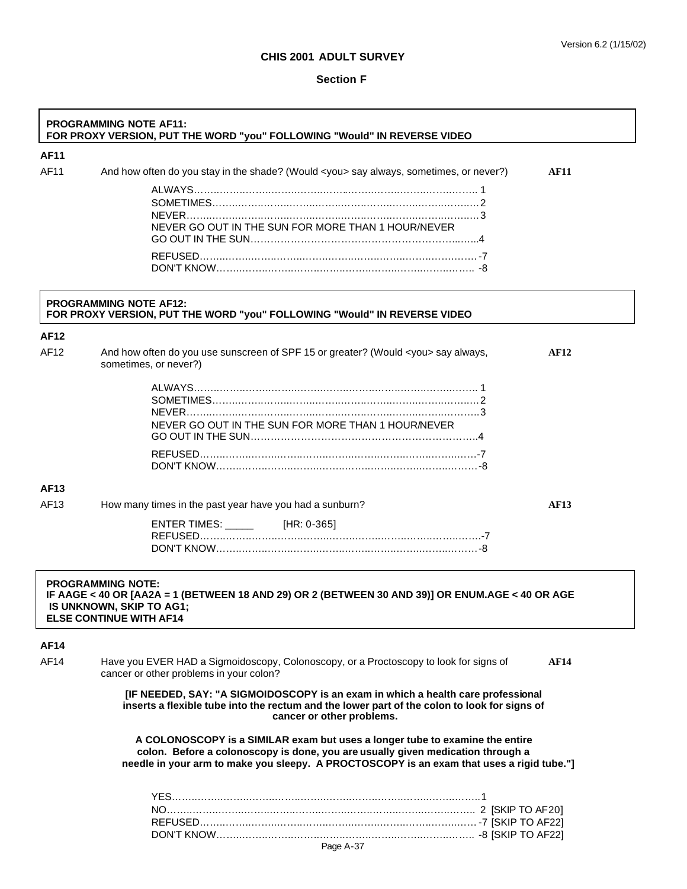Version 6.2 (1/15/02)

**CHIS 2001 ADULT SURVEY**

**Section F**

> **PROGRAMMING NOTE AF11:**
> **FOR PROXY VERSION, PUT THE WORD "you" FOLLOWING "Would" IN REVERSE VIDEO**

**AF11**

AF11 And how often do you stay in the shade? (Would <you> say always, sometimes, or never?) **AF11**

ALWAYS.......... 1
SOMETIMES.......... 2
NEVER.......... 3
NEVER GO OUT IN THE SUN FOR MORE THAN 1 HOUR/NEVER GO OUT IN THE SUN.......... 4

REFUSED.......... -7
DON'T KNOW.......... -8

> **PROGRAMMING NOTE AF12:**
> **FOR PROXY VERSION, PUT THE WORD "you" FOLLOWING "Would" IN REVERSE VIDEO**

**AF12**

AF12 And how often do you use sunscreen of SPF 15 or greater? (Would <you> say always, sometimes, or never?) **AF12**

ALWAYS.......... 1
SOMETIMES.......... 2
NEVER.......... 3
NEVER GO OUT IN THE SUN FOR MORE THAN 1 HOUR/NEVER GO OUT IN THE SUN.......... 4

REFUSED.......... -7
DON'T KNOW.......... -8

**AF13**

AF13 How many times in the past year have you had a sunburn? **AF13**

ENTER TIMES: _____ [HR: 0-365]
REFUSED.......... -7
DON'T KNOW.......... -8

> **PROGRAMMING NOTE:**
> **IF AAGE < 40 OR [AA2A = 1 (BETWEEN 18 AND 29) OR 2 (BETWEEN 30 AND 39)] OR ENUM.AGE < 40 OR AGE IS UNKNOWN, SKIP TO AG1;**
> **ELSE CONTINUE WITH AF14**

**AF14**

AF14 Have you EVER HAD a Sigmoidoscopy, Colonoscopy, or a Proctoscopy to look for signs of cancer or other problems in your colon? **AF14**

**[IF NEEDED, SAY: "A SIGMOIDOSCOPY is an exam in which a health care professional inserts a flexible tube into the rectum and the lower part of the colon to look for signs of cancer or other problems.**

**A COLONOSCOPY is a SIMILAR exam but uses a longer tube to examine the entire colon. Before a colonoscopy is done, you are usually given medication through a needle in your arm to make you sleepy. A PROCTOSCOPY is an exam that uses a rigid tube."]**

YES.......... 1
NO.......... 2 [SKIP TO AF20]
REFUSED.......... -7 [SKIP TO AF22]
DON'T KNOW.......... -8 [SKIP TO AF22]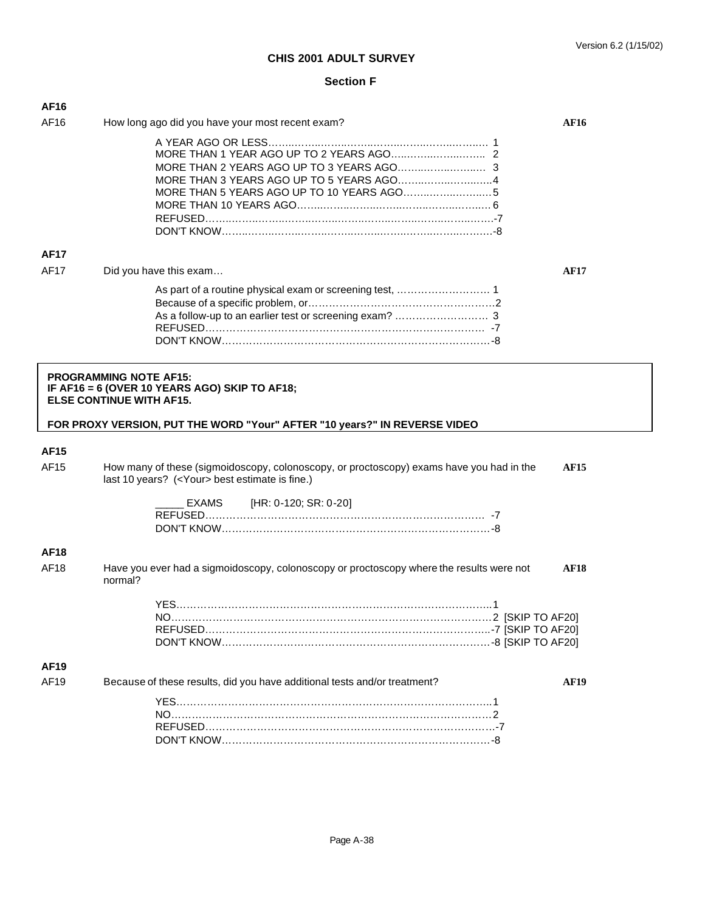# CHIS 2001 ADULT SURVEY

## Section F

### AF16

AF16 How long ago did you have your most recent exam? **AF16**

A YEAR AGO OR LESS.................................................... 1
MORE THAN 1 YEAR AGO UP TO 2 YEARS AGO.......................... 2
MORE THAN 2 YEARS AGO UP TO 3 YEARS AGO.......................... 3
MORE THAN 3 YEARS AGO UP TO 5 YEARS AGO..........................4
MORE THAN 5 YEARS AGO UP TO 10 YEARS AGO........................5
MORE THAN 10 YEARS AGO................................................ 6
REFUSED..........................................................................-7
DON'T KNOW.....................................................................-8

### AF17

AF17 Did you have this exam… **AF17**

As part of a routine physical exam or screening test, ......................... 1
Because of a specific problem, or..................................................2
As a follow-up to an earlier test or screening exam? ......................... 3
REFUSED.......................................................................... -7
DON'T KNOW.....................................................................-8

**PROGRAMMING NOTE AF15:**
**IF AF16 = 6 (OVER 10 YEARS AGO) SKIP TO AF18;**
**ELSE CONTINUE WITH AF15.**

**FOR PROXY VERSION, PUT THE WORD "Your" AFTER "10 years?" IN REVERSE VIDEO**

### AF15

AF15 How many of these (sigmoidoscopy, colonoscopy, or proctoscopy) exams have you had in the last 10 years? (<Your> best estimate is fine.) **AF15**

_____ EXAMS [HR: 0-120; SR: 0-20]
REFUSED.......................................................................... -7
DON'T KNOW.....................................................................-8

### AF18

AF18 Have you ever had a sigmoidoscopy, colonoscopy or proctoscopy where the results were not normal? **AF18**

YES...................................................................................1
NO.....................................................................................2 [SKIP TO AF20]
REFUSED..........................................................................-7 [SKIP TO AF20]
DON'T KNOW.....................................................................-8 [SKIP TO AF20]

### AF19

AF19 Because of these results, did you have additional tests and/or treatment? **AF19**

YES...................................................................................1
NO.....................................................................................2
REFUSED..........................................................................-7
DON'T KNOW.....................................................................-8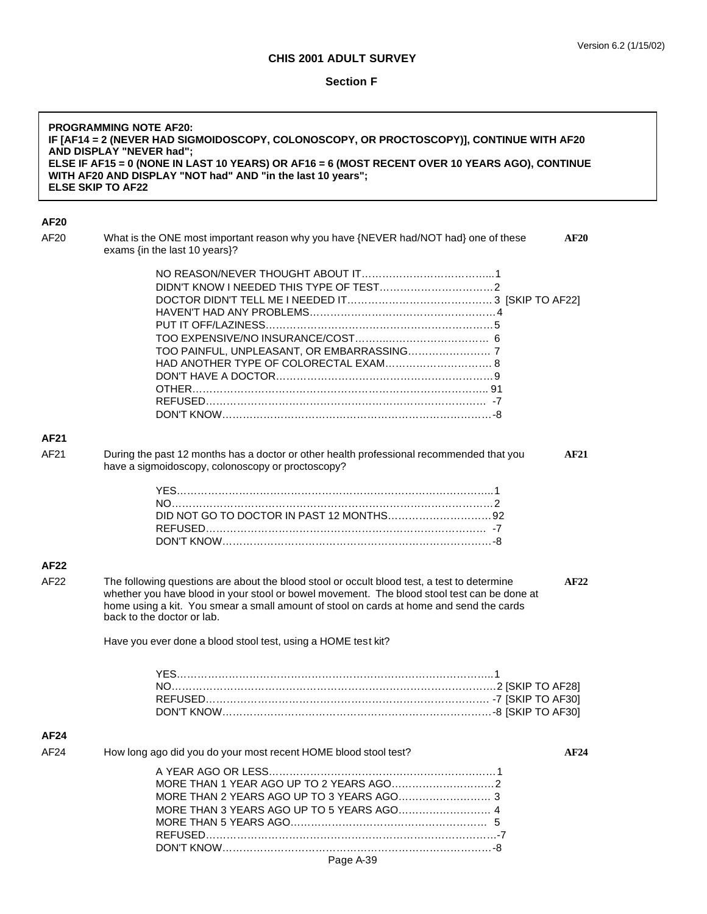# CHIS 2001 ADULT SURVEY

## Section F

**PROGRAMMING NOTE AF20:**
**IF [AF14 = 2 (NEVER HAD SIGMOIDOSCOPY, COLONOSCOPY, OR PROCTOSCOPY)], CONTINUE WITH AF20 AND DISPLAY "NEVER had";**
**ELSE IF AF15 = 0 (NONE IN LAST 10 YEARS) OR AF16 = 6 (MOST RECENT OVER 10 YEARS AGO), CONTINUE WITH AF20 AND DISPLAY "NOT had" AND "in the last 10 years";**
**ELSE SKIP TO AF22**

### AF20

AF20 What is the ONE most important reason why you have {NEVER had/NOT had} one of these exams {in the last 10 years}? **AF20**

- NO REASON/NEVER THOUGHT ABOUT IT....1
- DIDN'T KNOW I NEEDED THIS TYPE OF TEST....2
- DOCTOR DIDN'T TELL ME I NEEDED IT....3 [SKIP TO AF22]
- HAVEN'T HAD ANY PROBLEMS....4
- PUT IT OFF/LAZINESS....5
- TOO EXPENSIVE/NO INSURANCE/COST....6
- TOO PAINFUL, UNPLEASANT, OR EMBARRASSING....7
- HAD ANOTHER TYPE OF COLORECTAL EXAM....8
- DON'T HAVE A DOCTOR....9
- OTHER....91
- REFUSED....-7
- DON'T KNOW....-8

### AF21

AF21 During the past 12 months has a doctor or other health professional recommended that you have a sigmoidoscopy, colonoscopy or proctoscopy? **AF21**

- YES....1
- NO....2
- DID NOT GO TO DOCTOR IN PAST 12 MONTHS....92
- REFUSED....-7
- DON'T KNOW....-8

### AF22

AF22 The following questions are about the blood stool or occult blood test, a test to determine whether you have blood in your stool or bowel movement. The blood stool test can be done at home using a kit. You smear a small amount of stool on cards at home and send the cards back to the doctor or lab. **AF22**

Have you ever done a blood stool test, using a HOME test kit?

- YES....1
- NO....2 [SKIP TO AF28]
- REFUSED....-7 [SKIP TO AF30]
- DON'T KNOW....-8 [SKIP TO AF30]

### AF24

AF24 How long ago did you do your most recent HOME blood stool test? **AF24**

- A YEAR AGO OR LESS....1
- MORE THAN 1 YEAR AGO UP TO 2 YEARS AGO....2
- MORE THAN 2 YEARS AGO UP TO 3 YEARS AGO....3
- MORE THAN 3 YEARS AGO UP TO 5 YEARS AGO....4
- MORE THAN 5 YEARS AGO....5
- REFUSED....-7
- DON'T KNOW....-8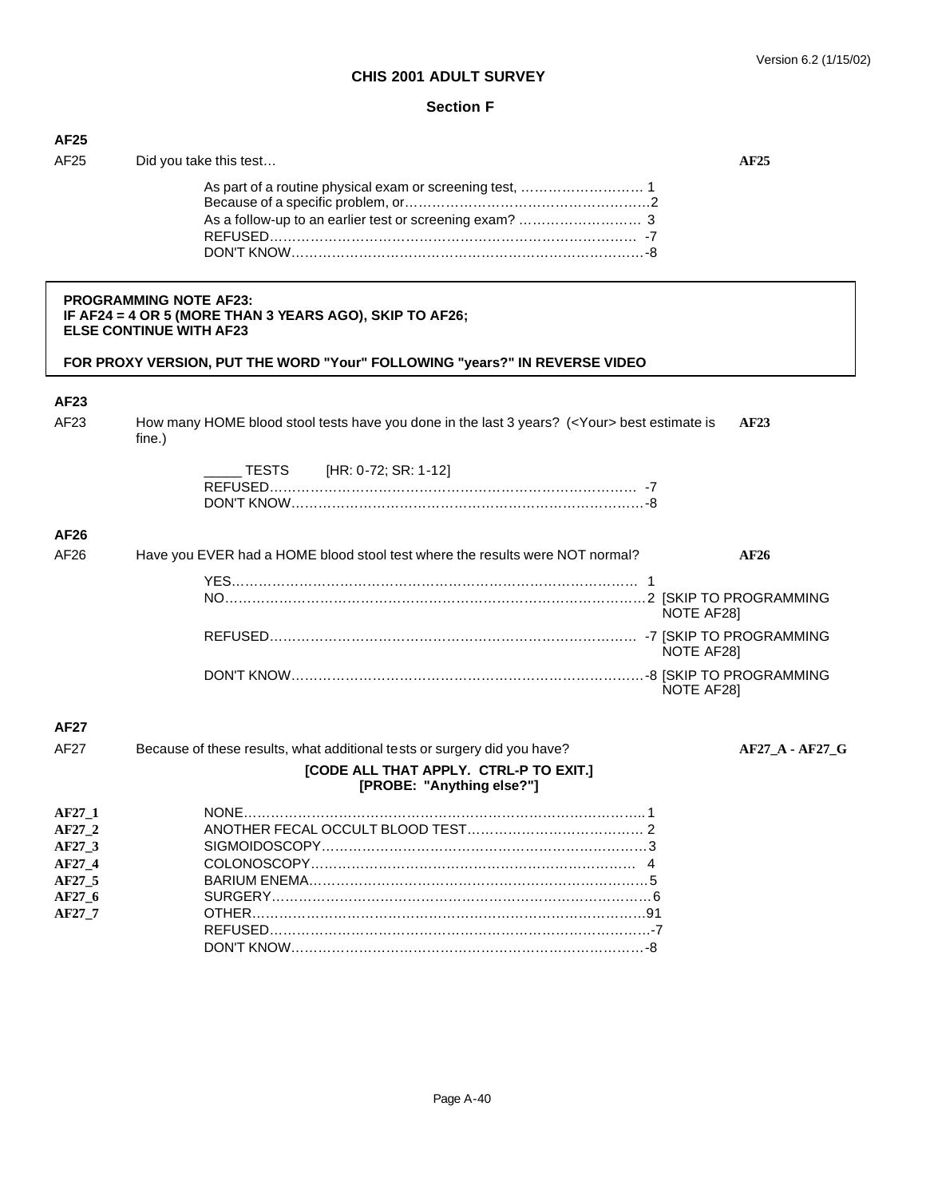# CHIS 2001 ADULT SURVEY

## Section F

### AF25

AF25 Did you take this test… **AF25**

- As part of a routine physical exam or screening test, ……………………… 1
- Because of a specific problem, or…………………………………………………2
- As a follow-up to an earlier test or screening exam? ……………………… 3
- REFUSED………………………………………………………………………… -7
- DON'T KNOW……………………………………………………………………-8

> **PROGRAMMING NOTE AF23:**
> **IF AF24 = 4 OR 5 (MORE THAN 3 YEARS AGO), SKIP TO AF26;**
> **ELSE CONTINUE WITH AF23**
>
> **FOR PROXY VERSION, PUT THE WORD "Your" FOLLOWING "years?" IN REVERSE VIDEO**

### AF23

AF23 How many HOME blood stool tests have you done in the last 3 years? (<Your> best estimate is fine.) **AF23**

- _____ TESTS [HR: 0-72; SR: 1-12]
- REFUSED………………………………………………………………………… -7
- DON'T KNOW……………………………………………………………………-8

### AF26

AF26 Have you EVER had a HOME blood stool test where the results were NOT normal? **AF26**

- YES………………………………………………………………………………… 1
- NO…………………………………………………………………………………2 [SKIP TO PROGRAMMING NOTE AF28]
- REFUSED………………………………………………………………………… -7 [SKIP TO PROGRAMMING NOTE AF28]
- DON'T KNOW……………………………………………………………………-8 [SKIP TO PROGRAMMING NOTE AF28]

### AF27

AF27 Because of these results, what additional tests or surgery did you have? **AF27_A - AF27_G**

**[CODE ALL THAT APPLY. CTRL-P TO EXIT.]**
**[PROBE: "Anything else?"]**

- **AF27_1** NONE………………………………………………………………………………1
- **AF27_2** ANOTHER FECAL OCCULT BLOOD TEST………………………………… 2
- **AF27_3** SIGMOIDOSCOPY…………………………………………………………………3
- **AF27_4** COLONOSCOPY………………………………………………………………… 4
- **AF27_5** BARIUM ENEMA……………………………………………………………………5
- **AF27_6** SURGERY…………………………………………………………………………6
- **AF27_7** OTHER………………………………………………………………………………91
- REFUSED…………………………………………………………………………-7
- DON'T KNOW……………………………………………………………………-8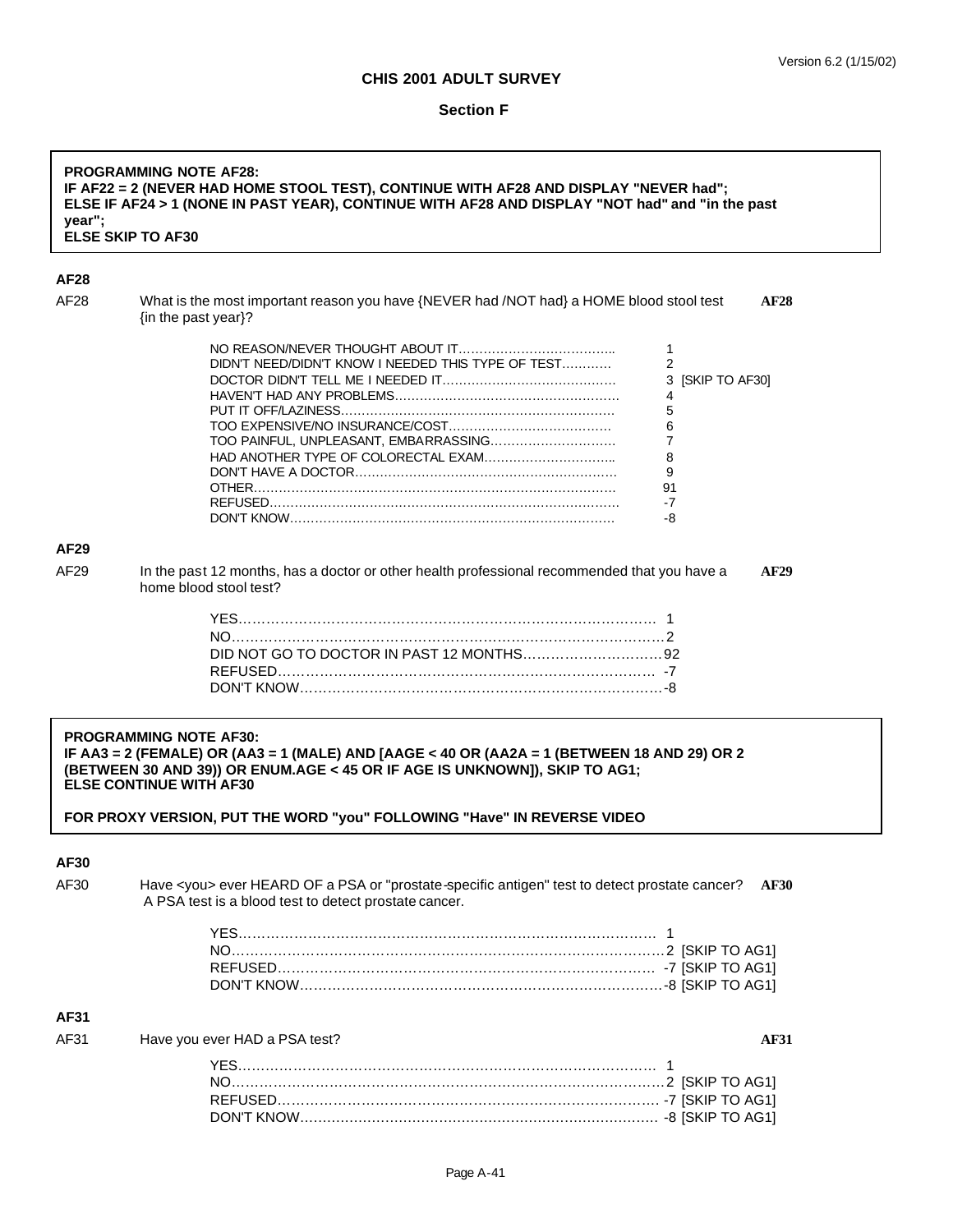**PROGRAMMING NOTE AF28:**
**IF AF22 = 2 (NEVER HAD HOME STOOL TEST), CONTINUE WITH AF28 AND DISPLAY "NEVER had";**
**ELSE IF AF24 > 1 (NONE IN PAST YEAR), CONTINUE WITH AF28 AND DISPLAY "NOT had" and "in the past year";**
**ELSE SKIP TO AF30**

### AF28

AF28 What is the most important reason you have {NEVER had /NOT had} a HOME blood stool test {in the past year}? **AF28**

| | | |
|---|---|---|
| NO REASON/NEVER THOUGHT ABOUT IT | 1 | |
| DIDN'T NEED/DIDN'T KNOW I NEEDED THIS TYPE OF TEST | 2 | |
| DOCTOR DIDN'T TELL ME I NEEDED IT | 3 | [SKIP TO AF30] |
| HAVEN'T HAD ANY PROBLEMS | 4 | |
| PUT IT OFF/LAZINESS | 5 | |
| TOO EXPENSIVE/NO INSURANCE/COST | 6 | |
| TOO PAINFUL, UNPLEASANT, EMBARRASSING | 7 | |
| HAD ANOTHER TYPE OF COLORECTAL EXAM | 8 | |
| DON'T HAVE A DOCTOR | 9 | |
| OTHER | 91 | |
| REFUSED | -7 | |
| DON'T KNOW | -8 | |

### AF29

AF29 In the past 12 months, has a doctor or other health professional recommended that you have a home blood stool test? **AF29**

| | |
|---|---|
| YES | 1 |
| NO | 2 |
| DID NOT GO TO DOCTOR IN PAST 12 MONTHS | 92 |
| REFUSED | -7 |
| DON'T KNOW | -8 |

**PROGRAMMING NOTE AF30:**
**IF AA3 = 2 (FEMALE) OR (AA3 = 1 (MALE) AND [AAGE < 40 OR (AA2A = 1 (BETWEEN 18 AND 29) OR 2 (BETWEEN 30 AND 39)) OR ENUM.AGE < 45 OR IF AGE IS UNKNOWN]), SKIP TO AG1;**
**ELSE CONTINUE WITH AF30**

**FOR PROXY VERSION, PUT THE WORD "you" FOLLOWING "Have" IN REVERSE VIDEO**

### AF30

AF30 Have <you> ever HEARD OF a PSA or "prostate-specific antigen" test to detect prostate cancer? A PSA test is a blood test to detect prostate cancer. **AF30**

| | | |
|---|---|---|
| YES | 1 | |
| NO | 2 | [SKIP TO AG1] |
| REFUSED | -7 | [SKIP TO AG1] |
| DON'T KNOW | -8 | [SKIP TO AG1] |

### AF31

AF31 Have you ever HAD a PSA test? **AF31**

| | | |
|---|---|---|
| YES | 1 | |
| NO | 2 | [SKIP TO AG1] |
| REFUSED | -7 | [SKIP TO AG1] |
| DON'T KNOW | -8 | [SKIP TO AG1] |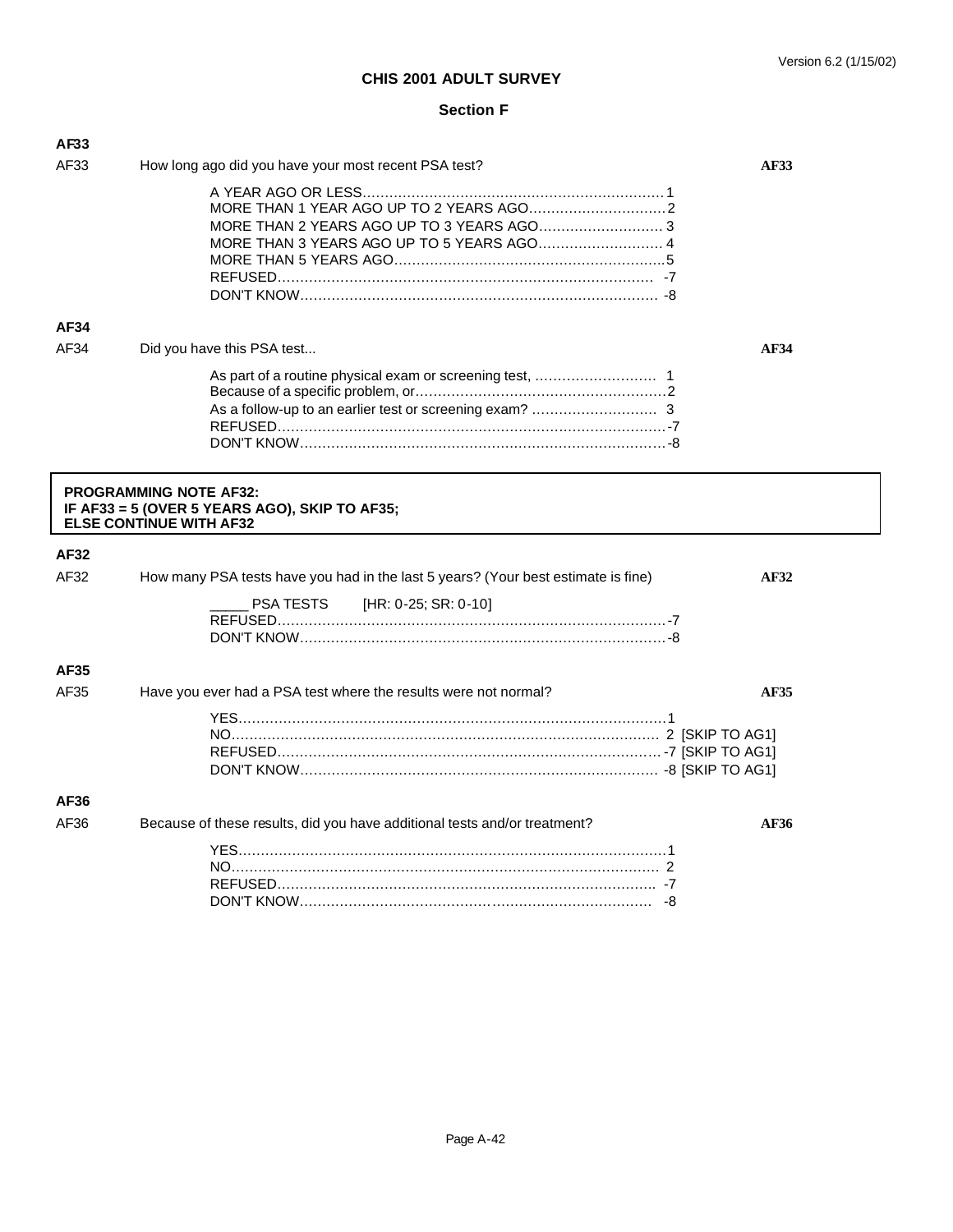# CHIS 2001 ADULT SURVEY

## Section F

### AF33

AF33 How long ago did you have your most recent PSA test? **AF33**

A YEAR AGO OR LESS....................................................................1
MORE THAN 1 YEAR AGO UP TO 2 YEARS AGO..................................2
MORE THAN 2 YEARS AGO UP TO 3 YEARS AGO..................................3
MORE THAN 3 YEARS AGO UP TO 5 YEARS AGO..................................4
MORE THAN 5 YEARS AGO....................................................................5
REFUSED.................................................................................... -7
DON'T KNOW................................................................................ -8

### AF34

AF34 Did you have this PSA test... **AF34**

As part of a routine physical exam or screening test, ............................ 1
Because of a specific problem, or..........................................................2
As a follow-up to an earlier test or screening exam? ............................ 3
REFUSED..........................................................................................-7
DON'T KNOW......................................................................................-8

**PROGRAMMING NOTE AF32:**
**IF AF33 = 5 (OVER 5 YEARS AGO), SKIP TO AF35;**
**ELSE CONTINUE WITH AF32**

### AF32

AF32 How many PSA tests have you had in the last 5 years? (Your best estimate is fine) **AF32**

_____ PSA TESTS [HR: 0-25; SR: 0-10]
REFUSED..........................................................................................-7
DON'T KNOW......................................................................................-8

### AF35

AF35 Have you ever had a PSA test where the results were not normal? **AF35**

YES....................................................................................................1
NO.................................................................................................... 2 [SKIP TO AG1]
REFUSED.......................................................................................... -7 [SKIP TO AG1]
DON'T KNOW..................................................................................... -8 [SKIP TO AG1]

### AF36

AF36 Because of these results, did you have additional tests and/or treatment? **AF36**

YES....................................................................................................1
NO.................................................................................................... 2
REFUSED.......................................................................................... -7
DON'T KNOW..................................................................................... -8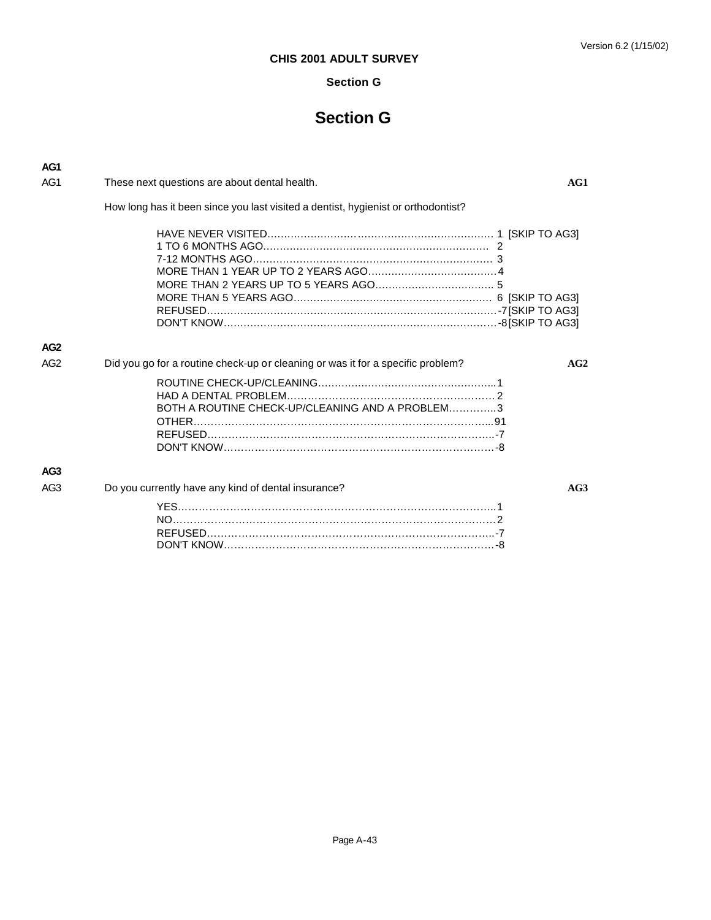**CHIS 2001 ADULT SURVEY**

**Section G**

# Section G

**AG1**

AG1 These next questions are about dental health. **AG1**

How long has it been since you last visited a dentist, hygienist or orthodontist?

HAVE NEVER VISITED…………………………………………………………… 1 [SKIP TO AG3]
1 TO 6 MONTHS AGO…………………………………………………………… 2
7-12 MONTHS AGO……………………………………………………………… 3
MORE THAN 1 YEAR UP TO 2 YEARS AGO………………………………… 4
MORE THAN 2 YEARS UP TO 5 YEARS AGO……………………………… 5
MORE THAN 5 YEARS AGO…………………………………………………… 6 [SKIP TO AG3]
REFUSED…………………………………………………………………………… -7 [SKIP TO AG3]
DON'T KNOW……………………………………………………………………… -8 [SKIP TO AG3]

**AG2**

AG2 Did you go for a routine check-up or cleaning or was it for a specific problem? **AG2**

ROUTINE CHECK-UP/CLEANING……………………………………………… 1
HAD A DENTAL PROBLEM……………………………………………………… 2
BOTH A ROUTINE CHECK-UP/CLEANING AND A PROBLEM……………… 3
OTHER……………………………………………………………………………… 91
REFUSED…………………………………………………………………………… -7
DON'T KNOW……………………………………………………………………… -8

**AG3**

AG3 Do you currently have any kind of dental insurance? **AG3**

YES………………………………………………………………………………… 1
NO…………………………………………………………………………………… 2
REFUSED…………………………………………………………………………… -7
DON'T KNOW……………………………………………………………………… -8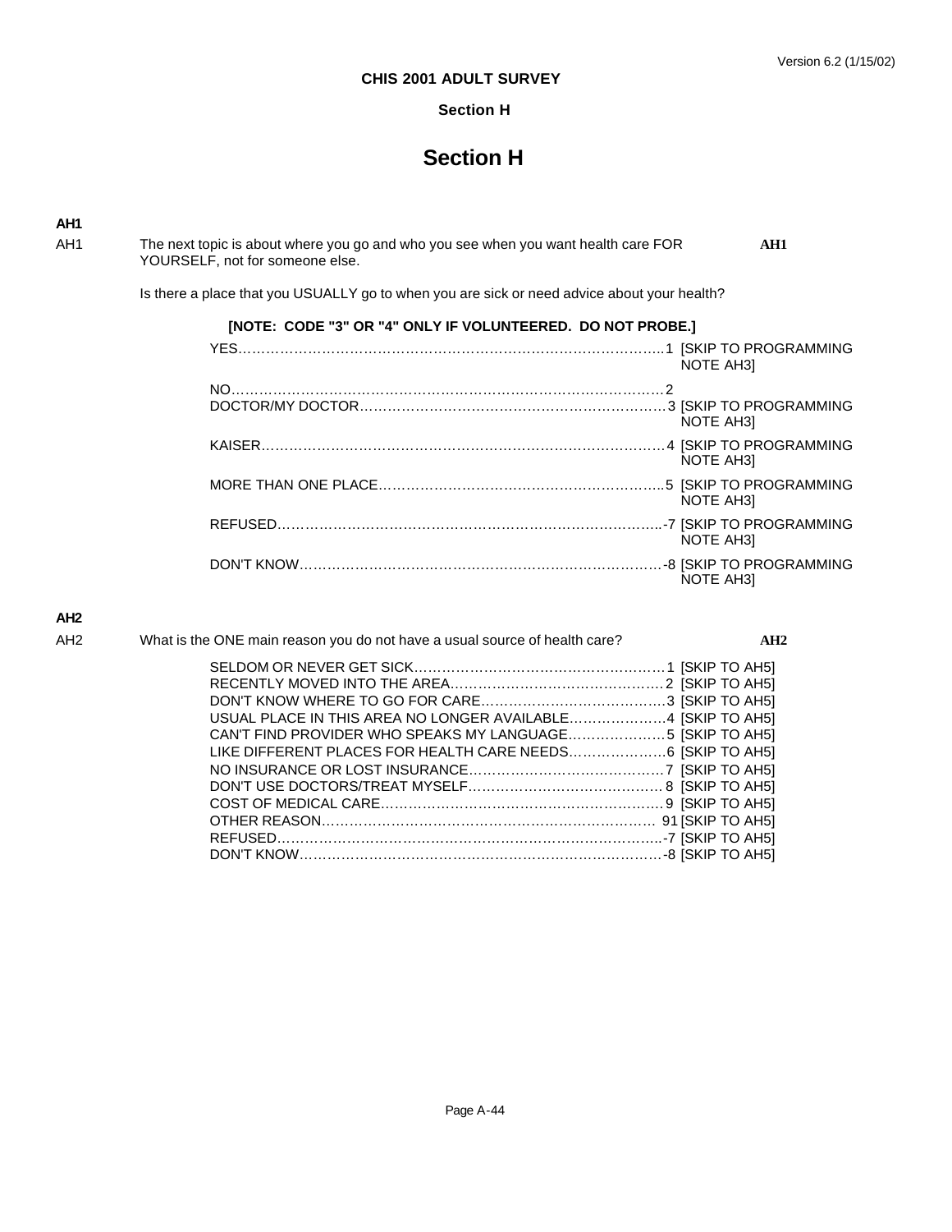**CHIS 2001 ADULT SURVEY**

**Section H**

# Section H

**AH1**

AH1 The next topic is about where you go and who you see when you want health care FOR YOURSELF, not for someone else. **AH1**

Is there a place that you USUALLY go to when you are sick or need advice about your health?

**[NOTE: CODE "3" OR "4" ONLY IF VOLUNTEERED. DO NOT PROBE.]**

YES…………………………………………………………………………………..1 [SKIP TO PROGRAMMING NOTE AH3]

NO………………………………………………………………………………… 2

DOCTOR/MY DOCTOR………………………………………………………… 3 [SKIP TO PROGRAMMING NOTE AH3]

KAISER……………………………………………………………………………4 [SKIP TO PROGRAMMING NOTE AH3]

MORE THAN ONE PLACE……………………………………………………..5 [SKIP TO PROGRAMMING NOTE AH3]

REFUSED………………………………………………………………………..-7 [SKIP TO PROGRAMMING NOTE AH3]

DON'T KNOW…………………………………………………………………… -8 [SKIP TO PROGRAMMING NOTE AH3]

**AH2**

AH2 What is the ONE main reason you do not have a usual source of health care? **AH2**

SELDOM OR NEVER GET SICK…………………………………………………1 [SKIP TO AH5]
RECENTLY MOVED INTO THE AREA……………………………………… 2 [SKIP TO AH5]
DON'T KNOW WHERE TO GO FOR CARE…………………………………3 [SKIP TO AH5]
USUAL PLACE IN THIS AREA NO LONGER AVAILABLE…………………4 [SKIP TO AH5]
CAN'T FIND PROVIDER WHO SPEAKS MY LANGUAGE…………………5 [SKIP TO AH5]
LIKE DIFFERENT PLACES FOR HEALTH CARE NEEDS…………………6 [SKIP TO AH5]
NO INSURANCE OR LOST INSURANCE……………………………………7 [SKIP TO AH5]
DON'T USE DOCTORS/TREAT MYSELF…………………………………… 8 [SKIP TO AH5]
COST OF MEDICAL CARE…………………………………………………… 9 [SKIP TO AH5]
OTHER REASON………………………………………………………………… 91 [SKIP TO AH5]
REFUSED………………………………………………………………………..-7 [SKIP TO AH5]
DON'T KNOW…………………………………………………………………… -8 [SKIP TO AH5]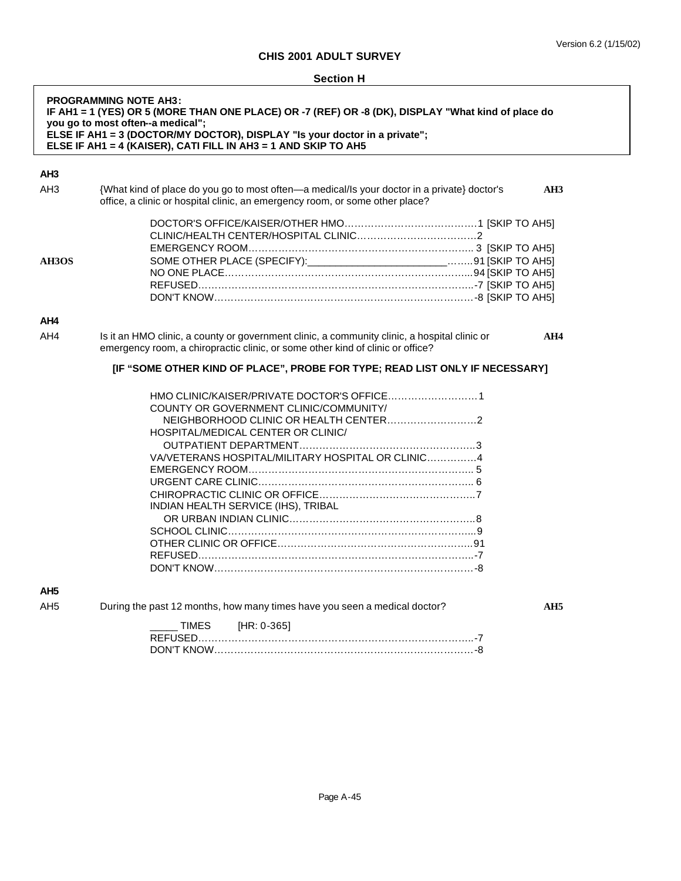**CHIS 2001 ADULT SURVEY**

**Section H**

> **PROGRAMMING NOTE AH3:**
> **IF AH1 = 1 (YES) OR 5 (MORE THAN ONE PLACE) OR -7 (REF) OR -8 (DK), DISPLAY "What kind of place do you go to most often--a medical";**
> **ELSE IF AH1 = 3 (DOCTOR/MY DOCTOR), DISPLAY "Is your doctor in a private";**
> **ELSE IF AH1 = 4 (KAISER), CATI FILL IN AH3 = 1 AND SKIP TO AH5**

**AH3**

AH3 {What kind of place do you go to most often—a medical/Is your doctor in a private} doctor's office, a clinic or hospital clinic, an emergency room, or some other place? **AH3**

- DOCTOR'S OFFICE/KAISER/OTHER HMO………………………………….1 [SKIP TO AH5]
- CLINIC/HEALTH CENTER/HOSPITAL CLINIC……………………………….2
- EMERGENCY ROOM……………………………………………………….. 3 [SKIP TO AH5]
- **AH3OS** SOME OTHER PLACE (SPECIFY):________________________……..91 [SKIP TO AH5]
- NO ONE PLACE……………………………………………………………...94 [SKIP TO AH5]
- REFUSED…………………………………………………………………..-7 [SKIP TO AH5]
- DON'T KNOW………………………………………………………………-8 [SKIP TO AH5]

**AH4**

AH4 Is it an HMO clinic, a county or government clinic, a community clinic, a hospital clinic or emergency room, a chiropractic clinic, or some other kind of clinic or office? **AH4**

**[IF "SOME OTHER KIND OF PLACE", PROBE FOR TYPE; READ LIST ONLY IF NECESSARY]**

- HMO CLINIC/KAISER/PRIVATE DOCTOR'S OFFICE………………………1
- COUNTY OR GOVERNMENT CLINIC/COMMUNITY/ NEIGHBORHOOD CLINIC OR HEALTH CENTER………………………2
- HOSPITAL/MEDICAL CENTER OR CLINIC/ OUTPATIENT DEPARTMENT……………………………………………..3
- VA/VETERANS HOSPITAL/MILITARY HOSPITAL OR CLINIC…………..4
- EMERGENCY ROOM………………………………………………………. 5
- URGENT CARE CLINIC……………………………………………………. 6
- CHIROPRACTIC CLINIC OR OFFICE……………………………………..7
- INDIAN HEALTH SERVICE (IHS), TRIBAL OR URBAN INDIAN CLINIC………………………………………………..8
- SCHOOL CLINIC…………………………………………………………….9
- OTHER CLINIC OR OFFICE………………………………………………..91
- REFUSED……………………………………………………………………-7
- DON'T KNOW………………………………………………………………-8

**AH5**

AH5 During the past 12 months, how many times have you seen a medical doctor? **AH5**

- _____ TIMES [HR: 0-365]
- REFUSED……………………………………………………………………-7
- DON'T KNOW………………………………………………………………-8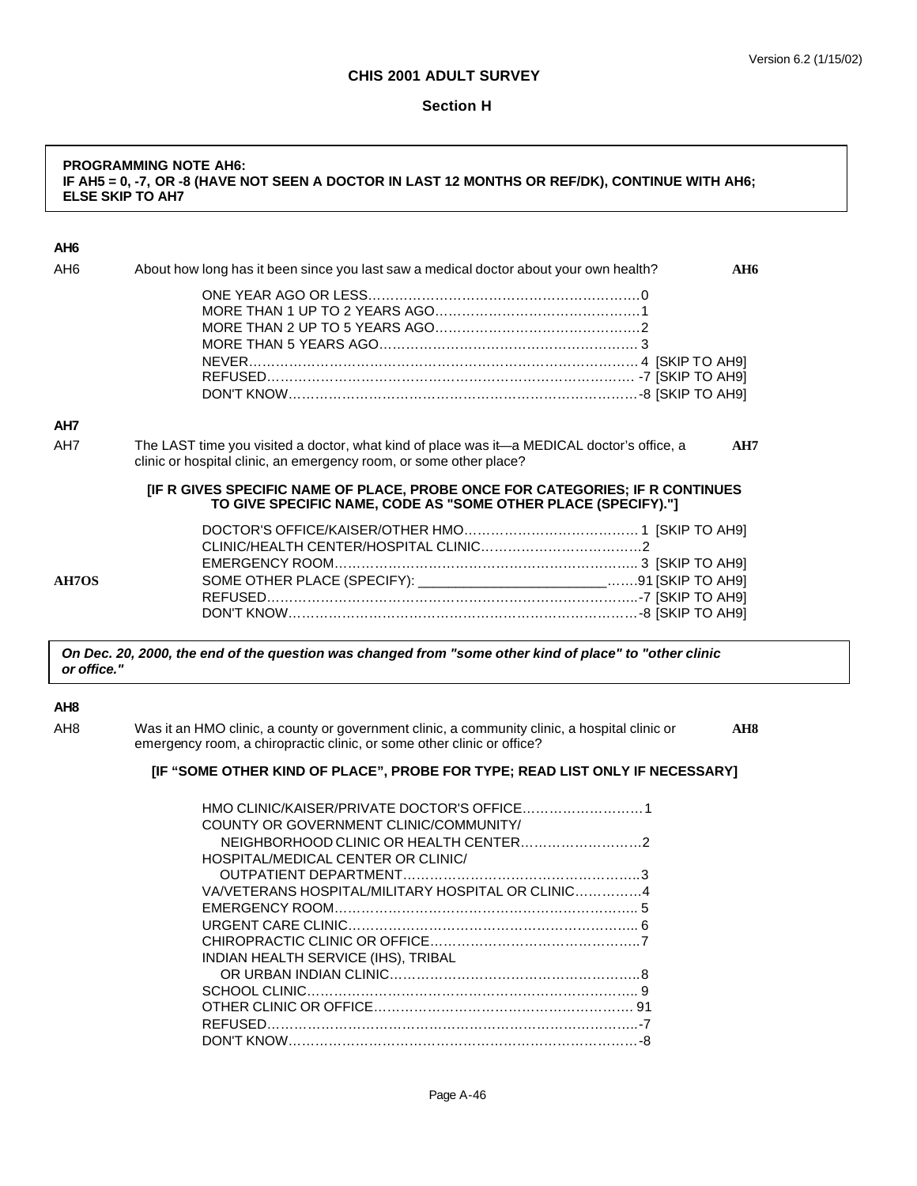Version 6.2 (1/15/02)

**CHIS 2001 ADULT SURVEY**

**Section H**

> **PROGRAMMING NOTE AH6:**
> **IF AH5 = 0, -7, OR -8 (HAVE NOT SEEN A DOCTOR IN LAST 12 MONTHS OR REF/DK), CONTINUE WITH AH6; ELSE SKIP TO AH7**

**AH6**

AH6 About how long has it been since you last saw a medical doctor about your own health? **AH6**

ONE YEAR AGO OR LESS…………………………………………………0
MORE THAN 1 UP TO 2 YEARS AGO………………………………………1
MORE THAN 2 UP TO 5 YEARS AGO………………………………………2
MORE THAN 5 YEARS AGO…………………………………………………3
NEVER……………………………………………………………………… 4 [SKIP TO AH9]
REFUSED…………………………………………………………………… -7 [SKIP TO AH9]
DON'T KNOW………………………………………………………………-8 [SKIP TO AH9]

**AH7**

AH7 The LAST time you visited a doctor, what kind of place was it—a MEDICAL doctor's office, a clinic or hospital clinic, an emergency room, or some other place? **AH7**

**[IF R GIVES SPECIFIC NAME OF PLACE, PROBE ONCE FOR CATEGORIES; IF R CONTINUES TO GIVE SPECIFIC NAME, CODE AS "SOME OTHER PLACE (SPECIFY)."]**

DOCTOR'S OFFICE/KAISER/OTHER HMO………………………………… 1 [SKIP TO AH9]
CLINIC/HEALTH CENTER/HOSPITAL CLINIC………………………………2
EMERGENCY ROOM……………………………………………………… 3 [SKIP TO AH9]
**AH7OS** SOME OTHER PLACE (SPECIFY): ________________________…….91 [SKIP TO AH9]
REFUSED……………………………………………………………………-7 [SKIP TO AH9]
DON'T KNOW………………………………………………………………-8 [SKIP TO AH9]

> ***On Dec. 20, 2000, the end of the question was changed from "some other kind of place" to "other clinic or office."***

**AH8**

AH8 Was it an HMO clinic, a county or government clinic, a community clinic, a hospital clinic or emergency room, a chiropractic clinic, or some other clinic or office? **AH8**

**[IF "SOME OTHER KIND OF PLACE", PROBE FOR TYPE; READ LIST ONLY IF NECESSARY]**

HMO CLINIC/KAISER/PRIVATE DOCTOR'S OFFICE………………………1
COUNTY OR GOVERNMENT CLINIC/COMMUNITY/
  NEIGHBORHOOD CLINIC OR HEALTH CENTER………………………2
HOSPITAL/MEDICAL CENTER OR CLINIC/
  OUTPATIENT DEPARTMENT……………………………………………3
VA/VETERANS HOSPITAL/MILITARY HOSPITAL OR CLINIC……………4
EMERGENCY ROOM…………………………………………………………5
URGENT CARE CLINIC………………………………………………………6
CHIROPRACTIC CLINIC OR OFFICE…………………………………………7
INDIAN HEALTH SERVICE (IHS), TRIBAL
  OR URBAN INDIAN CLINIC…………………………………………………8
SCHOOL CLINIC………………………………………………………………9
OTHER CLINIC OR OFFICE…………………………………………………91
REFUSED……………………………………………………………………-7
DON'T KNOW…………………………………………………………………-8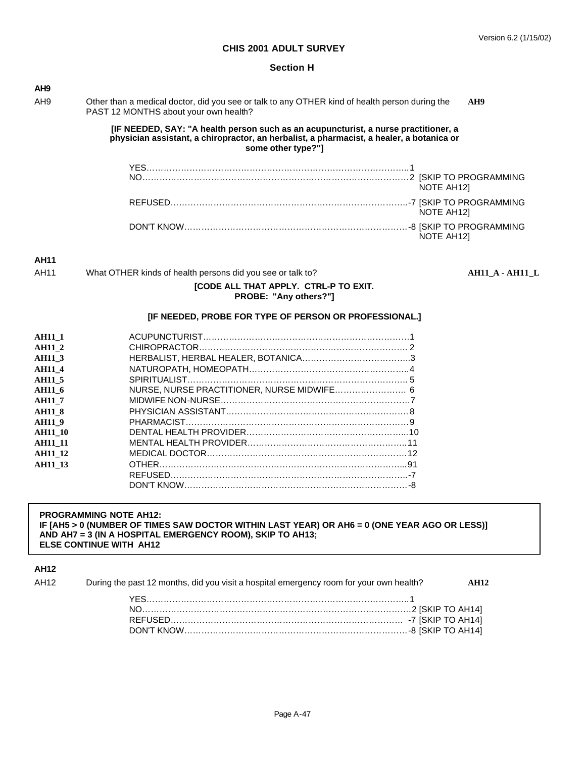# CHIS 2001 ADULT SURVEY

## Section H

**AH9**

AH9 Other than a medical doctor, did you see or talk to any OTHER kind of health person during the PAST 12 MONTHS about your own health? **AH9**

**[IF NEEDED, SAY: "A health person such as an acupuncturist, a nurse practitioner, a physician assistant, a chiropractor, an herbalist, a pharmacist, a healer, a botanica or some other type?"]**

YES…………………………………………………………………………………1
NO…………………………………………………………………………………2 [SKIP TO PROGRAMMING NOTE AH12]
REFUSED…………………………………………………………………………-7 [SKIP TO PROGRAMMING NOTE AH12]
DON'T KNOW……………………………………………………………………-8 [SKIP TO PROGRAMMING NOTE AH12]

**AH11**

AH11 What OTHER kinds of health persons did you see or talk to? **AH11_A - AH11_L**

**[CODE ALL THAT APPLY. CTRL-P TO EXIT.
PROBE: "Any others?"]**

**[IF NEEDED, PROBE FOR TYPE OF PERSON OR PROFESSIONAL.]**

| | | |
|---|---|---|
| **AH11_1** | ACUPUNCTURIST………………………………………………………… | 1 |
| **AH11_2** | CHIROPRACTOR………………………………………………………… | 2 |
| **AH11_3** | HERBALIST, HERBAL HEALER, BOTANICA………………………… | 3 |
| **AH11_4** | NATUROPATH, HOMEOPATH………………………………………… | 4 |
| **AH11_5** | SPIRITUALIST……………………………………………………………… | 5 |
| **AH11_6** | NURSE, NURSE PRACTITIONER, NURSE MIDWIFE…………………… | 6 |
| **AH11_7** | MIDWIFE NON-NURSE…………………………………………………… | 7 |
| **AH11_8** | PHYSICIAN ASSISTANT…………………………………………………… | 8 |
| **AH11_9** | PHARMACIST……………………………………………………………… | 9 |
| **AH11_10** | DENTAL HEALTH PROVIDER……………………………………………… | 10 |
| **AH11_11** | MENTAL HEALTH PROVIDER……………………………………………… | 11 |
| **AH11_12** | MEDICAL DOCTOR………………………………………………………… | 12 |
| **AH11_13** | OTHER………………………………………………………………………… | 91 |
| | REFUSED…………………………………………………………………… | -7 |
| | DON'T KNOW……………………………………………………………… | -8 |

**PROGRAMMING NOTE AH12:**
**IF [AH5 > 0 (NUMBER OF TIMES SAW DOCTOR WITHIN LAST YEAR) OR AH6 = 0 (ONE YEAR AGO OR LESS)] AND AH7 = 3 (IN A HOSPITAL EMERGENCY ROOM), SKIP TO AH13;**
**ELSE CONTINUE WITH AH12**

**AH12**

AH12 During the past 12 months, did you visit a hospital emergency room for your own health? **AH12**

YES…………………………………………………………………………………1
NO…………………………………………………………………………………2 [SKIP TO AH14]
REFUSED…………………………………………………………………………-7 [SKIP TO AH14]
DON'T KNOW……………………………………………………………………-8 [SKIP TO AH14]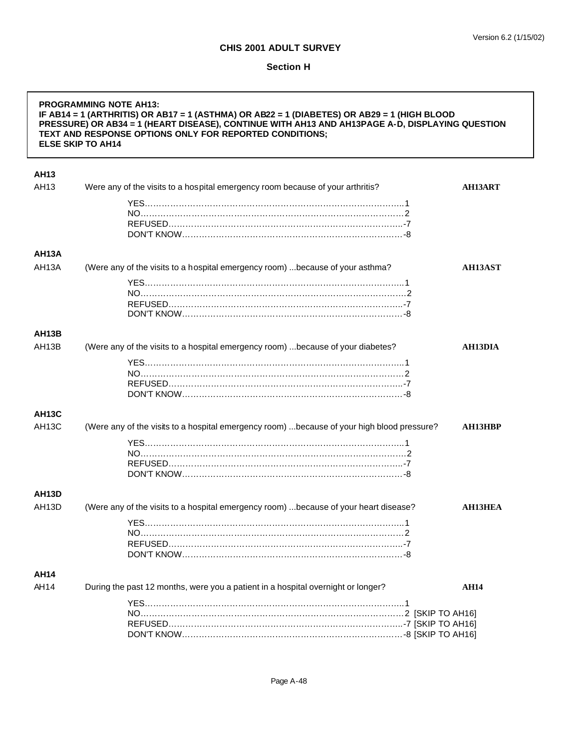**CHIS 2001 ADULT SURVEY**

**Section H**

> **PROGRAMMING NOTE AH13:**
> **IF AB14 = 1 (ARTHRITIS) OR AB17 = 1 (ASTHMA) OR AB22 = 1 (DIABETES) OR AB29 = 1 (HIGH BLOOD PRESSURE) OR AB34 = 1 (HEART DISEASE), CONTINUE WITH AH13 AND AH13PAGE A-D, DISPLAYING QUESTION TEXT AND RESPONSE OPTIONS ONLY FOR REPORTED CONDITIONS;**
> **ELSE SKIP TO AH14**

**AH13**

AH13 Were any of the visits to a hospital emergency room because of your arthritis? **AH13ART**

YES……………………………………………………………………………………1
NO……………………………………………………………………………………2
REFUSED……………………………………………………………………………-7
DON'T KNOW………………………………………………………………………-8

**AH13A**

AH13A (Were any of the visits to a hospital emergency room) ...because of your asthma? **AH13AST**

YES……………………………………………………………………………………1
NO……………………………………………………………………………………2
REFUSED……………………………………………………………………………-7
DON'T KNOW………………………………………………………………………-8

**AH13B**

AH13B (Were any of the visits to a hospital emergency room) ...because of your diabetes? **AH13DIA**

YES……………………………………………………………………………………1
NO……………………………………………………………………………………2
REFUSED……………………………………………………………………………-7
DON'T KNOW………………………………………………………………………-8

**AH13C**

AH13C (Were any of the visits to a hospital emergency room) ...because of your high blood pressure? **AH13HBP**

YES……………………………………………………………………………………1
NO……………………………………………………………………………………2
REFUSED……………………………………………………………………………-7
DON'T KNOW………………………………………………………………………-8

**AH13D**

AH13D (Were any of the visits to a hospital emergency room) ...because of your heart disease? **AH13HEA**

YES……………………………………………………………………………………1
NO……………………………………………………………………………………2
REFUSED……………………………………………………………………………-7
DON'T KNOW………………………………………………………………………-8

**AH14**

AH14 During the past 12 months, were you a patient in a hospital overnight or longer? **AH14**

YES……………………………………………………………………………………1
NO……………………………………………………………………………………2 [SKIP TO AH16]
REFUSED……………………………………………………………………………-7 [SKIP TO AH16]
DON'T KNOW………………………………………………………………………-8 [SKIP TO AH16]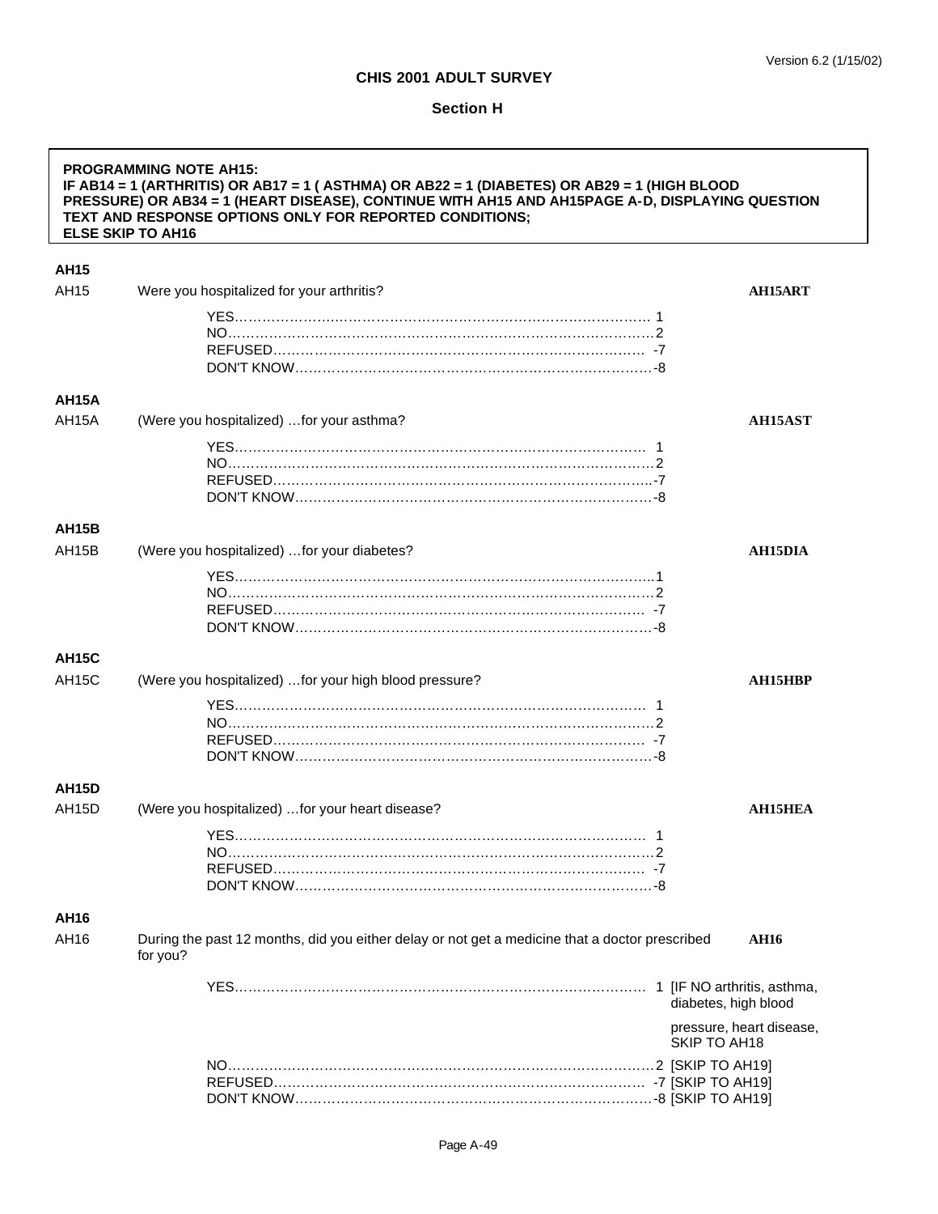**CHIS 2001 ADULT SURVEY**

**Section H**

> **PROGRAMMING NOTE AH15:**
> **IF AB14 = 1 (ARTHRITIS) OR AB17 = 1 ( ASTHMA) OR AB22 = 1 (DIABETES) OR AB29 = 1 (HIGH BLOOD PRESSURE) OR AB34 = 1 (HEART DISEASE), CONTINUE WITH AH15 AND AH15PAGE A-D, DISPLAYING QUESTION TEXT AND RESPONSE OPTIONS ONLY FOR REPORTED CONDITIONS;**
> **ELSE SKIP TO AH16**

**AH15**

AH15 Were you hospitalized for your arthritis? **AH15ART**

YES…………………………………………………………………………… 1
NO……………………………………………………………………………2
REFUSED………………………………………………………………………… -7
DON'T KNOW…………………………………………………………………-8

**AH15A**

AH15A (Were you hospitalized) …for your asthma? **AH15AST**

YES…………………………………………………………………………… 1
NO……………………………………………………………………………2
REFUSED…………………………………………………………………………-7
DON'T KNOW…………………………………………………………………-8

**AH15B**

AH15B (Were you hospitalized) …for your diabetes? **AH15DIA**

YES……………………………………………………………………………1
NO……………………………………………………………………………2
REFUSED………………………………………………………………………… -7
DON'T KNOW…………………………………………………………………-8

**AH15C**

AH15C (Were you hospitalized) …for your high blood pressure? **AH15HBP**

YES…………………………………………………………………………… 1
NO……………………………………………………………………………2
REFUSED………………………………………………………………………… -7
DON'T KNOW…………………………………………………………………-8

**AH15D**

AH15D (Were you hospitalized) …for your heart disease? **AH15HEA**

YES…………………………………………………………………………… 1
NO……………………………………………………………………………2
REFUSED………………………………………………………………………… -7
DON'T KNOW…………………………………………………………………-8

**AH16**

AH16 During the past 12 months, did you either delay or not get a medicine that a doctor prescribed for you? **AH16**

YES…………………………………………………………………………… 1 [IF NO arthritis, asthma, diabetes, high blood pressure, heart disease, SKIP TO AH18
NO……………………………………………………………………………2 [SKIP TO AH19]
REFUSED………………………………………………………………………… -7 [SKIP TO AH19]
DON'T KNOW…………………………………………………………………-8 [SKIP TO AH19]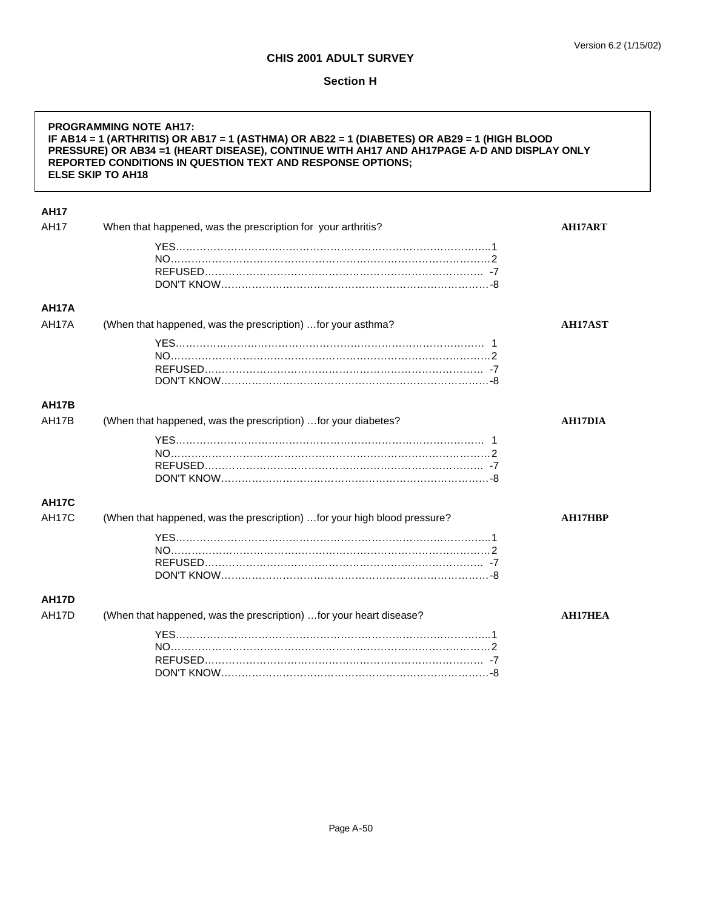**CHIS 2001 ADULT SURVEY**

**Section H**

> **PROGRAMMING NOTE AH17:**
> **IF AB14 = 1 (ARTHRITIS) OR AB17 = 1 (ASTHMA) OR AB22 = 1 (DIABETES) OR AB29 = 1 (HIGH BLOOD PRESSURE) OR AB34 =1 (HEART DISEASE), CONTINUE WITH AH17 AND AH17PAGE A-D AND DISPLAY ONLY REPORTED CONDITIONS IN QUESTION TEXT AND RESPONSE OPTIONS;**
> **ELSE SKIP TO AH18**

**AH17**

AH17 When that happened, was the prescription for your arthritis? **AH17ART**

YES…………………………………………………………………………………..1
NO…………………………………………………………………………………2
REFUSED……………………………………………………………………… -7
DON'T KNOW…………………………………………………………………-8

**AH17A**

AH17A (When that happened, was the prescription) …for your asthma? **AH17AST**

YES………………………………………………………………………………… 1
NO…………………………………………………………………………………2
REFUSED……………………………………………………………………… -7
DON'T KNOW…………………………………………………………………-8

**AH17B**

AH17B (When that happened, was the prescription) …for your diabetes? **AH17DIA**

YES………………………………………………………………………………… 1
NO…………………………………………………………………………………2
REFUSED……………………………………………………………………… -7
DON'T KNOW…………………………………………………………………-8

**AH17C**

AH17C (When that happened, was the prescription) …for your high blood pressure? **AH17HBP**

YES…………………………………………………………………………………..1
NO…………………………………………………………………………………2
REFUSED……………………………………………………………………… -7
DON'T KNOW…………………………………………………………………-8

**AH17D**

AH17D (When that happened, was the prescription) …for your heart disease? **AH17HEA**

YES…………………………………………………………………………………..1
NO…………………………………………………………………………………2
REFUSED……………………………………………………………………… -7
DON'T KNOW…………………………………………………………………-8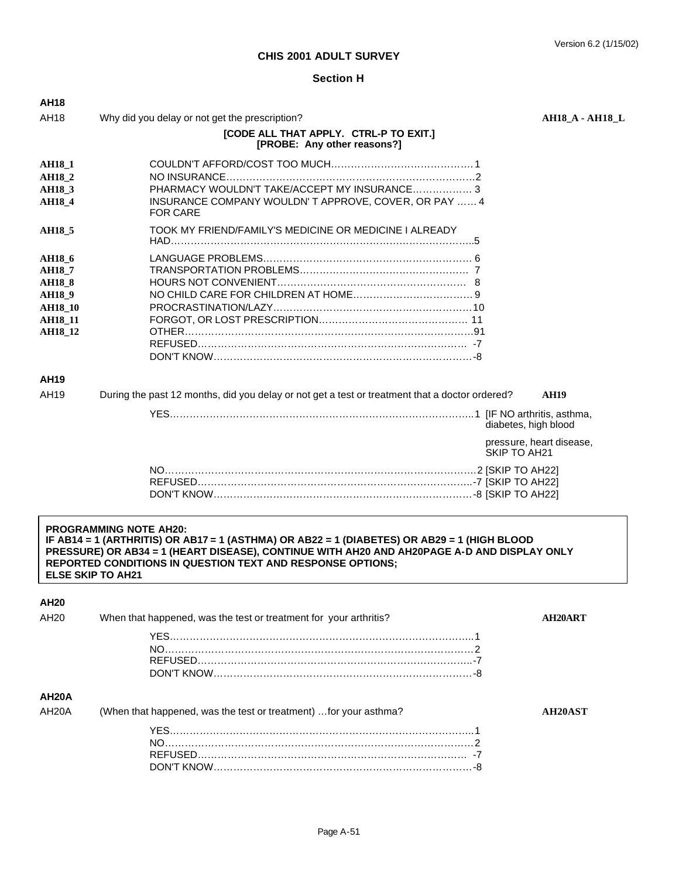**CHIS 2001 ADULT SURVEY**

**Section H**

### AH18

AH18 Why did you delay or not get the prescription? **AH18_A - AH18_L**

**[CODE ALL THAT APPLY. CTRL-P TO EXIT.]**
**[PROBE: Any other reasons?]**

| | | |
|---|---|---|
| **AH18_1** | COULDN'T AFFORD/COST TOO MUCH | 1 |
| **AH18_2** | NO INSURANCE | 2 |
| **AH18_3** | PHARMACY WOULDN'T TAKE/ACCEPT MY INSURANCE | 3 |
| **AH18_4** | INSURANCE COMPANY WOULDN' T APPROVE, COVER, OR PAY FOR CARE | 4 |
| **AH18_5** | TOOK MY FRIEND/FAMILY'S MEDICINE OR MEDICINE I ALREADY HAD | 5 |
| **AH18_6** | LANGUAGE PROBLEMS | 6 |
| **AH18_7** | TRANSPORTATION PROBLEMS | 7 |
| **AH18_8** | HOURS NOT CONVENIENT | 8 |
| **AH18_9** | NO CHILD CARE FOR CHILDREN AT HOME | 9 |
| **AH18_10** | PROCRASTINATION/LAZY | 10 |
| **AH18_11** | FORGOT, OR LOST PRESCRIPTION | 11 |
| **AH18_12** | OTHER | 91 |
| | REFUSED | -7 |
| | DON'T KNOW | -8 |

### AH19

AH19 During the past 12 months, did you delay or not get a test or treatment that a doctor ordered? **AH19**

| | | |
|---|---|---|
| YES | 1 | [IF NO arthritis, asthma, diabetes, high blood pressure, heart disease, SKIP TO AH21 |
| NO | 2 | [SKIP TO AH22] |
| REFUSED | -7 | [SKIP TO AH22] |
| DON'T KNOW | -8 | [SKIP TO AH22] |

> **PROGRAMMING NOTE AH20:**
> **IF AB14 = 1 (ARTHRITIS) OR AB17 = 1 (ASTHMA) OR AB22 = 1 (DIABETES) OR AB29 = 1 (HIGH BLOOD PRESSURE) OR AB34 = 1 (HEART DISEASE), CONTINUE WITH AH20 AND AH20PAGE A-D AND DISPLAY ONLY REPORTED CONDITIONS IN QUESTION TEXT AND RESPONSE OPTIONS;**
> **ELSE SKIP TO AH21**

### AH20

AH20 When that happened, was the test or treatment for your arthritis? **AH20ART**

| | |
|---|---|
| YES | 1 |
| NO | 2 |
| REFUSED | -7 |
| DON'T KNOW | -8 |

### AH20A

AH20A (When that happened, was the test or treatment) …for your asthma? **AH20AST**

| | |
|---|---|
| YES | 1 |
| NO | 2 |
| REFUSED | -7 |
| DON'T KNOW | -8 |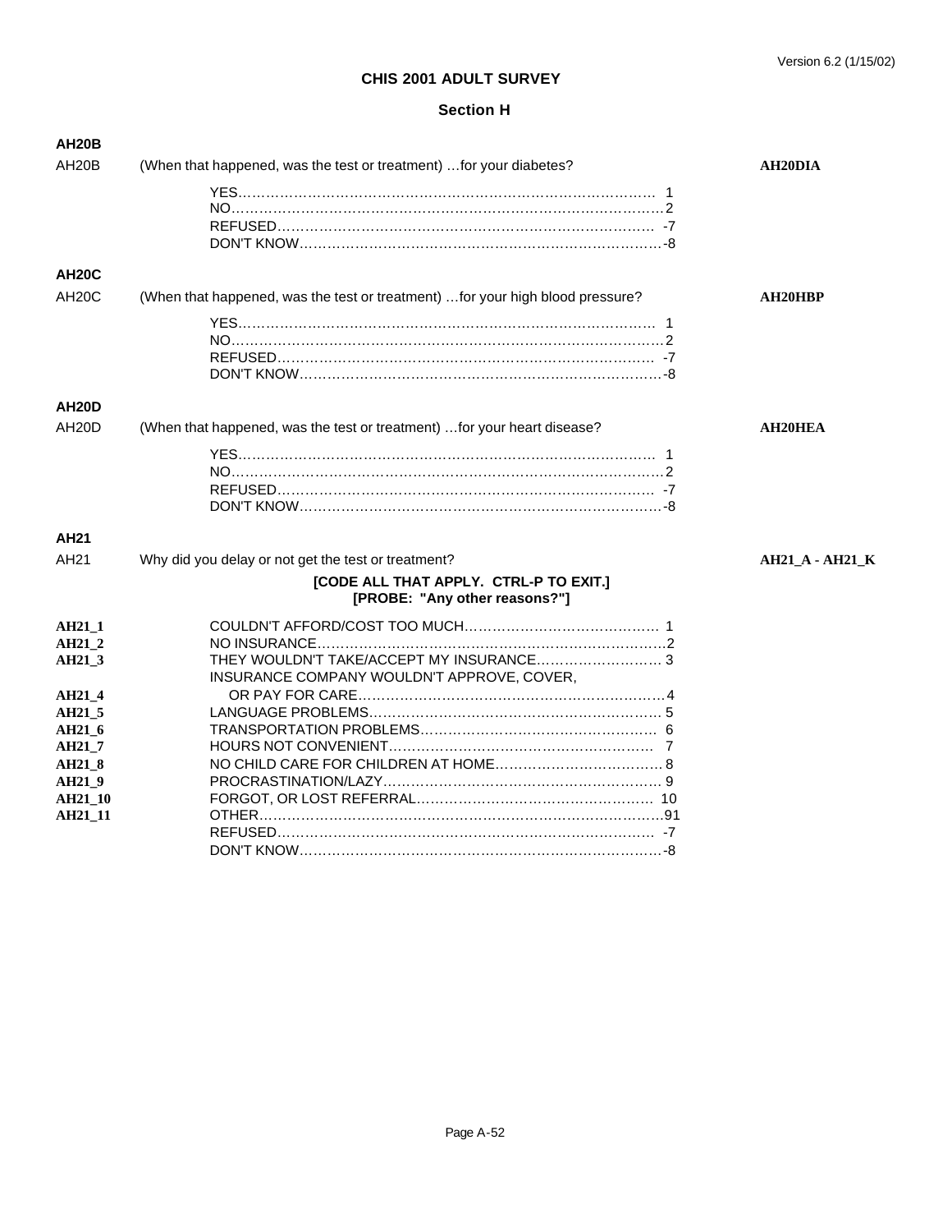# CHIS 2001 ADULT SURVEY

## Section H

### AH20B

AH20B (When that happened, was the test or treatment) …for your diabetes? **AH20DIA**

| | |
|---|---|
| YES | 1 |
| NO | 2 |
| REFUSED | -7 |
| DON'T KNOW | -8 |

### AH20C

AH20C (When that happened, was the test or treatment) …for your high blood pressure? **AH20HBP**

| | |
|---|---|
| YES | 1 |
| NO | 2 |
| REFUSED | -7 |
| DON'T KNOW | -8 |

### AH20D

AH20D (When that happened, was the test or treatment) …for your heart disease? **AH20HEA**

| | |
|---|---|
| YES | 1 |
| NO | 2 |
| REFUSED | -7 |
| DON'T KNOW | -8 |

### AH21

AH21 Why did you delay or not get the test or treatment? **AH21_A - AH21_K**

**[CODE ALL THAT APPLY. CTRL-P TO EXIT.]**
**[PROBE: "Any other reasons?"]**

| Variable | Response | Code |
|---|---|---|
| **AH21_1** | COULDN'T AFFORD/COST TOO MUCH | 1 |
| **AH21_2** | NO INSURANCE | 2 |
| **AH21_3** | THEY WOULDN'T TAKE/ACCEPT MY INSURANCE | 3 |
| **AH21_4** | INSURANCE COMPANY WOULDN'T APPROVE, COVER, OR PAY FOR CARE | 4 |
| **AH21_5** | LANGUAGE PROBLEMS | 5 |
| **AH21_6** | TRANSPORTATION PROBLEMS | 6 |
| **AH21_7** | HOURS NOT CONVENIENT | 7 |
| **AH21_8** | NO CHILD CARE FOR CHILDREN AT HOME | 8 |
| **AH21_9** | PROCRASTINATION/LAZY | 9 |
| **AH21_10** | FORGOT, OR LOST REFERRAL | 10 |
| **AH21_11** | OTHER | 91 |
| | REFUSED | -7 |
| | DON'T KNOW | -8 |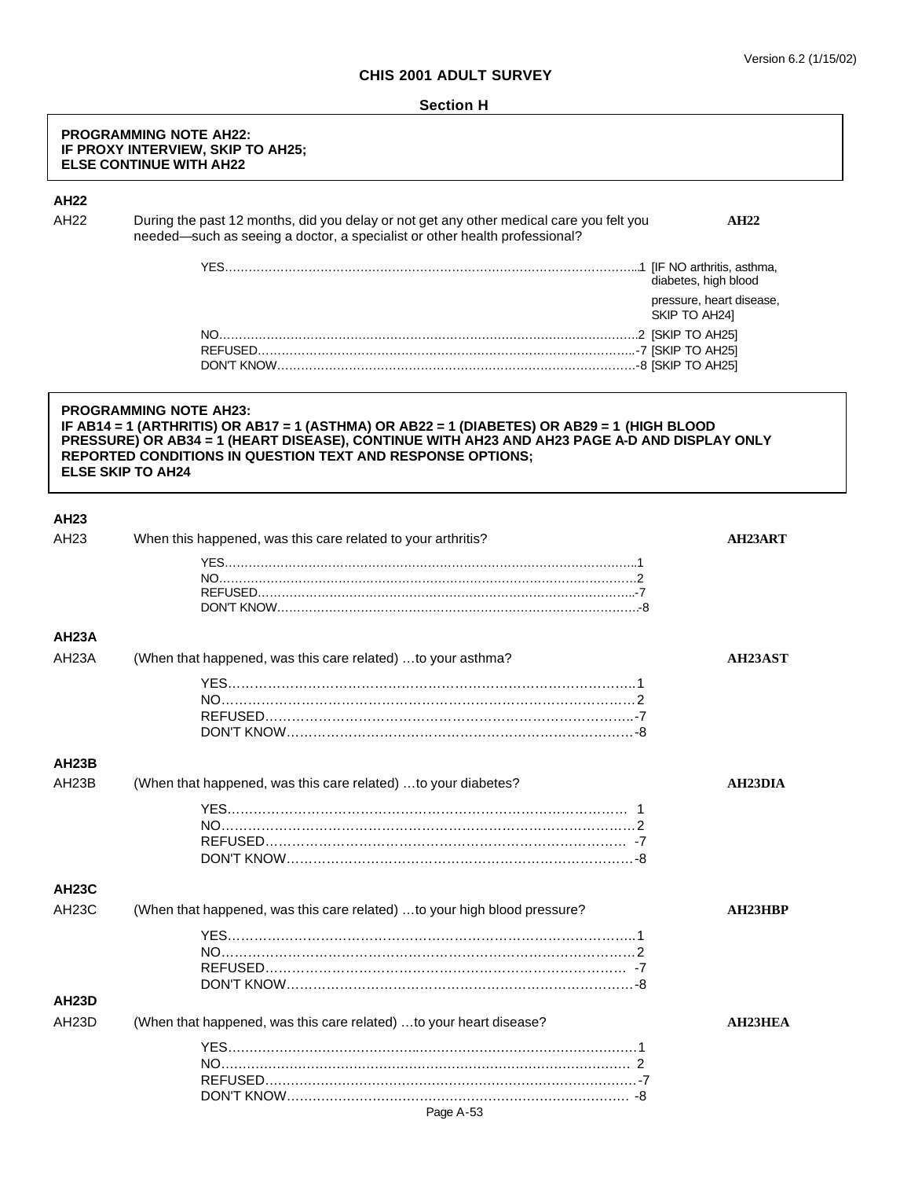# CHIS 2001 ADULT SURVEY

## Section H

**PROGRAMMING NOTE AH22:**
**IF PROXY INTERVIEW, SKIP TO AH25;**
**ELSE CONTINUE WITH AH22**

### AH22

AH22 During the past 12 months, did you delay or not get any other medical care you felt you needed—such as seeing a doctor, a specialist or other health professional? **AH22**

YES……………………………………………………………1 [IF NO arthritis, asthma, diabetes, high blood pressure, heart disease, SKIP TO AH24]
NO……………………………………………………………2 [SKIP TO AH25]
REFUSED……………………………………………………-7 [SKIP TO AH25]
DON'T KNOW………………………………………………-8 [SKIP TO AH25]

**PROGRAMMING NOTE AH23:**
**IF AB14 = 1 (ARTHRITIS) OR AB17 = 1 (ASTHMA) OR AB22 = 1 (DIABETES) OR AB29 = 1 (HIGH BLOOD PRESSURE) OR AB34 = 1 (HEART DISEASE), CONTINUE WITH AH23 AND AH23 PAGE A-D AND DISPLAY ONLY REPORTED CONDITIONS IN QUESTION TEXT AND RESPONSE OPTIONS;**
**ELSE SKIP TO AH24**

### AH23

AH23 When this happened, was this care related to your arthritis? **AH23ART**

YES……………………………………………………………1
NO……………………………………………………………2
REFUSED……………………………………………………-7
DON'T KNOW………………………………………………-8

### AH23A

AH23A (When that happened, was this care related) …to your asthma? **AH23AST**

YES……………………………………………………………1
NO……………………………………………………………2
REFUSED……………………………………………………-7
DON'T KNOW………………………………………………-8

### AH23B

AH23B (When that happened, was this care related) …to your diabetes? **AH23DIA**

YES……………………………………………………………1
NO……………………………………………………………2
REFUSED……………………………………………………-7
DON'T KNOW………………………………………………-8

### AH23C

AH23C (When that happened, was this care related) …to your high blood pressure? **AH23HBP**

YES……………………………………………………………1
NO……………………………………………………………2
REFUSED……………………………………………………-7
DON'T KNOW………………………………………………-8

### AH23D

AH23D (When that happened, was this care related) …to your heart disease? **AH23HEA**

YES……………………………………………………………1
NO……………………………………………………………2
REFUSED……………………………………………………-7
DON'T KNOW………………………………………………-8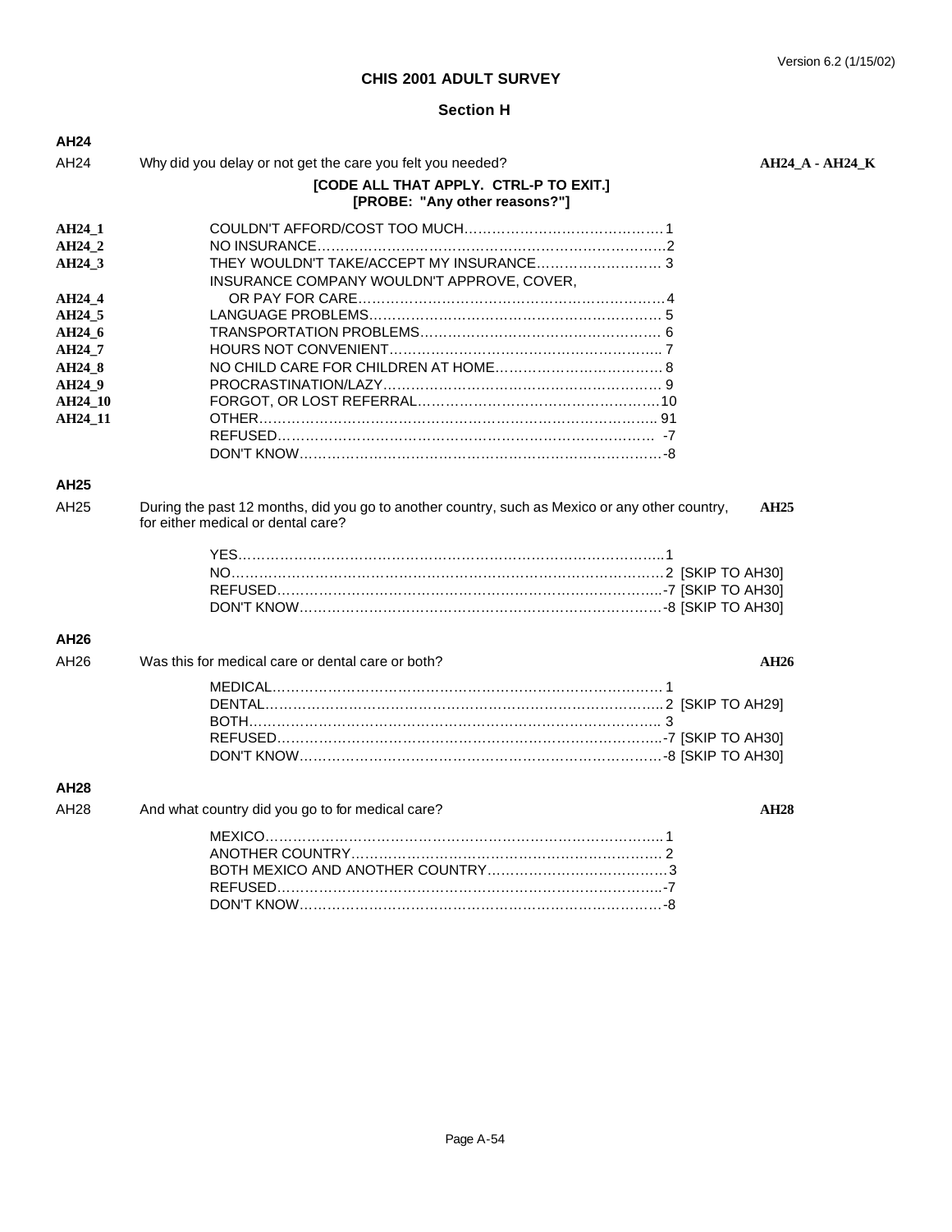# CHIS 2001 ADULT SURVEY

## Section H

**AH24**

AH24 Why did you delay or not get the care you felt you needed? **AH24_A - AH24_K**

**[CODE ALL THAT APPLY. CTRL-P TO EXIT.]**
**[PROBE: "Any other reasons?"]**

| | | |
|---|---|---|
| **AH24_1** | COULDN'T AFFORD/COST TOO MUCH | 1 |
| **AH24_2** | NO INSURANCE | 2 |
| **AH24_3** | THEY WOULDN'T TAKE/ACCEPT MY INSURANCE | 3 |
| **AH24_4** | INSURANCE COMPANY WOULDN'T APPROVE, COVER, OR PAY FOR CARE | 4 |
| **AH24_5** | LANGUAGE PROBLEMS | 5 |
| **AH24_6** | TRANSPORTATION PROBLEMS | 6 |
| **AH24_7** | HOURS NOT CONVENIENT | 7 |
| **AH24_8** | NO CHILD CARE FOR CHILDREN AT HOME | 8 |
| **AH24_9** | PROCRASTINATION/LAZY | 9 |
| **AH24_10** | FORGOT, OR LOST REFERRAL | 10 |
| **AH24_11** | OTHER | 91 |
| | REFUSED | -7 |
| | DON'T KNOW | -8 |

**AH25**

AH25 During the past 12 months, did you go to another country, such as Mexico or any other country, for either medical or dental care? **AH25**

YES....1
NO....2 [SKIP TO AH30]
REFUSED....-7 [SKIP TO AH30]
DON'T KNOW....-8 [SKIP TO AH30]

**AH26**

AH26 Was this for medical care or dental care or both? **AH26**

MEDICAL....1
DENTAL....2 [SKIP TO AH29]
BOTH....3
REFUSED....-7 [SKIP TO AH30]
DON'T KNOW....-8 [SKIP TO AH30]

**AH28**

AH28 And what country did you go to for medical care? **AH28**

MEXICO....1
ANOTHER COUNTRY....2
BOTH MEXICO AND ANOTHER COUNTRY....3
REFUSED....-7
DON'T KNOW....-8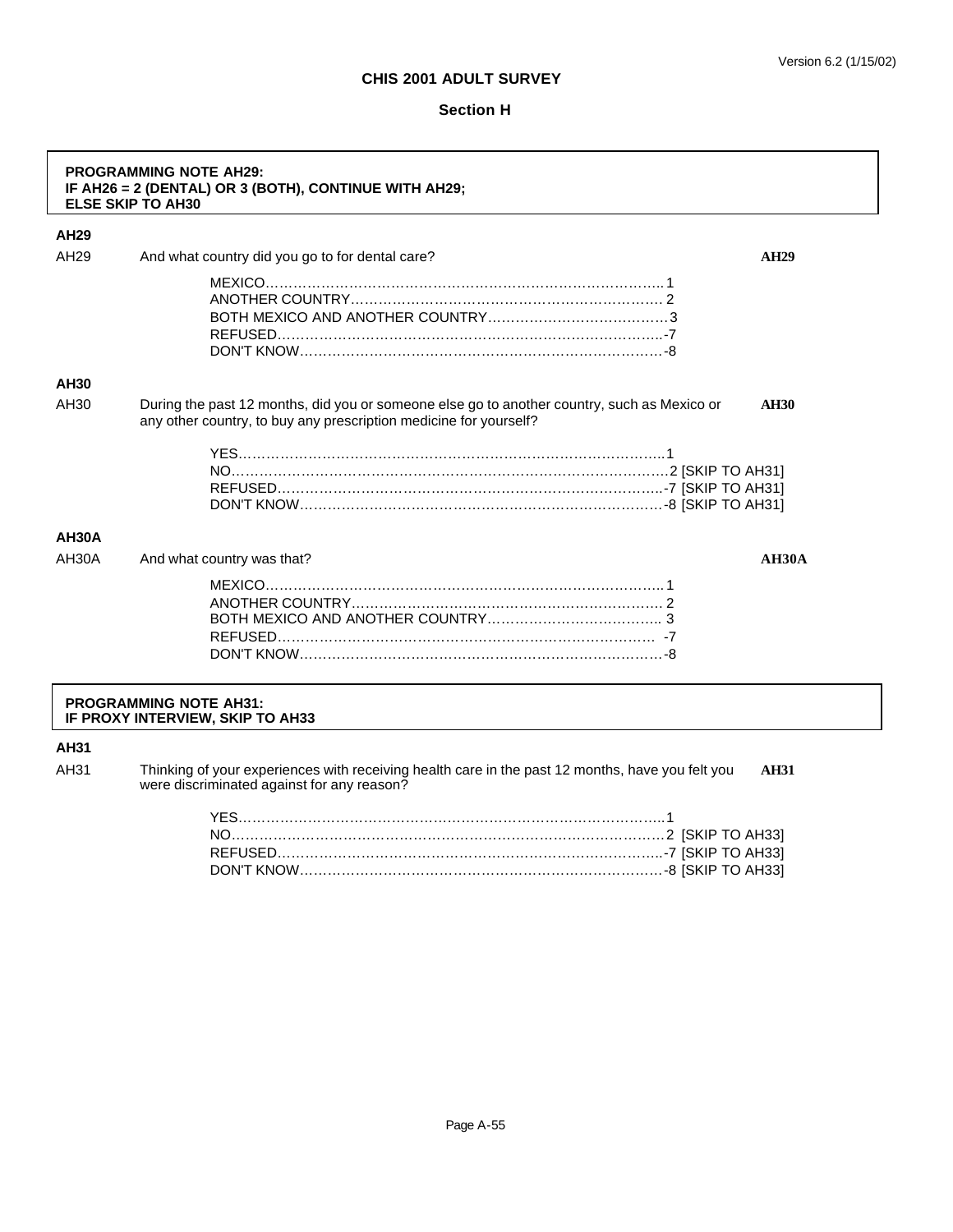**CHIS 2001 ADULT SURVEY**

**Section H**

| **PROGRAMMING NOTE AH29:** |
|---|
| **IF AH26 = 2 (DENTAL) OR 3 (BOTH), CONTINUE WITH AH29; ELSE SKIP TO AH30** |

### AH29

AH29 And what country did you go to for dental care? **AH29**

- MEXICO……………………………………………………………………………1
- ANOTHER COUNTRY…………………………………………………………… 2
- BOTH MEXICO AND ANOTHER COUNTRY…………………………………3
- REFUSED………………………………………………………………………..-7
- DON'T KNOW……………………………………………………………………-8

### AH30

AH30 During the past 12 months, did you or someone else go to another country, such as Mexico or any other country, to buy any prescription medicine for yourself? **AH30**

- YES………………………………………………………………………………..1
- NO…………………………………………………………………………………2 [SKIP TO AH31]
- REFUSED………………………………………………………………………..-7 [SKIP TO AH31]
- DON'T KNOW……………………………………………………………………-8 [SKIP TO AH31]

### AH30A

AH30A And what country was that? **AH30A**

- MEXICO……………………………………………………………………………1
- ANOTHER COUNTRY…………………………………………………………… 2
- BOTH MEXICO AND ANOTHER COUNTRY………………………………… 3
- REFUSED……………………………………………………………………… -7
- DON'T KNOW……………………………………………………………………-8

| **PROGRAMMING NOTE AH31:** |
|---|
| **IF PROXY INTERVIEW, SKIP TO AH33** |

### AH31

AH31 Thinking of your experiences with receiving health care in the past 12 months, have you felt you were discriminated against for any reason? **AH31**

- YES………………………………………………………………………………..1
- NO…………………………………………………………………………………2 [SKIP TO AH33]
- REFUSED………………………………………………………………………..-7 [SKIP TO AH33]
- DON'T KNOW……………………………………………………………………-8 [SKIP TO AH33]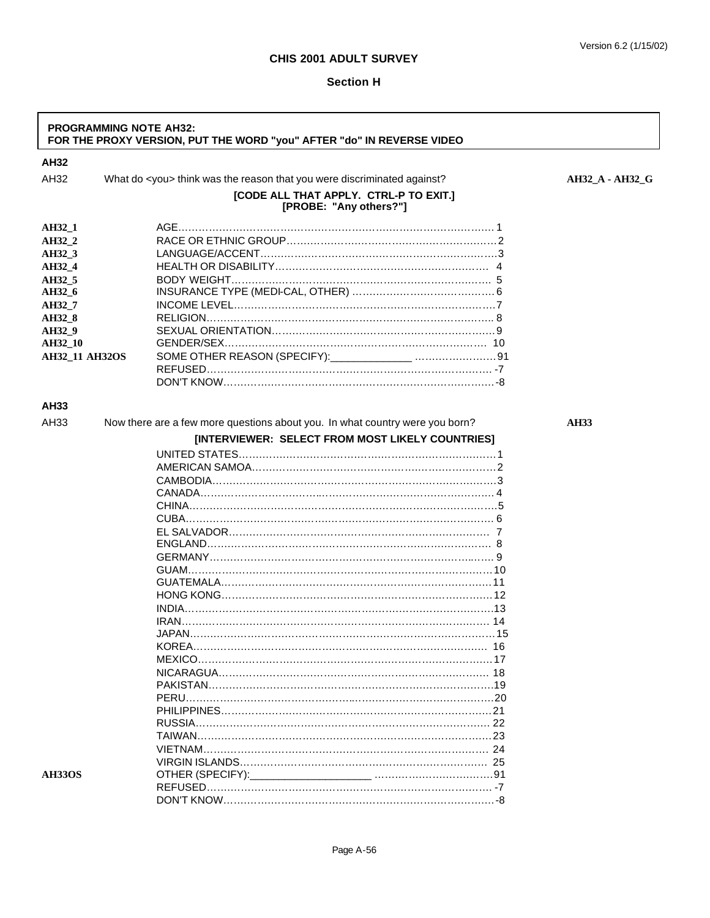# CHIS 2001 ADULT SURVEY

## Section H

> **PROGRAMMING NOTE AH32:**
> **FOR THE PROXY VERSION, PUT THE WORD "you" AFTER "do" IN REVERSE VIDEO**

**AH32**

AH32 What do <you> think was the reason that you were discriminated against? **AH32_A - AH32_G**

**[CODE ALL THAT APPLY. CTRL-P TO EXIT.]**
**[PROBE: "Any others?"]**

| Variable | Response | Code |
|---|---|---|
| **AH32_1** | AGE | 1 |
| **AH32_2** | RACE OR ETHNIC GROUP | 2 |
| **AH32_3** | LANGUAGE/ACCENT | 3 |
| **AH32_4** | HEALTH OR DISABILITY | 4 |
| **AH32_5** | BODY WEIGHT | 5 |
| **AH32_6** | INSURANCE TYPE (MEDI-CAL, OTHER) | 6 |
| **AH32_7** | INCOME LEVEL | 7 |
| **AH32_8** | RELIGION | 8 |
| **AH32_9** | SEXUAL ORIENTATION | 9 |
| **AH32_10** | GENDER/SEX | 10 |
| **AH32_11 AH32OS** | SOME OTHER REASON (SPECIFY):_____________ | 91 |
| | REFUSED | -7 |
| | DON'T KNOW | -8 |

**AH33**

AH33 Now there are a few more questions about you. In what country were you born? **AH33**

**[INTERVIEWER: SELECT FROM MOST LIKELY COUNTRIES]**

| Variable | Response | Code |
|---|---|---|
| | UNITED STATES | 1 |
| | AMERICAN SAMOA | 2 |
| | CAMBODIA | 3 |
| | CANADA | 4 |
| | CHINA | 5 |
| | CUBA | 6 |
| | EL SALVADOR | 7 |
| | ENGLAND | 8 |
| | GERMANY | 9 |
| | GUAM | 10 |
| | GUATEMALA | 11 |
| | HONG KONG | 12 |
| | INDIA | 13 |
| | IRAN | 14 |
| | JAPAN | 15 |
| | KOREA | 16 |
| | MEXICO | 17 |
| | NICARAGUA | 18 |
| | PAKISTAN | 19 |
| | PERU | 20 |
| | PHILIPPINES | 21 |
| | RUSSIA | 22 |
| | TAIWAN | 23 |
| | VIETNAM | 24 |
| | VIRGIN ISLANDS | 25 |
| **AH33OS** | OTHER (SPECIFY):___________________ | 91 |
| | REFUSED | -7 |
| | DON'T KNOW | -8 |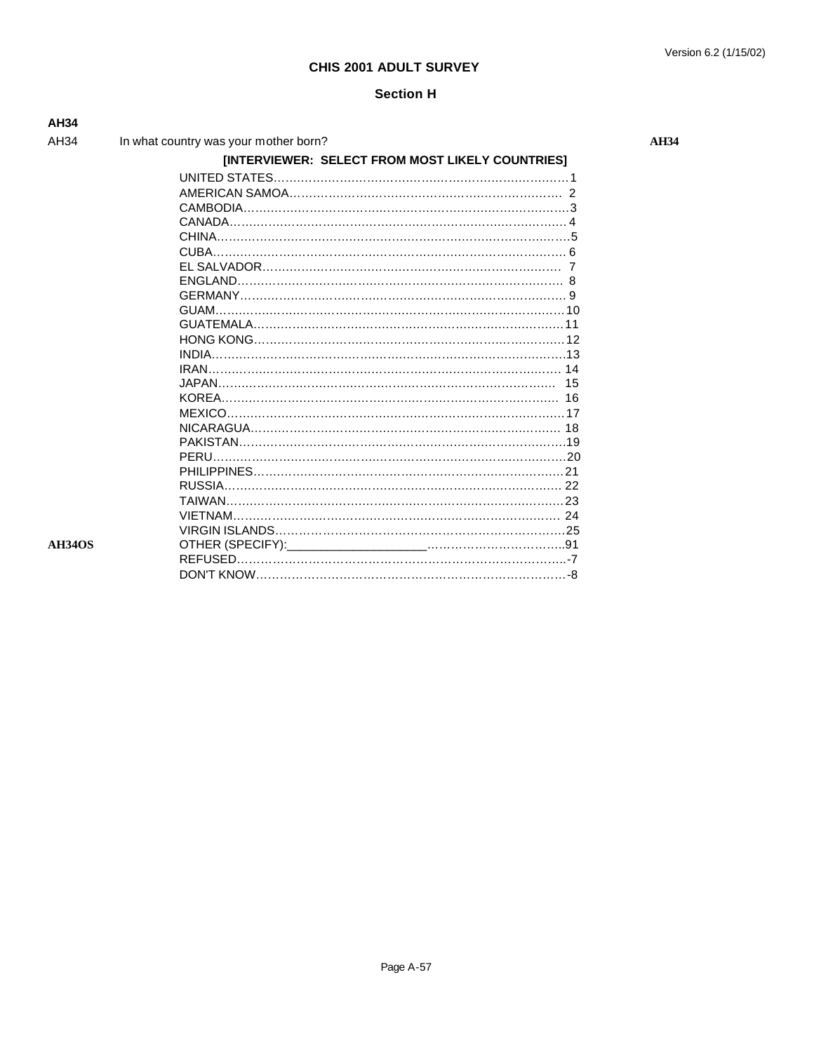# CHIS 2001 ADULT SURVEY

## Section H

**AH34**

AH34 In what country was your mother born? **AH34**

**[INTERVIEWER: SELECT FROM MOST LIKELY COUNTRIES]**

| | | |
|---|---|---|
| | UNITED STATES | 1 |
| | AMERICAN SAMOA | 2 |
| | CAMBODIA | 3 |
| | CANADA | 4 |
| | CHINA | 5 |
| | CUBA | 6 |
| | EL SALVADOR | 7 |
| | ENGLAND | 8 |
| | GERMANY | 9 |
| | GUAM | 10 |
| | GUATEMALA | 11 |
| | HONG KONG | 12 |
| | INDIA | 13 |
| | IRAN | 14 |
| | JAPAN | 15 |
| | KOREA | 16 |
| | MEXICO | 17 |
| | NICARAGUA | 18 |
| | PAKISTAN | 19 |
| | PERU | 20 |
| | PHILIPPINES | 21 |
| | RUSSIA | 22 |
| | TAIWAN | 23 |
| | VIETNAM | 24 |
| | VIRGIN ISLANDS | 25 |
| **AH34OS** | OTHER (SPECIFY):____________________ | 91 |
| | REFUSED | -7 |
| | DON'T KNOW | -8 |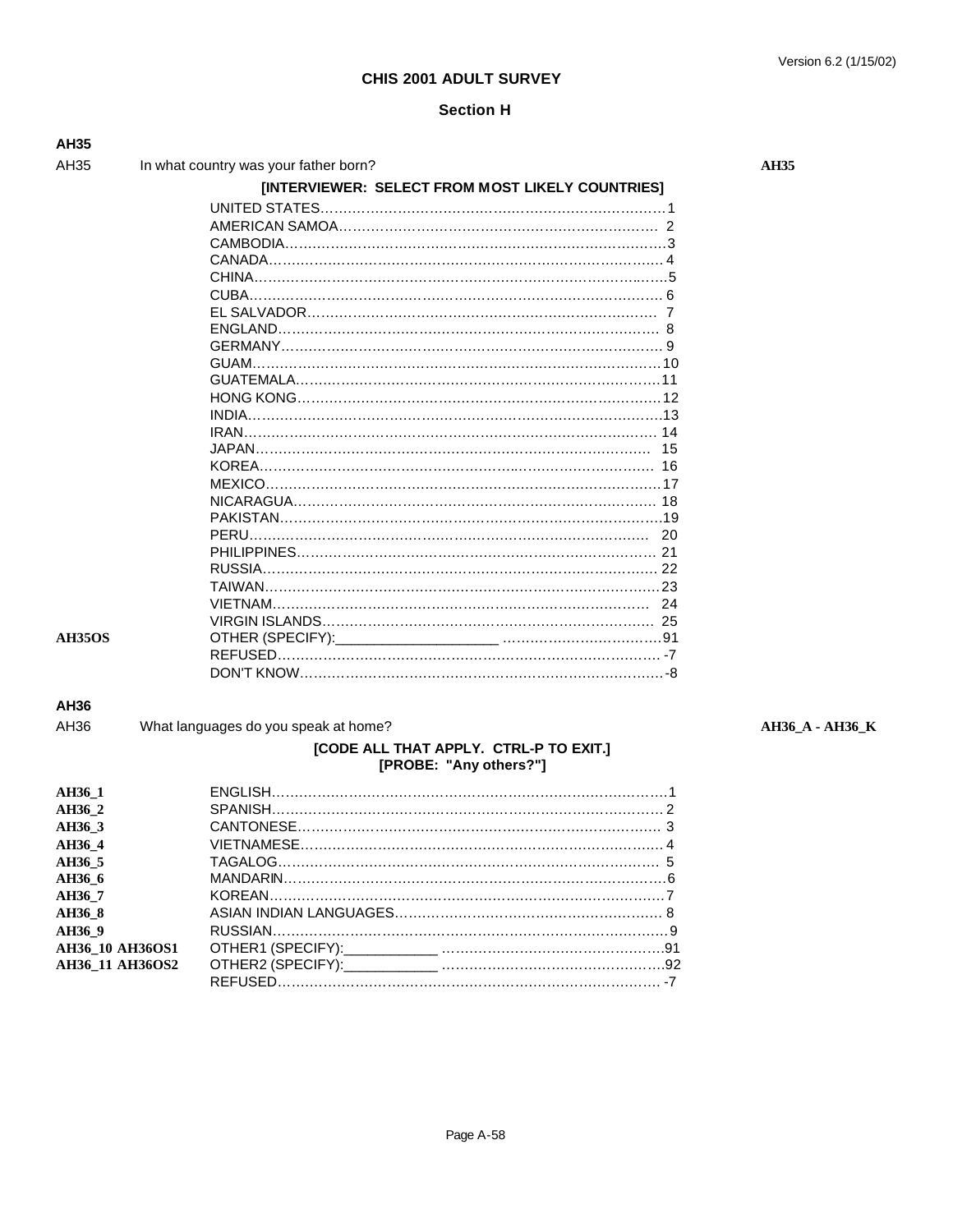# CHIS 2001 ADULT SURVEY

## Section H

### AH35

AH35 In what country was your father born? **AH35**

**[INTERVIEWER: SELECT FROM MOST LIKELY COUNTRIES]**

| | | |
|---|---|---|
| | UNITED STATES | 1 |
| | AMERICAN SAMOA | 2 |
| | CAMBODIA | 3 |
| | CANADA | 4 |
| | CHINA | 5 |
| | CUBA | 6 |
| | EL SALVADOR | 7 |
| | ENGLAND | 8 |
| | GERMANY | 9 |
| | GUAM | 10 |
| | GUATEMALA | 11 |
| | HONG KONG | 12 |
| | INDIA | 13 |
| | IRAN | 14 |
| | JAPAN | 15 |
| | KOREA | 16 |
| | MEXICO | 17 |
| | NICARAGUA | 18 |
| | PAKISTAN | 19 |
| | PERU | 20 |
| | PHILIPPINES | 21 |
| | RUSSIA | 22 |
| | TAIWAN | 23 |
| | VIETNAM | 24 |
| | VIRGIN ISLANDS | 25 |
| **AH35OS** | OTHER (SPECIFY):____________________ | 91 |
| | REFUSED | -7 |
| | DON'T KNOW | -8 |

### AH36

AH36 What languages do you speak at home? **AH36_A - AH36_K**

**[CODE ALL THAT APPLY. CTRL-P TO EXIT.]**
**[PROBE: "Any others?"]**

| | | |
|---|---|---|
| **AH36_1** | ENGLISH | 1 |
| **AH36_2** | SPANISH | 2 |
| **AH36_3** | CANTONESE | 3 |
| **AH36_4** | VIETNAMESE | 4 |
| **AH36_5** | TAGALOG | 5 |
| **AH36_6** | MANDARIN | 6 |
| **AH36_7** | KOREAN | 7 |
| **AH36_8** | ASIAN INDIAN LANGUAGES | 8 |
| **AH36_9** | RUSSIAN | 9 |
| **AH36_10 AH36OS1** | OTHER1 (SPECIFY):___________ | 91 |
| **AH36_11 AH36OS2** | OTHER2 (SPECIFY):___________ | 92 |
| | REFUSED | -7 |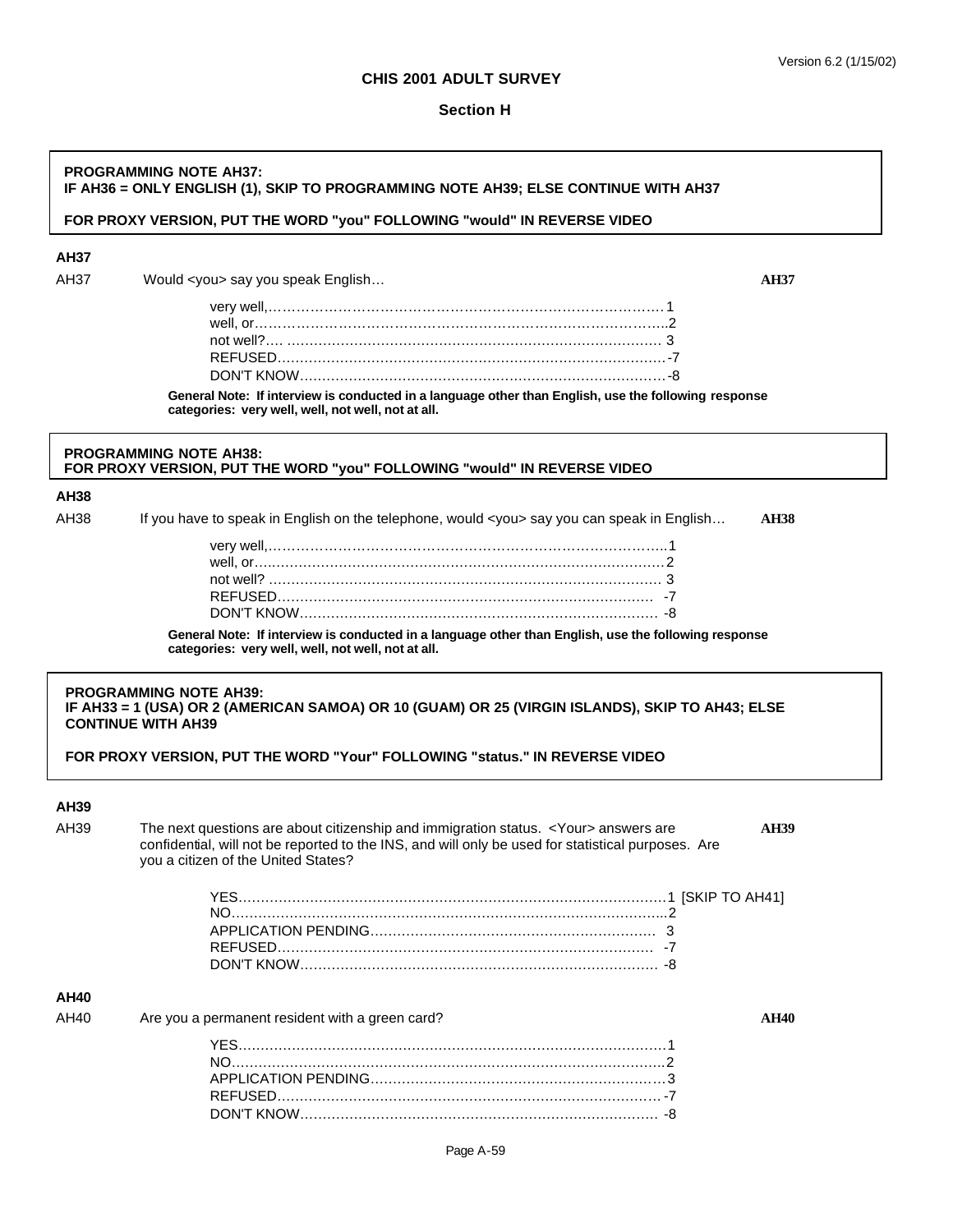# CHIS 2001 ADULT SURVEY

## Section H

**PROGRAMMING NOTE AH37:**
**IF AH36 = ONLY ENGLISH (1), SKIP TO PROGRAMMING NOTE AH39; ELSE CONTINUE WITH AH37**

**FOR PROXY VERSION, PUT THE WORD "you" FOLLOWING "would" IN REVERSE VIDEO**

**AH37**

AH37 Would <you> say you speak English… **AH37**

- very well,…………………………………………………………………………… 1
- well, or………………………………………………………………………………..2
- not well?…. …………………………………………………………………………. 3
- REFUSED………………………………………………………………………… -7
- DON'T KNOW…………………………………………………………………… -8

**General Note: If interview is conducted in a language other than English, use the following response categories: very well, well, not well, not at all.**

**PROGRAMMING NOTE AH38:**
**FOR PROXY VERSION, PUT THE WORD "you" FOLLOWING "would" IN REVERSE VIDEO**

**AH38**

AH38 If you have to speak in English on the telephone, would <you> say you can speak in English… **AH38**

- very well,……………………………………………………………………………..1
- well, or………………………………………………………………………………2
- not well? ……………………………………………………………………………. 3
- REFUSED……………………………………………………………………… -7
- DON'T KNOW………………………………………………………………… -8

**General Note: If interview is conducted in a language other than English, use the following response categories: very well, well, not well, not at all.**

**PROGRAMMING NOTE AH39:**
**IF AH33 = 1 (USA) OR 2 (AMERICAN SAMOA) OR 10 (GUAM) OR 25 (VIRGIN ISLANDS), SKIP TO AH43; ELSE CONTINUE WITH AH39**

**FOR PROXY VERSION, PUT THE WORD "Your" FOLLOWING "status." IN REVERSE VIDEO**

**AH39**

AH39 The next questions are about citizenship and immigration status. <Your> answers are confidential, will not be reported to the INS, and will only be used for statistical purposes. Are you a citizen of the United States? **AH39**

- YES……………………………………………………………………………………1 [SKIP TO AH41]
- NO……………………………………………………………………………………...2
- APPLICATION PENDING……………………………………………………… 3
- REFUSED……………………………………………………………………… -7
- DON'T KNOW………………………………………………………………… -8

**AH40**

AH40 Are you a permanent resident with a green card? **AH40**

- YES……………………………………………………………………………………1
- NO……………………………………………………………………………………..2
- APPLICATION PENDING………………………………………………………3
- REFUSED………………………………………………………………………. -7
- DON'T KNOW………………………………………………………………… -8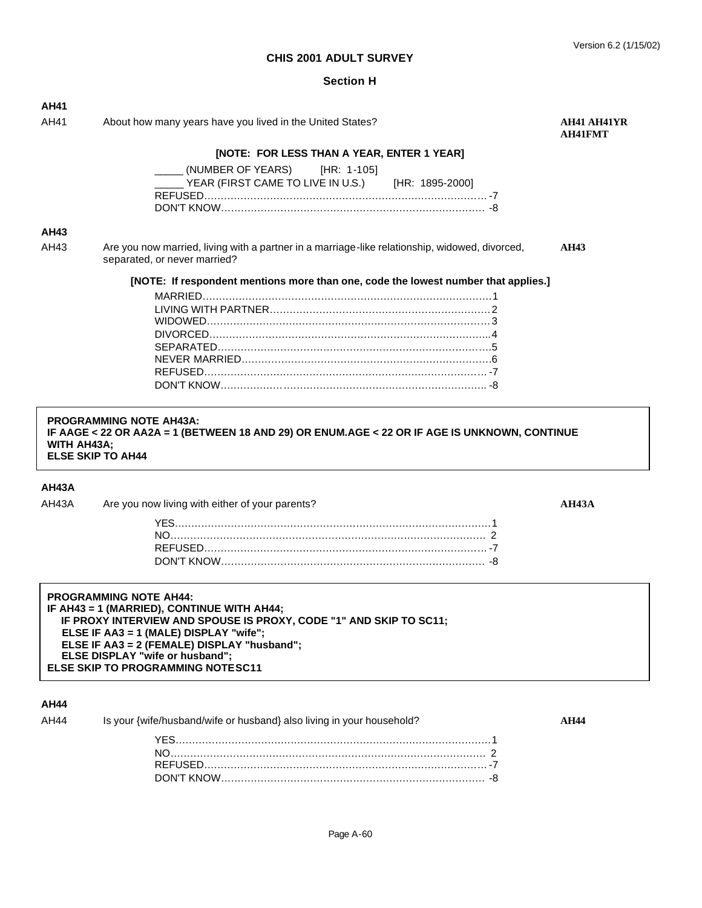## CHIS 2001 ADULT SURVEY

### Section H

**AH41**

AH41 About how many years have you lived in the United States? **AH41 AH41YR AH41FMT**

**[NOTE: FOR LESS THAN A YEAR, ENTER 1 YEAR]**

_____ (NUMBER OF YEARS) [HR: 1-105]
_____ YEAR (FIRST CAME TO LIVE IN U.S.) [HR: 1895-2000]
REFUSED........................................................ -7
DON'T KNOW.................................................... -8

**AH43**

AH43 Are you now married, living with a partner in a marriage-like relationship, widowed, divorced, separated, or never married? **AH43**

**[NOTE: If respondent mentions more than one, code the lowest number that applies.]**

MARRIED........................................................ 1
LIVING WITH PARTNER........................................ 2
WIDOWED........................................................ 3
DIVORCED....................................................... 4
SEPARATED..................................................... 5
NEVER MARRIED............................................... 6
REFUSED........................................................ -7
DON'T KNOW.................................................... -8

**PROGRAMMING NOTE AH43A:**
**IF AAGE < 22 OR AA2A = 1 (BETWEEN 18 AND 29) OR ENUM.AGE < 22 OR IF AGE IS UNKNOWN, CONTINUE WITH AH43A;**
**ELSE SKIP TO AH44**

**AH43A**

AH43A Are you now living with either of your parents? **AH43A**

YES................................................................ 1
NO.................................................................. 2
REFUSED........................................................ -7
DON'T KNOW.................................................... -8

**PROGRAMMING NOTE AH44:**
**IF AH43 = 1 (MARRIED), CONTINUE WITH AH44;**
**IF PROXY INTERVIEW AND SPOUSE IS PROXY, CODE "1" AND SKIP TO SC11;**
**ELSE IF AA3 = 1 (MALE) DISPLAY "wife";**
**ELSE IF AA3 = 2 (FEMALE) DISPLAY "husband";**
**ELSE DISPLAY "wife or husband";**
**ELSE SKIP TO PROGRAMMING NOTESC11**

**AH44**

AH44 Is your {wife/husband/wife or husband} also living in your household? **AH44**

YES................................................................ 1
NO.................................................................. 2
REFUSED........................................................ -7
DON'T KNOW.................................................... -8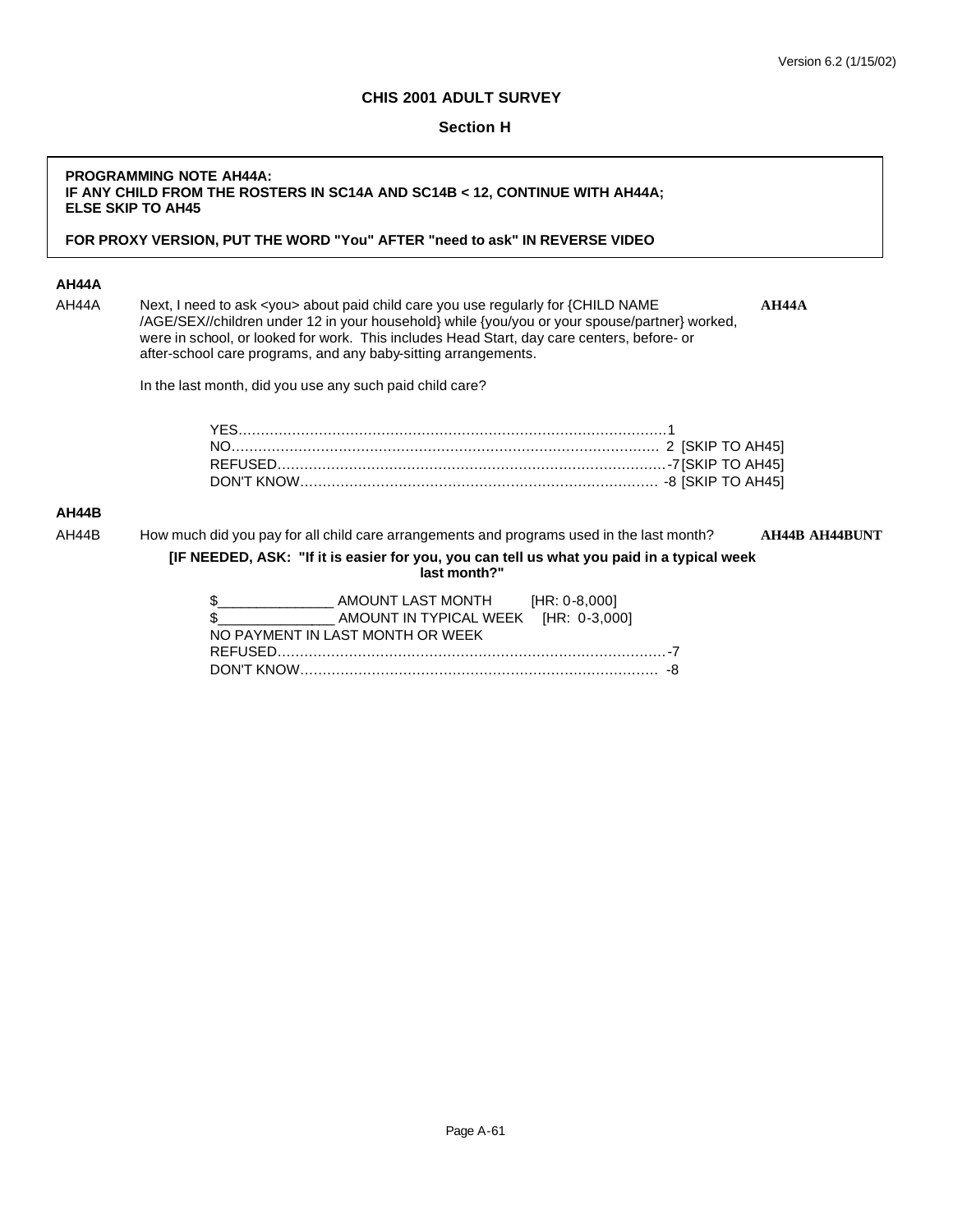**CHIS 2001 ADULT SURVEY**

**Section H**

> **PROGRAMMING NOTE AH44A:**
> **IF ANY CHILD FROM THE ROSTERS IN SC14A AND SC14B < 12, CONTINUE WITH AH44A; ELSE SKIP TO AH45**
>
> **FOR PROXY VERSION, PUT THE WORD "You" AFTER "need to ask" IN REVERSE VIDEO**

**AH44A**

AH44A Next, I need to ask <you> about paid child care you use regularly for {CHILD NAME /AGE/SEX//children under 12 in your household} while {you/you or your spouse/partner} worked, were in school, or looked for work. This includes Head Start, day care centers, before- or after-school care programs, and any baby-sitting arrangements. **AH44A**

In the last month, did you use any such paid child care?

YES....................................................................................................1
NO.................................................................................................... 2 [SKIP TO AH45]
REFUSED..........................................................................................-7 [SKIP TO AH45]
DON'T KNOW..................................................................................... -8 [SKIP TO AH45]

**AH44B**

AH44B How much did you pay for all child care arrangements and programs used in the last month? **AH44B AH44BUNT**

**[IF NEEDED, ASK: "If it is easier for you, you can tell us what you paid in a typical week last month?"**

$_______________ AMOUNT LAST MONTH [HR: 0-8,000]
$_______________ AMOUNT IN TYPICAL WEEK [HR: 0-3,000]
NO PAYMENT IN LAST MONTH OR WEEK
REFUSED..........................................................................................-7
DON'T KNOW..................................................................................... -8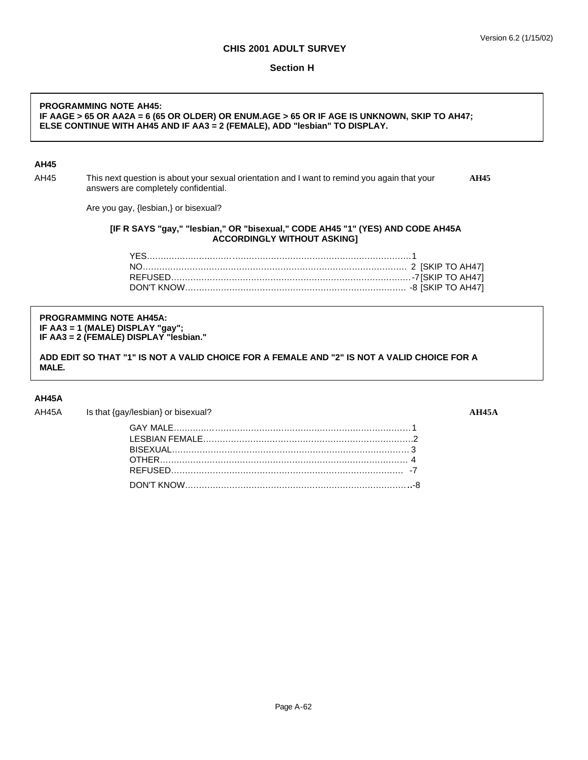**CHIS 2001 ADULT SURVEY**

**Section H**

> **PROGRAMMING NOTE AH45:**
> **IF AAGE > 65 OR AA2A = 6 (65 OR OLDER) OR ENUM.AGE > 65 OR IF AGE IS UNKNOWN, SKIP TO AH47; ELSE CONTINUE WITH AH45 AND IF AA3 = 2 (FEMALE), ADD "lesbian" TO DISPLAY.**

**AH45**

AH45 This next question is about your sexual orientation and I want to remind you again that your answers are completely confidential. **AH45**

Are you gay, {lesbian,} or bisexual?

**[IF R SAYS "gay," "lesbian," OR "bisexual," CODE AH45 "1" (YES) AND CODE AH45A ACCORDINGLY WITHOUT ASKING]**

| | | |
|---|---|---|
| YES | 1 | |
| NO | 2 | [SKIP TO AH47] |
| REFUSED | -7 | [SKIP TO AH47] |
| DON'T KNOW | -8 | [SKIP TO AH47] |

> **PROGRAMMING NOTE AH45A:**
> **IF AA3 = 1 (MALE) DISPLAY "gay";**
> **IF AA3 = 2 (FEMALE) DISPLAY "lesbian."**
>
> **ADD EDIT SO THAT "1" IS NOT A VALID CHOICE FOR A FEMALE AND "2" IS NOT A VALID CHOICE FOR A MALE.**

**AH45A**

AH45A Is that {gay/lesbian} or bisexual? **AH45A**

| | |
|---|---|
| GAY MALE | 1 |
| LESBIAN FEMALE | 2 |
| BISEXUAL | 3 |
| OTHER | 4 |
| REFUSED | -7 |
| DON'T KNOW | -8 |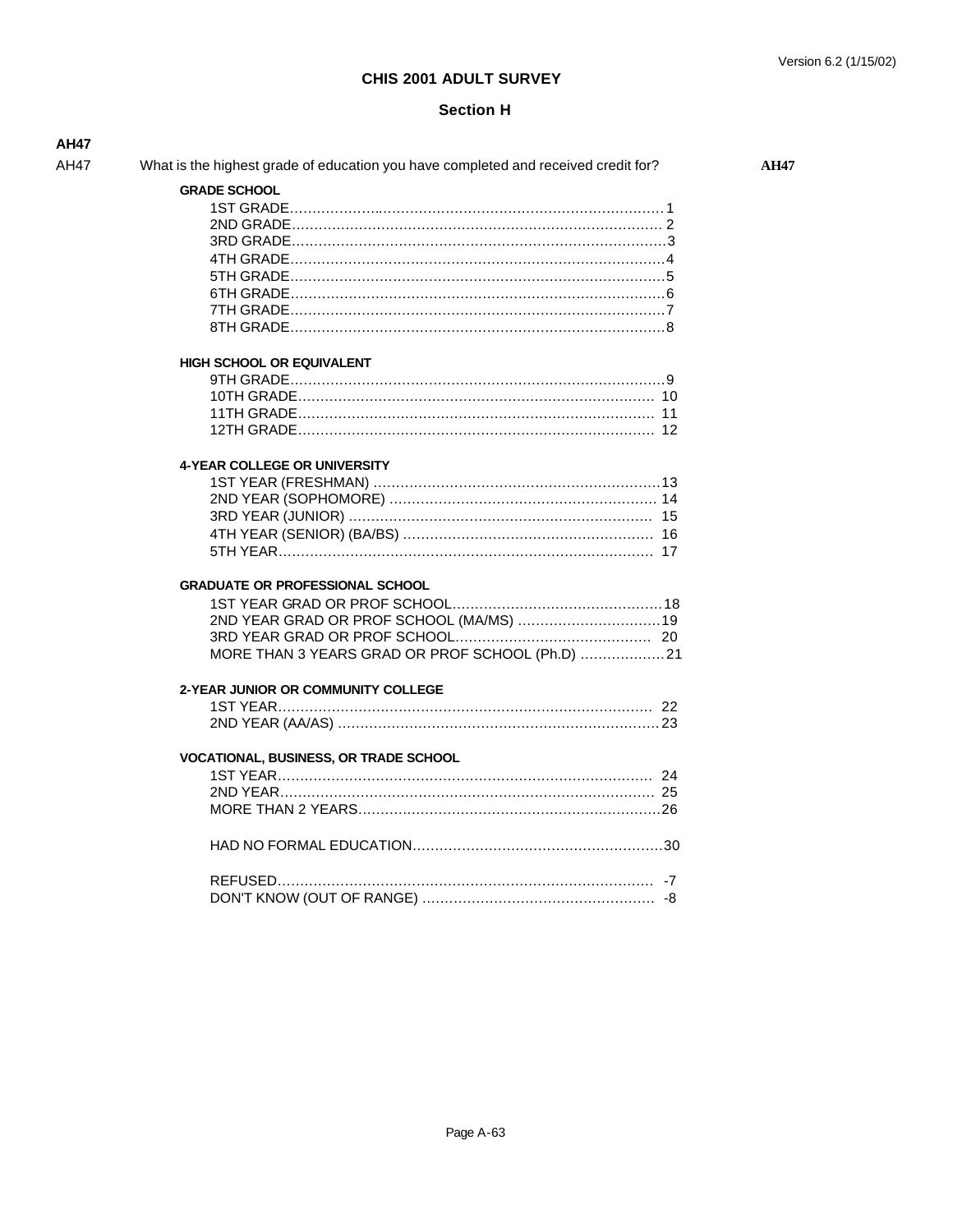## CHIS 2001 ADULT SURVEY

### Section H

**AH47**

AH47 What is the highest grade of education you have completed and received credit for? **AH47**

**GRADE SCHOOL**

- 1ST GRADE.......... 1
- 2ND GRADE.......... 2
- 3RD GRADE.......... 3
- 4TH GRADE.......... 4
- 5TH GRADE.......... 5
- 6TH GRADE.......... 6
- 7TH GRADE.......... 7
- 8TH GRADE.......... 8

**HIGH SCHOOL OR EQUIVALENT**

- 9TH GRADE.......... 9
- 10TH GRADE.......... 10
- 11TH GRADE.......... 11
- 12TH GRADE.......... 12

**4-YEAR COLLEGE OR UNIVERSITY**

- 1ST YEAR (FRESHMAN) .......... 13
- 2ND YEAR (SOPHOMORE) .......... 14
- 3RD YEAR (JUNIOR) .......... 15
- 4TH YEAR (SENIOR) (BA/BS) .......... 16
- 5TH YEAR.......... 17

**GRADUATE OR PROFESSIONAL SCHOOL**

- 1ST YEAR GRAD OR PROF SCHOOL.......... 18
- 2ND YEAR GRAD OR PROF SCHOOL (MA/MS) .......... 19
- 3RD YEAR GRAD OR PROF SCHOOL.......... 20
- MORE THAN 3 YEARS GRAD OR PROF SCHOOL (Ph.D) .......... 21

**2-YEAR JUNIOR OR COMMUNITY COLLEGE**

- 1ST YEAR.......... 22
- 2ND YEAR (AA/AS) .......... 23

**VOCATIONAL, BUSINESS, OR TRADE SCHOOL**

- 1ST YEAR.......... 24
- 2ND YEAR.......... 25
- MORE THAN 2 YEARS.......... 26

- HAD NO FORMAL EDUCATION.......... 30

- REFUSED.......... -7
- DON'T KNOW (OUT OF RANGE) .......... -8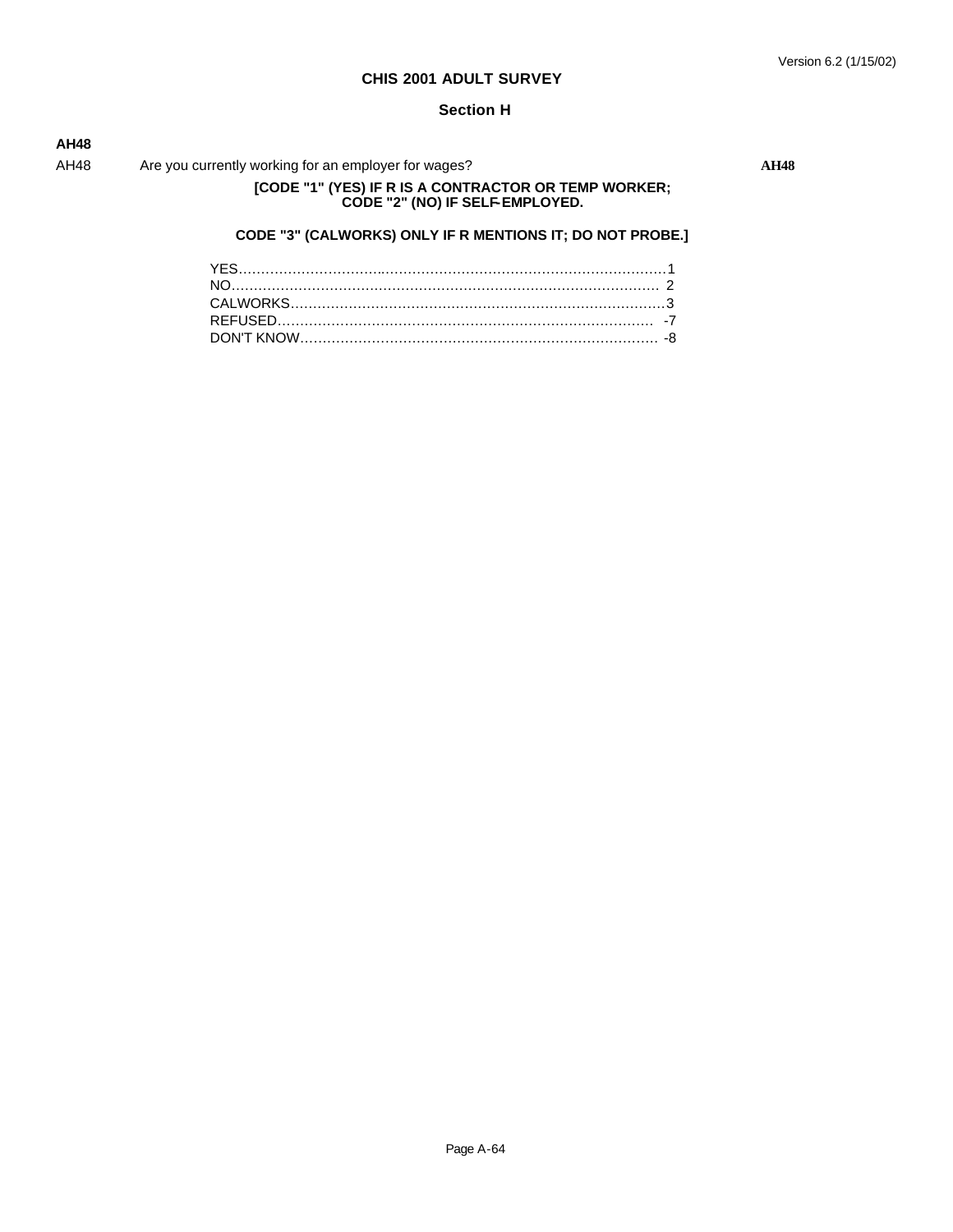# CHIS 2001 ADULT SURVEY

## Section H

**AH48**

AH48 Are you currently working for an employer for wages? **AH48**

**[CODE "1" (YES) IF R IS A CONTRACTOR OR TEMP WORKER; CODE "2" (NO) IF SELF-EMPLOYED.**

**CODE "3" (CALWORKS) ONLY IF R MENTIONS IT; DO NOT PROBE.]**

YES…………………………………………………………………………………1
NO……………………………………………………………………………………2
CALWORKS…………………………………………………………………………3
REFUSED……………………………………………………………………………-7
DON'T KNOW………………………………………………………………………-8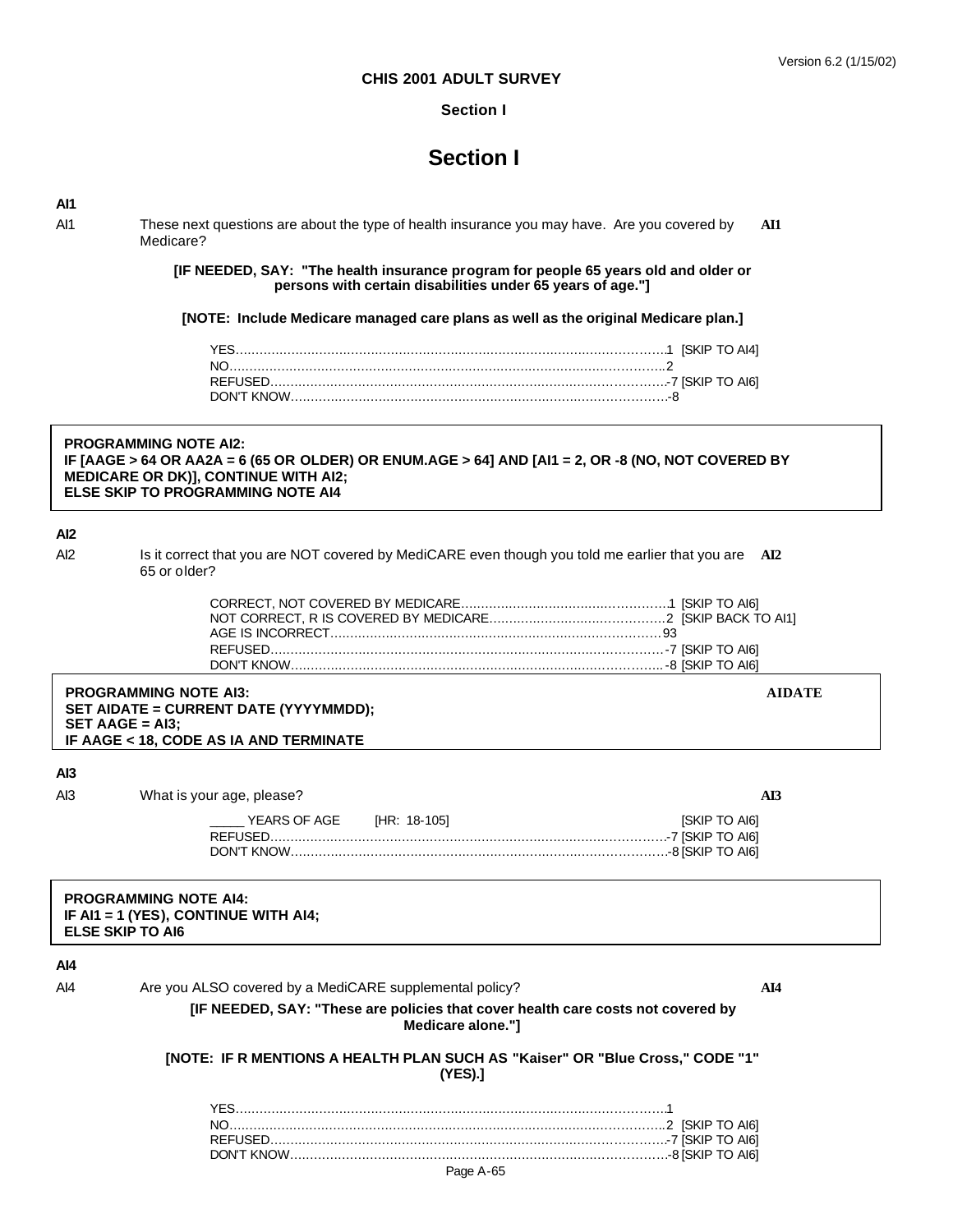**CHIS 2001 ADULT SURVEY**

**Section I**

# Section I

**AI1**

AI1 These next questions are about the type of health insurance you may have. Are you covered by Medicare? **AI1**

**[IF NEEDED, SAY: "The health insurance program for people 65 years old and older or persons with certain disabilities under 65 years of age."]**

**[NOTE: Include Medicare managed care plans as well as the original Medicare plan.]**

YES.....1 [SKIP TO AI4]
NO.....2
REFUSED.....-7 [SKIP TO AI6]
DON'T KNOW.....-8

**PROGRAMMING NOTE AI2:**
**IF [AAGE > 64 OR AA2A = 6 (65 OR OLDER) OR ENUM.AGE > 64] AND [AI1 = 2, OR -8 (NO, NOT COVERED BY MEDICARE OR DK)], CONTINUE WITH AI2;**
**ELSE SKIP TO PROGRAMMING NOTE AI4**

**AI2**

AI2 Is it correct that you are NOT covered by MediCARE even though you told me earlier that you are 65 or older? **AI2**

CORRECT, NOT COVERED BY MEDICARE.....1 [SKIP TO AI6]
NOT CORRECT, R IS COVERED BY MEDICARE.....2 [SKIP BACK TO AI1]
AGE IS INCORRECT.....93
REFUSED.....-7 [SKIP TO AI6]
DON'T KNOW.....-8 [SKIP TO AI6]

**PROGRAMMING NOTE AI3:** **AIDATE**
**SET AIDATE = CURRENT DATE (YYYYMMDD);**
**SET AAGE = AI3;**
**IF AAGE < 18, CODE AS IA AND TERMINATE**

**AI3**

AI3 What is your age, please? **AI3**

_____ YEARS OF AGE [HR: 18-105] [SKIP TO AI6]
REFUSED.....-7 [SKIP TO AI6]
DON'T KNOW.....-8 [SKIP TO AI6]

**PROGRAMMING NOTE AI4:**
**IF AI1 = 1 (YES), CONTINUE WITH AI4;**
**ELSE SKIP TO AI6**

**AI4**

AI4 Are you ALSO covered by a MediCARE supplemental policy? **AI4**

**[IF NEEDED, SAY: "These are policies that cover health care costs not covered by Medicare alone."]**

**[NOTE: IF R MENTIONS A HEALTH PLAN SUCH AS "Kaiser" OR "Blue Cross," CODE "1" (YES).]**

YES.....1
NO.....2 [SKIP TO AI6]
REFUSED.....-7 [SKIP TO AI6]
DON'T KNOW.....-8 [SKIP TO AI6]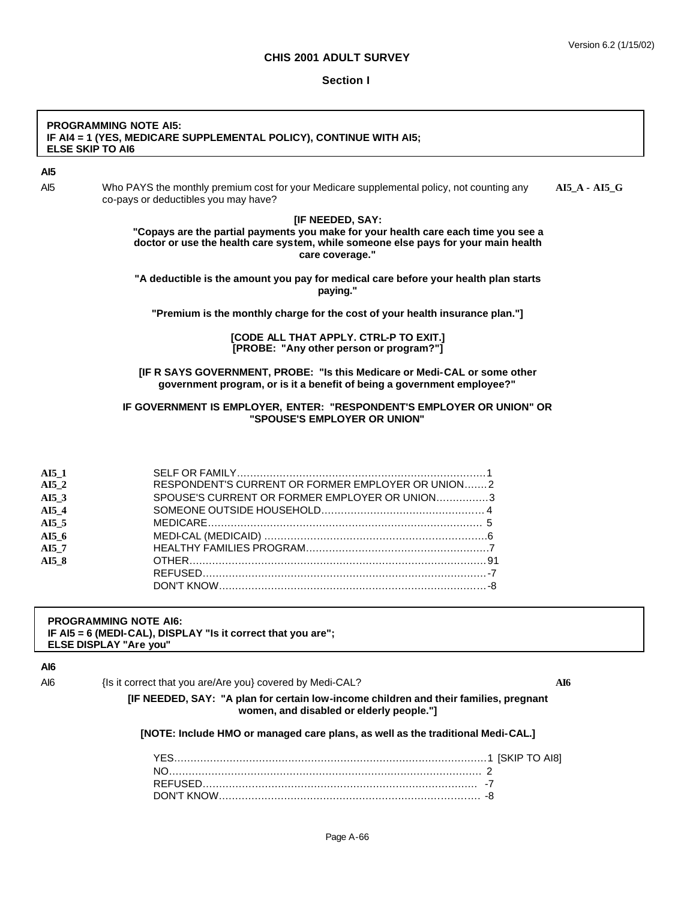## CHIS 2001 ADULT SURVEY

### Section I

> **PROGRAMMING NOTE AI5:**
> **IF AI4 = 1 (YES, MEDICARE SUPPLEMENTAL POLICY), CONTINUE WITH AI5;**
> **ELSE SKIP TO AI6**

**AI5**

AI5 Who PAYS the monthly premium cost for your Medicare supplemental policy, not counting any co-pays or deductibles you may have? **AI5_A - AI5_G**

**[IF NEEDED, SAY:**
**"Copays are the partial payments you make for your health care each time you see a doctor or use the health care system, while someone else pays for your main health care coverage."**

**"A deductible is the amount you pay for medical care before your health plan starts paying."**

**"Premium is the monthly charge for the cost of your health insurance plan."]**

**[CODE ALL THAT APPLY. CTRL-P TO EXIT.]**
**[PROBE: "Any other person or program?"]**

**[IF R SAYS GOVERNMENT, PROBE: "Is this Medicare or Medi-CAL or some other government program, or is it a benefit of being a government employee?"**

**IF GOVERNMENT IS EMPLOYER, ENTER: "RESPONDENT'S EMPLOYER OR UNION" OR "SPOUSE'S EMPLOYER OR UNION"**

| | | |
|---|---|---|
| AI5_1 | SELF OR FAMILY | 1 |
| AI5_2 | RESPONDENT'S CURRENT OR FORMER EMPLOYER OR UNION | 2 |
| AI5_3 | SPOUSE'S CURRENT OR FORMER EMPLOYER OR UNION | 3 |
| AI5_4 | SOMEONE OUTSIDE HOUSEHOLD | 4 |
| AI5_5 | MEDICARE | 5 |
| AI5_6 | MEDI-CAL (MEDICAID) | 6 |
| AI5_7 | HEALTHY FAMILIES PROGRAM | 7 |
| AI5_8 | OTHER | 91 |
| | REFUSED | -7 |
| | DON'T KNOW | -8 |

> **PROGRAMMING NOTE AI6:**
> **IF AI5 = 6 (MEDI-CAL), DISPLAY "Is it correct that you are";**
> **ELSE DISPLAY "Are you"**

**AI6**

AI6 {Is it correct that you are/Are you} covered by Medi-CAL? **AI6**

**[IF NEEDED, SAY: "A plan for certain low-income children and their families, pregnant women, and disabled or elderly people."]**

**[NOTE: Include HMO or managed care plans, as well as the traditional Medi-CAL.]**

| | | |
|---|---|---|
| YES | 1 | [SKIP TO AI8] |
| NO | 2 | |
| REFUSED | -7 | |
| DON'T KNOW | -8 | |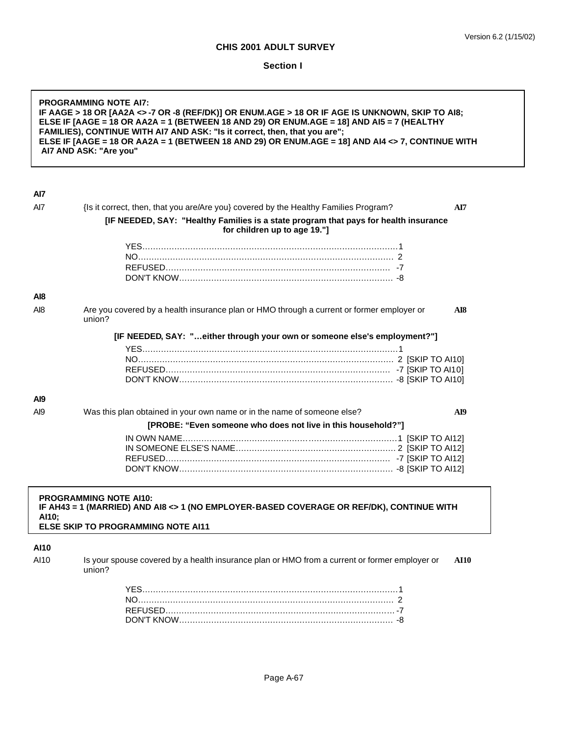## CHIS 2001 ADULT SURVEY

### Section I

**PROGRAMMING NOTE AI7:**
**IF AAGE > 18 OR [AA2A <> -7 OR -8 (REF/DK)] OR ENUM.AGE > 18 OR IF AGE IS UNKNOWN, SKIP TO AI8;**
**ELSE IF [AAGE = 18 OR AA2A = 1 (BETWEEN 18 AND 29) OR ENUM.AGE = 18] AND AI5 = 7 (HEALTHY FAMILIES), CONTINUE WITH AI7 AND ASK: "Is it correct, then, that you are";**
**ELSE IF [AAGE = 18 OR AA2A = 1 (BETWEEN 18 AND 29) OR ENUM.AGE = 18] AND AI4 <> 7, CONTINUE WITH AI7 AND ASK: "Are you"**

**AI7**

AI7 {Is it correct, then, that you are/Are you} covered by the Healthy Families Program? **AI7**

**[IF NEEDED, SAY: "Healthy Families is a state program that pays for health insurance for children up to age 19."]**

YES....................1
NO....................2
REFUSED....................-7
DON'T KNOW....................-8

**AI8**

AI8 Are you covered by a health insurance plan or HMO through a current or former employer or union? **AI8**

**[IF NEEDED, SAY: "…either through your own or someone else's employment?"]**

YES....................1
NO....................2 [SKIP TO AI10]
REFUSED....................-7 [SKIP TO AI10]
DON'T KNOW....................-8 [SKIP TO AI10]

**AI9**

AI9 Was this plan obtained in your own name or in the name of someone else? **AI9**

**[PROBE: "Even someone who does not live in this household?"]**

IN OWN NAME....................1 [SKIP TO AI12]
IN SOMEONE ELSE'S NAME....................2 [SKIP TO AI12]
REFUSED....................-7 [SKIP TO AI12]
DON'T KNOW....................-8 [SKIP TO AI12]

**PROGRAMMING NOTE AI10:**
**IF AH43 = 1 (MARRIED) AND AI8 <> 1 (NO EMPLOYER-BASED COVERAGE OR REF/DK), CONTINUE WITH AI10;**
**ELSE SKIP TO PROGRAMMING NOTE AI11**

**AI10**

AI10 Is your spouse covered by a health insurance plan or HMO from a current or former employer or union? **AI10**

YES....................1
NO....................2
REFUSED....................-7
DON'T KNOW....................-8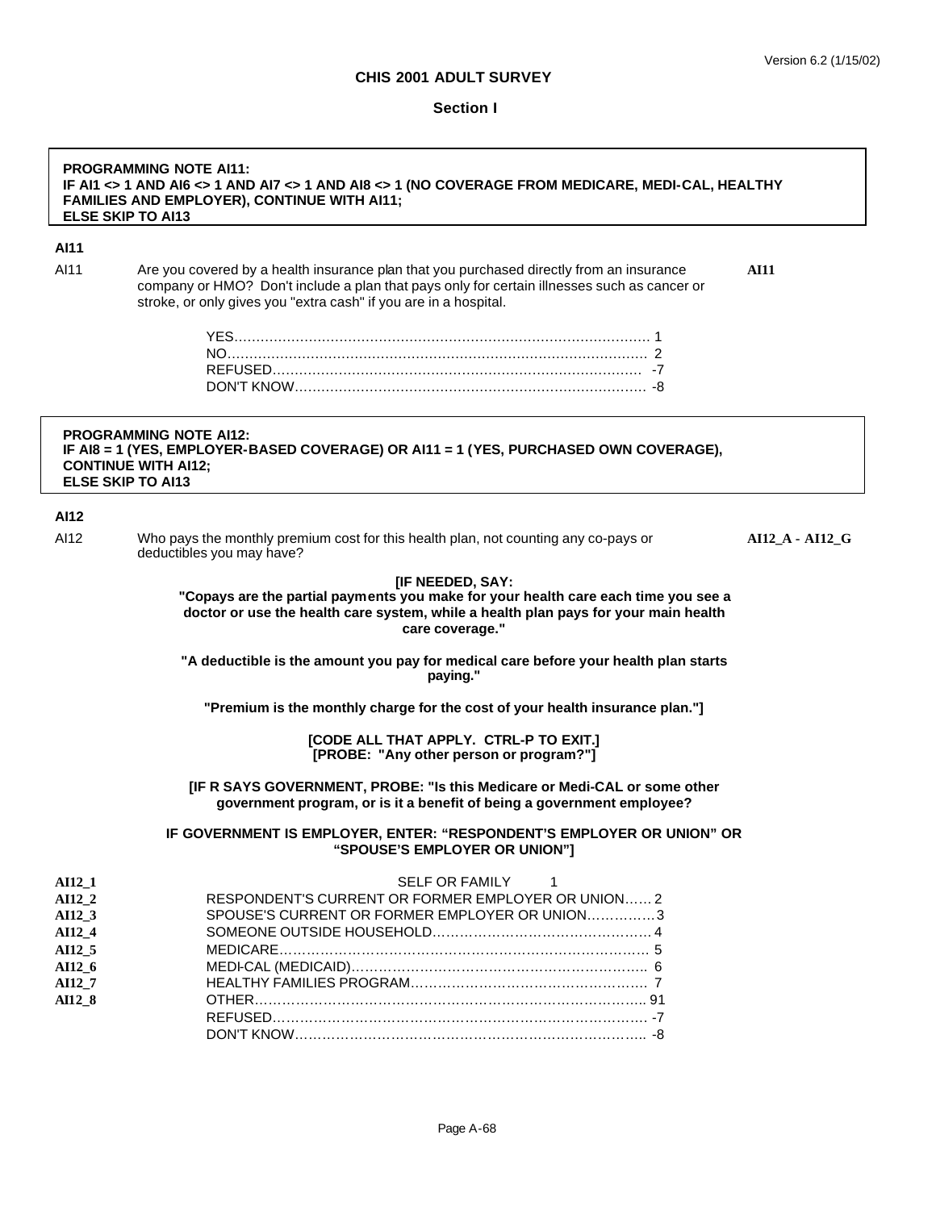## CHIS 2001 ADULT SURVEY

### Section I

**PROGRAMMING NOTE AI11:**
**IF AI1 <> 1 AND AI6 <> 1 AND AI7 <> 1 AND AI8 <> 1 (NO COVERAGE FROM MEDICARE, MEDI-CAL, HEALTHY FAMILIES AND EMPLOYER), CONTINUE WITH AI11;**
**ELSE SKIP TO AI13**

**AI11**

AI11 Are you covered by a health insurance plan that you purchased directly from an insurance company or HMO? Don't include a plan that pays only for certain illnesses such as cancer or stroke, or only gives you "extra cash" if you are in a hospital. **AI11**

| | |
|---|---|
| YES | 1 |
| NO | 2 |
| REFUSED | -7 |
| DON'T KNOW | -8 |

**PROGRAMMING NOTE AI12:**
**IF AI8 = 1 (YES, EMPLOYER-BASED COVERAGE) OR AI11 = 1 (YES, PURCHASED OWN COVERAGE), CONTINUE WITH AI12;**
**ELSE SKIP TO AI13**

**AI12**

AI12 Who pays the monthly premium cost for this health plan, not counting any co-pays or deductibles you may have? **AI12_A - AI12_G**

**[IF NEEDED, SAY:**
**"Copays are the partial payments you make for your health care each time you see a doctor or use the health care system, while a health plan pays for your main health care coverage."**

**"A deductible is the amount you pay for medical care before your health plan starts paying."**

**"Premium is the monthly charge for the cost of your health insurance plan."]**

**[CODE ALL THAT APPLY. CTRL-P TO EXIT.]**
**[PROBE: "Any other person or program?"]**

**[IF R SAYS GOVERNMENT, PROBE: "Is this Medicare or Medi-CAL or some other government program, or is it a benefit of being a government employee?**

**IF GOVERNMENT IS EMPLOYER, ENTER: "RESPONDENT'S EMPLOYER OR UNION" OR "SPOUSE'S EMPLOYER OR UNION"]**

| | | |
|---|---|---|
| **AI12_1** | SELF OR FAMILY | 1 |
| **AI12_2** | RESPONDENT'S CURRENT OR FORMER EMPLOYER OR UNION | 2 |
| **AI12_3** | SPOUSE'S CURRENT OR FORMER EMPLOYER OR UNION | 3 |
| **AI12_4** | SOMEONE OUTSIDE HOUSEHOLD | 4 |
| **AI12_5** | MEDICARE | 5 |
| **AI12_6** | MEDI-CAL (MEDICAID) | 6 |
| **AI12_7** | HEALTHY FAMILIES PROGRAM | 7 |
| **AI12_8** | OTHER | 91 |
| | REFUSED | -7 |
| | DON'T KNOW | -8 |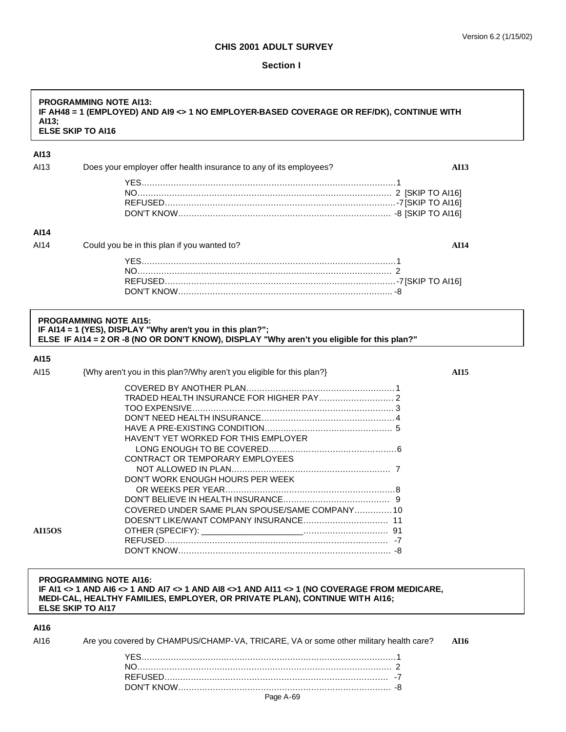**CHIS 2001 ADULT SURVEY**

**Section I**

> **PROGRAMMING NOTE AI13:**
> **IF AH48 = 1 (EMPLOYED) AND AI9 <> 1 NO EMPLOYER-BASED COVERAGE OR REF/DK), CONTINUE WITH AI13;**
> **ELSE SKIP TO AI16**

**AI13**

AI13 Does your employer offer health insurance to any of its employees? **AI13**

- YES....................1
- NO....................2 [SKIP TO AI16]
- REFUSED....................-7 [SKIP TO AI16]
- DON'T KNOW....................-8 [SKIP TO AI16]

**AI14**

AI14 Could you be in this plan if you wanted to? **AI14**

- YES....................1
- NO....................2
- REFUSED....................-7 [SKIP TO AI16]
- DON'T KNOW....................-8

> **PROGRAMMING NOTE AI15:**
> **IF AI14 = 1 (YES), DISPLAY "Why aren't you in this plan?";**
> **ELSE IF AI14 = 2 OR -8 (NO OR DON'T KNOW), DISPLAY "Why aren't you eligible for this plan?"**

**AI15**

AI15 {Why aren't you in this plan?/Why aren't you eligible for this plan?} **AI15**

- COVERED BY ANOTHER PLAN....................1
- TRADED HEALTH INSURANCE FOR HIGHER PAY....................2
- TOO EXPENSIVE....................3
- DON'T NEED HEALTH INSURANCE....................4
- HAVE A PRE-EXISTING CONDITION....................5
- HAVEN'T YET WORKED FOR THIS EMPLOYER LONG ENOUGH TO BE COVERED....................6
- CONTRACT OR TEMPORARY EMPLOYEES NOT ALLOWED IN PLAN....................7
- DON'T WORK ENOUGH HOURS PER WEEK OR WEEKS PER YEAR....................8
- DON'T BELIEVE IN HEALTH INSURANCE....................9
- COVERED UNDER SAME PLAN SPOUSE/SAME COMPANY....................10
- DOESN'T LIKE/WANT COMPANY INSURANCE....................11
- **AI15OS** OTHER (SPECIFY): _____________________....................91
- REFUSED....................-7
- DON'T KNOW....................-8

> **PROGRAMMING NOTE AI16:**
> **IF AI1 <> 1 AND AI6 <> 1 AND AI7 <> 1 AND AI8 <>1 AND AI11 <> 1 (NO COVERAGE FROM MEDICARE, MEDI-CAL, HEALTHY FAMILIES, EMPLOYER, OR PRIVATE PLAN), CONTINUE WITH AI16;**
> **ELSE SKIP TO AI17**

**AI16**

AI16 Are you covered by CHAMPUS/CHAMP-VA, TRICARE, VA or some other military health care? **AI16**

- YES....................1
- NO....................2
- REFUSED....................-7
- DON'T KNOW....................-8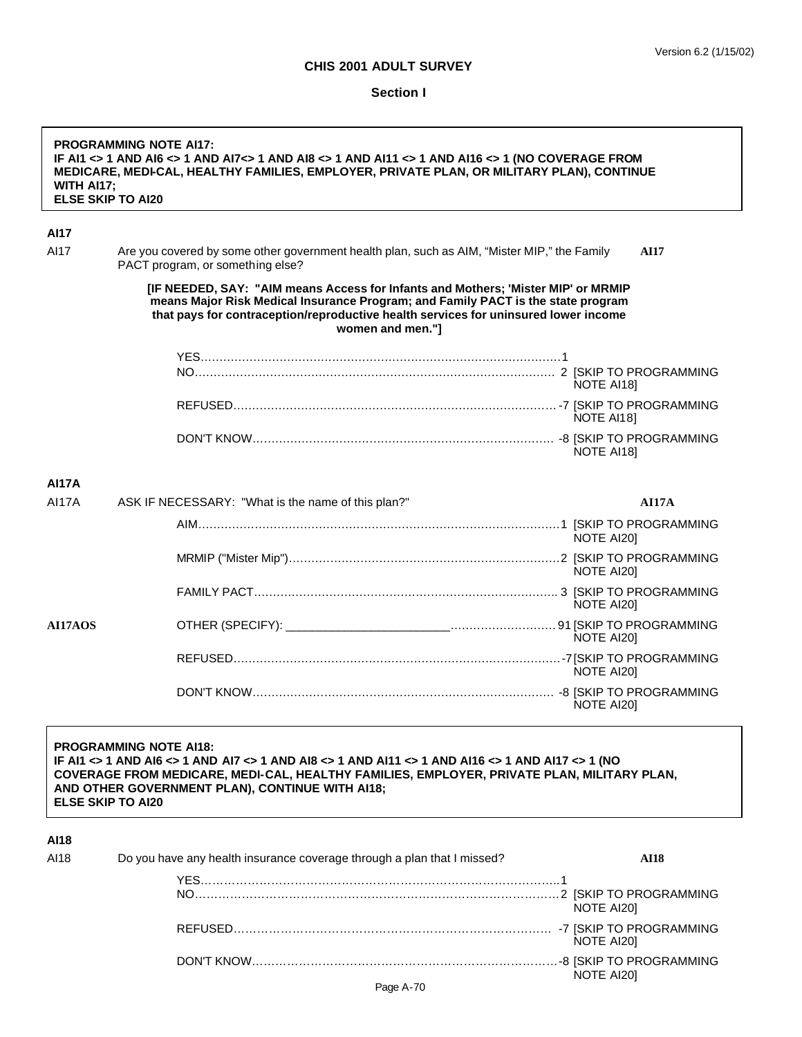**PROGRAMMING NOTE AI17:**
**IF AI1 <> 1 AND AI6 <> 1 AND AI7<> 1 AND AI8 <> 1 AND AI11 <> 1 AND AI16 <> 1 (NO COVERAGE FROM MEDICARE, MEDI-CAL, HEALTHY FAMILIES, EMPLOYER, PRIVATE PLAN, OR MILITARY PLAN), CONTINUE WITH AI17;**
**ELSE SKIP TO AI20**

### AI17

AI17 Are you covered by some other government health plan, such as AIM, "Mister MIP," the Family PACT program, or something else? **AI17**

**[IF NEEDED, SAY: "AIM means Access for Infants and Mothers; 'Mister MIP' or MRMIP means Major Risk Medical Insurance Program; and Family PACT is the state program that pays for contraception/reproductive health services for uninsured lower income women and men."]**

| | | |
|---|---|---|
| YES | 1 | |
| NO | 2 | [SKIP TO PROGRAMMING NOTE AI18] |
| REFUSED | -7 | [SKIP TO PROGRAMMING NOTE AI18] |
| DON'T KNOW | -8 | [SKIP TO PROGRAMMING NOTE AI18] |

### AI17A

AI17A ASK IF NECESSARY: "What is the name of this plan?" **AI17A**

| | | |
|---|---|---|
| AIM | 1 | [SKIP TO PROGRAMMING NOTE AI20] |
| MRMIP ("Mister Mip") | 2 | [SKIP TO PROGRAMMING NOTE AI20] |
| FAMILY PACT | 3 | [SKIP TO PROGRAMMING NOTE AI20] |
| **AI17AOS** OTHER (SPECIFY): ________________________ | 91 | [SKIP TO PROGRAMMING NOTE AI20] |
| REFUSED | -7 | [SKIP TO PROGRAMMING NOTE AI20] |
| DON'T KNOW | -8 | [SKIP TO PROGRAMMING NOTE AI20] |

**PROGRAMMING NOTE AI18:**
**IF AI1 <> 1 AND AI6 <> 1 AND AI7 <> 1 AND AI8 <> 1 AND AI11 <> 1 AND AI16 <> 1 AND AI17 <> 1 (NO COVERAGE FROM MEDICARE, MEDI-CAL, HEALTHY FAMILIES, EMPLOYER, PRIVATE PLAN, MILITARY PLAN, AND OTHER GOVERNMENT PLAN), CONTINUE WITH AI18;**
**ELSE SKIP TO AI20**

### AI18

AI18 Do you have any health insurance coverage through a plan that I missed? **AI18**

| | | |
|---|---|---|
| YES | 1 | |
| NO | 2 | [SKIP TO PROGRAMMING NOTE AI20] |
| REFUSED | -7 | [SKIP TO PROGRAMMING NOTE AI20] |
| DON'T KNOW | -8 | [SKIP TO PROGRAMMING NOTE AI20] |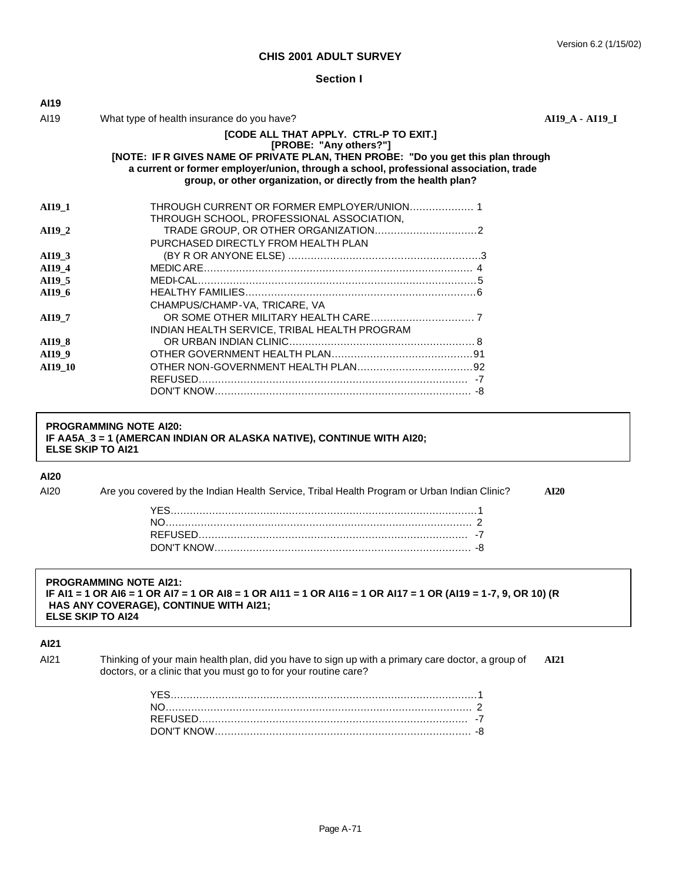Version 6.2 (1/15/02)

**CHIS 2001 ADULT SURVEY**

**Section I**

**AI19**

AI19 What type of health insurance do you have? **AI19_A - AI19_I**

**[CODE ALL THAT APPLY. CTRL-P TO EXIT.]**
**[PROBE: "Any others?"]**
**[NOTE: IF R GIVES NAME OF PRIVATE PLAN, THEN PROBE: "Do you get this plan through a current or former employer/union, through a school, professional association, trade group, or other organization, or directly from the health plan?**

| | | |
|---|---|---|
| **AI19_1** | THROUGH CURRENT OR FORMER EMPLOYER/UNION | 1 |
| **AI19_2** | THROUGH SCHOOL, PROFESSIONAL ASSOCIATION, TRADE GROUP, OR OTHER ORGANIZATION | 2 |
| **AI19_3** | PURCHASED DIRECTLY FROM HEALTH PLAN (BY R OR ANYONE ELSE) | 3 |
| **AI19_4** | MEDICARE | 4 |
| **AI19_5** | MEDI-CAL | 5 |
| **AI19_6** | HEALTHY FAMILIES | 6 |
| **AI19_7** | CHAMPUS/CHAMP-VA, TRICARE, VA OR SOME OTHER MILITARY HEALTH CARE | 7 |
| **AI19_8** | INDIAN HEALTH SERVICE, TRIBAL HEALTH PROGRAM OR URBAN INDIAN CLINIC | 8 |
| **AI19_9** | OTHER GOVERNMENT HEALTH PLAN | 91 |
| **AI19_10** | OTHER NON-GOVERNMENT HEALTH PLAN | 92 |
| | REFUSED | -7 |
| | DON'T KNOW | -8 |

**PROGRAMMING NOTE AI20:**
**IF AA5A_3 = 1 (AMERCAN INDIAN OR ALASKA NATIVE), CONTINUE WITH AI20;**
**ELSE SKIP TO AI21**

**AI20**

AI20 Are you covered by the Indian Health Service, Tribal Health Program or Urban Indian Clinic? **AI20**

| | |
|---|---|
| YES | 1 |
| NO | 2 |
| REFUSED | -7 |
| DON'T KNOW | -8 |

**PROGRAMMING NOTE AI21:**
**IF AI1 = 1 OR AI6 = 1 OR AI7 = 1 OR AI8 = 1 OR AI11 = 1 OR AI16 = 1 OR AI17 = 1 OR (AI19 = 1-7, 9, OR 10) (R HAS ANY COVERAGE), CONTINUE WITH AI21;**
**ELSE SKIP TO AI24**

**AI21**

AI21 Thinking of your main health plan, did you have to sign up with a primary care doctor, a group of doctors, or a clinic that you must go to for your routine care? **AI21**

| | |
|---|---|
| YES | 1 |
| NO | 2 |
| REFUSED | -7 |
| DON'T KNOW | -8 |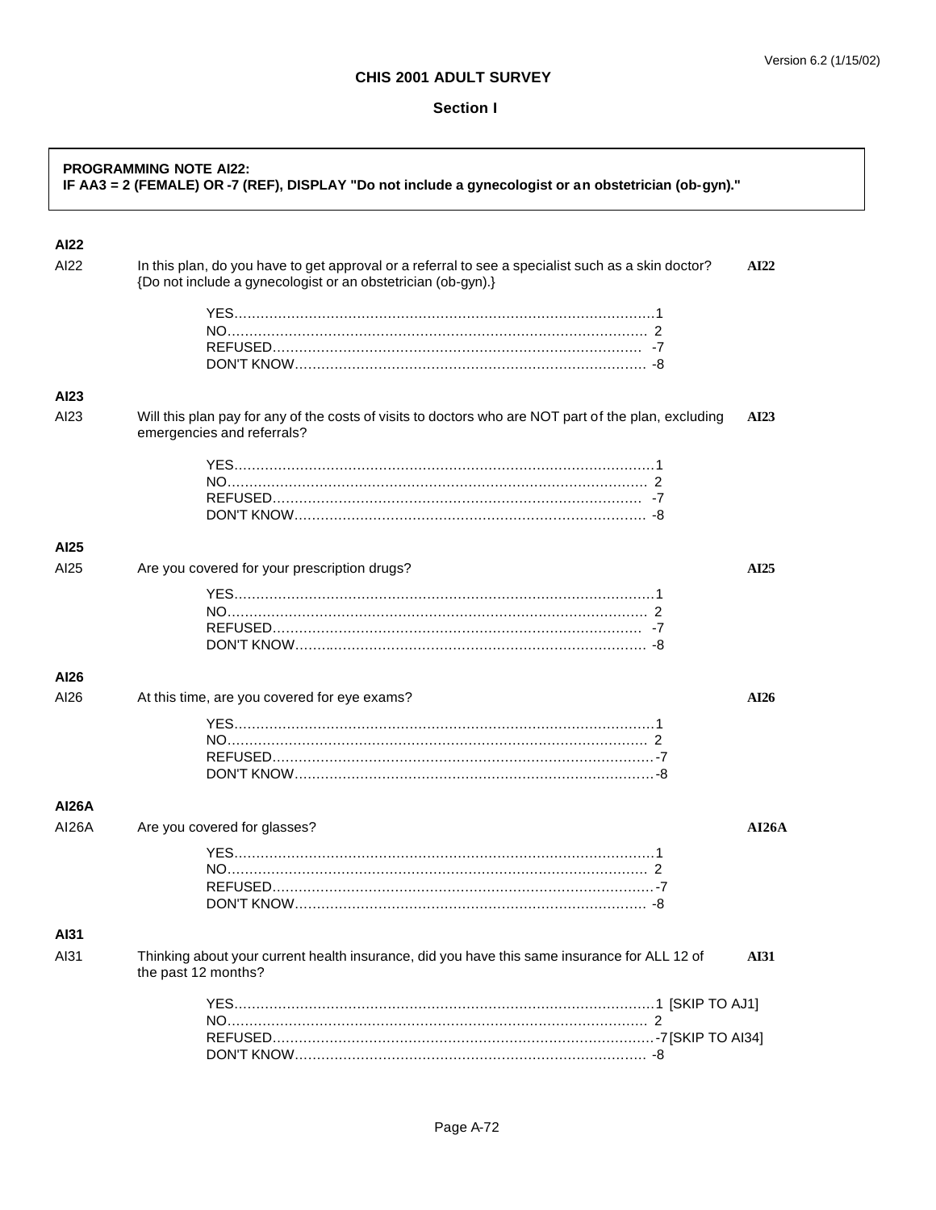**CHIS 2001 ADULT SURVEY**

**Section I**

> **PROGRAMMING NOTE AI22:**
> **IF AA3 = 2 (FEMALE) OR -7 (REF), DISPLAY "Do not include a gynecologist or an obstetrician (ob-gyn)."**

**AI22**

AI22 In this plan, do you have to get approval or a referral to see a specialist such as a skin doctor? {Do not include a gynecologist or an obstetrician (ob-gyn).} **AI22**

YES................................................................1
NO................................................................2
REFUSED................................................................-7
DON'T KNOW................................................................-8

**AI23**

AI23 Will this plan pay for any of the costs of visits to doctors who are NOT part of the plan, excluding emergencies and referrals? **AI23**

YES................................................................1
NO................................................................2
REFUSED................................................................-7
DON'T KNOW................................................................-8

**AI25**

AI25 Are you covered for your prescription drugs? **AI25**

YES................................................................1
NO................................................................2
REFUSED................................................................-7
DON'T KNOW................................................................-8

**AI26**

AI26 At this time, are you covered for eye exams? **AI26**

YES................................................................1
NO................................................................2
REFUSED................................................................-7
DON'T KNOW................................................................-8

**AI26A**

AI26A Are you covered for glasses? **AI26A**

YES................................................................1
NO................................................................2
REFUSED................................................................-7
DON'T KNOW................................................................-8

**AI31**

AI31 Thinking about your current health insurance, did you have this same insurance for ALL 12 of the past 12 months? **AI31**

YES................................................................1 [SKIP TO AJ1]
NO................................................................2
REFUSED................................................................-7 [SKIP TO AI34]
DON'T KNOW................................................................-8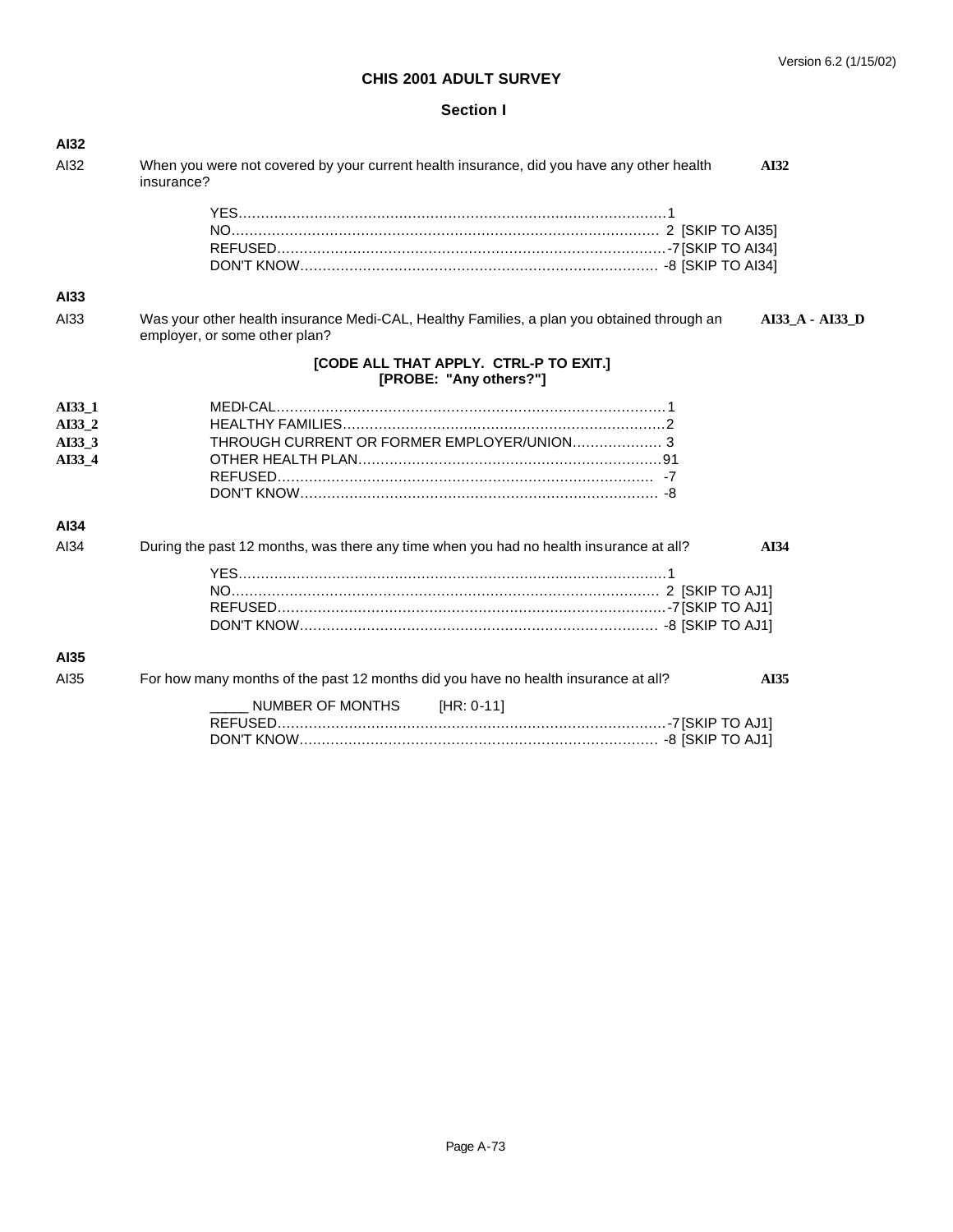# CHIS 2001 ADULT SURVEY

## Section I

**AI32**

AI32 When you were not covered by your current health insurance, did you have any other health insurance? **AI32**

YES....................................................................................................1
NO..................................................................................................... 2 [SKIP TO AI35]
REFUSED............................................................................................-7 [SKIP TO AI34]
DON'T KNOW...................................................................................... -8 [SKIP TO AI34]

**AI33**

AI33 Was your other health insurance Medi-CAL, Healthy Families, a plan you obtained through an employer, or some other plan? **AI33_A - AI33_D**

**[CODE ALL THAT APPLY. CTRL-P TO EXIT.]**
**[PROBE: "Any others?"]**

**AI33_1** MEDI-CAL..........................................................................................1
**AI33_2** HEALTHY FAMILIES...........................................................................2
**AI33_3** THROUGH CURRENT OR FORMER EMPLOYER/UNION.................... 3
**AI33_4** OTHER HEALTH PLAN....................................................................91
REFUSED............................................................................................ -7
DON'T KNOW...................................................................................... -8

**AI34**

AI34 During the past 12 months, was there any time when you had no health insurance at all? **AI34**

YES....................................................................................................1
NO..................................................................................................... 2 [SKIP TO AJ1]
REFUSED............................................................................................-7 [SKIP TO AJ1]
DON'T KNOW...................................................................................... -8 [SKIP TO AJ1]

**AI35**

AI35 For how many months of the past 12 months did you have no health insurance at all? **AI35**

_____ NUMBER OF MONTHS [HR: 0-11]
REFUSED............................................................................................-7 [SKIP TO AJ1]
DON'T KNOW...................................................................................... -8 [SKIP TO AJ1]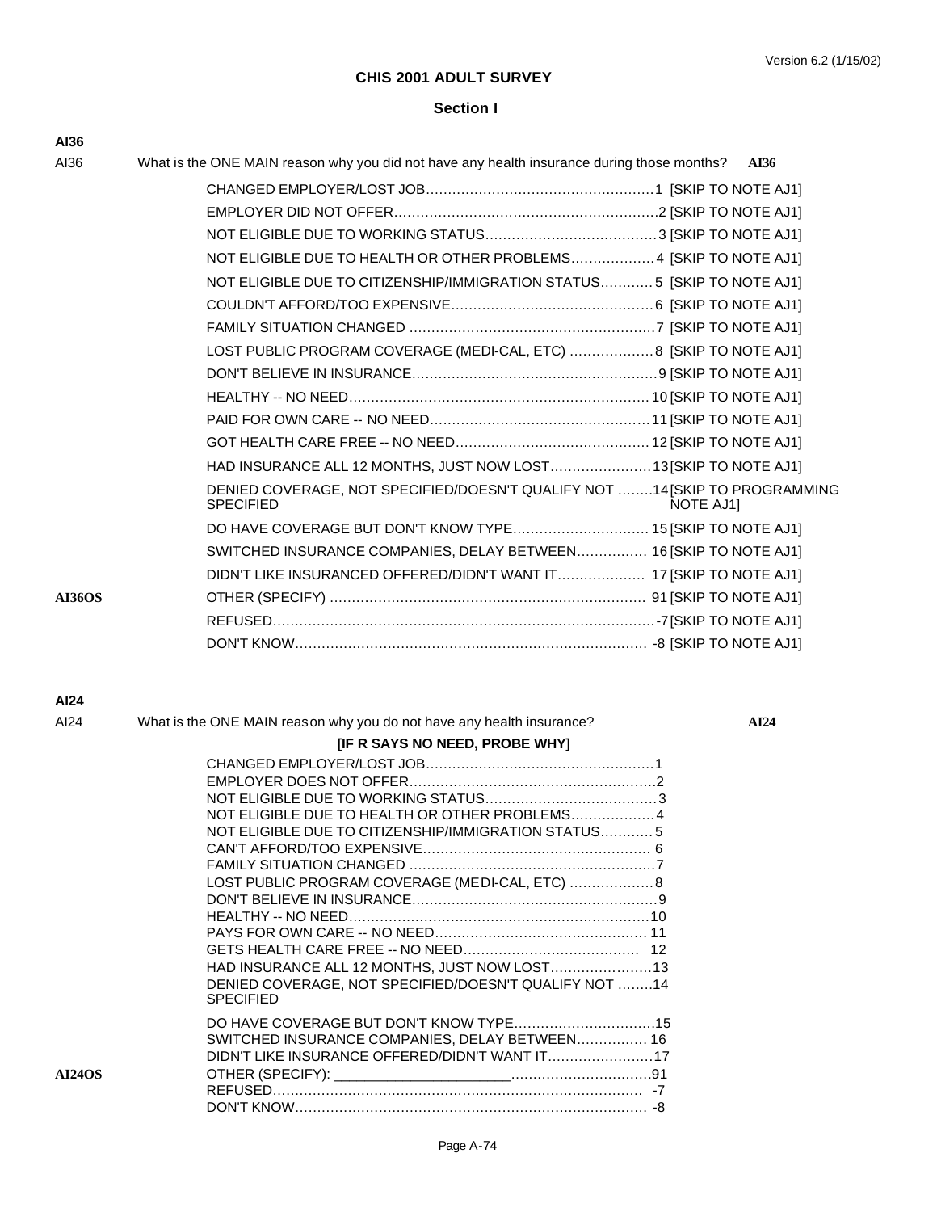## CHIS 2001 ADULT SURVEY

### Section I

**AI36**

AI36 What is the ONE MAIN reason why you did not have any health insurance during those months? **AI36**

| Response | Code | Instruction |
|---|---|---|
| CHANGED EMPLOYER/LOST JOB | 1 | [SKIP TO NOTE AJ1] |
| EMPLOYER DID NOT OFFER | 2 | [SKIP TO NOTE AJ1] |
| NOT ELIGIBLE DUE TO WORKING STATUS | 3 | [SKIP TO NOTE AJ1] |
| NOT ELIGIBLE DUE TO HEALTH OR OTHER PROBLEMS | 4 | [SKIP TO NOTE AJ1] |
| NOT ELIGIBLE DUE TO CITIZENSHIP/IMMIGRATION STATUS | 5 | [SKIP TO NOTE AJ1] |
| COULDN'T AFFORD/TOO EXPENSIVE | 6 | [SKIP TO NOTE AJ1] |
| FAMILY SITUATION CHANGED | 7 | [SKIP TO NOTE AJ1] |
| LOST PUBLIC PROGRAM COVERAGE (MEDI-CAL, ETC) | 8 | [SKIP TO NOTE AJ1] |
| DON'T BELIEVE IN INSURANCE | 9 | [SKIP TO NOTE AJ1] |
| HEALTHY -- NO NEED | 10 | [SKIP TO NOTE AJ1] |
| PAID FOR OWN CARE -- NO NEED | 11 | [SKIP TO NOTE AJ1] |
| GOT HEALTH CARE FREE -- NO NEED | 12 | [SKIP TO NOTE AJ1] |
| HAD INSURANCE ALL 12 MONTHS, JUST NOW LOST | 13 | [SKIP TO NOTE AJ1] |
| DENIED COVERAGE, NOT SPECIFIED/DOESN'T QUALIFY NOT SPECIFIED | 14 | [SKIP TO PROGRAMMING NOTE AJ1] |
| DO HAVE COVERAGE BUT DON'T KNOW TYPE | 15 | [SKIP TO NOTE AJ1] |
| SWITCHED INSURANCE COMPANIES, DELAY BETWEEN | 16 | [SKIP TO NOTE AJ1] |
| DIDN'T LIKE INSURANCED OFFERED/DIDN'T WANT IT | 17 | [SKIP TO NOTE AJ1] |
| **AI36OS** OTHER (SPECIFY) | 91 | [SKIP TO NOTE AJ1] |
| REFUSED | -7 | [SKIP TO NOTE AJ1] |
| DON'T KNOW | -8 | [SKIP TO NOTE AJ1] |

**AI24**

AI24 What is the ONE MAIN reason why you do not have any health insurance? **AI24**

**[IF R SAYS NO NEED, PROBE WHY]**

| Response | Code |
|---|---|
| CHANGED EMPLOYER/LOST JOB | 1 |
| EMPLOYER DOES NOT OFFER | 2 |
| NOT ELIGIBLE DUE TO WORKING STATUS | 3 |
| NOT ELIGIBLE DUE TO HEALTH OR OTHER PROBLEMS | 4 |
| NOT ELIGIBLE DUE TO CITIZENSHIP/IMMIGRATION STATUS | 5 |
| CAN'T AFFORD/TOO EXPENSIVE | 6 |
| FAMILY SITUATION CHANGED | 7 |
| LOST PUBLIC PROGRAM COVERAGE (MEDI-CAL, ETC) | 8 |
| DON'T BELIEVE IN INSURANCE | 9 |
| HEALTHY -- NO NEED | 10 |
| PAYS FOR OWN CARE -- NO NEED | 11 |
| GETS HEALTH CARE FREE -- NO NEED | 12 |
| HAD INSURANCE ALL 12 MONTHS, JUST NOW LOST | 13 |
| DENIED COVERAGE, NOT SPECIFIED/DOESN'T QUALIFY NOT SPECIFIED | 14 |
| DO HAVE COVERAGE BUT DON'T KNOW TYPE | 15 |
| SWITCHED INSURANCE COMPANIES, DELAY BETWEEN | 16 |
| DIDN'T LIKE INSURANCE OFFERED/DIDN'T WANT IT | 17 |
| **AI24OS** OTHER (SPECIFY): ______________________ | 91 |
| REFUSED | -7 |
| DON'T KNOW | -8 |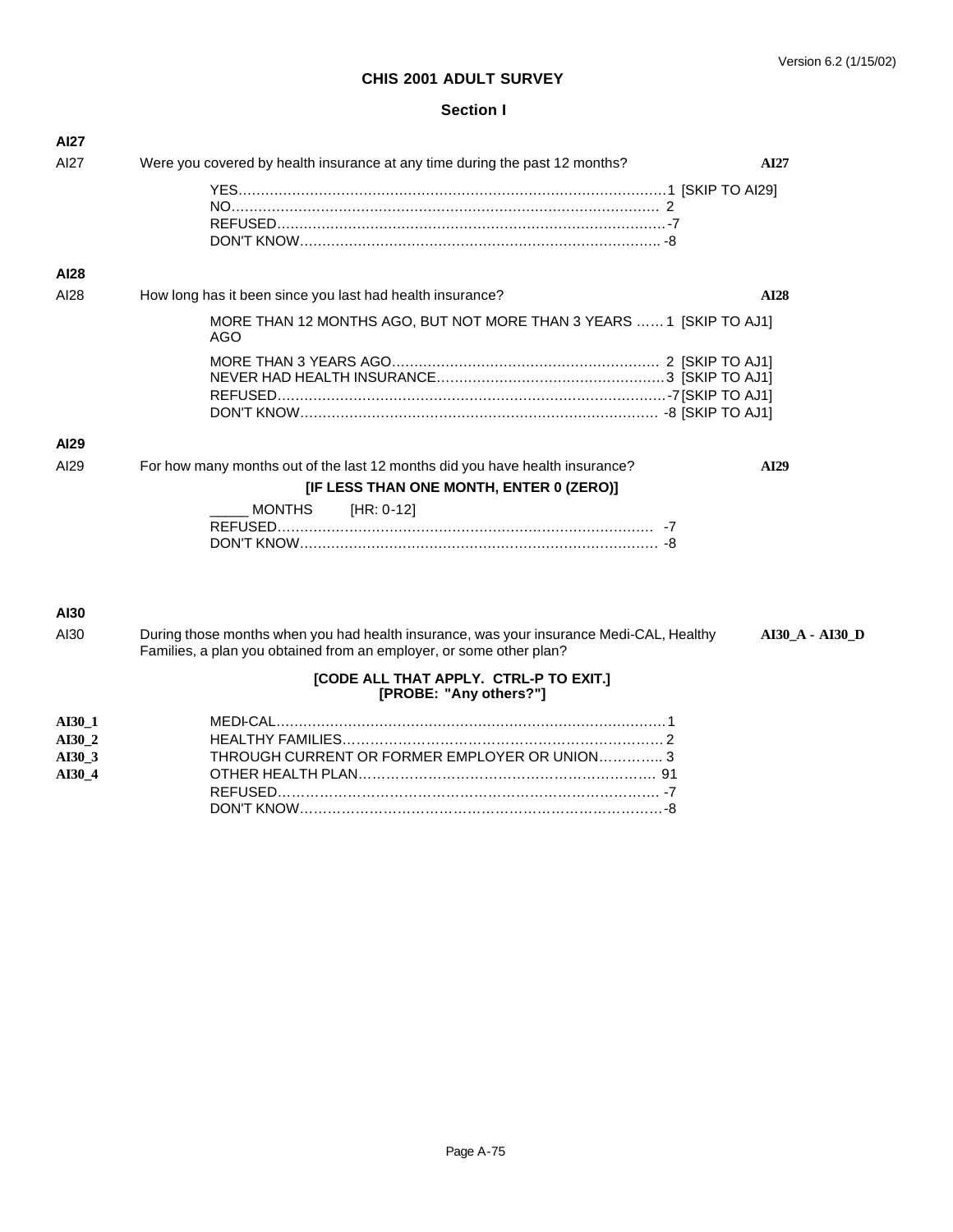**CHIS 2001 ADULT SURVEY**

**Section I**

**AI27**

AI27 Were you covered by health insurance at any time during the past 12 months? **AI27**

YES…………………………………………………………………………………1 [SKIP TO AI29]
NO…………………………………………………………………………………… 2
REFUSED……………………………………………………………………………-7
DON'T KNOW……………………………………………………………………… -8

**AI28**

AI28 How long has it been since you last had health insurance? **AI28**

MORE THAN 12 MONTHS AGO, BUT NOT MORE THAN 3 YEARS AGO …… 1 [SKIP TO AJ1]

MORE THAN 3 YEARS AGO…………………………………………………… 2 [SKIP TO AJ1]
NEVER HAD HEALTH INSURANCE……………………………………………3 [SKIP TO AJ1]
REFUSED……………………………………………………………………………-7 [SKIP TO AJ1]
DON'T KNOW……………………………………………………………………… -8 [SKIP TO AJ1]

**AI29**

AI29 For how many months out of the last 12 months did you have health insurance? **AI29**

**[IF LESS THAN ONE MONTH, ENTER 0 (ZERO)]**

_____ MONTHS [HR: 0-12]
REFUSED…………………………………………………………………………… -7
DON'T KNOW……………………………………………………………………… -8

**AI30**

AI30 During those months when you had health insurance, was your insurance Medi-CAL, Healthy Families, a plan you obtained from an employer, or some other plan? **AI30_A - AI30_D**

**[CODE ALL THAT APPLY. CTRL-P TO EXIT.]**
**[PROBE: "Any others?"]**

**AI30_1** MEDI-CAL……………………………………………………………………………1
**AI30_2** HEALTHY FAMILIES……………………………………………………………… 2
**AI30_3** THROUGH CURRENT OR FORMER EMPLOYER OR UNION………….. 3
**AI30_4** OTHER HEALTH PLAN……………………………………………………… 91
REFUSED…………………………………………………………………………. -7
DON'T KNOW………………………………………………………………………-8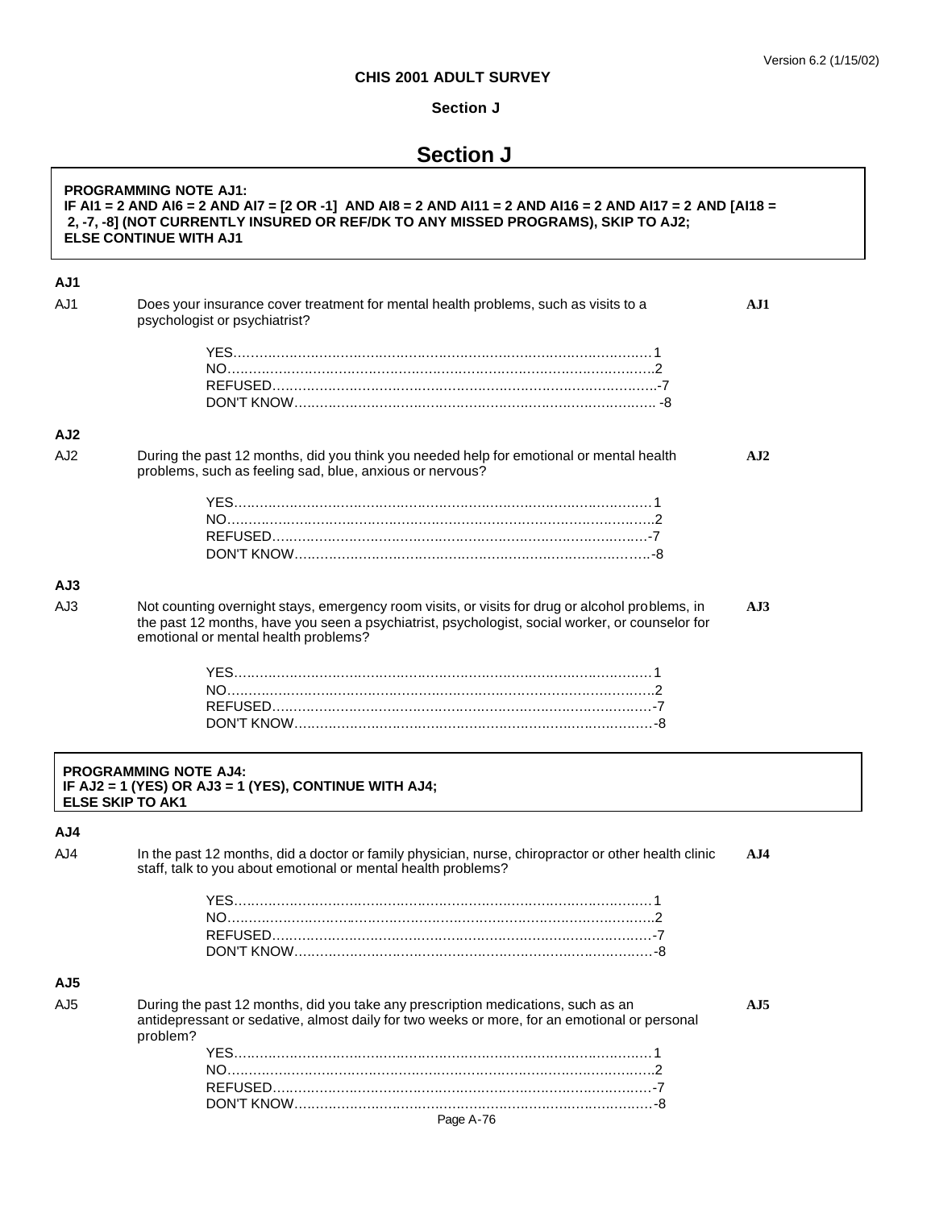# Section J

**PROGRAMMING NOTE AJ1:**
**IF AI1 = 2 AND AI6 = 2 AND AI7 = [2 OR -1] AND AI8 = 2 AND AI11 = 2 AND AI16 = 2 AND AI17 = 2 AND [AI18 = 2, -7, -8] (NOT CURRENTLY INSURED OR REF/DK TO ANY MISSED PROGRAMS), SKIP TO AJ2;**
**ELSE CONTINUE WITH AJ1**

### AJ1

AJ1 Does your insurance cover treatment for mental health problems, such as visits to a psychologist or psychiatrist? **AJ1**

- YES……………………………………………………………………………………1
- NO……………………………………………………………………………………..2
- REFUSED………………………………………………………………………………-7
- DON'T KNOW…………………………………………………………………………. -8

### AJ2

AJ2 During the past 12 months, did you think you needed help for emotional or mental health problems, such as feeling sad, blue, anxious or nervous? **AJ2**

- YES……………………………………………………………………………………1
- NO……………………………………………………………………………………..2
- REFUSED………………………………………………………………………………-7
- DON'T KNOW…………………………………………………………………………..-8

### AJ3

AJ3 Not counting overnight stays, emergency room visits, or visits for drug or alcohol problems, in the past 12 months, have you seen a psychiatrist, psychologist, social worker, or counselor for emotional or mental health problems? **AJ3**

- YES……………………………………………………………………………………1
- NO……………………………………………………………………………………..2
- REFUSED………………………………………………………………………………-7
- DON'T KNOW…………………………………………………………………………-8

**PROGRAMMING NOTE AJ4:**
**IF AJ2 = 1 (YES) OR AJ3 = 1 (YES), CONTINUE WITH AJ4;**
**ELSE SKIP TO AK1**

### AJ4

AJ4 In the past 12 months, did a doctor or family physician, nurse, chiropractor or other health clinic staff, talk to you about emotional or mental health problems? **AJ4**

- YES……………………………………………………………………………………1
- NO……………………………………………………………………………………..2
- REFUSED………………………………………………………………………………-7
- DON'T KNOW…………………………………………………………………………-8

### AJ5

AJ5 During the past 12 months, did you take any prescription medications, such as an antidepressant or sedative, almost daily for two weeks or more, for an emotional or personal problem? **AJ5**

- YES……………………………………………………………………………………1
- NO……………………………………………………………………………………..2
- REFUSED………………………………………………………………………………-7
- DON'T KNOW…………………………………………………………………………-8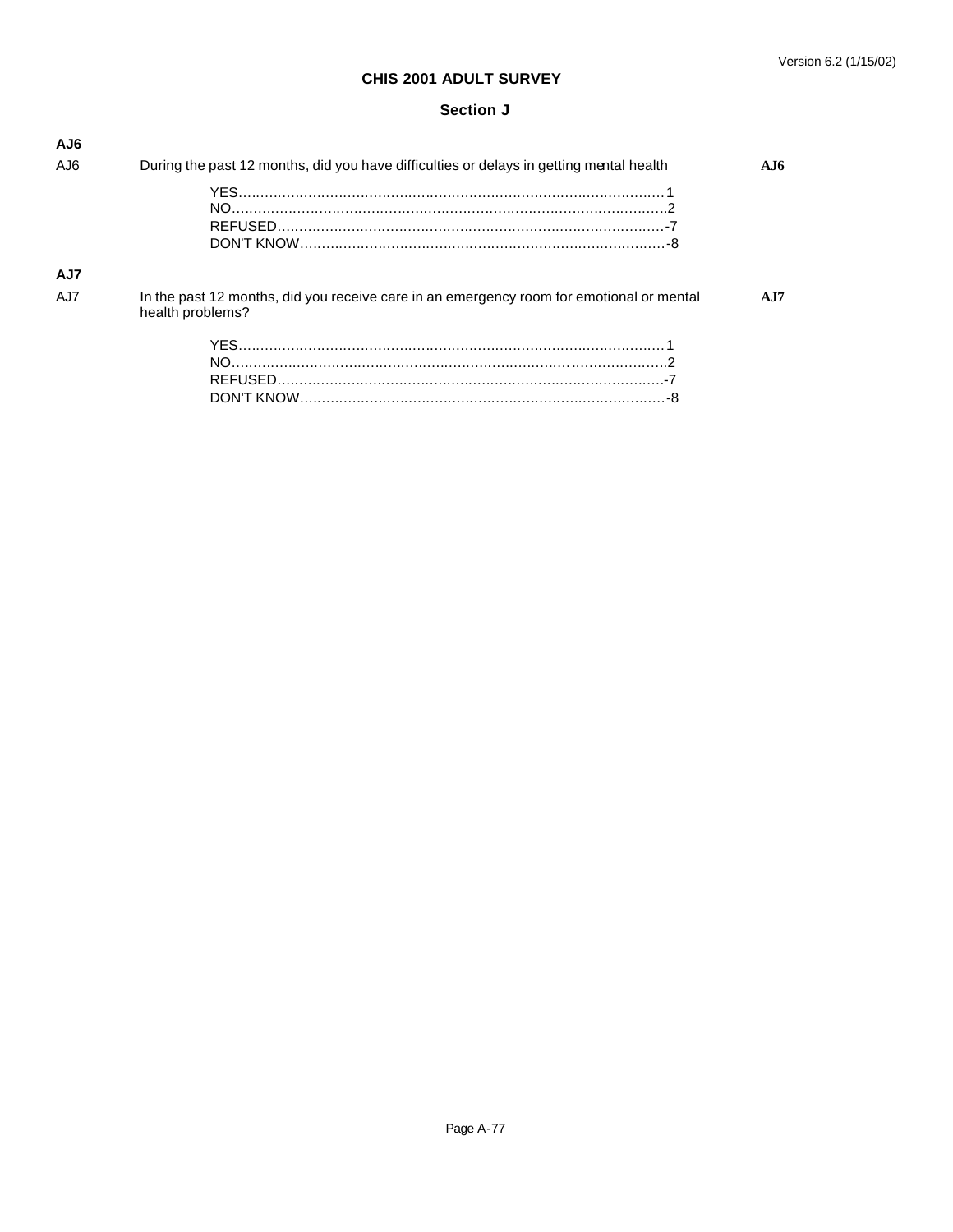**CHIS 2001 ADULT SURVEY**

**Section J**

**AJ6**

AJ6 During the past 12 months, did you have difficulties or delays in getting mental health **AJ6**

YES……………………………………………………………………………………1
NO……………………………………………………………………………………..2
REFUSED…………………………………………………………………………….-7
DON'T KNOW………………………………………………………………………-8

**AJ7**

AJ7 In the past 12 months, did you receive care in an emergency room for emotional or mental health problems? **AJ7**

YES……………………………………………………………………………………1
NO……………………………………………………………………………………..2
REFUSED…………………………………………………………………………….-7
DON'T KNOW………………………………………………………………………-8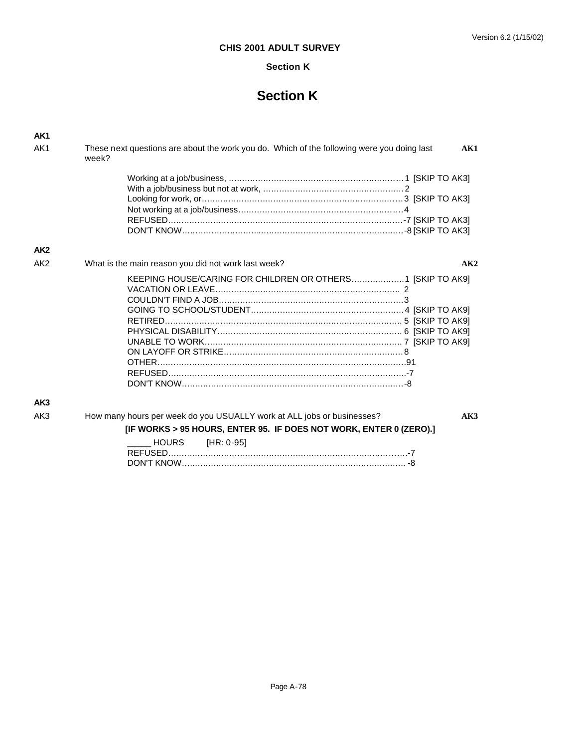# Section K

**AK1**

AK1 These next questions are about the work you do. Which of the following were you doing last week? **AK1**

- Working at a job/business, ......... 1 [SKIP TO AK3]
- With a job/business but not at work, ......... 2
- Looking for work, or......... 3 [SKIP TO AK3]
- Not working at a job/business......... 4
- REFUSED......... -7 [SKIP TO AK3]
- DON'T KNOW......... -8 [SKIP TO AK3]

**AK2**

AK2 What is the main reason you did not work last week? **AK2**

- KEEPING HOUSE/CARING FOR CHILDREN OR OTHERS......... 1 [SKIP TO AK9]
- VACATION OR LEAVE......... 2
- COULDN'T FIND A JOB......... 3
- GOING TO SCHOOL/STUDENT......... 4 [SKIP TO AK9]
- RETIRED......... 5 [SKIP TO AK9]
- PHYSICAL DISABILITY......... 6 [SKIP TO AK9]
- UNABLE TO WORK......... 7 [SKIP TO AK9]
- ON LAYOFF OR STRIKE......... 8
- OTHER......... 91
- REFUSED......... -7
- DON'T KNOW......... -8

**AK3**

AK3 How many hours per week do you USUALLY work at ALL jobs or businesses? **AK3**

**[IF WORKS > 95 HOURS, ENTER 95. IF DOES NOT WORK, ENTER 0 (ZERO).]**

- _____ HOURS [HR: 0-95]
- REFUSED......... -7
- DON'T KNOW......... -8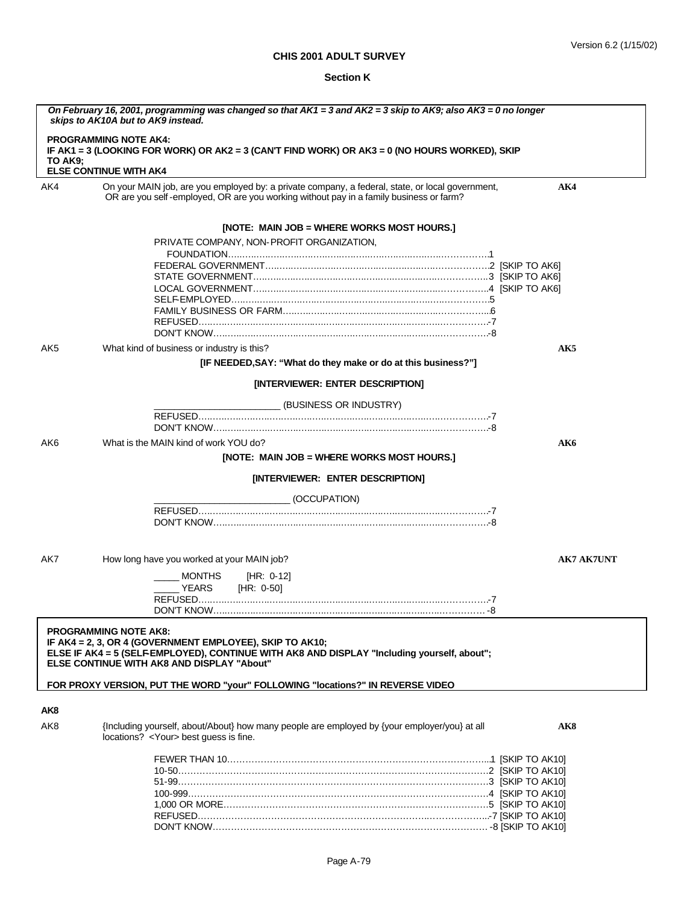**CHIS 2001 ADULT SURVEY**

**Section K**

> ***On February 16, 2001, programming was changed so that AK1 = 3 and AK2 = 3 skip to AK9; also AK3 = 0 no longer skips to AK10A but to AK9 instead.***
>
> **PROGRAMMING NOTE AK4:**
> **IF AK1 = 3 (LOOKING FOR WORK) OR AK2 = 3 (CAN'T FIND WORK) OR AK3 = 0 (NO HOURS WORKED), SKIP TO AK9;**
> **ELSE CONTINUE WITH AK4**

AK4 On your MAIN job, are you employed by: a private company, a federal, state, or local government, OR are you self-employed, OR are you working without pay in a family business or farm? **AK4**

**[NOTE: MAIN JOB = WHERE WORKS MOST HOURS.]**

PRIVATE COMPANY, NON-PROFIT ORGANIZATION, FOUNDATION……………………………………………………………1
FEDERAL GOVERNMENT……………………………………………………2 [SKIP TO AK6]
STATE GOVERNMENT……………………………………………………3 [SKIP TO AK6]
LOCAL GOVERNMENT……………………………………………………4 [SKIP TO AK6]
SELF-EMPLOYED……………………………………………………………5
FAMILY BUSINESS OR FARM……………………………………………6
REFUSED…………………………………………………………………-7
DON'T KNOW………………………………………………………………-8

AK5 What kind of business or industry is this? **AK5**

**[IF NEEDED,SAY: "What do they make or do at this business?"]**

**[INTERVIEWER: ENTER DESCRIPTION]**

________________________ (BUSINESS OR INDUSTRY)
REFUSED…………………………………………………………………-7
DON'T KNOW………………………………………………………………-8

AK6 What is the MAIN kind of work YOU do? **AK6**

**[NOTE: MAIN JOB = WHERE WORKS MOST HOURS.]**

**[INTERVIEWER: ENTER DESCRIPTION]**

__________________________ (OCCUPATION)
REFUSED…………………………………………………………………-7
DON'T KNOW………………………………………………………………-8

AK7 How long have you worked at your MAIN job? **AK7 AK7UNT**

_____ MONTHS [HR: 0-12]
_____ YEARS [HR: 0-50]
REFUSED…………………………………………………………………-7
DON'T KNOW………………………………………………………………-8

> **PROGRAMMING NOTE AK8:**
> **IF AK4 = 2, 3, OR 4 (GOVERNMENT EMPLOYEE), SKIP TO AK10;**
> **ELSE IF AK4 = 5 (SELF-EMPLOYED), CONTINUE WITH AK8 AND DISPLAY "Including yourself, about";**
> **ELSE CONTINUE WITH AK8 AND DISPLAY "About"**
>
> **FOR PROXY VERSION, PUT THE WORD "your" FOLLOWING "locations?" IN REVERSE VIDEO**

**AK8**

AK8 {Including yourself, about/About} how many people are employed by {your employer/you} at all locations? <Your> best guess is fine. **AK8**

FEWER THAN 10…………………………………………………………1 [SKIP TO AK10]
10-50……………………………………………………………………2 [SKIP TO AK10]
51-99……………………………………………………………………3 [SKIP TO AK10]
100-999…………………………………………………………………4 [SKIP TO AK10]
1,000 OR MORE…………………………………………………………5 [SKIP TO AK10]
REFUSED…………………………………………………………………-7 [SKIP TO AK10]
DON'T KNOW………………………………………………………………-8 [SKIP TO AK10]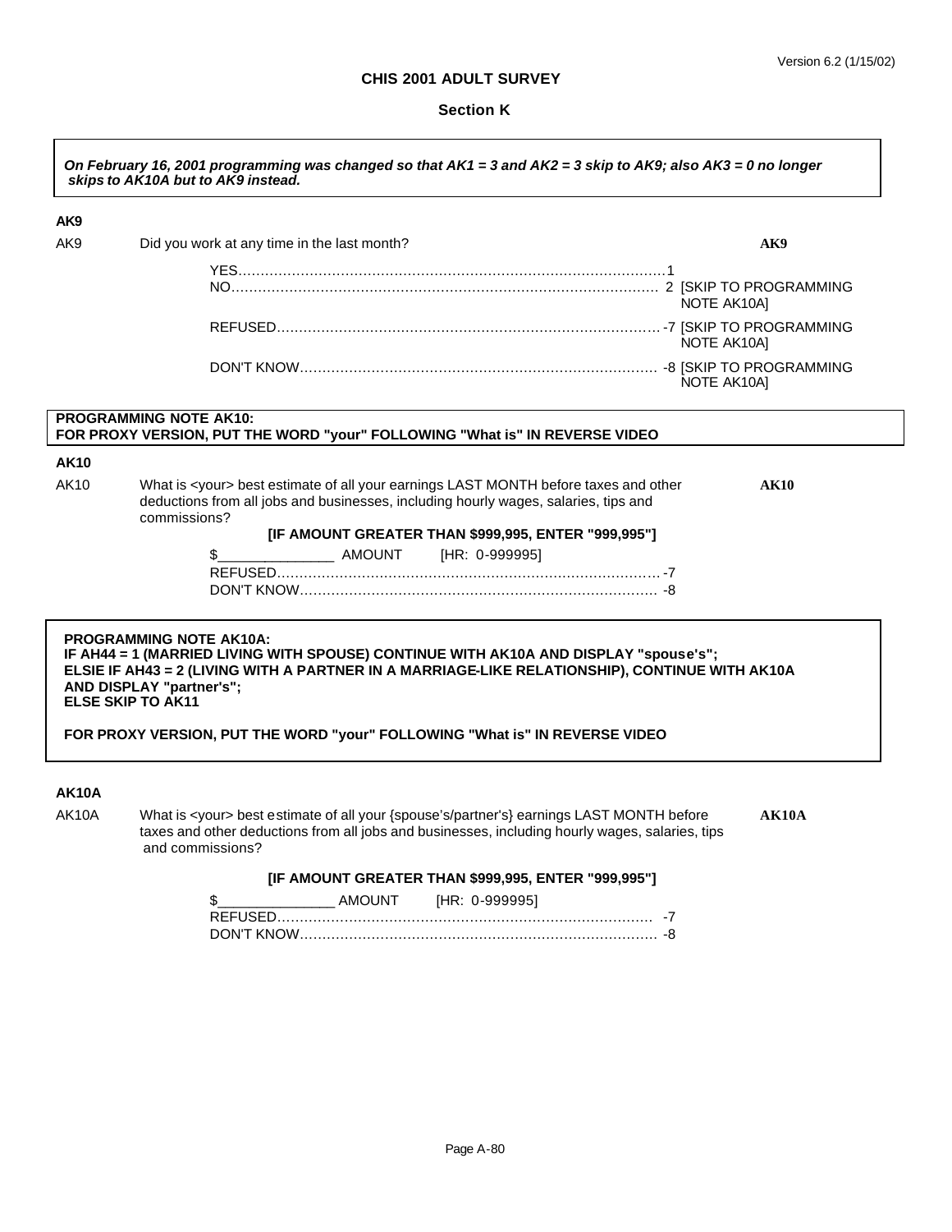CHIS 2001 ADULT SURVEY

**Section K**

***On February 16, 2001 programming was changed so that AK1 = 3 and AK2 = 3 skip to AK9; also AK3 = 0 no longer skips to AK10A but to AK9 instead.***

**AK9**

AK9 Did you work at any time in the last month? **AK9**

YES.......................................................................................1
NO....................................................................................... 2 [SKIP TO PROGRAMMING NOTE AK10A]
REFUSED................................................................................ -7 [SKIP TO PROGRAMMING NOTE AK10A]
DON'T KNOW............................................................................ -8 [SKIP TO PROGRAMMING NOTE AK10A]

**PROGRAMMING NOTE AK10:**
**FOR PROXY VERSION, PUT THE WORD "your" FOLLOWING "What is" IN REVERSE VIDEO**

**AK10**

AK10 What is <your> best estimate of all your earnings LAST MONTH before taxes and other deductions from all jobs and businesses, including hourly wages, salaries, tips and commissions? **AK10**

**[IF AMOUNT GREATER THAN $999,995, ENTER "999,995"]**

$_______________ AMOUNT [HR: 0-999995]
REFUSED................................................................................ -7
DON'T KNOW............................................................................ -8

**PROGRAMMING NOTE AK10A:**
**IF AH44 = 1 (MARRIED LIVING WITH SPOUSE) CONTINUE WITH AK10A AND DISPLAY "spouse's";**
**ELSIE IF AH43 = 2 (LIVING WITH A PARTNER IN A MARRIAGE-LIKE RELATIONSHIP), CONTINUE WITH AK10A AND DISPLAY "partner's";**
**ELSE SKIP TO AK11**

**FOR PROXY VERSION, PUT THE WORD "your" FOLLOWING "What is" IN REVERSE VIDEO**

**AK10A**

AK10A What is <your> best estimate of all your {spouse's/partner's} earnings LAST MONTH before taxes and other deductions from all jobs and businesses, including hourly wages, salaries, tips and commissions? **AK10A**

**[IF AMOUNT GREATER THAN $999,995, ENTER "999,995"]**

$_______________ AMOUNT [HR: 0-999995]
REFUSED................................................................................ -7
DON'T KNOW............................................................................ -8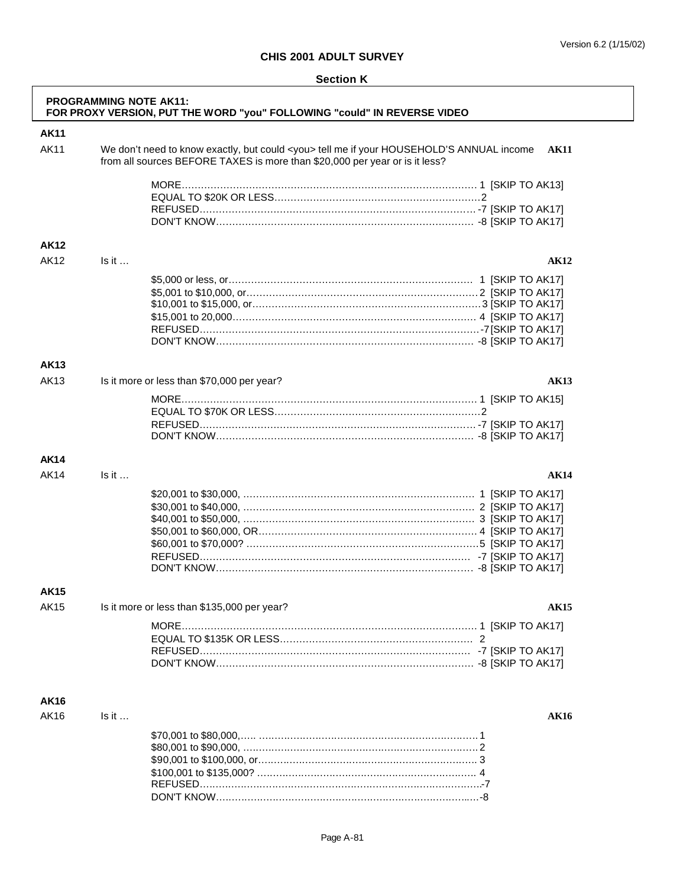**CHIS 2001 ADULT SURVEY**

**Section K**

**PROGRAMMING NOTE AK11:**
**FOR PROXY VERSION, PUT THE WORD "you" FOLLOWING "could" IN REVERSE VIDEO**

**AK11**

AK11 We don't need to know exactly, but could <you> tell me if your HOUSEHOLD'S ANNUAL income from all sources BEFORE TAXES is more than $20,000 per year or is it less? **AK11**

MORE........................................................... 1 [SKIP TO AK13]
EQUAL TO $20K OR LESS............................................2
REFUSED.......................................................... -7 [SKIP TO AK17]
DON'T KNOW...................................................... -8 [SKIP TO AK17]

**AK12**

AK12 Is it … **AK12**

$5,000 or less, or............................................. 1 [SKIP TO AK17]
$5,001 to $10,000, or......................................... 2 [SKIP TO AK17]
$10,001 to $15,000, or........................................ 3 [SKIP TO AK17]
$15,001 to 20,000............................................. 4 [SKIP TO AK17]
REFUSED.......................................................... -7 [SKIP TO AK17]
DON'T KNOW...................................................... -8 [SKIP TO AK17]

**AK13**

AK13 Is it more or less than $70,000 per year? **AK13**

MORE........................................................... 1 [SKIP TO AK15]
EQUAL TO $70K OR LESS............................................2
REFUSED.......................................................... -7 [SKIP TO AK17]
DON'T KNOW...................................................... -8 [SKIP TO AK17]

**AK14**

AK14 Is it … **AK14**

$20,001 to $30,000, ........................................... 1 [SKIP TO AK17]
$30,001 to $40,000, ........................................... 2 [SKIP TO AK17]
$40,001 to $50,000, ........................................... 3 [SKIP TO AK17]
$50,001 to $60,000, OR........................................ 4 [SKIP TO AK17]
$60,001 to $70,000? ........................................... 5 [SKIP TO AK17]
REFUSED.......................................................... -7 [SKIP TO AK17]
DON'T KNOW...................................................... -8 [SKIP TO AK17]

**AK15**

AK15 Is it more or less than $135,000 per year? **AK15**

MORE........................................................... 1 [SKIP TO AK17]
EQUAL TO $135K OR LESS.......................................... 2
REFUSED.......................................................... -7 [SKIP TO AK17]
DON'T KNOW...................................................... -8 [SKIP TO AK17]

**AK16**

AK16 Is it … **AK16**

$70,001 to $80,000,..... ..........................................1
$80,001 to $90,000, ...............................................2
$90,001 to $100,000, or........................................... 3
$100,001 to $135,000? ............................................ 4
REFUSED.............................................................-7
DON'T KNOW.........................................................-8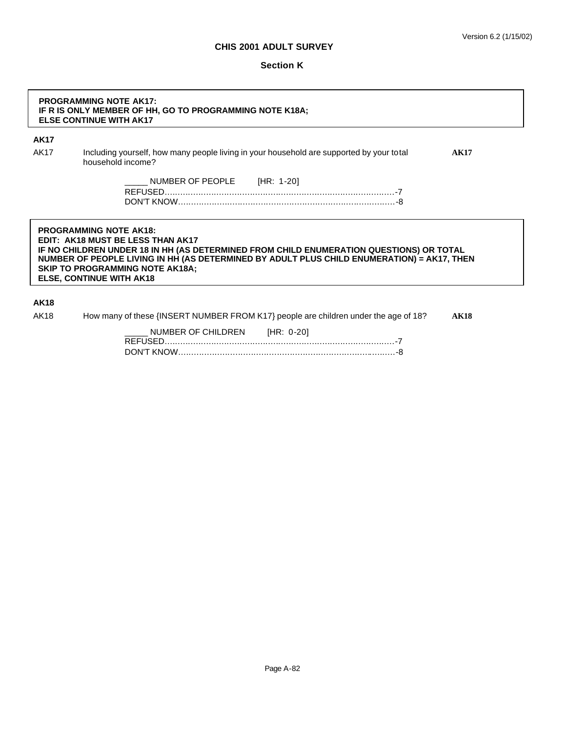# CHIS 2001 ADULT SURVEY

## Section K

**PROGRAMMING NOTE AK17:**
**IF R IS ONLY MEMBER OF HH, GO TO PROGRAMMING NOTE K18A;**
**ELSE CONTINUE WITH AK17**

**AK17**

AK17 Including yourself, how many people living in your household are supported by your total household income? **AK17**

_____ NUMBER OF PEOPLE [HR: 1-20]
REFUSED.............................................................................................-7
DON'T KNOW.......................................................................................-8

**PROGRAMMING NOTE AK18:**
**EDIT: AK18 MUST BE LESS THAN AK17**
**IF NO CHILDREN UNDER 18 IN HH (AS DETERMINED FROM CHILD ENUMERATION QUESTIONS) OR TOTAL NUMBER OF PEOPLE LIVING IN HH (AS DETERMINED BY ADULT PLUS CHILD ENUMERATION) = AK17, THEN SKIP TO PROGRAMMING NOTE AK18A;**
**ELSE, CONTINUE WITH AK18**

**AK18**

AK18 How many of these {INSERT NUMBER FROM K17} people are children under the age of 18? **AK18**

_____ NUMBER OF CHILDREN [HR: 0-20]
REFUSED.............................................................................................-7
DON'T KNOW.......................................................................................-8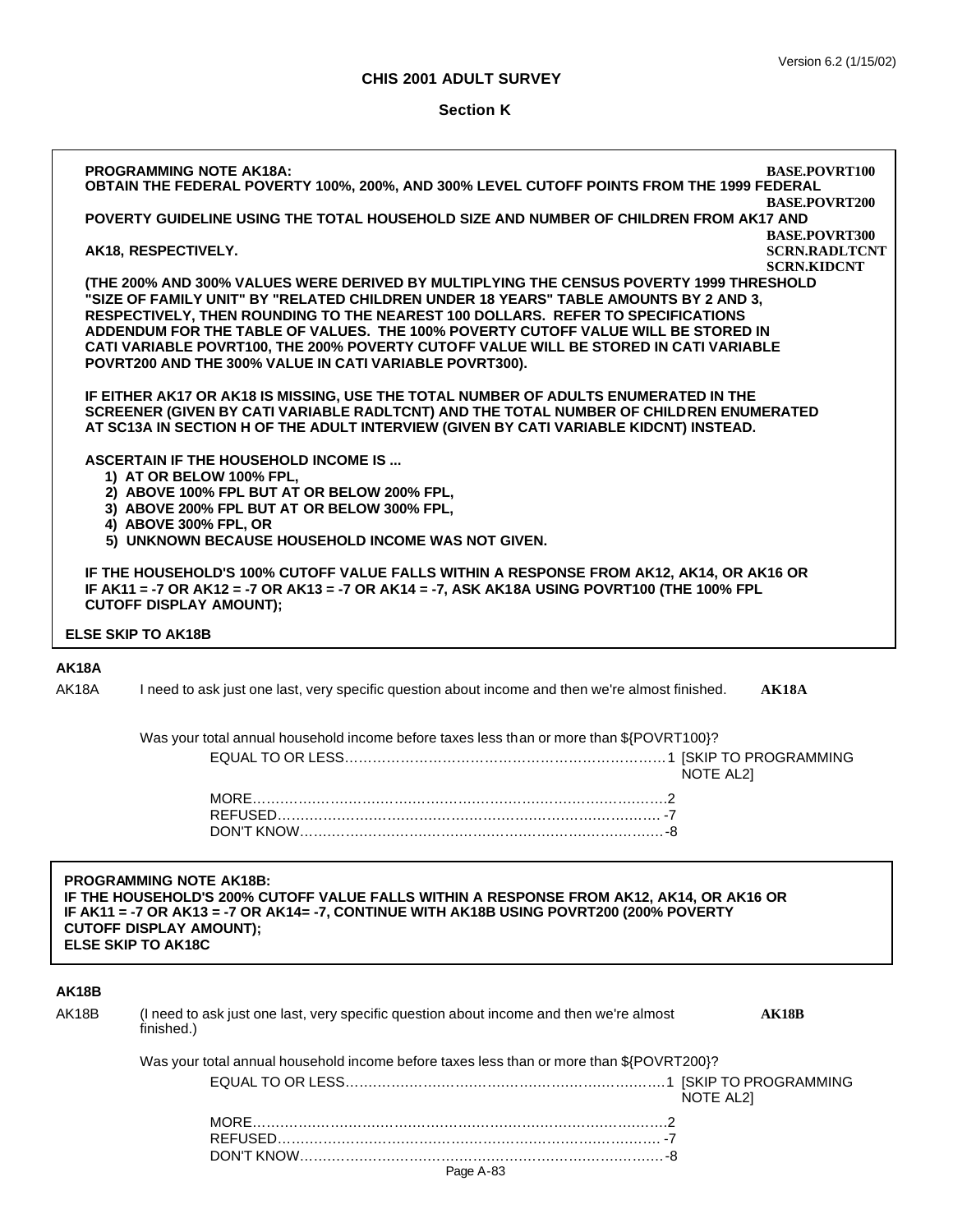**PROGRAMMING NOTE AK18A:**
**OBTAIN THE FEDERAL POVERTY 100%, 200%, AND 300% LEVEL CUTOFF POINTS FROM THE 1999 FEDERAL POVERTY GUIDELINE USING THE TOTAL HOUSEHOLD SIZE AND NUMBER OF CHILDREN FROM AK17 AND AK18, RESPECTIVELY.**

**BASE.POVRT100**
**BASE.POVRT200**
**BASE.POVRT300**
**SCRN.RADLTCNT**
**SCRN.KIDCNT**

**(THE 200% AND 300% VALUES WERE DERIVED BY MULTIPLYING THE CENSUS POVERTY 1999 THRESHOLD "SIZE OF FAMILY UNIT" BY "RELATED CHILDREN UNDER 18 YEARS" TABLE AMOUNTS BY 2 AND 3, RESPECTIVELY, THEN ROUNDING TO THE NEAREST 100 DOLLARS. REFER TO SPECIFICATIONS ADDENDUM FOR THE TABLE OF VALUES. THE 100% POVERTY CUTOFF VALUE WILL BE STORED IN CATI VARIABLE POVRT100, THE 200% POVERTY CUTOFF VALUE WILL BE STORED IN CATI VARIABLE POVRT200 AND THE 300% VALUE IN CATI VARIABLE POVRT300).**

**IF EITHER AK17 OR AK18 IS MISSING, USE THE TOTAL NUMBER OF ADULTS ENUMERATED IN THE SCREENER (GIVEN BY CATI VARIABLE RADLTCNT) AND THE TOTAL NUMBER OF CHILDREN ENUMERATED AT SC13A IN SECTION H OF THE ADULT INTERVIEW (GIVEN BY CATI VARIABLE KIDCNT) INSTEAD.**

**ASCERTAIN IF THE HOUSEHOLD INCOME IS ...**

1) **AT OR BELOW 100% FPL,**
2) **ABOVE 100% FPL BUT AT OR BELOW 200% FPL,**
3) **ABOVE 200% FPL BUT AT OR BELOW 300% FPL,**
4) **ABOVE 300% FPL, OR**
5) **UNKNOWN BECAUSE HOUSEHOLD INCOME WAS NOT GIVEN.**

**IF THE HOUSEHOLD'S 100% CUTOFF VALUE FALLS WITHIN A RESPONSE FROM AK12, AK14, OR AK16 OR IF AK11 = -7 OR AK12 = -7 OR AK13 = -7 OR AK14 = -7, ASK AK18A USING POVRT100 (THE 100% FPL CUTOFF DISPLAY AMOUNT);**

**ELSE SKIP TO AK18B**

## AK18A

AK18A I need to ask just one last, very specific question about income and then we're almost finished. **AK18A**

Was your total annual household income before taxes less than or more than ${POVRT100}?

EQUAL TO OR LESS.............................................1 [SKIP TO PROGRAMMING NOTE AL2]
MORE.............................................2
REFUSED............................................. -7
DON'T KNOW............................................. -8

**PROGRAMMING NOTE AK18B:**
**IF THE HOUSEHOLD'S 200% CUTOFF VALUE FALLS WITHIN A RESPONSE FROM AK12, AK14, OR AK16 OR IF AK11 = -7 OR AK13 = -7 OR AK14= -7, CONTINUE WITH AK18B USING POVRT200 (200% POVERTY CUTOFF DISPLAY AMOUNT);**
**ELSE SKIP TO AK18C**

## AK18B

AK18B (I need to ask just one last, very specific question about income and then we're almost finished.) **AK18B**

Was your total annual household income before taxes less than or more than ${POVRT200}?

EQUAL TO OR LESS.............................................1 [SKIP TO PROGRAMMING NOTE AL2]
MORE.............................................2
REFUSED............................................. -7
DON'T KNOW............................................. -8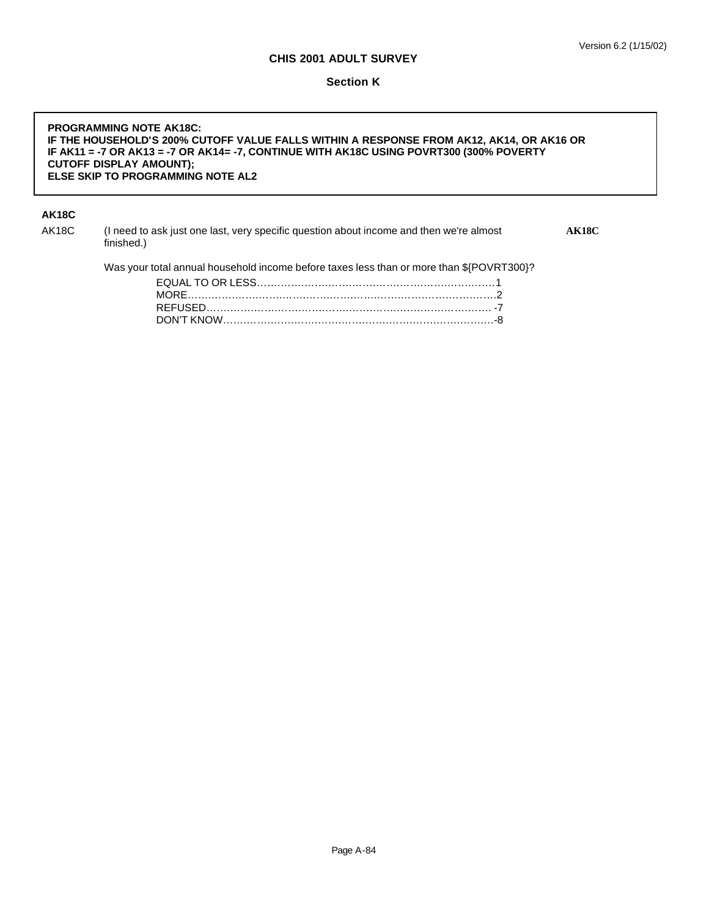**CHIS 2001 ADULT SURVEY**

**Section K**

> **PROGRAMMING NOTE AK18C:**
> **IF THE HOUSEHOLD'S 200% CUTOFF VALUE FALLS WITHIN A RESPONSE FROM AK12, AK14, OR AK16 OR IF AK11 = -7 OR AK13 = -7 OR AK14= -7, CONTINUE WITH AK18C USING POVRT300 (300% POVERTY CUTOFF DISPLAY AMOUNT);**
> **ELSE SKIP TO PROGRAMMING NOTE AL2**

**AK18C**

AK18C (I need to ask just one last, very specific question about income and then we're almost finished.) **AK18C**

Was your total annual household income before taxes less than or more than ${POVRT300}?

- EQUAL TO OR LESS…………………………………………………………1
- MORE………………………………………………………………………….2
- REFUSED……………………………………………………………………. -7
- DON'T KNOW……………………………………………………………….-8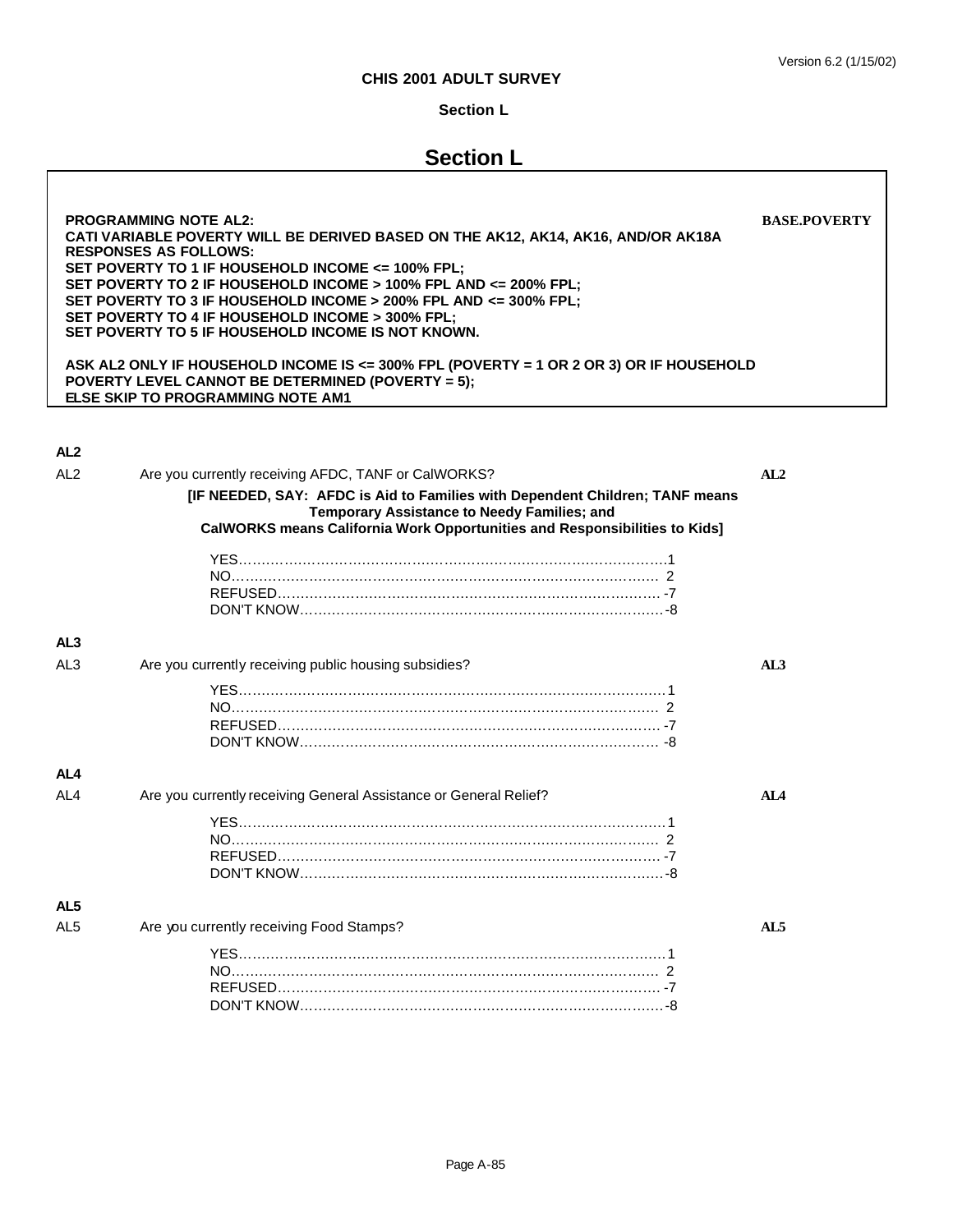# Section L

**PROGRAMMING NOTE AL2:** **BASE.POVERTY**
**CATI VARIABLE POVERTY WILL BE DERIVED BASED ON THE AK12, AK14, AK16, AND/OR AK18A RESPONSES AS FOLLOWS:**
**SET POVERTY TO 1 IF HOUSEHOLD INCOME <= 100% FPL;**
**SET POVERTY TO 2 IF HOUSEHOLD INCOME > 100% FPL AND <= 200% FPL;**
**SET POVERTY TO 3 IF HOUSEHOLD INCOME > 200% FPL AND <= 300% FPL;**
**SET POVERTY TO 4 IF HOUSEHOLD INCOME > 300% FPL;**
**SET POVERTY TO 5 IF HOUSEHOLD INCOME IS NOT KNOWN.**

**ASK AL2 ONLY IF HOUSEHOLD INCOME IS <= 300% FPL (POVERTY = 1 OR 2 OR 3) OR IF HOUSEHOLD POVERTY LEVEL CANNOT BE DETERMINED (POVERTY = 5);**
**ELSE SKIP TO PROGRAMMING NOTE AM1**

### AL2

AL2 Are you currently receiving AFDC, TANF or CalWORKS? **AL2**

**[IF NEEDED, SAY: AFDC is Aid to Families with Dependent Children; TANF means Temporary Assistance to Needy Families; and CalWORKS means California Work Opportunities and Responsibilities to Kids]**

- YES……………………………………………………………1
- NO……………………………………………………………2
- REFUSED……………………………………………………-7
- DON'T KNOW………………………………………………-8

### AL3

AL3 Are you currently receiving public housing subsidies? **AL3**

- YES……………………………………………………………1
- NO……………………………………………………………2
- REFUSED……………………………………………………-7
- DON'T KNOW………………………………………………-8

### AL4

AL4 Are you currently receiving General Assistance or General Relief? **AL4**

- YES……………………………………………………………1
- NO……………………………………………………………2
- REFUSED……………………………………………………-7
- DON'T KNOW………………………………………………-8

### AL5

AL5 Are you currently receiving Food Stamps? **AL5**

- YES……………………………………………………………1
- NO……………………………………………………………2
- REFUSED……………………………………………………-7
- DON'T KNOW………………………………………………-8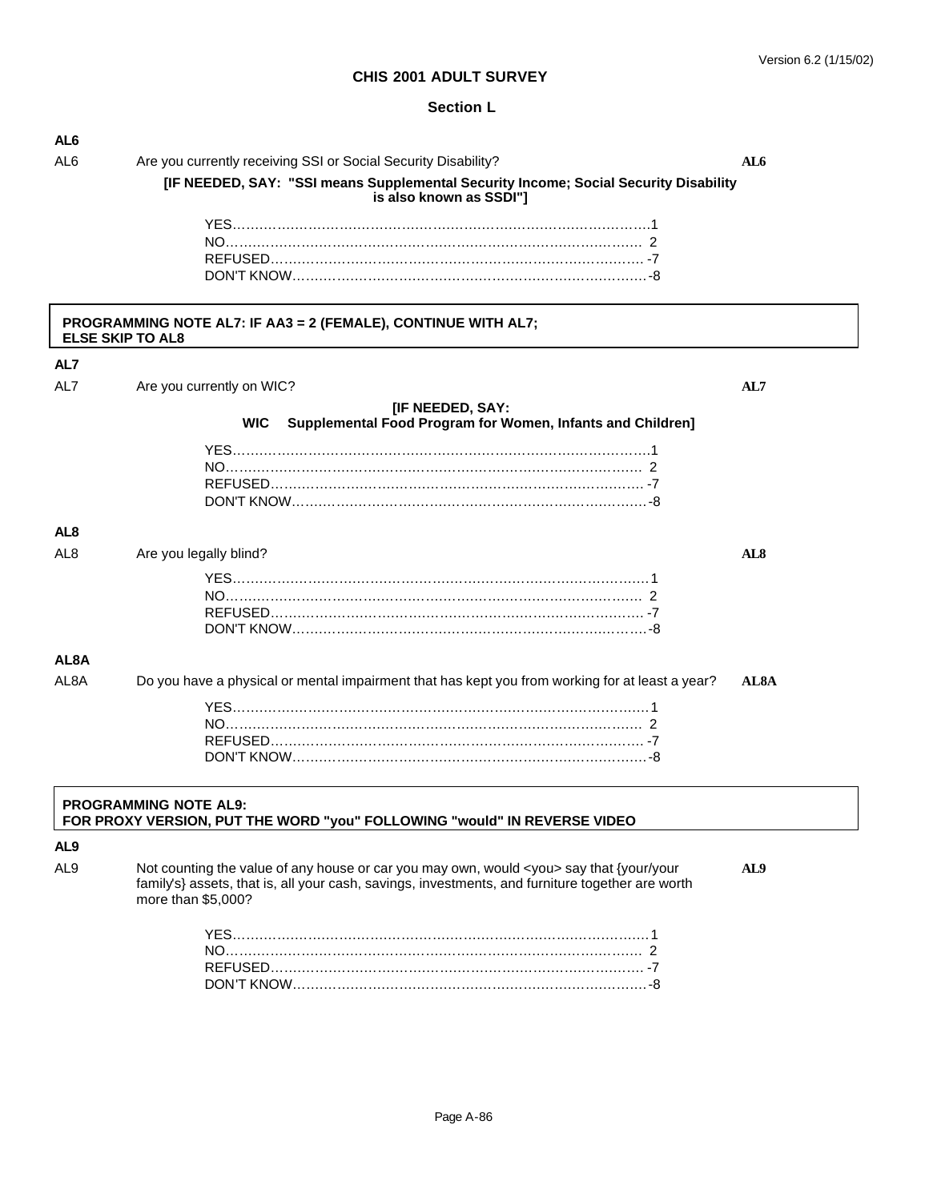**CHIS 2001 ADULT SURVEY**

**Section L**

**AL6**

AL6 Are you currently receiving SSI or Social Security Disability? **AL6**

**[IF NEEDED, SAY: "SSI means Supplemental Security Income; Social Security Disability is also known as SSDI"]**

YES........................................................................................1
NO.........................................................................................2
REFUSED.................................................................................-7
DON'T KNOW...........................................................................-8

**PROGRAMMING NOTE AL7: IF AA3 = 2 (FEMALE), CONTINUE WITH AL7; ELSE SKIP TO AL8**

**AL7**

AL7 Are you currently on WIC? **AL7**

**[IF NEEDED, SAY:**
**WIC Supplemental Food Program for Women, Infants and Children]**

YES........................................................................................1
NO.........................................................................................2
REFUSED.................................................................................-7
DON'T KNOW...........................................................................-8

**AL8**

AL8 Are you legally blind? **AL8**

YES........................................................................................1
NO.........................................................................................2
REFUSED.................................................................................-7
DON'T KNOW...........................................................................-8

**AL8A**

AL8A Do you have a physical or mental impairment that has kept you from working for at least a year? **AL8A**

YES........................................................................................1
NO.........................................................................................2
REFUSED.................................................................................-7
DON'T KNOW...........................................................................-8

**PROGRAMMING NOTE AL9:**
**FOR PROXY VERSION, PUT THE WORD "you" FOLLOWING "would" IN REVERSE VIDEO**

**AL9**

AL9 Not counting the value of any house or car you may own, would <you> say that {your/your family's} assets, that is, all your cash, savings, investments, and furniture together are worth more than $5,000? **AL9**

YES........................................................................................1
NO.........................................................................................2
REFUSED.................................................................................-7
DON'T KNOW...........................................................................-8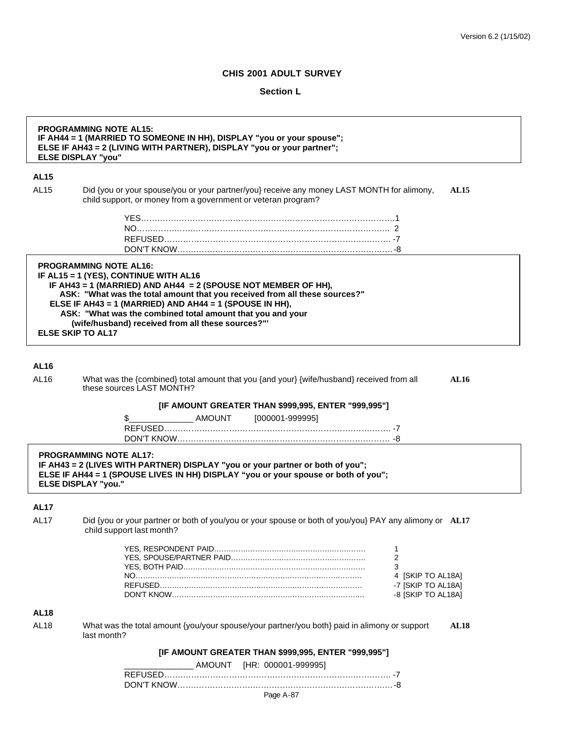Version 6.2 (1/15/02)

**CHIS 2001 ADULT SURVEY**

**Section L**

**PROGRAMMING NOTE AL15:**
**IF AH44 = 1 (MARRIED TO SOMEONE IN HH), DISPLAY "you or your spouse";**
**ELSE IF AH43 = 2 (LIVING WITH PARTNER), DISPLAY "you or your partner";**
**ELSE DISPLAY "you"**

**AL15**

AL15 Did {you or your spouse/you or your partner/you} receive any money LAST MONTH for alimony, child support, or money from a government or veteran program? **AL15**

| | |
|---|---|
| YES | 1 |
| NO | 2 |
| REFUSED | -7 |
| DON'T KNOW | -8 |

**PROGRAMMING NOTE AL16:**
**IF AL15 = 1 (YES), CONTINUE WITH AL16**
**IF AH43 = 1 (MARRIED) AND AH44 = 2 (SPOUSE NOT MEMBER OF HH),**
**ASK: "What was the total amount that you received from all these sources?"**
**ELSE IF AH43 = 1 (MARRIED) AND AH44 = 1 (SPOUSE IN HH),**
**ASK: "What was the combined total amount that you and your (wife/husband) received from all these sources?"'**
**ELSE SKIP TO AL17**

**AL16**

AL16 What was the {combined} total amount that you {and your} {wife/husband} received from all these sources LAST MONTH? **AL16**

**[IF AMOUNT GREATER THAN $999,995, ENTER "999,995"]**

| | |
|---|---|
| $_____________ AMOUNT [000001-999995] | |
| REFUSED | -7 |
| DON'T KNOW | -8 |

**PROGRAMMING NOTE AL17:**
**IF AH43 = 2 (LIVES WITH PARTNER) DISPLAY "you or your partner or both of you";**
**ELSE IF AH44 = 1 (SPOUSE LIVES IN HH) DISPLAY "you or your spouse or both of you";**
**ELSE DISPLAY "you."**

**AL17**

AL17 Did {you or your partner or both of you/you or your spouse or both of you/you} PAY any alimony or child support last month? **AL17**

| | |
|---|---|
| YES, RESPONDENT PAID | 1 |
| YES, SPOUSE/PARTNER PAID | 2 |
| YES, BOTH PAID | 3 |
| NO | 4 [SKIP TO AL18A] |
| REFUSED | -7 [SKIP TO AL18A] |
| DON'T KNOW | -8 [SKIP TO AL18A] |

**AL18**

AL18 What was the total amount {you/your spouse/your partner/you both} paid in alimony or support last month? **AL18**

**[IF AMOUNT GREATER THAN $999,995, ENTER "999,995"]**

| | |
|---|---|
| _______________ AMOUNT [HR: 000001-999995] | |
| REFUSED | -7 |
| DON'T KNOW | -8 |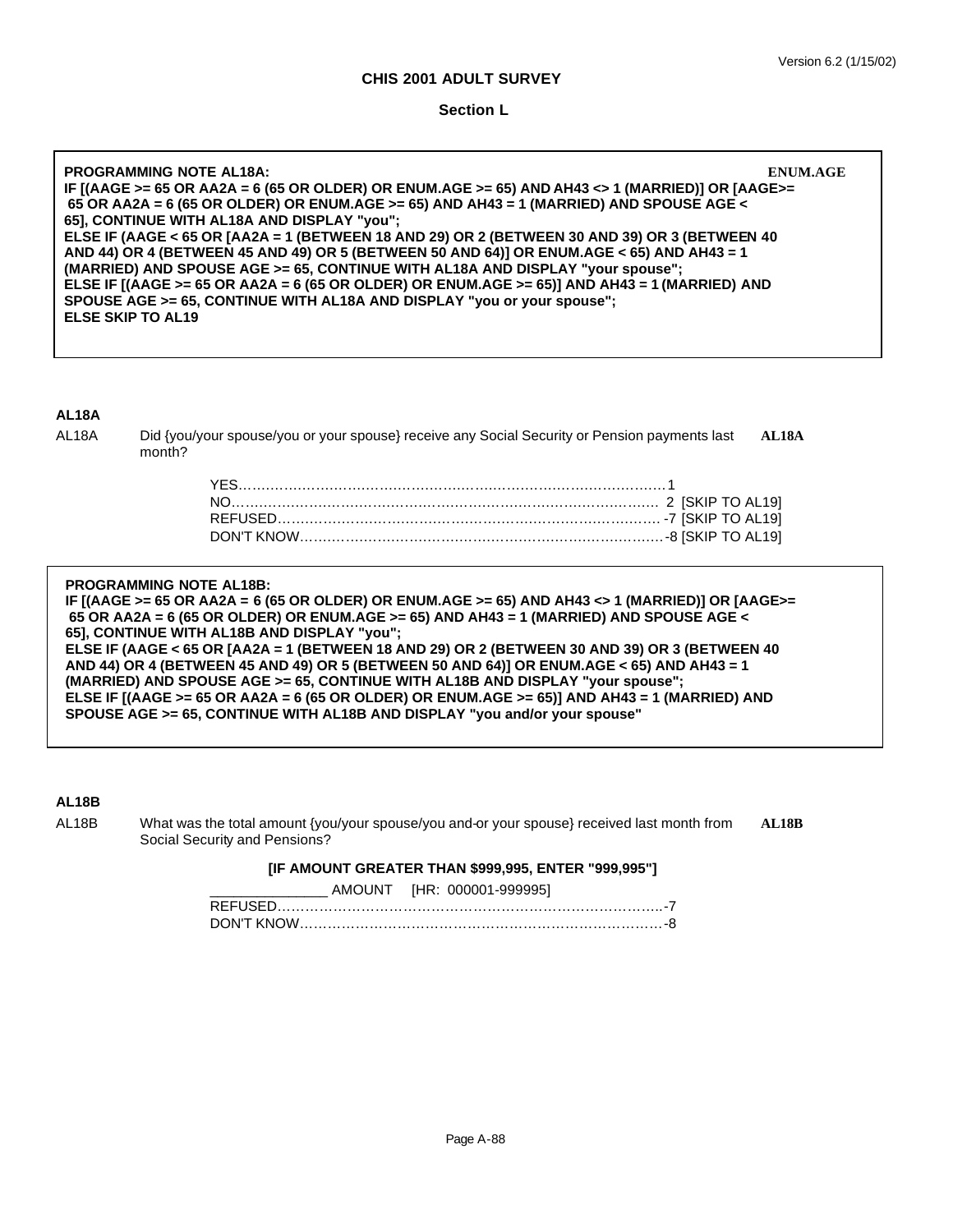Version 6.2 (1/15/02)

**CHIS 2001 ADULT SURVEY**

**Section L**

**PROGRAMMING NOTE AL18A:** **ENUM.AGE**
**IF [(AAGE >= 65 OR AA2A = 6 (65 OR OLDER) OR ENUM.AGE >= 65) AND AH43 <> 1 (MARRIED)] OR [AAGE>= 65 OR AA2A = 6 (65 OR OLDER) OR ENUM.AGE >= 65) AND AH43 = 1 (MARRIED) AND SPOUSE AGE < 65], CONTINUE WITH AL18A AND DISPLAY "you";**
**ELSE IF (AAGE < 65 OR [AA2A = 1 (BETWEEN 18 AND 29) OR 2 (BETWEEN 30 AND 39) OR 3 (BETWEEN 40 AND 44) OR 4 (BETWEEN 45 AND 49) OR 5 (BETWEEN 50 AND 64)] OR ENUM.AGE < 65) AND AH43 = 1 (MARRIED) AND SPOUSE AGE >= 65, CONTINUE WITH AL18A AND DISPLAY "your spouse";**
**ELSE IF [(AAGE >= 65 OR AA2A = 6 (65 OR OLDER) OR ENUM.AGE >= 65)] AND AH43 = 1 (MARRIED) AND SPOUSE AGE >= 65, CONTINUE WITH AL18A AND DISPLAY "you or your spouse";**
**ELSE SKIP TO AL19**

**AL18A**

AL18A Did {you/your spouse/you or your spouse} receive any Social Security or Pension payments last month? **AL18A**

YES……………………………………………………………………………1
NO…………………………………………………………………………… 2 [SKIP TO AL19]
REFUSED……………………………………………………………………… -7 [SKIP TO AL19]
DON'T KNOW……………………………………………………………………-8 [SKIP TO AL19]

**PROGRAMMING NOTE AL18B:**
**IF [(AAGE >= 65 OR AA2A = 6 (65 OR OLDER) OR ENUM.AGE >= 65) AND AH43 <> 1 (MARRIED)] OR [AAGE>= 65 OR AA2A = 6 (65 OR OLDER) OR ENUM.AGE >= 65) AND AH43 = 1 (MARRIED) AND SPOUSE AGE < 65], CONTINUE WITH AL18B AND DISPLAY "you";**
**ELSE IF (AAGE < 65 OR [AA2A = 1 (BETWEEN 18 AND 29) OR 2 (BETWEEN 30 AND 39) OR 3 (BETWEEN 40 AND 44) OR 4 (BETWEEN 45 AND 49) OR 5 (BETWEEN 50 AND 64)] OR ENUM.AGE < 65) AND AH43 = 1 (MARRIED) AND SPOUSE AGE >= 65, CONTINUE WITH AL18B AND DISPLAY "your spouse";**
**ELSE IF [(AAGE >= 65 OR AA2A = 6 (65 OR OLDER) OR ENUM.AGE >= 65)] AND AH43 = 1 (MARRIED) AND SPOUSE AGE >= 65, CONTINUE WITH AL18B AND DISPLAY "you and/or your spouse"**

**AL18B**

AL18B What was the total amount {you/your spouse/you and-or your spouse} received last month from Social Security and Pensions? **AL18B**

**[IF AMOUNT GREATER THAN $999,995, ENTER "999,995"]**

_______________ AMOUNT [HR: 000001-999995]
REFUSED……………………………………………………………………...-7
DON'T KNOW…………………………………………………………………-8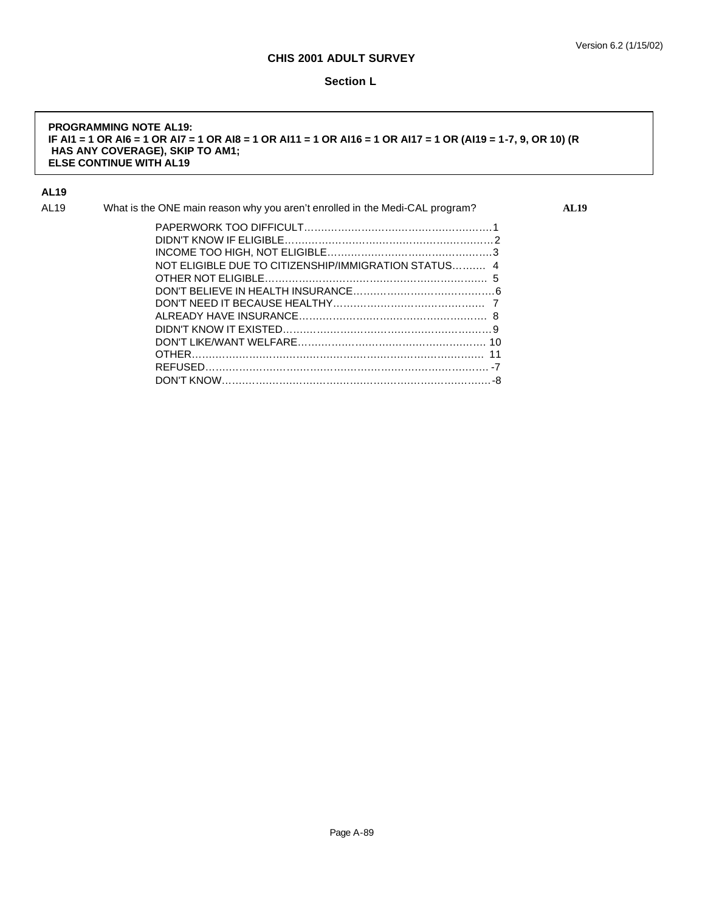**CHIS 2001 ADULT SURVEY**

**Section L**

**PROGRAMMING NOTE AL19:**
**IF AI1 = 1 OR AI6 = 1 OR AI7 = 1 OR AI8 = 1 OR AI11 = 1 OR AI16 = 1 OR AI17 = 1 OR (AI19 = 1-7, 9, OR 10) (R HAS ANY COVERAGE), SKIP TO AM1;**
**ELSE CONTINUE WITH AL19**

**AL19**

AL19 What is the ONE main reason why you aren't enrolled in the Medi-CAL program? **AL19**

- PAPERWORK TOO DIFFICULT…………………………………………………1
- DIDN'T KNOW IF ELIGIBLE………………………………………………………2
- INCOME TOO HIGH, NOT ELIGIBLE…………………………………………3
- NOT ELIGIBLE DUE TO CITIZENSHIP/IMMIGRATION STATUS……… 4
- OTHER NOT ELIGIBLE………………………………………………………… 5
- DON'T BELIEVE IN HEALTH INSURANCE……………………………………6
- DON'T NEED IT BECAUSE HEALTHY……………………………………… 7
- ALREADY HAVE INSURANCE……………………………………………… 8
- DIDN'T KNOW IT EXISTED………………………………………………………9
- DON'T LIKE/WANT WELFARE………………………………………………… 10
- OTHER……………………………………………………………………………… 11
- REFUSED…………………………………………………………………………… -7
- DON'T KNOW………………………………………………………………………-8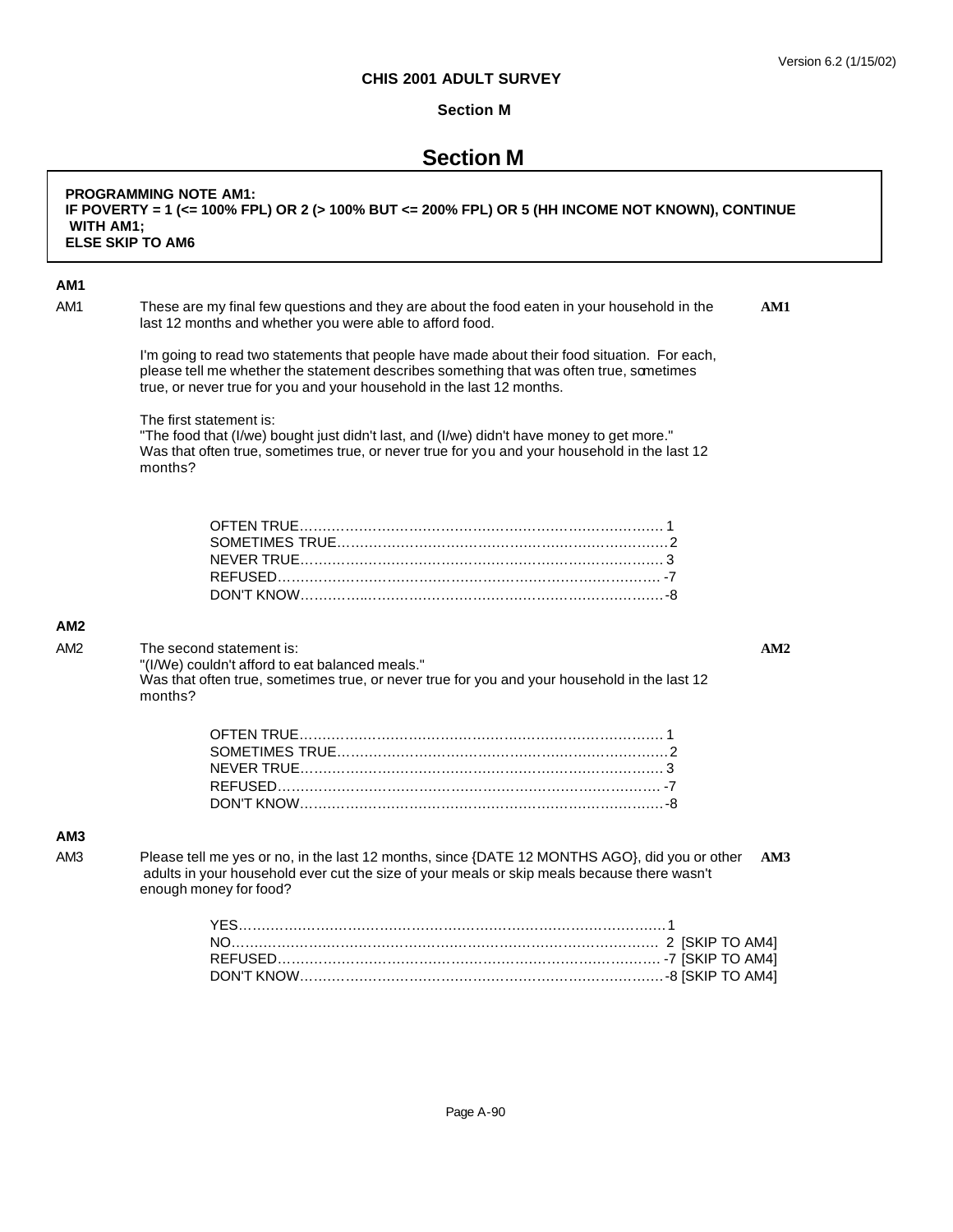# Section M

> **PROGRAMMING NOTE AM1:**
> **IF POVERTY = 1 (<= 100% FPL) OR 2 (> 100% BUT <= 200% FPL) OR 5 (HH INCOME NOT KNOWN), CONTINUE WITH AM1;**
> **ELSE SKIP TO AM6**

### AM1

AM1 These are my final few questions and they are about the food eaten in your household in the last 12 months and whether you were able to afford food. **AM1**

I'm going to read two statements that people have made about their food situation. For each, please tell me whether the statement describes something that was often true, sometimes true, or never true for you and your household in the last 12 months.

The first statement is:
"The food that (I/we) bought just didn't last, and (I/we) didn't have money to get more."
Was that often true, sometimes true, or never true for you and your household in the last 12 months?

- OFTEN TRUE………………………………………………………………… 1
- SOMETIMES TRUE…………………………………………………………2
- NEVER TRUE………………………………………………………………… 3
- REFUSED……………………………………………………………………. -7
- DON'T KNOW…………………………………………………………………-8

### AM2

AM2 The second statement is: **AM2**
"(I/We) couldn't afford to eat balanced meals."
Was that often true, sometimes true, or never true for you and your household in the last 12 months?

- OFTEN TRUE………………………………………………………………… 1
- SOMETIMES TRUE…………………………………………………………2
- NEVER TRUE………………………………………………………………… 3
- REFUSED……………………………………………………………………. -7
- DON'T KNOW…………………………………………………………………-8

### AM3

AM3 Please tell me yes or no, in the last 12 months, since {DATE 12 MONTHS AGO}, did you or other adults in your household ever cut the size of your meals or skip meals because there wasn't enough money for food? **AM3**

- YES……………………………………………………………………………1
- NO…………………………………………………………………………… 2 [SKIP TO AM4]
- REFUSED……………………………………………………………………. -7 [SKIP TO AM4]
- DON'T KNOW…………………………………………………………………-8 [SKIP TO AM4]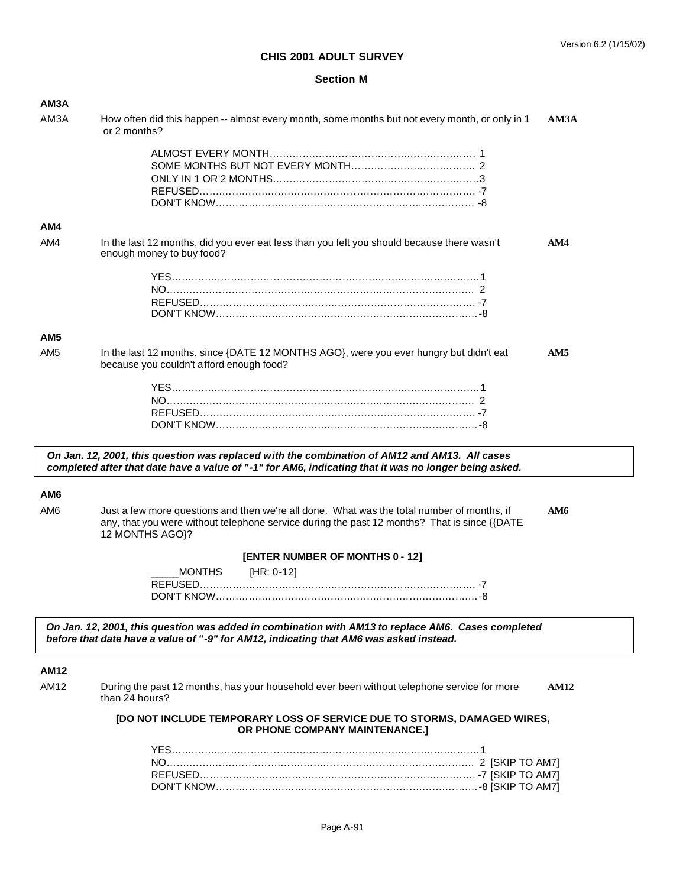# CHIS 2001 ADULT SURVEY

## Section M

### AM3A

AM3A How often did this happen -- almost every month, some months but not every month, or only in 1 or 2 months? **AM3A**

ALMOST EVERY MONTH........................................................ 1
SOME MONTHS BUT NOT EVERY MONTH.................................. 2
ONLY IN 1 OR 2 MONTHS..........................................................3
REFUSED..................................................................................... -7
DON'T KNOW................................................................................ -8

### AM4

AM4 In the last 12 months, did you ever eat less than you felt you should because there wasn't enough money to buy food? **AM4**

YES.............................................................................................1
NO.............................................................................................. 2
REFUSED..................................................................................... -7
DON'T KNOW................................................................................-8

### AM5

AM5 In the last 12 months, since {DATE 12 MONTHS AGO}, were you ever hungry but didn't eat because you couldn't afford enough food? **AM5**

YES.............................................................................................1
NO.............................................................................................. 2
REFUSED..................................................................................... -7
DON'T KNOW................................................................................-8

***On Jan. 12, 2001, this question was replaced with the combination of AM12 and AM13. All cases completed after that date have a value of "-1" for AM6, indicating that it was no longer being asked.***

### AM6

AM6 Just a few more questions and then we're all done. What was the total number of months, if any, that you were without telephone service during the past 12 months? That is since {{DATE 12 MONTHS AGO}? **AM6**

**[ENTER NUMBER OF MONTHS 0 - 12]**

_____MONTHS [HR: 0-12]
REFUSED..................................................................................... -7
DON'T KNOW................................................................................-8

***On Jan. 12, 2001, this question was added in combination with AM13 to replace AM6. Cases completed before that date have a value of "-9" for AM12, indicating that AM6 was asked instead.***

### AM12

AM12 During the past 12 months, has your household ever been without telephone service for more than 24 hours? **AM12**

**[DO NOT INCLUDE TEMPORARY LOSS OF SERVICE DUE TO STORMS, DAMAGED WIRES, OR PHONE COMPANY MAINTENANCE.]**

YES.............................................................................................1
NO.............................................................................................. 2 [SKIP TO AM7]
REFUSED..................................................................................... -7 [SKIP TO AM7]
DON'T KNOW................................................................................-8 [SKIP TO AM7]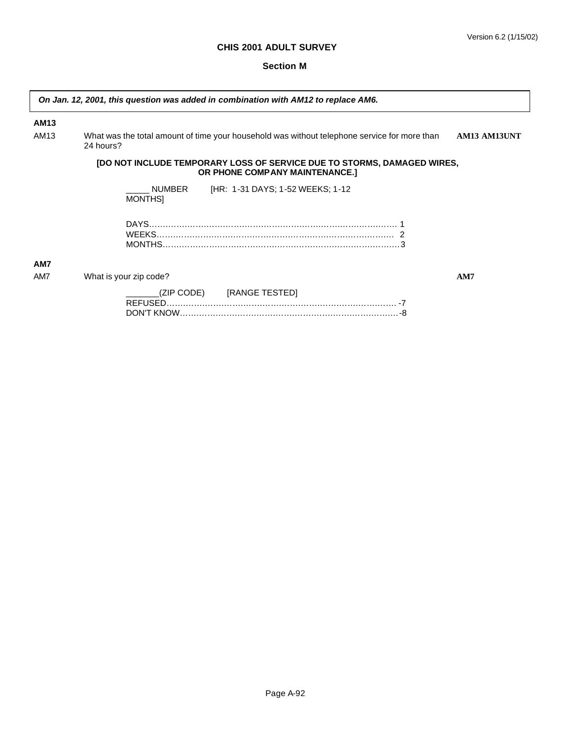**CHIS 2001 ADULT SURVEY**

**Section M**

> ***On Jan. 12, 2001, this question was added in combination with AM12 to replace AM6.***

**AM13**

AM13 What was the total amount of time your household was without telephone service for more than 24 hours? **AM13 AM13UNT**

**[DO NOT INCLUDE TEMPORARY LOSS OF SERVICE DUE TO STORMS, DAMAGED WIRES, OR PHONE COMPANY MAINTENANCE.]**

_____ NUMBER [HR: 1-31 DAYS; 1-52 WEEKS; 1-12 MONTHS]

DAYS………………………………………………………………………… 1
WEEKS………………………………………………………………………… 2
MONTHS………………………………………………………………………… 3

**AM7**

AM7 What is your zip code? **AM7**

_______(ZIP CODE) [RANGE TESTED]
REFUSED………………………………………………………………………… -7
DON'T KNOW………………………………………………………………………… -8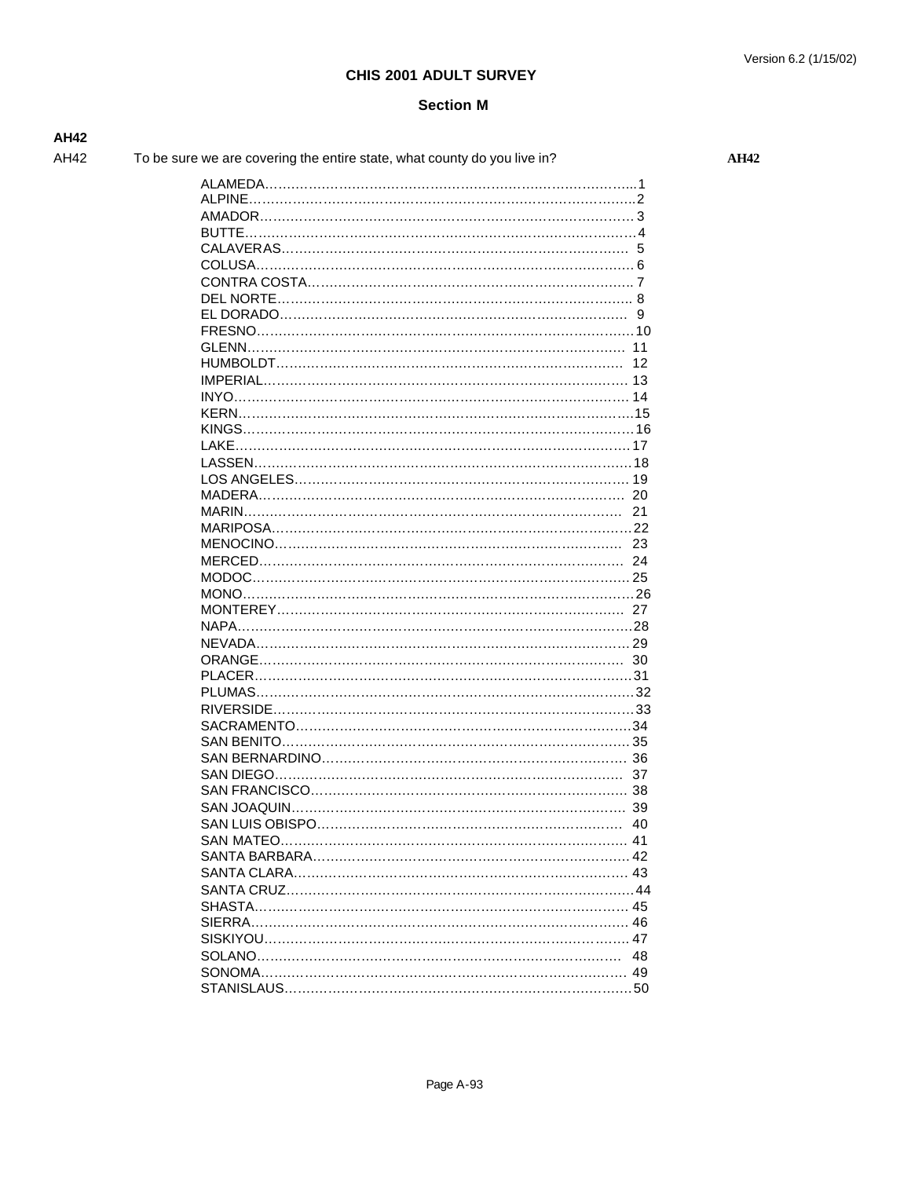Version 6.2 (1/15/02)

# CHIS 2001 ADULT SURVEY

## Section M

**AH42**

AH42 To be sure we are covering the entire state, what county do you live in? **AH42**

- ALAMEDA…………………………………………………………………………1
- ALPINE…………………………………………………………………………2
- AMADOR…………………………………………………………………………3
- BUTTE…………………………………………………………………………4
- CALAVERAS…………………………………………………………………………5
- COLUSA…………………………………………………………………………6
- CONTRA COSTA…………………………………………………………………………7
- DEL NORTE…………………………………………………………………………8
- EL DORADO…………………………………………………………………………9
- FRESNO…………………………………………………………………………10
- GLENN…………………………………………………………………………11
- HUMBOLDT…………………………………………………………………………12
- IMPERIAL…………………………………………………………………………13
- INYO…………………………………………………………………………14
- KERN…………………………………………………………………………15
- KINGS…………………………………………………………………………16
- LAKE…………………………………………………………………………17
- LASSEN…………………………………………………………………………18
- LOS ANGELES…………………………………………………………………………19
- MADERA…………………………………………………………………………20
- MARIN…………………………………………………………………………21
- MARIPOSA…………………………………………………………………………22
- MENOCINO…………………………………………………………………………23
- MERCED…………………………………………………………………………24
- MODOC…………………………………………………………………………25
- MONO…………………………………………………………………………26
- MONTEREY…………………………………………………………………………27
- NAPA…………………………………………………………………………28
- NEVADA…………………………………………………………………………29
- ORANGE…………………………………………………………………………30
- PLACER…………………………………………………………………………31
- PLUMAS…………………………………………………………………………32
- RIVERSIDE…………………………………………………………………………33
- SACRAMENTO…………………………………………………………………………34
- SAN BENITO…………………………………………………………………………35
- SAN BERNARDINO…………………………………………………………………………36
- SAN DIEGO…………………………………………………………………………37
- SAN FRANCISCO…………………………………………………………………………38
- SAN JOAQUIN…………………………………………………………………………39
- SAN LUIS OBISPO…………………………………………………………………………40
- SAN MATEO…………………………………………………………………………41
- SANTA BARBARA…………………………………………………………………………42
- SANTA CLARA…………………………………………………………………………43
- SANTA CRUZ…………………………………………………………………………44
- SHASTA…………………………………………………………………………45
- SIERRA…………………………………………………………………………46
- SISKIYOU…………………………………………………………………………47
- SOLANO…………………………………………………………………………48
- SONOMA…………………………………………………………………………49
- STANISLAUS…………………………………………………………………………50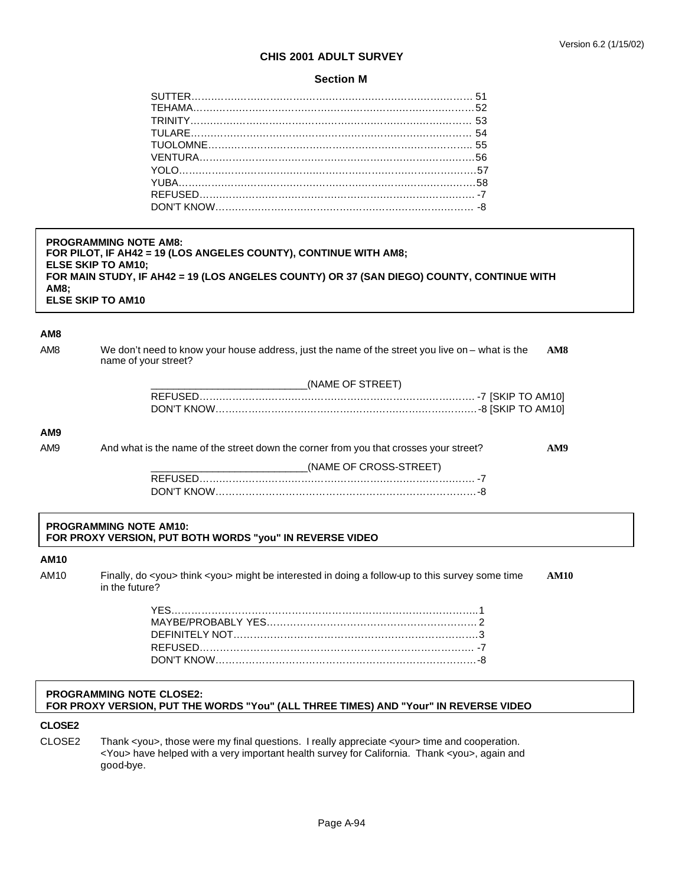## CHIS 2001 ADULT SURVEY

### Section M

SUTTER………………………………………………………………………… 51
TEHAMA…………………………………………………………………………52
TRINITY………………………………………………………………………… 53
TULARE………………………………………………………………………… 54
TUOLOMNE……………………………………………………………………. 55
VENTURA………………………………………………………………………56
YOLO……………………………………………………………………………57
YUBA……………………………………………………………………………58
REFUSED………………………………………………………………………. -7
DON'T KNOW…………………………………………………………………… -8

**PROGRAMMING NOTE AM8:**
**FOR PILOT, IF AH42 = 19 (LOS ANGELES COUNTY), CONTINUE WITH AM8;**
**ELSE SKIP TO AM10;**
**FOR MAIN STUDY, IF AH42 = 19 (LOS ANGELES COUNTY) OR 37 (SAN DIEGO) COUNTY, CONTINUE WITH AM8;**
**ELSE SKIP TO AM10**

**AM8**

AM8 We don't need to know your house address, just the name of the street you live on – what is the name of your street? **AM8**

___________________________(NAME OF STREET)
REFUSED………………………………………………………………………… -7 [SKIP TO AM10]
DON'T KNOW……………………………………………………………………-8 [SKIP TO AM10]

**AM9**

AM9 And what is the name of the street down the corner from you that crosses your street? **AM9**

___________________________(NAME OF CROSS-STREET)
REFUSED………………………………………………………………………. -7
DON'T KNOW……………………………………………………………………-8

**PROGRAMMING NOTE AM10:**
**FOR PROXY VERSION, PUT BOTH WORDS "you" IN REVERSE VIDEO**

**AM10**

AM10 Finally, do <you> think <you> might be interested in doing a follow-up to this survey some time in the future? **AM10**

YES………………………………………………………………………………..1
MAYBE/PROBABLY YES………………………………………………………… 2
DEFINITELY NOT…………………………………………………………………3
REFUSED………………………………………………………………………. -7
DON'T KNOW……………………………………………………………………-8

**PROGRAMMING NOTE CLOSE2:**
**FOR PROXY VERSION, PUT THE WORDS "You" (ALL THREE TIMES) AND "Your" IN REVERSE VIDEO**

**CLOSE2**

CLOSE2 Thank <you>, those were my final questions. I really appreciate <your> time and cooperation. <You> have helped with a very important health survey for California. Thank <you>, again and good-bye.